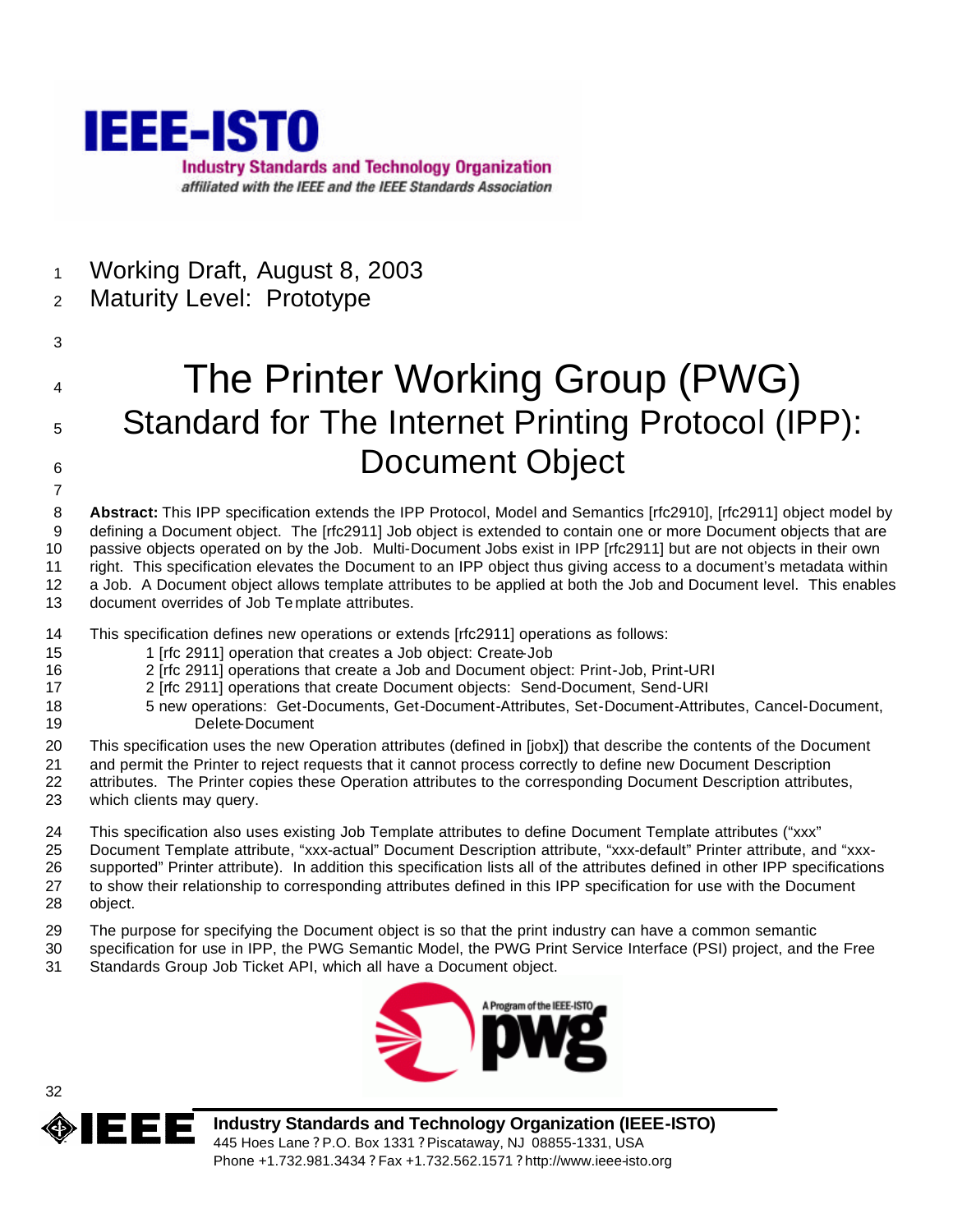IEEE-ISTO

Industry Standards and Technology Organization

*affiliated with the IEEE and the IEEE Standards Association*

Working Draft, August 8, 2003

Maturity Level: Prototype

# The Printer Working Group (PWG) Standard for The Internet Printing Protocol (IPP): Document Object

**Abstract:** This IPP specification extends the IPP Protocol, Model and Semantics [rfc2910], [rfc2911] object model by defining a Document object. The [rfc2911] Job object is extended to contain one or more Document objects that are passive objects operated on by the Job. Multi-Document Jobs exist in IPP [rfc2911] but are not objects in their own right. This specification elevates the Document to an IPP object thus giving access to a document's metadata within a Job. A Document object allows template attributes to be applied at both the Job and Document level. This enables document overrides of Job Template attributes.

This specification defines new operations or extends [rfc2911] operations as follows:

- 1 [rfc 2911] operation that creates a Job object: Create-Job
- 2 [rfc 2911] operations that create a Job and Document object: Print-Job, Print-URI
- 2 [rfc 2911] operations that create Document objects: Send-Document, Send-URI
- 5 new operations: Get-Documents, Get-Document-Attributes, Set-Document-Attributes, Cancel-Document, Delete-Document

This specification uses the new Operation attributes (defined in [jobx]) that describe the contents of the Document and permit the Printer to reject requests that it cannot process correctly to define new Document Description attributes. The Printer copies these Operation attributes to the corresponding Document Description attributes, which clients may query.

This specification also uses existing Job Template attributes to define Document Template attributes ("xxx" Document Template attribute, "xxx-actual" Document Description attribute, "xxx-default" Printer attribute, and "xxx-supported" Printer attribute). In addition this specification lists all of the attributes defined in other IPP specifications to show their relationship to corresponding attributes defined in this IPP specification for use with the Document object.

The purpose for specifying the Document object is so that the print industry can have a common semantic specification for use in IPP, the PWG Semantic Model, the PWG Print Service Interface (PSI) project, and the Free Standards Group Job Ticket API, which all have a Document object.

A Program of the IEEE-ISTO pwg

**Industry Standards and Technology Organization (IEEE-ISTO)**

445 Hoes Lane ? P.O. Box 1331 ? Piscataway, NJ 08855-1331, USA

Phone +1.732.981.3434 ? Fax +1.732.562.1571 ? http://www.ieee-isto.org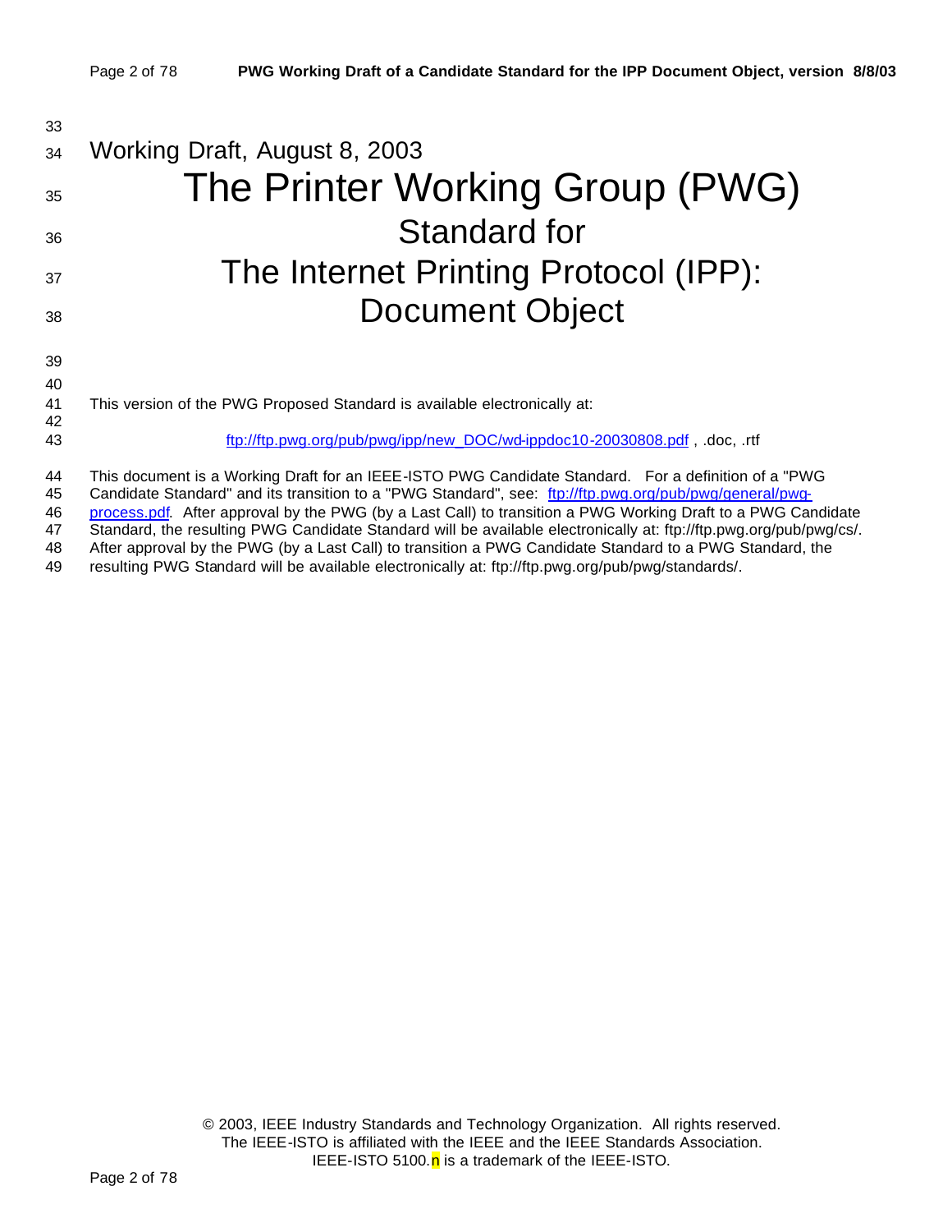Working Draft, August 8, 2003

# The Printer Working Group (PWG)

## Standard for

## The Internet Printing Protocol (IPP):

## Document Object

This version of the PWG Proposed Standard is available electronically at:

ftp://ftp.pwg.org/pub/pwg/ipp/new_DOC/wd-ippdoc10-20030808.pdf , .doc, .rtf

This document is a Working Draft for an IEEE-ISTO PWG Candidate Standard. For a definition of a "PWG Candidate Standard" and its transition to a "PWG Standard", see: ftp://ftp.pwg.org/pub/pwg/general/pwg-process.pdf. After approval by the PWG (by a Last Call) to transition a PWG Working Draft to a PWG Candidate Standard, the resulting PWG Candidate Standard will be available electronically at: ftp://ftp.pwg.org/pub/pwg/cs/. After approval by the PWG (by a Last Call) to transition a PWG Candidate Standard to a PWG Standard, the resulting PWG Standard will be available electronically at: ftp://ftp.pwg.org/pub/pwg/standards/.

© 2003, IEEE Industry Standards and Technology Organization. All rights reserved.
The IEEE-ISTO is affiliated with the IEEE and the IEEE Standards Association.
IEEE-ISTO 5100.n is a trademark of the IEEE-ISTO.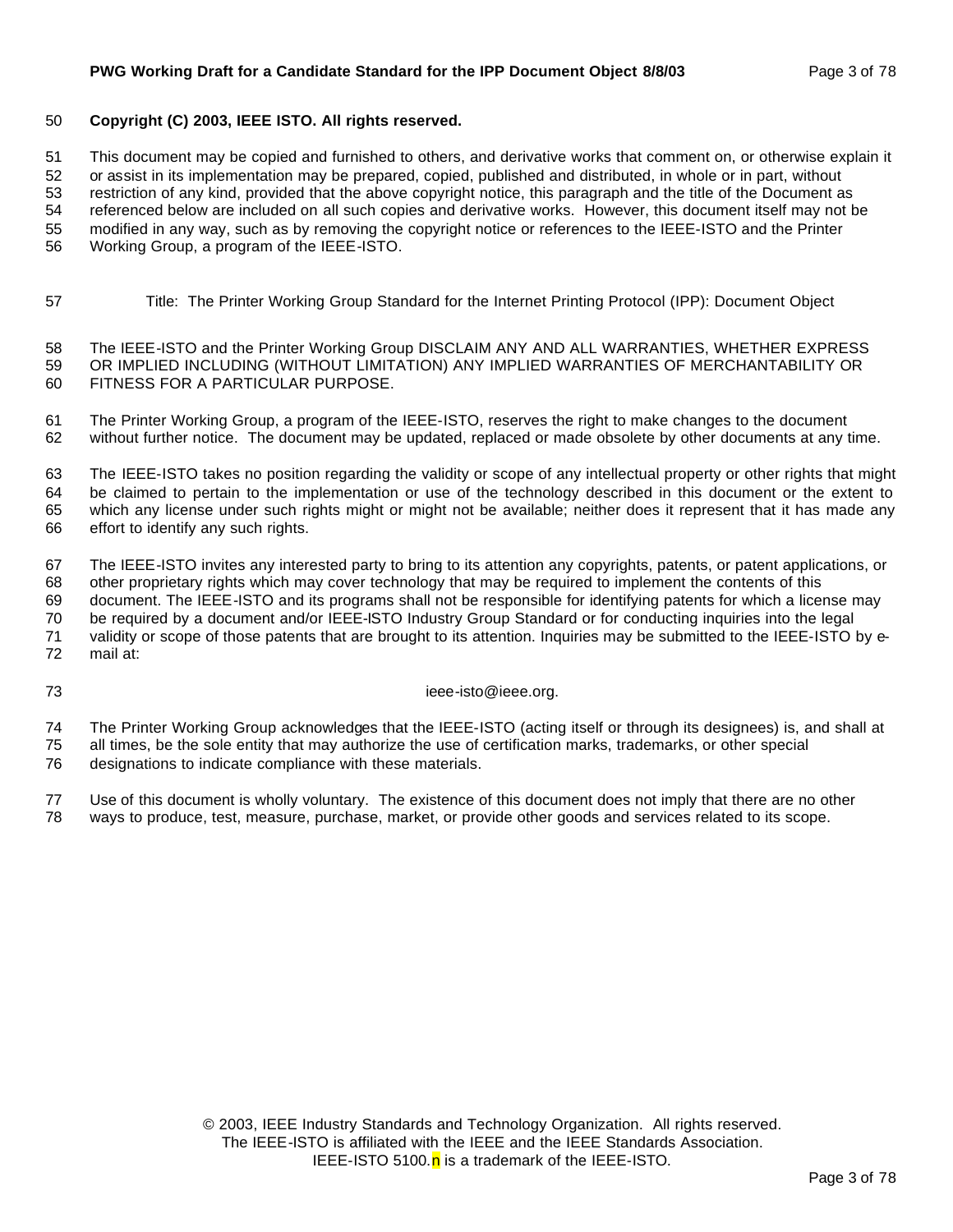**Copyright (C) 2003, IEEE ISTO. All rights reserved.**

This document may be copied and furnished to others, and derivative works that comment on, or otherwise explain it or assist in its implementation may be prepared, copied, published and distributed, in whole or in part, without restriction of any kind, provided that the above copyright notice, this paragraph and the title of the Document as referenced below are included on all such copies and derivative works. However, this document itself may not be modified in any way, such as by removing the copyright notice or references to the IEEE-ISTO and the Printer Working Group, a program of the IEEE-ISTO.

Title: The Printer Working Group Standard for the Internet Printing Protocol (IPP): Document Object

The IEEE-ISTO and the Printer Working Group DISCLAIM ANY AND ALL WARRANTIES, WHETHER EXPRESS OR IMPLIED INCLUDING (WITHOUT LIMITATION) ANY IMPLIED WARRANTIES OF MERCHANTABILITY OR FITNESS FOR A PARTICULAR PURPOSE.

The Printer Working Group, a program of the IEEE-ISTO, reserves the right to make changes to the document without further notice. The document may be updated, replaced or made obsolete by other documents at any time.

The IEEE-ISTO takes no position regarding the validity or scope of any intellectual property or other rights that might be claimed to pertain to the implementation or use of the technology described in this document or the extent to which any license under such rights might or might not be available; neither does it represent that it has made any effort to identify any such rights.

The IEEE-ISTO invites any interested party to bring to its attention any copyrights, patents, or patent applications, or other proprietary rights which may cover technology that may be required to implement the contents of this document. The IEEE-ISTO and its programs shall not be responsible for identifying patents for which a license may be required by a document and/or IEEE-ISTO Industry Group Standard or for conducting inquiries into the legal validity or scope of those patents that are brought to its attention. Inquiries may be submitted to the IEEE-ISTO by e-mail at:

ieee-isto@ieee.org.

The Printer Working Group acknowledges that the IEEE-ISTO (acting itself or through its designees) is, and shall at all times, be the sole entity that may authorize the use of certification marks, trademarks, or other special designations to indicate compliance with these materials.

Use of this document is wholly voluntary. The existence of this document does not imply that there are no other ways to produce, test, measure, purchase, market, or provide other goods and services related to its scope.

© 2003, IEEE Industry Standards and Technology Organization. All rights reserved.
The IEEE-ISTO is affiliated with the IEEE and the IEEE Standards Association.
IEEE-ISTO 5100.n is a trademark of the IEEE-ISTO.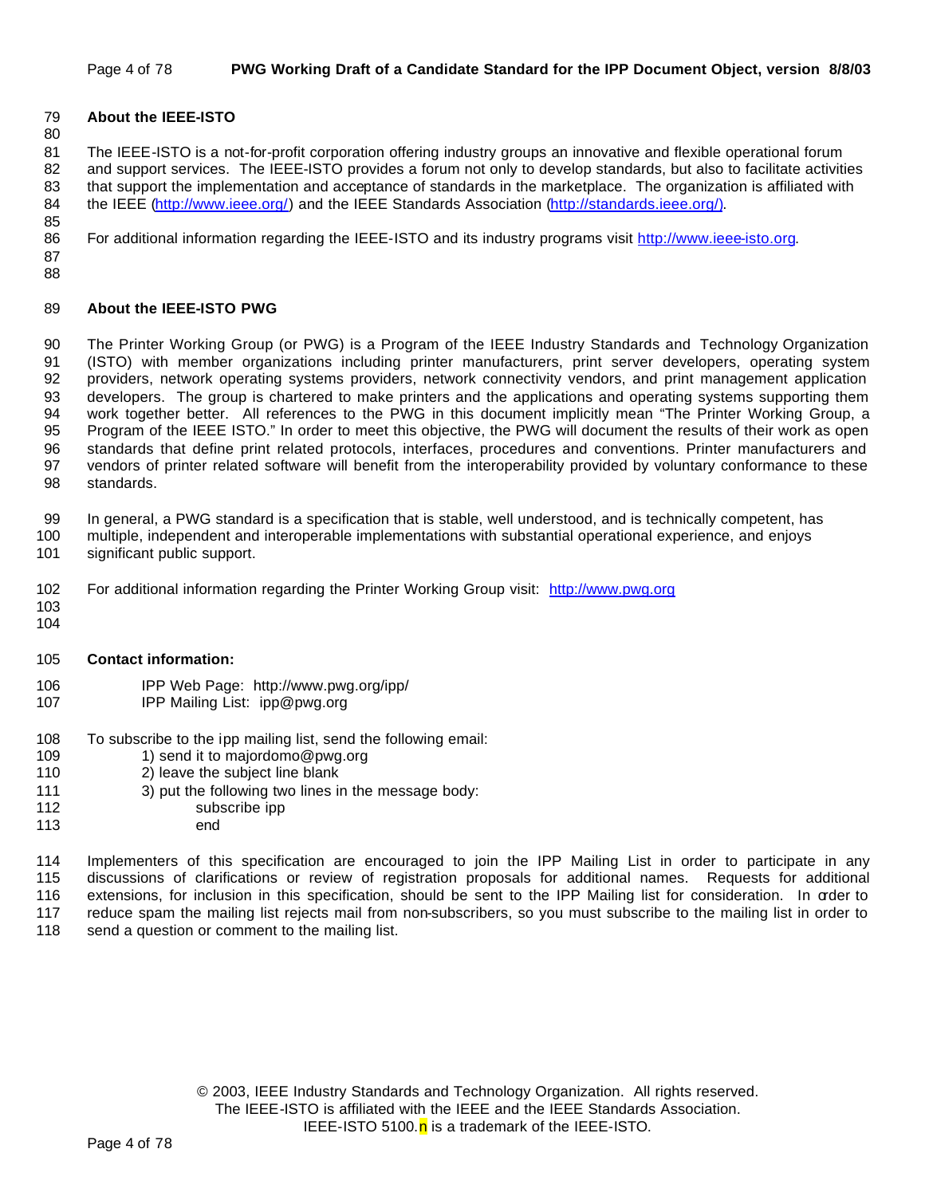## About the IEEE-ISTO

The IEEE-ISTO is a not-for-profit corporation offering industry groups an innovative and flexible operational forum and support services. The IEEE-ISTO provides a forum not only to develop standards, but also to facilitate activities that support the implementation and acceptance of standards in the marketplace. The organization is affiliated with the IEEE (http://www.ieee.org/) and the IEEE Standards Association (http://standards.ieee.org/).

For additional information regarding the IEEE-ISTO and its industry programs visit http://www.ieee-isto.org.

## About the IEEE-ISTO PWG

The Printer Working Group (or PWG) is a Program of the IEEE Industry Standards and Technology Organization (ISTO) with member organizations including printer manufacturers, print server developers, operating system providers, network operating systems providers, network connectivity vendors, and print management application developers. The group is chartered to make printers and the applications and operating systems supporting them work together better. All references to the PWG in this document implicitly mean "The Printer Working Group, a Program of the IEEE ISTO." In order to meet this objective, the PWG will document the results of their work as open standards that define print related protocols, interfaces, procedures and conventions. Printer manufacturers and vendors of printer related software will benefit from the interoperability provided by voluntary conformance to these standards.

In general, a PWG standard is a specification that is stable, well understood, and is technically competent, has multiple, independent and interoperable implementations with substantial operational experience, and enjoys significant public support.

For additional information regarding the Printer Working Group visit: http://www.pwg.org

**Contact information:**

IPP Web Page: http://www.pwg.org/ipp/
IPP Mailing List: ipp@pwg.org

To subscribe to the ipp mailing list, send the following email:

1) send it to majordomo@pwg.org
2) leave the subject line blank
3) put the following two lines in the message body:

```
subscribe ipp
end
```

Implementers of this specification are encouraged to join the IPP Mailing List in order to participate in any discussions of clarifications or review of registration proposals for additional names. Requests for additional extensions, for inclusion in this specification, should be sent to the IPP Mailing list for consideration. In order to reduce spam the mailing list rejects mail from non-subscribers, so you must subscribe to the mailing list in order to send a question or comment to the mailing list.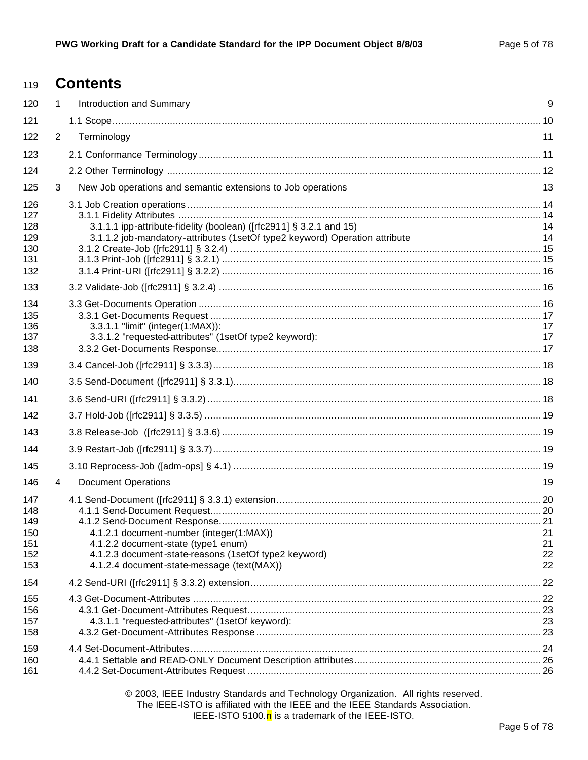# Contents

1 Introduction and Summary 9

1.1 Scope 10

2 Terminology 11

2.1 Conformance Terminology 11

2.2 Other Terminology 12

3 New Job operations and semantic extensions to Job operations 13

3.1 Job Creation operations 14

3.1.1 Fidelity Attributes 14

3.1.1.1 ipp-attribute-fidelity (boolean) ([rfc2911] § 3.2.1 and 15) 14

3.1.1.2 job-mandatory-attributes (1setOf type2 keyword) Operation attribute 14

3.1.2 Create-Job ([rfc2911] § 3.2.4) 15

3.1.3 Print-Job ([rfc2911] § 3.2.1) 15

3.1.4 Print-URI ([rfc2911] § 3.2.2) 16

3.2 Validate-Job ([rfc2911] § 3.2.4) 16

3.3 Get-Documents Operation 16

3.3.1 Get-Documents Request 17

3.3.1.1 "limit" (integer(1:MAX)): 17

3.3.1.2 "requested-attributes" (1setOf type2 keyword): 17

3.3.2 Get-Documents Response 17

3.4 Cancel-Job ([rfc2911] § 3.3.3) 18

3.5 Send-Document ([rfc2911] § 3.3.1) 18

3.6 Send-URI ([rfc2911] § 3.3.2) 18

3.7 Hold-Job ([rfc2911] § 3.3.5) 19

3.8 Release-Job ([rfc2911] § 3.3.6) 19

3.9 Restart-Job ([rfc2911] § 3.3.7) 19

3.10 Reprocess-Job ([adm-ops] § 4.1) 19

4 Document Operations 19

4.1 Send-Document ([rfc2911] § 3.3.1) extension 20

4.1.1 Send-Document Request 20

4.1.2 Send-Document Response 21

4.1.2.1 document-number (integer(1:MAX)) 21

4.1.2.2 document-state (type1 enum) 21

4.1.2.3 document-state-reasons (1setOf type2 keyword) 22

4.1.2.4 document-state-message (text(MAX)) 22

4.2 Send-URI ([rfc2911] § 3.3.2) extension 22

4.3 Get-Document-Attributes 22

4.3.1 Get-Document-Attributes Request 23

4.3.1.1 "requested-attributes" (1setOf keyword): 23

4.3.2 Get-Document-Attributes Response 23

4.4 Set-Document-Attributes 24

4.4.1 Settable and READ-ONLY Document Description attributes 26

4.4.2 Set-Document-Attributes Request 26

© 2003, IEEE Industry Standards and Technology Organization. All rights reserved.
The IEEE-ISTO is affiliated with the IEEE and the IEEE Standards Association.
IEEE-ISTO 5100.n is a trademark of the IEEE-ISTO.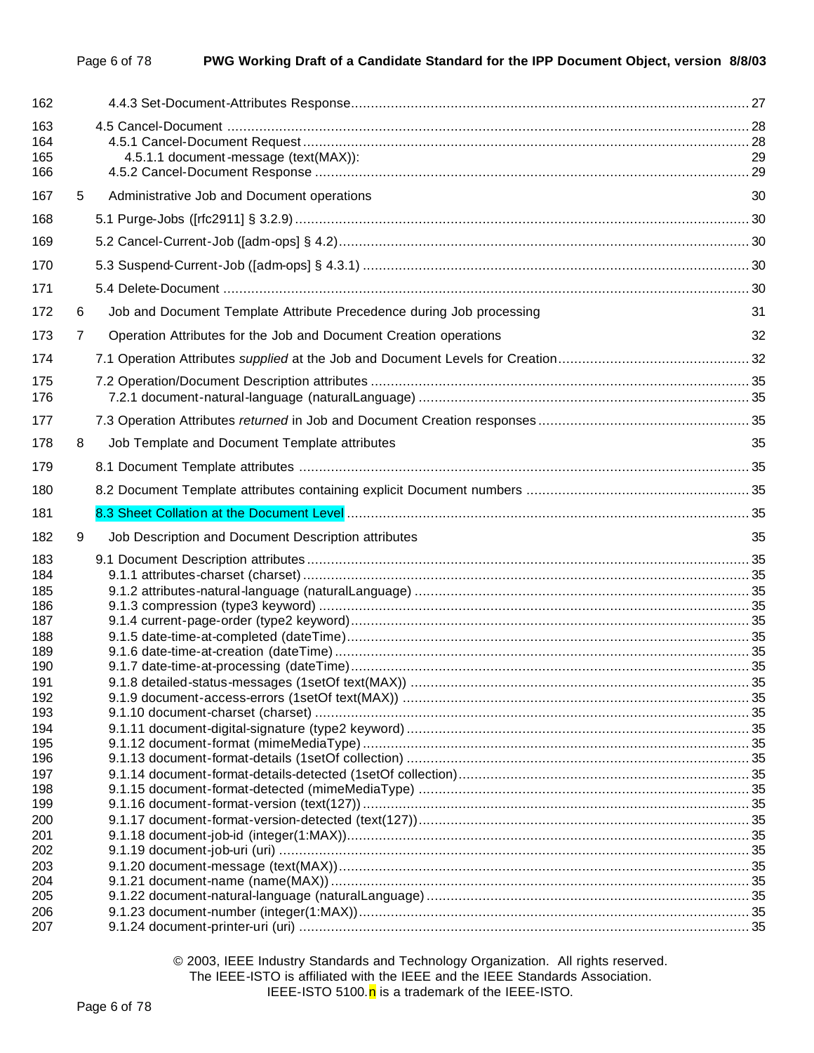162 4.4.3 Set-Document-Attributes Response .................................................................................................... 27

163 4.5 Cancel-Document ................................................................................................................................ 28
164 4.5.1 Cancel-Document Request................................................................................................................. 28
165 4.5.1.1 document-message (text(MAX)): 29
166 4.5.2 Cancel-Document Response ............................................................................................................. 29

167 5 Administrative Job and Document operations 30

168 5.1 Purge-Jobs ([rfc2911] § 3.2.9)................................................................................................................ 30

169 5.2 Cancel-Current-Job ([adm-ops] § 4.2)...................................................................................................... 30

170 5.3 Suspend-Current-Job ([adm-ops] § 4.3.1) ................................................................................................ 30

171 5.4 Delete-Document .................................................................................................................................. 30

172 6 Job and Document Template Attribute Precedence during Job processing 31

173 7 Operation Attributes for the Job and Document Creation operations 32

174 7.1 Operation Attributes *supplied* at the Job and Document Levels for Creation................................................ 32

175 7.2 Operation/Document Description attributes ............................................................................................... 35
176 7.2.1 document-natural-language (naturalLanguage) ................................................................................... 35

177 7.3 Operation Attributes *returned* in Job and Document Creation responses .................................................... 35

178 8 Job Template and Document Template attributes 35

179 8.1 Document Template attributes ................................................................................................................. 35

180 8.2 Document Template attributes containing explicit Document numbers ........................................................ 35

181 8.3 Sheet Collation at the Document Level ..................................................................................................... 35

182 9 Job Description and Document Description attributes 35

183 9.1 Document Description attributes............................................................................................................... 35
184 9.1.1 attributes-charset (charset) ................................................................................................................ 35
185 9.1.2 attributes-natural-language (naturalLanguage) .................................................................................... 35
186 9.1.3 compression (type3 keyword) ............................................................................................................ 35
187 9.1.4 current-page-order (type2 keyword).................................................................................................... 35
188 9.1.5 date-time-at-completed (dateTime)..................................................................................................... 35
189 9.1.6 date-time-at-creation (dateTime)........................................................................................................ 35
190 9.1.7 date-time-at-processing (dateTime).................................................................................................... 35
191 9.1.8 detailed-status-messages (1setOf text(MAX)) ..................................................................................... 35
192 9.1.9 document-access-errors (1setOf text(MAX)) ....................................................................................... 35
193 9.1.10 document-charset (charset) ............................................................................................................. 35
194 9.1.11 document-digital-signature (type2 keyword)...................................................................................... 35
195 9.1.12 document-format (mimeMediaType).................................................................................................. 35
196 9.1.13 document-format-details (1setOf collection) ...................................................................................... 35
197 9.1.14 document-format-details-detected (1setOf collection).......................................................................... 35
198 9.1.15 document-format-detected (mimeMediaType) ................................................................................... 35
199 9.1.16 document-format-version (text(127)) ................................................................................................. 35
200 9.1.17 document-format-version-detected (text(127))................................................................................... 35
201 9.1.18 document-job-id (integer(1:MAX))..................................................................................................... 35
202 9.1.19 document-job-uri (uri) ...................................................................................................................... 35
203 9.1.20 document-message (text(MAX))....................................................................................................... 35
204 9.1.21 document-name (name(MAX)).......................................................................................................... 35
205 9.1.22 document-natural-language (naturalLanguage) ................................................................................. 35
206 9.1.23 document-number (integer(1:MAX)).................................................................................................. 35
207 9.1.24 document-printer-uri (uri) ................................................................................................................. 35

© 2003, IEEE Industry Standards and Technology Organization. All rights reserved.
The IEEE-ISTO is affiliated with the IEEE and the IEEE Standards Association.
IEEE-ISTO 5100.n is a trademark of the IEEE-ISTO.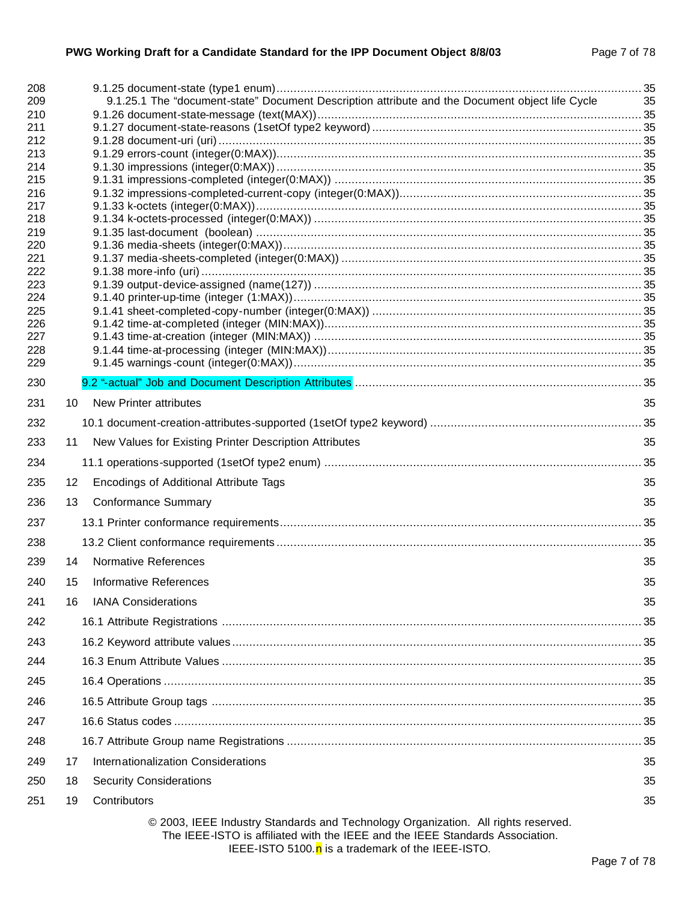208 9.1.25 document-state (type1 enum) ... 35
209 9.1.25.1 The “document-state” Document Description attribute and the Document object life Cycle 35
210 9.1.26 document-state-message (text(MAX)) ... 35
211 9.1.27 document-state-reasons (1setOf type2 keyword) ... 35
212 9.1.28 document-uri (uri) ... 35
213 9.1.29 errors-count (integer(0:MAX)) ... 35
214 9.1.30 impressions (integer(0:MAX)) ... 35
215 9.1.31 impressions-completed (integer(0:MAX)) ... 35
216 9.1.32 impressions-completed-current-copy (integer(0:MAX)) ... 35
217 9.1.33 k-octets (integer(0:MAX)) ... 35
218 9.1.34 k-octets-processed (integer(0:MAX)) ... 35
219 9.1.35 last-document (boolean) ... 35
220 9.1.36 media-sheets (integer(0:MAX)) ... 35
221 9.1.37 media-sheets-completed (integer(0:MAX)) ... 35
222 9.1.38 more-info (uri) ... 35
223 9.1.39 output-device-assigned (name(127)) ... 35
224 9.1.40 printer-up-time (integer (1:MAX)) ... 35
225 9.1.41 sheet-completed-copy-number (integer(0:MAX)) ... 35
226 9.1.42 time-at-completed (integer (MIN:MAX)) ... 35
227 9.1.43 time-at-creation (integer (MIN:MAX)) ... 35
228 9.1.44 time-at-processing (integer (MIN:MAX)) ... 35
229 9.1.45 warnings-count (integer(0:MAX)) ... 35
230 9.2 “-actual” Job and Document Description Attributes ... 35
231 10 New Printer attributes 35
232 10.1 document-creation-attributes-supported (1setOf type2 keyword) ... 35
233 11 New Values for Existing Printer Description Attributes 35
234 11.1 operations-supported (1setOf type2 enum) ... 35
235 12 Encodings of Additional Attribute Tags 35
236 13 Conformance Summary 35
237 13.1 Printer conformance requirements ... 35
238 13.2 Client conformance requirements ... 35
239 14 Normative References 35
240 15 Informative References 35
241 16 IANA Considerations 35
242 16.1 Attribute Registrations ... 35
243 16.2 Keyword attribute values ... 35
244 16.3 Enum Attribute Values ... 35
245 16.4 Operations ... 35
246 16.5 Attribute Group tags ... 35
247 16.6 Status codes ... 35
248 16.7 Attribute Group name Registrations ... 35
249 17 Internationalization Considerations 35
250 18 Security Considerations 35
251 19 Contributors 35

© 2003, IEEE Industry Standards and Technology Organization. All rights reserved.
The IEEE-ISTO is affiliated with the IEEE and the IEEE Standards Association.
IEEE-ISTO 5100.n is a trademark of the IEEE-ISTO.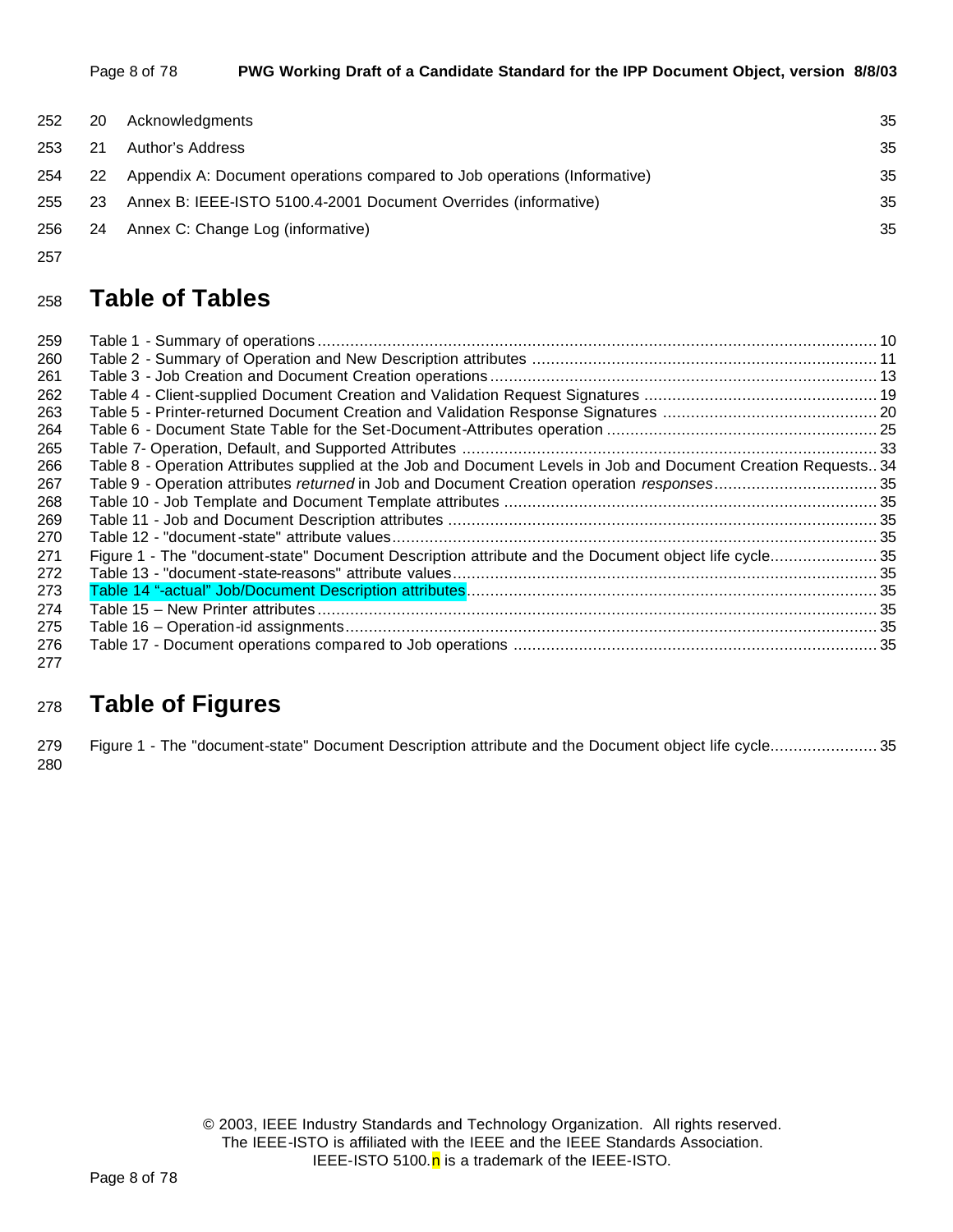20 Acknowledgments 35

21 Author's Address 35

22 Appendix A: Document operations compared to Job operations (Informative) 35

23 Annex B: IEEE-ISTO 5100.4-2001 Document Overrides (informative) 35

24 Annex C: Change Log (informative) 35

# Table of Tables

Table 1 - Summary of operations ........ 10
Table 2 - Summary of Operation and New Description attributes ........ 11
Table 3 - Job Creation and Document Creation operations ........ 13
Table 4 - Client-supplied Document Creation and Validation Request Signatures ........ 19
Table 5 - Printer-returned Document Creation and Validation Response Signatures ........ 20
Table 6 - Document State Table for the Set-Document-Attributes operation ........ 25
Table 7- Operation, Default, and Supported Attributes ........ 33
Table 8 - Operation Attributes supplied at the Job and Document Levels in Job and Document Creation Requests.. 34
Table 9 - Operation attributes *returned* in Job and Document Creation operation *responses* ........ 35
Table 10 - Job Template and Document Template attributes ........ 35
Table 11 - Job and Document Description attributes ........ 35
Table 12 - "document-state" attribute values ........ 35
Figure 1 - The "document-state" Document Description attribute and the Document object life cycle ........ 35
Table 13 - "document-state-reasons" attribute values ........ 35
Table 14 "-actual" Job/Document Description attributes ........ 35
Table 15 – New Printer attributes ........ 35
Table 16 – Operation-id assignments ........ 35
Table 17 - Document operations compared to Job operations ........ 35

# Table of Figures

Figure 1 - The "document-state" Document Description attribute and the Document object life cycle ........ 35

© 2003, IEEE Industry Standards and Technology Organization. All rights reserved.
The IEEE-ISTO is affiliated with the IEEE and the IEEE Standards Association.
IEEE-ISTO 5100.n is a trademark of the IEEE-ISTO.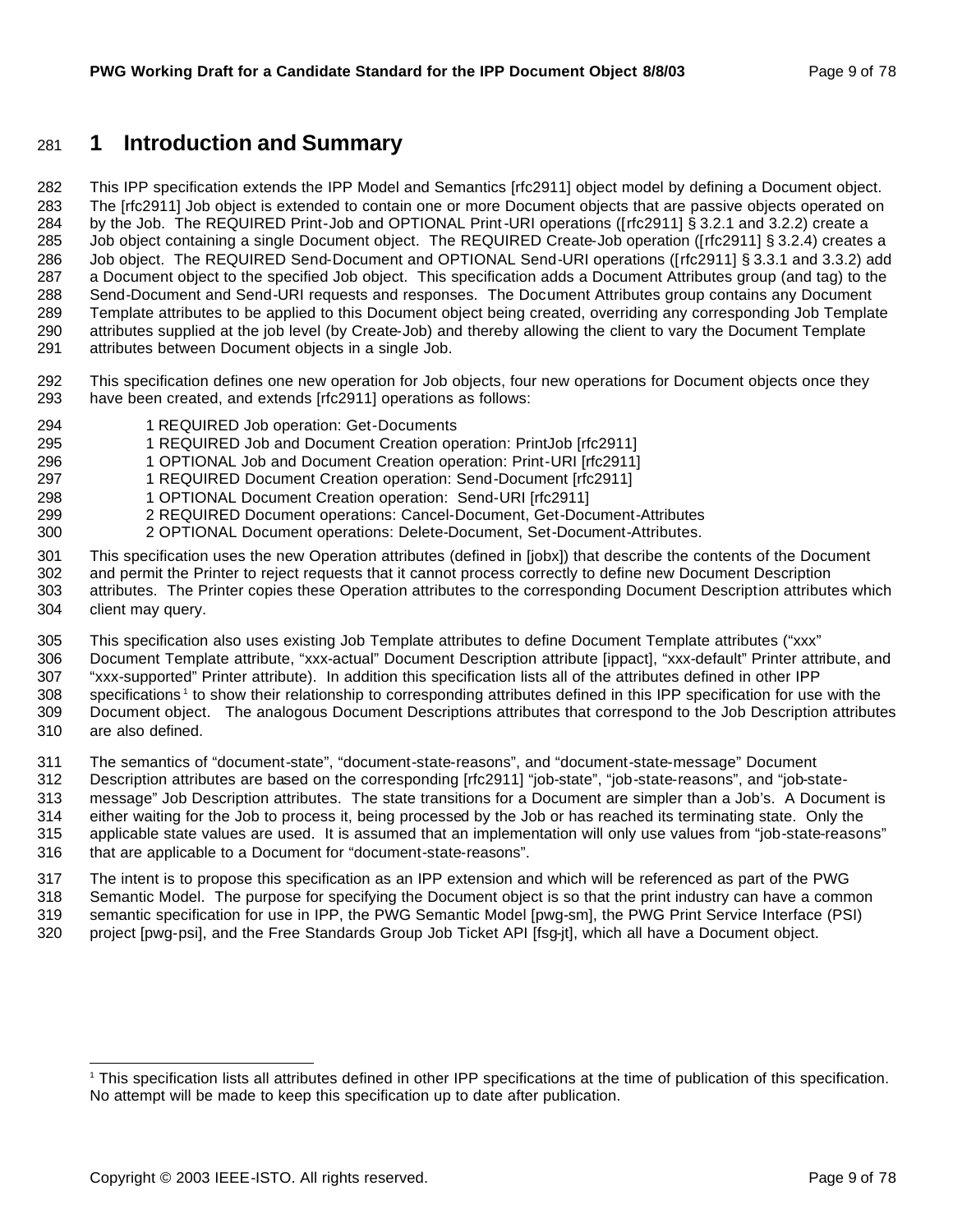# 1 Introduction and Summary

This IPP specification extends the IPP Model and Semantics [rfc2911] object model by defining a Document object. The [rfc2911] Job object is extended to contain one or more Document objects that are passive objects operated on by the Job. The REQUIRED Print-Job and OPTIONAL Print-URI operations ([rfc2911] § 3.2.1 and 3.2.2) create a Job object containing a single Document object. The REQUIRED Create-Job operation ([rfc2911] § 3.2.4) creates a Job object. The REQUIRED Send-Document and OPTIONAL Send-URI operations ([rfc2911] § 3.3.1 and 3.3.2) add a Document object to the specified Job object. This specification adds a Document Attributes group (and tag) to the Send-Document and Send-URI requests and responses. The Document Attributes group contains any Document Template attributes to be applied to this Document object being created, overriding any corresponding Job Template attributes supplied at the job level (by Create-Job) and thereby allowing the client to vary the Document Template attributes between Document objects in a single Job.

This specification defines one new operation for Job objects, four new operations for Document objects once they have been created, and extends [rfc2911] operations as follows:

- 1 REQUIRED Job operation: Get-Documents
- 1 REQUIRED Job and Document Creation operation: PrintJob [rfc2911]
- 1 OPTIONAL Job and Document Creation operation: Print-URI [rfc2911]
- 1 REQUIRED Document Creation operation: Send-Document [rfc2911]
- 1 OPTIONAL Document Creation operation: Send-URI [rfc2911]
- 2 REQUIRED Document operations: Cancel-Document, Get-Document-Attributes
- 2 OPTIONAL Document operations: Delete-Document, Set-Document-Attributes.

This specification uses the new Operation attributes (defined in [jobx]) that describe the contents of the Document and permit the Printer to reject requests that it cannot process correctly to define new Document Description attributes. The Printer copies these Operation attributes to the corresponding Document Description attributes which client may query.

This specification also uses existing Job Template attributes to define Document Template attributes ("xxx" Document Template attribute, "xxx-actual" Document Description attribute [ippact], "xxx-default" Printer attribute, and "xxx-supported" Printer attribute). In addition this specification lists all of the attributes defined in other IPP specifications[1] to show their relationship to corresponding attributes defined in this IPP specification for use with the Document object. The analogous Document Descriptions attributes that correspond to the Job Description attributes are also defined.

The semantics of "document-state", "document-state-reasons", and "document-state-message" Document Description attributes are based on the corresponding [rfc2911] "job-state", "job-state-reasons", and "job-state-message" Job Description attributes. The state transitions for a Document are simpler than a Job's. A Document is either waiting for the Job to process it, being processed by the Job or has reached its terminating state. Only the applicable state values are used. It is assumed that an implementation will only use values from "job-state-reasons" that are applicable to a Document for "document-state-reasons".

The intent is to propose this specification as an IPP extension and which will be referenced as part of the PWG Semantic Model. The purpose for specifying the Document object is so that the print industry can have a common semantic specification for use in IPP, the PWG Semantic Model [pwg-sm], the PWG Print Service Interface (PSI) project [pwg-psi], and the Free Standards Group Job Ticket API [fsg-jt], which all have a Document object.

[1] This specification lists all attributes defined in other IPP specifications at the time of publication of this specification. No attempt will be made to keep this specification up to date after publication.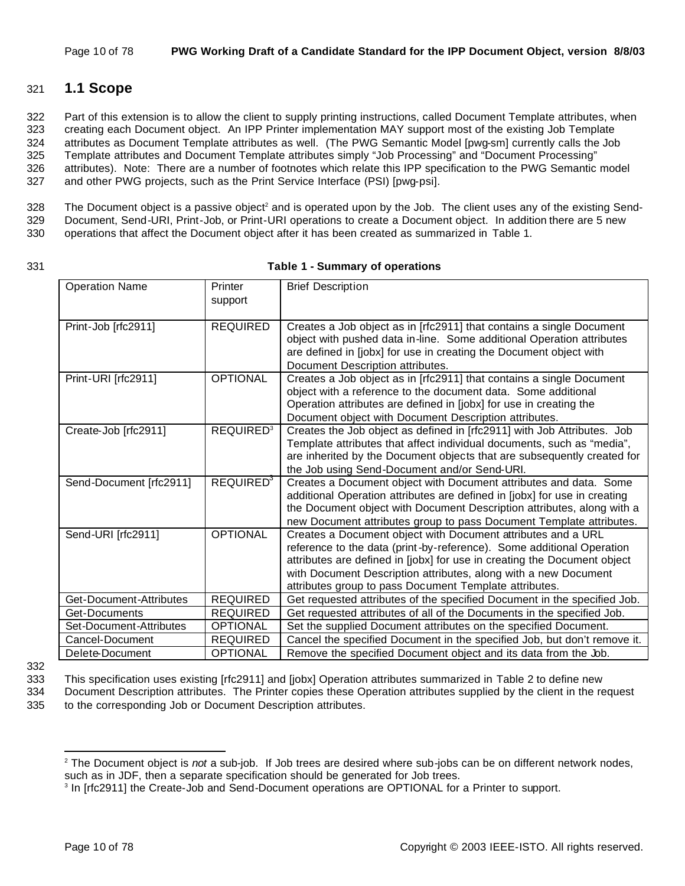## 1.1 Scope

Part of this extension is to allow the client to supply printing instructions, called Document Template attributes, when creating each Document object. An IPP Printer implementation MAY support most of the existing Job Template attributes as Document Template attributes as well. (The PWG Semantic Model [pwg-sm] currently calls the Job Template attributes and Document Template attributes simply "Job Processing" and "Document Processing" attributes). Note: There are a number of footnotes which relate this IPP specification to the PWG Semantic model and other PWG projects, such as the Print Service Interface (PSI) [pwg-psi].

The Document object is a passive object[2] and is operated upon by the Job. The client uses any of the existing Send-Document, Send-URI, Print-Job, or Print-URI operations to create a Document object. In addition there are 5 new operations that affect the Document object after it has been created as summarized in Table 1.

**Table 1 - Summary of operations**

| Operation Name | Printer support | Brief Description |
|---|---|---|
| Print-Job [rfc2911] | REQUIRED | Creates a Job object as in [rfc2911] that contains a single Document object with pushed data in-line. Some additional Operation attributes are defined in [jobx] for use in creating the Document object with Document Description attributes. |
| Print-URI [rfc2911] | OPTIONAL | Creates a Job object as in [rfc2911] that contains a single Document object with a reference to the document data. Some additional Operation attributes are defined in [jobx] for use in creating the Document object with Document Description attributes. |
| Create-Job [rfc2911] | REQUIRED[3] | Creates the Job object as defined in [rfc2911] with Job Attributes. Job Template attributes that affect individual documents, such as "media", are inherited by the Document objects that are subsequently created for the Job using Send-Document and/or Send-URI. |
| Send-Document [rfc2911] | REQUIRED[3] | Creates a Document object with Document attributes and data. Some additional Operation attributes are defined in [jobx] for use in creating the Document object with Document Description attributes, along with a new Document attributes group to pass Document Template attributes. |
| Send-URI [rfc2911] | OPTIONAL | Creates a Document object with Document attributes and a URL reference to the data (print-by-reference). Some additional Operation attributes are defined in [jobx] for use in creating the Document object with Document Description attributes, along with a new Document attributes group to pass Document Template attributes. |
| Get-Document-Attributes | REQUIRED | Get requested attributes of the specified Document in the specified Job. |
| Get-Documents | REQUIRED | Get requested attributes of all of the Documents in the specified Job. |
| Set-Document-Attributes | OPTIONAL | Set the supplied Document attributes on the specified Document. |
| Cancel-Document | REQUIRED | Cancel the specified Document in the specified Job, but don't remove it. |
| Delete-Document | OPTIONAL | Remove the specified Document object and its data from the Job. |

This specification uses existing [rfc2911] and [jobx] Operation attributes summarized in Table 2 to define new Document Description attributes. The Printer copies these Operation attributes supplied by the client in the request to the corresponding Job or Document Description attributes.

---

[2] The Document object is *not* a sub-job. If Job trees are desired where sub-jobs can be on different network nodes, such as in JDF, then a separate specification should be generated for Job trees.

[3] In [rfc2911] the Create-Job and Send-Document operations are OPTIONAL for a Printer to support.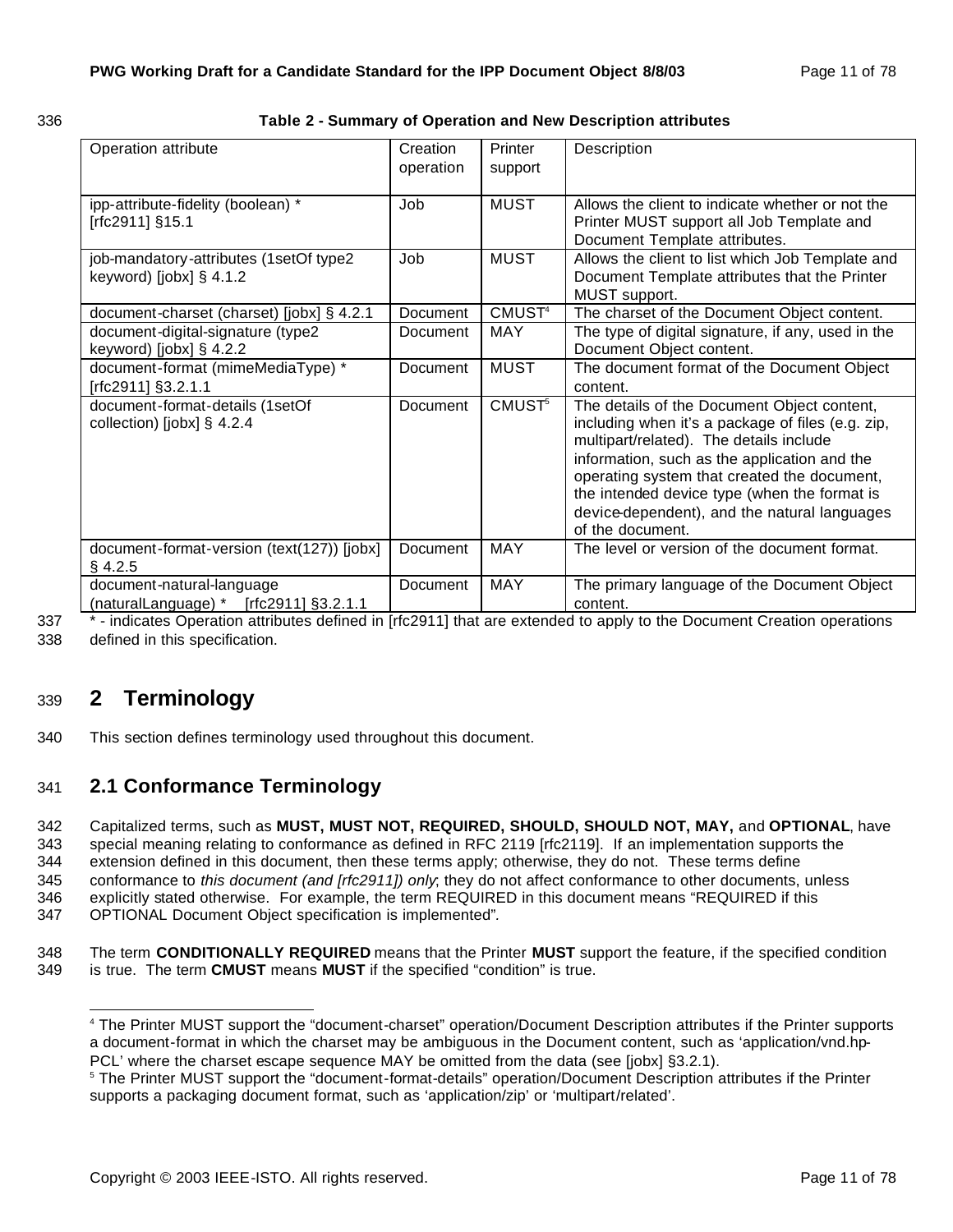**Table 2 - Summary of Operation and New Description attributes**

| Operation attribute | Creation operation | Printer support | Description |
|---|---|---|---|
| ipp-attribute-fidelity (boolean) * [rfc2911] §15.1 | Job | MUST | Allows the client to indicate whether or not the Printer MUST support all Job Template and Document Template attributes. |
| job-mandatory-attributes (1setOf type2 keyword) [jobx] § 4.1.2 | Job | MUST | Allows the client to list which Job Template and Document Template attributes that the Printer MUST support. |
| document-charset (charset) [jobx] § 4.2.1 | Document | CMUST[4] | The charset of the Document Object content. |
| document-digital-signature (type2 keyword) [jobx] § 4.2.2 | Document | MAY | The type of digital signature, if any, used in the Document Object content. |
| document-format (mimeMediaType) * [rfc2911] §3.2.1.1 | Document | MUST | The document format of the Document Object content. |
| document-format-details (1setOf collection) [jobx] § 4.2.4 | Document | CMUST[5] | The details of the Document Object content, including when it's a package of files (e.g. zip, multipart/related). The details include information, such as the application and the operating system that created the document, the intended device type (when the format is device-dependent), and the natural languages of the document. |
| document-format-version (text(127)) [jobx] § 4.2.5 | Document | MAY | The level or version of the document format. |
| document-natural-language (naturalLanguage) * [rfc2911] §3.2.1.1 | Document | MAY | The primary language of the Document Object content. |

\* - indicates Operation attributes defined in [rfc2911] that are extended to apply to the Document Creation operations defined in this specification.

# 2 Terminology

This section defines terminology used throughout this document.

## 2.1 Conformance Terminology

Capitalized terms, such as **MUST, MUST NOT, REQUIRED, SHOULD, SHOULD NOT, MAY,** and **OPTIONAL**, have special meaning relating to conformance as defined in RFC 2119 [rfc2119]. If an implementation supports the extension defined in this document, then these terms apply; otherwise, they do not. These terms define conformance to *this document (and [rfc2911]) only*; they do not affect conformance to other documents, unless explicitly stated otherwise. For example, the term REQUIRED in this document means "REQUIRED if this OPTIONAL Document Object specification is implemented".

The term **CONDITIONALLY REQUIRED** means that the Printer **MUST** support the feature, if the specified condition is true. The term **CMUST** means **MUST** if the specified "condition" is true.

---

[4] The Printer MUST support the "document-charset" operation/Document Description attributes if the Printer supports a document-format in which the charset may be ambiguous in the Document content, such as 'application/vnd.hp-PCL' where the charset escape sequence MAY be omitted from the data (see [jobx] §3.2.1).

[5] The Printer MUST support the "document-format-details" operation/Document Description attributes if the Printer supports a packaging document format, such as 'application/zip' or 'multipart/related'.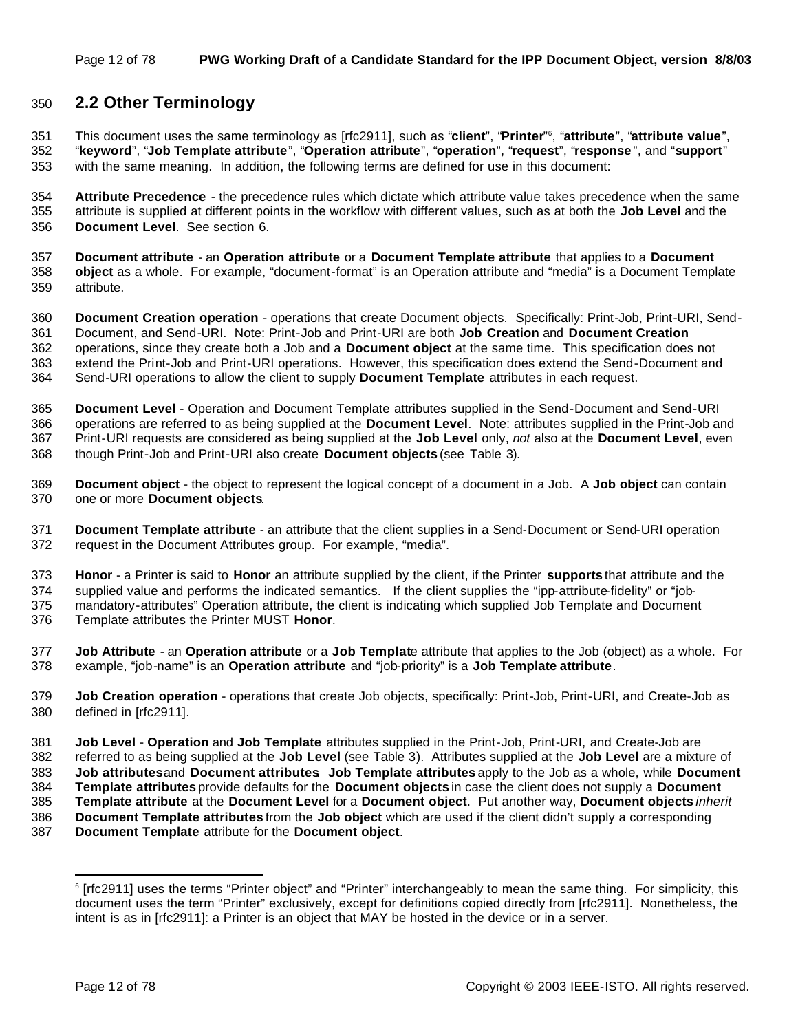## 2.2 Other Terminology

This document uses the same terminology as [rfc2911], such as "**client**", "**Printer**"[6], "**attribute**", "**attribute value**", "**keyword**", "**Job Template attribute**", "**Operation attribute**", "**operation**", "**request**", "**response**", and "**support**" with the same meaning. In addition, the following terms are defined for use in this document:

**Attribute Precedence** - the precedence rules which dictate which attribute value takes precedence when the same attribute is supplied at different points in the workflow with different values, such as at both the **Job Level** and the **Document Level**. See section 6.

**Document attribute** - an **Operation attribute** or a **Document Template attribute** that applies to a **Document object** as a whole. For example, "document-format" is an Operation attribute and "media" is a Document Template attribute.

**Document Creation operation** - operations that create Document objects. Specifically: Print-Job, Print-URI, Send-Document, and Send-URI. Note: Print-Job and Print-URI are both **Job Creation** and **Document Creation** operations, since they create both a Job and a **Document object** at the same time. This specification does not extend the Print-Job and Print-URI operations. However, this specification does extend the Send-Document and Send-URI operations to allow the client to supply **Document Template** attributes in each request.

**Document Level** - Operation and Document Template attributes supplied in the Send-Document and Send-URI operations are referred to as being supplied at the **Document Level**. Note: attributes supplied in the Print-Job and Print-URI requests are considered as being supplied at the **Job Level** only, *not* also at the **Document Level**, even though Print-Job and Print-URI also create **Document objects** (see Table 3).

**Document object** - the object to represent the logical concept of a document in a Job. A **Job object** can contain one or more **Document objects**.

**Document Template attribute** - an attribute that the client supplies in a Send-Document or Send-URI operation request in the Document Attributes group. For example, "media".

**Honor** - a Printer is said to **Honor** an attribute supplied by the client, if the Printer **supports** that attribute and the supplied value and performs the indicated semantics. If the client supplies the "ipp-attribute-fidelity" or "job-mandatory-attributes" Operation attribute, the client is indicating which supplied Job Template and Document Template attributes the Printer MUST **Honor**.

**Job Attribute** - an **Operation attribute** or a **Job Template** attribute that applies to the Job (object) as a whole. For example, "job-name" is an **Operation attribute** and "job-priority" is a **Job Template attribute**.

**Job Creation operation** - operations that create Job objects, specifically: Print-Job, Print-URI, and Create-Job as defined in [rfc2911].

**Job Level** - **Operation** and **Job Template** attributes supplied in the Print-Job, Print-URI, and Create-Job are referred to as being supplied at the **Job Level** (see Table 3). Attributes supplied at the **Job Level** are a mixture of **Job attributes** and **Document attributes**. **Job Template attributes** apply to the Job as a whole, while **Document Template attributes** provide defaults for the **Document objects** in case the client does not supply a **Document Template attribute** at the **Document Level** for a **Document object**. Put another way, **Document objects** *inherit* **Document Template attributes** from the **Job object** which are used if the client didn't supply a corresponding **Document Template** attribute for the **Document object**.

[6] [rfc2911] uses the terms "Printer object" and "Printer" interchangeably to mean the same thing. For simplicity, this document uses the term "Printer" exclusively, except for definitions copied directly from [rfc2911]. Nonetheless, the intent is as in [rfc2911]: a Printer is an object that MAY be hosted in the device or in a server.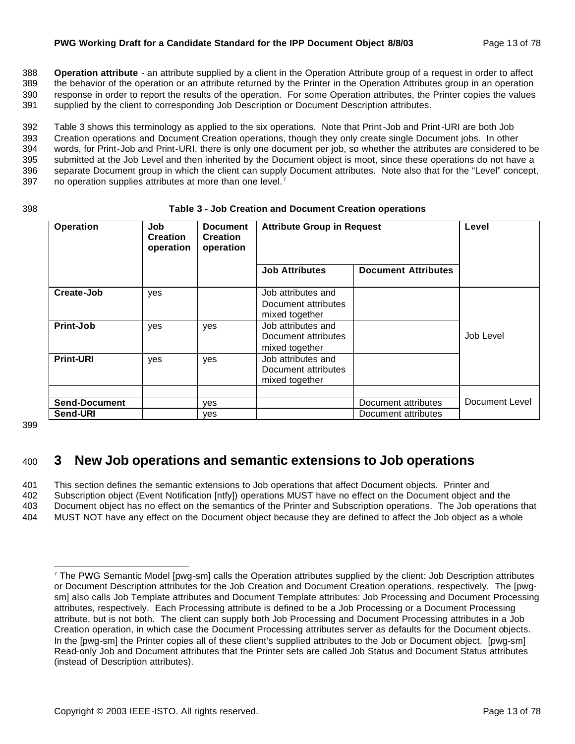**Operation attribute** - an attribute supplied by a client in the Operation Attribute group of a request in order to affect the behavior of the operation or an attribute returned by the Printer in the Operation Attributes group in an operation response in order to report the results of the operation. For some Operation attributes, the Printer copies the values supplied by the client to corresponding Job Description or Document Description attributes.

Table 3 shows this terminology as applied to the six operations. Note that Print-Job and Print-URI are both Job Creation operations and Document Creation operations, though they only create single Document jobs. In other words, for Print-Job and Print-URI, there is only one document per job, so whether the attributes are considered to be submitted at the Job Level and then inherited by the Document object is moot, since these operations do not have a separate Document group in which the client can supply Document attributes. Note also that for the "Level" concept, no operation supplies attributes at more than one level.[7]

**Table 3 - Job Creation and Document Creation operations**

| Operation | Job Creation operation | Document Creation operation | Attribute Group in Request | | Level |
|---|---|---|---|---|---|
| | | | Job Attributes | Document Attributes | |
| **Create-Job** | yes | | Job attributes and Document attributes mixed together | | Job Level |
| **Print-Job** | yes | yes | Job attributes and Document attributes mixed together | | |
| **Print-URI** | yes | yes | Job attributes and Document attributes mixed together | | |
| | | | | | |
| **Send-Document** | | yes | | Document attributes | Document Level |
| **Send-URI** | | yes | | Document attributes | |

# 3 New Job operations and semantic extensions to Job operations

This section defines the semantic extensions to Job operations that affect Document objects. Printer and Subscription object (Event Notification [ntfy]) operations MUST have no effect on the Document object and the Document object has no effect on the semantics of the Printer and Subscription operations. The Job operations that MUST NOT have any effect on the Document object because they are defined to affect the Job object as a whole

[7] The PWG Semantic Model [pwg-sm] calls the Operation attributes supplied by the client: Job Description attributes or Document Description attributes for the Job Creation and Document Creation operations, respectively. The [pwg-sm] also calls Job Template attributes and Document Template attributes: Job Processing and Document Processing attributes, respectively. Each Processing attribute is defined to be a Job Processing or a Document Processing attribute, but is not both. The client can supply both Job Processing and Document Processing attributes in a Job Creation operation, in which case the Document Processing attributes server as defaults for the Document objects. In the [pwg-sm] the Printer copies all of these client's supplied attributes to the Job or Document object. [pwg-sm] Read-only Job and Document attributes that the Printer sets are called Job Status and Document Status attributes (instead of Description attributes).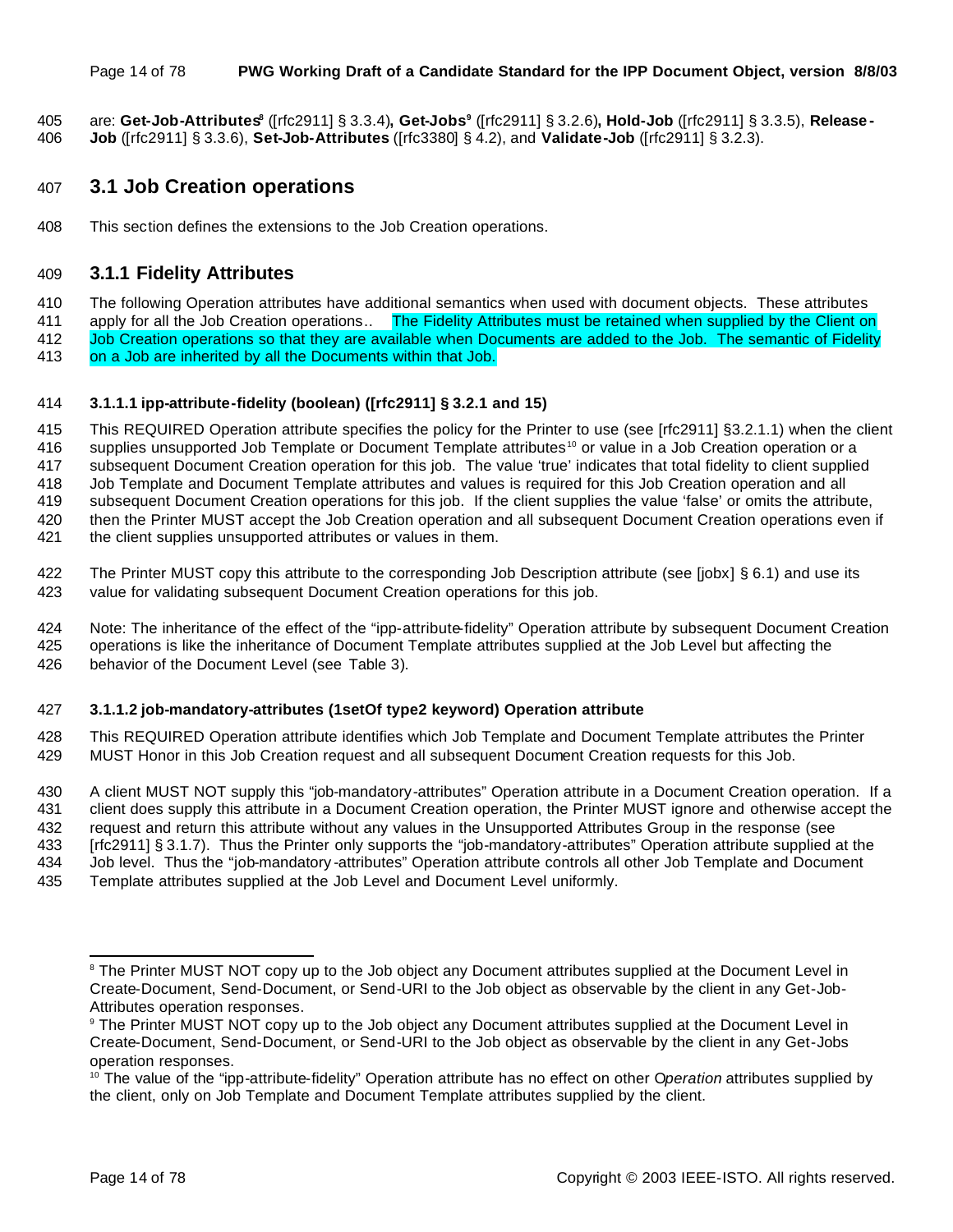are: **Get-Job-Attributes**[8] ([rfc2911] § 3.3.4)**, Get-Jobs**[9] ([rfc2911] § 3.2.6)**, Hold-Job** ([rfc2911] § 3.3.5), **Release-Job** ([rfc2911] § 3.3.6), **Set-Job-Attributes** ([rfc3380] § 4.2), and **Validate-Job** ([rfc2911] § 3.2.3).

## 3.1 Job Creation operations

This section defines the extensions to the Job Creation operations.

### 3.1.1 Fidelity Attributes

The following Operation attributes have additional semantics when used with document objects. These attributes apply for all the Job Creation operations.. The Fidelity Attributes must be retained when supplied by the Client on Job Creation operations so that they are available when Documents are added to the Job. The semantic of Fidelity on a Job are inherited by all the Documents within that Job.

#### 3.1.1.1 ipp-attribute-fidelity (boolean) ([rfc2911] § 3.2.1 and 15)

This REQUIRED Operation attribute specifies the policy for the Printer to use (see [rfc2911] §3.2.1.1) when the client supplies unsupported Job Template or Document Template attributes[10] or value in a Job Creation operation or a subsequent Document Creation operation for this job. The value 'true' indicates that total fidelity to client supplied Job Template and Document Template attributes and values is required for this Job Creation operation and all subsequent Document Creation operations for this job. If the client supplies the value 'false' or omits the attribute, then the Printer MUST accept the Job Creation operation and all subsequent Document Creation operations even if the client supplies unsupported attributes or values in them.

The Printer MUST copy this attribute to the corresponding Job Description attribute (see [jobx] § 6.1) and use its value for validating subsequent Document Creation operations for this job.

Note: The inheritance of the effect of the "ipp-attribute-fidelity" Operation attribute by subsequent Document Creation operations is like the inheritance of Document Template attributes supplied at the Job Level but affecting the behavior of the Document Level (see Table 3).

#### 3.1.1.2 job-mandatory-attributes (1setOf type2 keyword) Operation attribute

This REQUIRED Operation attribute identifies which Job Template and Document Template attributes the Printer MUST Honor in this Job Creation request and all subsequent Document Creation requests for this Job.

A client MUST NOT supply this "job-mandatory-attributes" Operation attribute in a Document Creation operation. If a client does supply this attribute in a Document Creation operation, the Printer MUST ignore and otherwise accept the request and return this attribute without any values in the Unsupported Attributes Group in the response (see [rfc2911] § 3.1.7). Thus the Printer only supports the "job-mandatory-attributes" Operation attribute supplied at the Job level. Thus the "job-mandatory-attributes" Operation attribute controls all other Job Template and Document Template attributes supplied at the Job Level and Document Level uniformly.

---

[8] The Printer MUST NOT copy up to the Job object any Document attributes supplied at the Document Level in Create-Document, Send-Document, or Send-URI to the Job object as observable by the client in any Get-Job-Attributes operation responses.

[9] The Printer MUST NOT copy up to the Job object any Document attributes supplied at the Document Level in Create-Document, Send-Document, or Send-URI to the Job object as observable by the client in any Get-Jobs operation responses.

[10] The value of the "ipp-attribute-fidelity" Operation attribute has no effect on other O*peration* attributes supplied by the client, only on Job Template and Document Template attributes supplied by the client.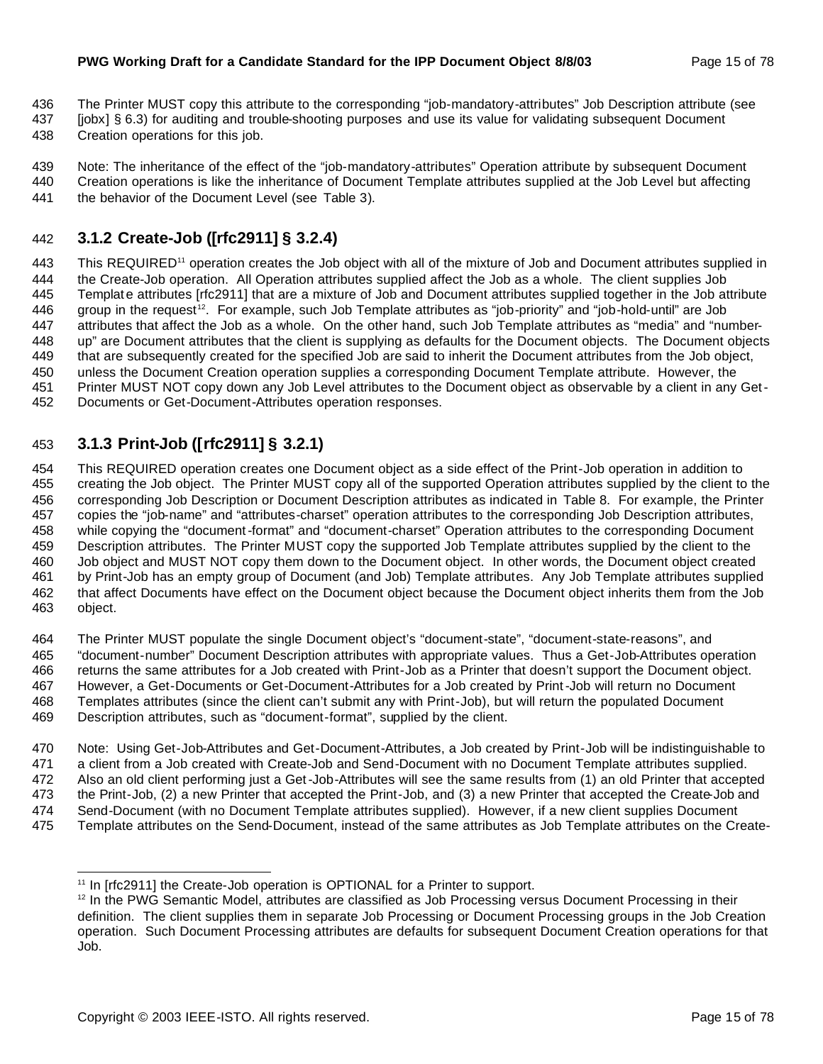The Printer MUST copy this attribute to the corresponding "job-mandatory-attributes" Job Description attribute (see [jobx] § 6.3) for auditing and trouble-shooting purposes and use its value for validating subsequent Document Creation operations for this job.

Note: The inheritance of the effect of the "job-mandatory-attributes" Operation attribute by subsequent Document Creation operations is like the inheritance of Document Template attributes supplied at the Job Level but affecting the behavior of the Document Level (see Table 3).

### 3.1.2 Create-Job ([rfc2911] § 3.2.4)

This REQUIRED[11] operation creates the Job object with all of the mixture of Job and Document attributes supplied in the Create-Job operation. All Operation attributes supplied affect the Job as a whole. The client supplies Job Template attributes [rfc2911] that are a mixture of Job and Document attributes supplied together in the Job attribute group in the request[12]. For example, such Job Template attributes as "job-priority" and "job-hold-until" are Job attributes that affect the Job as a whole. On the other hand, such Job Template attributes as "media" and "number-up" are Document attributes that the client is supplying as defaults for the Document objects. The Document objects that are subsequently created for the specified Job are said to inherit the Document attributes from the Job object, unless the Document Creation operation supplies a corresponding Document Template attribute. However, the Printer MUST NOT copy down any Job Level attributes to the Document object as observable by a client in any Get-Documents or Get-Document-Attributes operation responses.

### 3.1.3 Print-Job ([rfc2911] § 3.2.1)

This REQUIRED operation creates one Document object as a side effect of the Print-Job operation in addition to creating the Job object. The Printer MUST copy all of the supported Operation attributes supplied by the client to the corresponding Job Description or Document Description attributes as indicated in Table 8. For example, the Printer copies the "job-name" and "attributes-charset" operation attributes to the corresponding Job Description attributes, while copying the "document-format" and "document-charset" Operation attributes to the corresponding Document Description attributes. The Printer MUST copy the supported Job Template attributes supplied by the client to the Job object and MUST NOT copy them down to the Document object. In other words, the Document object created by Print-Job has an empty group of Document (and Job) Template attributes. Any Job Template attributes supplied that affect Documents have effect on the Document object because the Document object inherits them from the Job object.

The Printer MUST populate the single Document object's "document-state", "document-state-reasons", and "document-number" Document Description attributes with appropriate values. Thus a Get-Job-Attributes operation returns the same attributes for a Job created with Print-Job as a Printer that doesn't support the Document object. However, a Get-Documents or Get-Document-Attributes for a Job created by Print-Job will return no Document Templates attributes (since the client can't submit any with Print-Job), but will return the populated Document Description attributes, such as "document-format", supplied by the client.

Note: Using Get-Job-Attributes and Get-Document-Attributes, a Job created by Print-Job will be indistinguishable to a client from a Job created with Create-Job and Send-Document with no Document Template attributes supplied. Also an old client performing just a Get-Job-Attributes will see the same results from (1) an old Printer that accepted the Print-Job, (2) a new Printer that accepted the Print-Job, and (3) a new Printer that accepted the Create-Job and Send-Document (with no Document Template attributes supplied). However, if a new client supplies Document Template attributes on the Send-Document, instead of the same attributes as Job Template attributes on the Create-

---

[11] In [rfc2911] the Create-Job operation is OPTIONAL for a Printer to support.

[12] In the PWG Semantic Model, attributes are classified as Job Processing versus Document Processing in their definition. The client supplies them in separate Job Processing or Document Processing groups in the Job Creation operation. Such Document Processing attributes are defaults for subsequent Document Creation operations for that Job.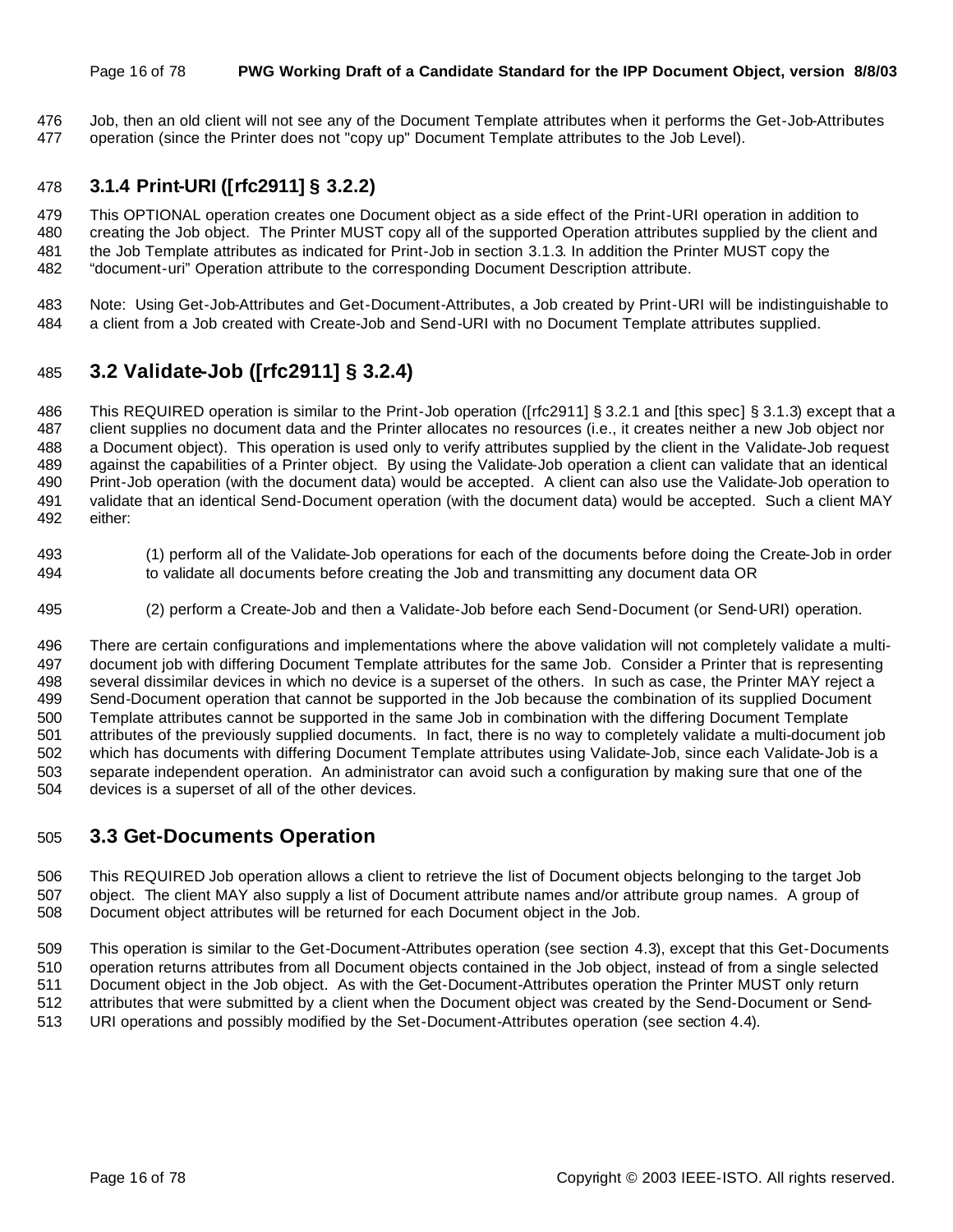Job, then an old client will not see any of the Document Template attributes when it performs the Get-Job-Attributes operation (since the Printer does not "copy up" Document Template attributes to the Job Level).

### 3.1.4 Print-URI ([rfc2911] § 3.2.2)

This OPTIONAL operation creates one Document object as a side effect of the Print-URI operation in addition to creating the Job object. The Printer MUST copy all of the supported Operation attributes supplied by the client and the Job Template attributes as indicated for Print-Job in section 3.1.3. In addition the Printer MUST copy the "document-uri" Operation attribute to the corresponding Document Description attribute.

Note: Using Get-Job-Attributes and Get-Document-Attributes, a Job created by Print-URI will be indistinguishable to a client from a Job created with Create-Job and Send-URI with no Document Template attributes supplied.

## 3.2 Validate-Job ([rfc2911] § 3.2.4)

This REQUIRED operation is similar to the Print-Job operation ([rfc2911] § 3.2.1 and [this spec] § 3.1.3) except that a client supplies no document data and the Printer allocates no resources (i.e., it creates neither a new Job object nor a Document object). This operation is used only to verify attributes supplied by the client in the Validate-Job request against the capabilities of a Printer object. By using the Validate-Job operation a client can validate that an identical Print-Job operation (with the document data) would be accepted. A client can also use the Validate-Job operation to validate that an identical Send-Document operation (with the document data) would be accepted. Such a client MAY either:

(1) perform all of the Validate-Job operations for each of the documents before doing the Create-Job in order to validate all documents before creating the Job and transmitting any document data OR

(2) perform a Create-Job and then a Validate-Job before each Send-Document (or Send-URI) operation.

There are certain configurations and implementations where the above validation will not completely validate a multi-document job with differing Document Template attributes for the same Job. Consider a Printer that is representing several dissimilar devices in which no device is a superset of the others. In such as case, the Printer MAY reject a Send-Document operation that cannot be supported in the Job because the combination of its supplied Document Template attributes cannot be supported in the same Job in combination with the differing Document Template attributes of the previously supplied documents. In fact, there is no way to completely validate a multi-document job which has documents with differing Document Template attributes using Validate-Job, since each Validate-Job is a separate independent operation. An administrator can avoid such a configuration by making sure that one of the devices is a superset of all of the other devices.

## 3.3 Get-Documents Operation

This REQUIRED Job operation allows a client to retrieve the list of Document objects belonging to the target Job object. The client MAY also supply a list of Document attribute names and/or attribute group names. A group of Document object attributes will be returned for each Document object in the Job.

This operation is similar to the Get-Document-Attributes operation (see section 4.3), except that this Get-Documents operation returns attributes from all Document objects contained in the Job object, instead of from a single selected Document object in the Job object. As with the Get-Document-Attributes operation the Printer MUST only return attributes that were submitted by a client when the Document object was created by the Send-Document or Send-URI operations and possibly modified by the Set-Document-Attributes operation (see section 4.4).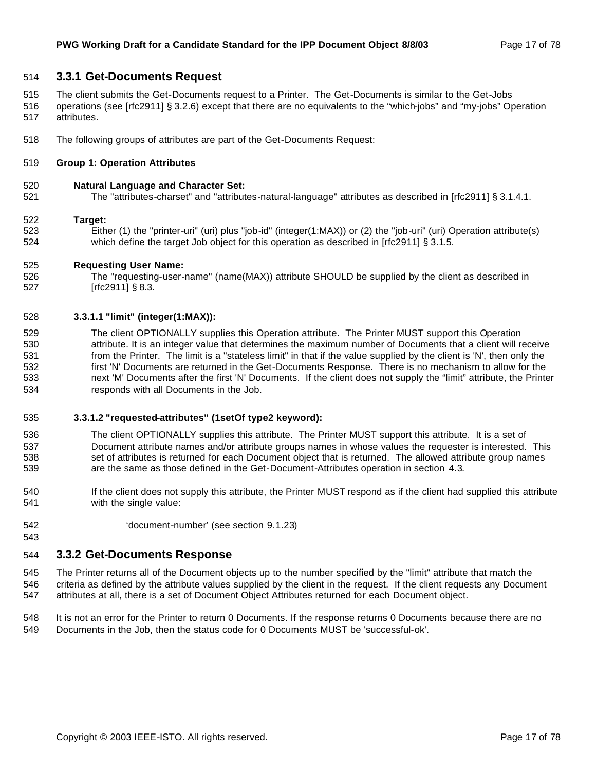### 3.3.1 Get-Documents Request

The client submits the Get-Documents request to a Printer. The Get-Documents is similar to the Get-Jobs operations (see [rfc2911] § 3.2.6) except that there are no equivalents to the "which-jobs" and "my-jobs" Operation attributes.

The following groups of attributes are part of the Get-Documents Request:

**Group 1: Operation Attributes**

**Natural Language and Character Set:**
The "attributes-charset" and "attributes-natural-language" attributes as described in [rfc2911] § 3.1.4.1.

**Target:**
Either (1) the "printer-uri" (uri) plus "job-id" (integer(1:MAX)) or (2) the "job-uri" (uri) Operation attribute(s) which define the target Job object for this operation as described in [rfc2911] § 3.1.5.

**Requesting User Name:**
The "requesting-user-name" (name(MAX)) attribute SHOULD be supplied by the client as described in [rfc2911] § 8.3.

**3.3.1.1 "limit" (integer(1:MAX)):**

The client OPTIONALLY supplies this Operation attribute. The Printer MUST support this Operation attribute. It is an integer value that determines the maximum number of Documents that a client will receive from the Printer. The limit is a "stateless limit" in that if the value supplied by the client is 'N', then only the first 'N' Documents are returned in the Get-Documents Response. There is no mechanism to allow for the next 'M' Documents after the first 'N' Documents. If the client does not supply the "limit" attribute, the Printer responds with all Documents in the Job.

**3.3.1.2 "requested-attributes" (1setOf type2 keyword):**

The client OPTIONALLY supplies this attribute. The Printer MUST support this attribute. It is a set of Document attribute names and/or attribute groups names in whose values the requester is interested. This set of attributes is returned for each Document object that is returned. The allowed attribute group names are the same as those defined in the Get-Document-Attributes operation in section 4.3.

If the client does not supply this attribute, the Printer MUST respond as if the client had supplied this attribute with the single value:

'document-number' (see section 9.1.23)

### 3.3.2 Get-Documents Response

The Printer returns all of the Document objects up to the number specified by the "limit" attribute that match the criteria as defined by the attribute values supplied by the client in the request. If the client requests any Document attributes at all, there is a set of Document Object Attributes returned for each Document object.

It is not an error for the Printer to return 0 Documents. If the response returns 0 Documents because there are no Documents in the Job, then the status code for 0 Documents MUST be 'successful-ok'.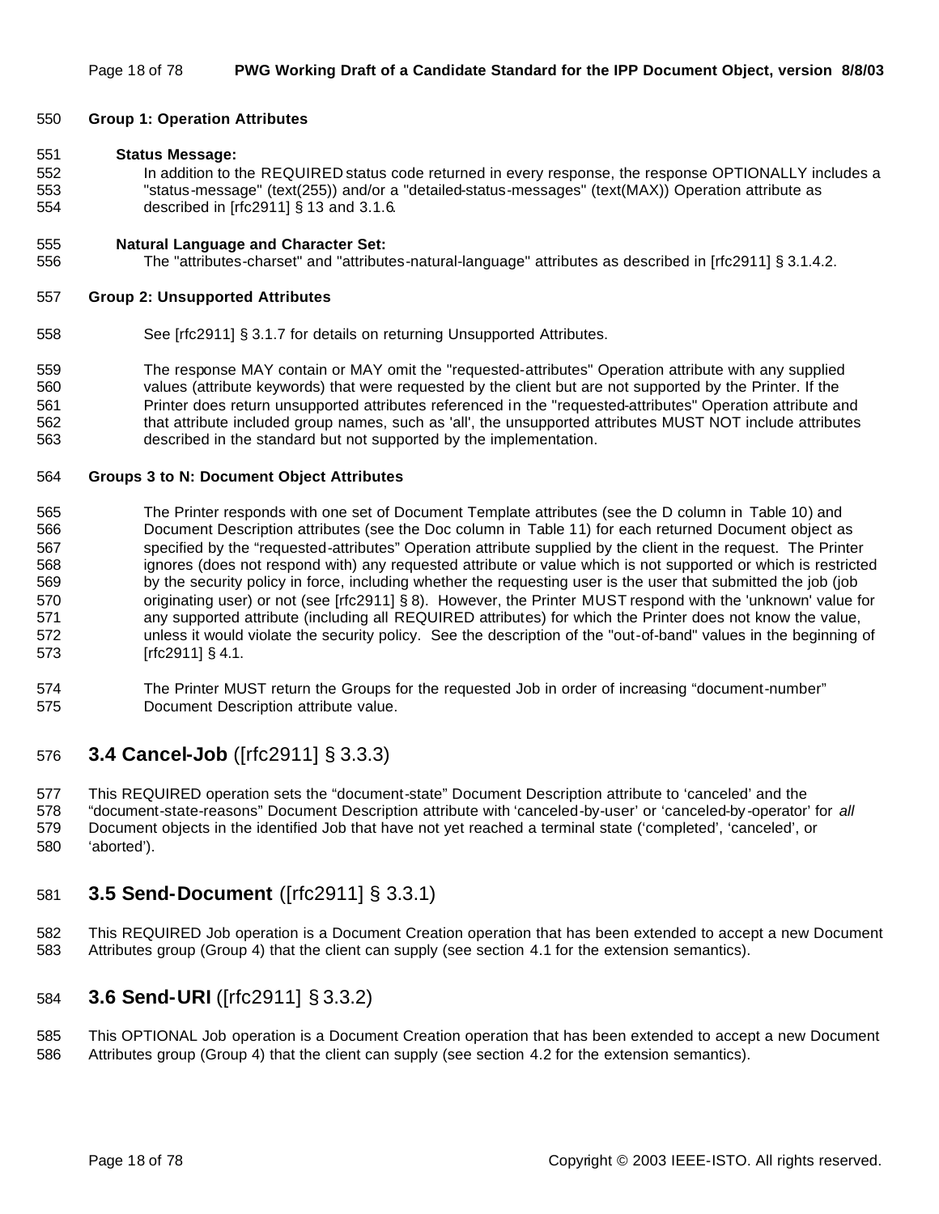**Group 1: Operation Attributes**

**Status Message:**

In addition to the REQUIRED status code returned in every response, the response OPTIONALLY includes a "status-message" (text(255)) and/or a "detailed-status-messages" (text(MAX)) Operation attribute as described in [rfc2911] § 13 and 3.1.6.

**Natural Language and Character Set:**

The "attributes-charset" and "attributes-natural-language" attributes as described in [rfc2911] § 3.1.4.2.

**Group 2: Unsupported Attributes**

See [rfc2911] § 3.1.7 for details on returning Unsupported Attributes.

The response MAY contain or MAY omit the "requested-attributes" Operation attribute with any supplied values (attribute keywords) that were requested by the client but are not supported by the Printer. If the Printer does return unsupported attributes referenced in the "requested-attributes" Operation attribute and that attribute included group names, such as 'all', the unsupported attributes MUST NOT include attributes described in the standard but not supported by the implementation.

**Groups 3 to N: Document Object Attributes**

The Printer responds with one set of Document Template attributes (see the D column in Table 10) and Document Description attributes (see the Doc column in Table 11) for each returned Document object as specified by the "requested-attributes" Operation attribute supplied by the client in the request. The Printer ignores (does not respond with) any requested attribute or value which is not supported or which is restricted by the security policy in force, including whether the requesting user is the user that submitted the job (job originating user) or not (see [rfc2911] § 8). However, the Printer MUST respond with the 'unknown' value for any supported attribute (including all REQUIRED attributes) for which the Printer does not know the value, unless it would violate the security policy. See the description of the "out-of-band" values in the beginning of [rfc2911] § 4.1.

The Printer MUST return the Groups for the requested Job in order of increasing "document-number" Document Description attribute value.

## 3.4 Cancel-Job ([rfc2911] § 3.3.3)

This REQUIRED operation sets the "document-state" Document Description attribute to 'canceled' and the "document-state-reasons" Document Description attribute with 'canceled-by-user' or 'canceled-by-operator' for *all* Document objects in the identified Job that have not yet reached a terminal state ('completed', 'canceled', or 'aborted').

## 3.5 Send-Document ([rfc2911] § 3.3.1)

This REQUIRED Job operation is a Document Creation operation that has been extended to accept a new Document Attributes group (Group 4) that the client can supply (see section 4.1 for the extension semantics).

## 3.6 Send-URI ([rfc2911] § 3.3.2)

This OPTIONAL Job operation is a Document Creation operation that has been extended to accept a new Document Attributes group (Group 4) that the client can supply (see section 4.2 for the extension semantics).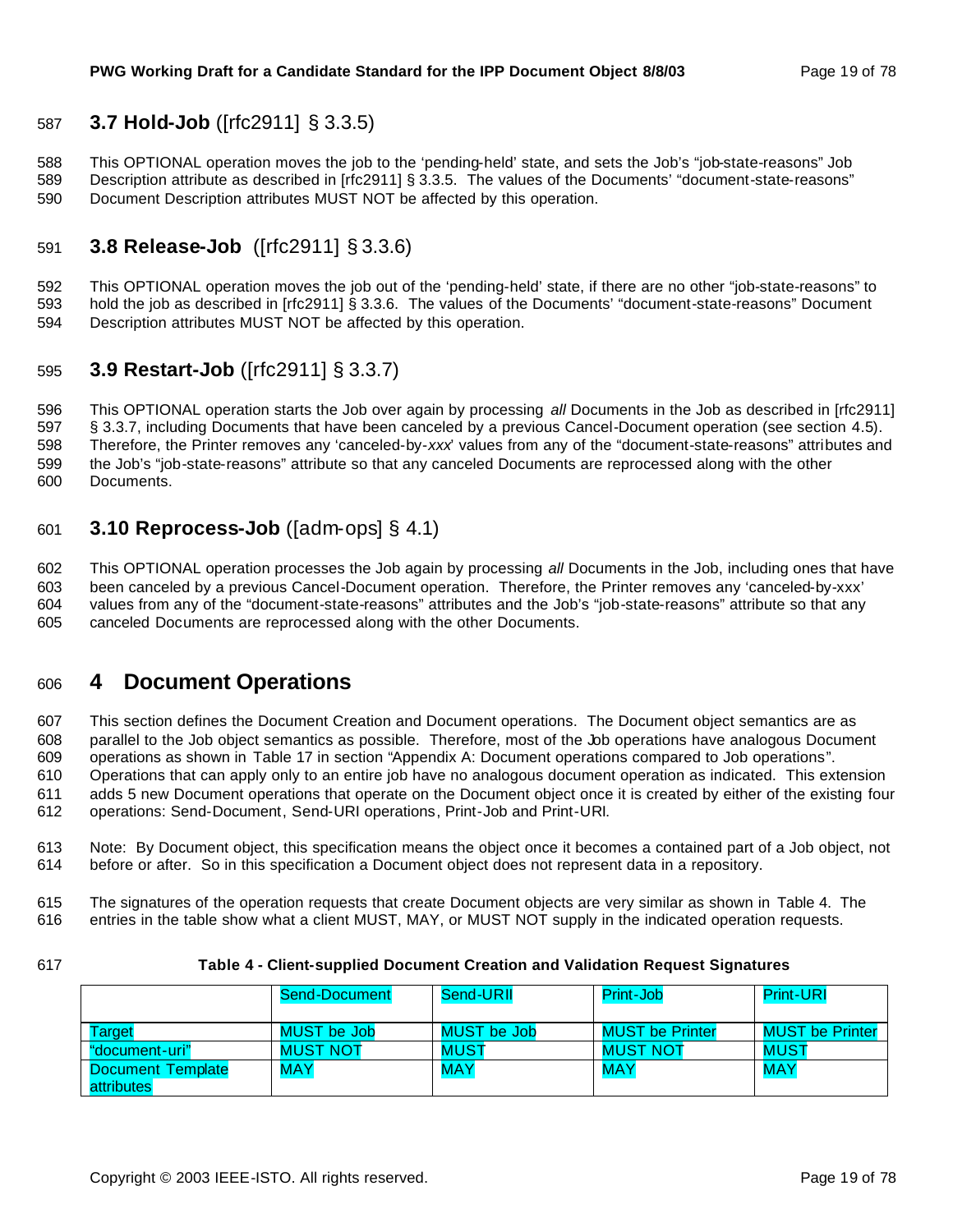## 3.7 Hold-Job ([rfc2911] § 3.3.5)

This OPTIONAL operation moves the job to the 'pending-held' state, and sets the Job's "job-state-reasons" Job Description attribute as described in [rfc2911] § 3.3.5. The values of the Documents' "document-state-reasons" Document Description attributes MUST NOT be affected by this operation.

## 3.8 Release-Job ([rfc2911] § 3.3.6)

This OPTIONAL operation moves the job out of the 'pending-held' state, if there are no other "job-state-reasons" to hold the job as described in [rfc2911] § 3.3.6. The values of the Documents' "document-state-reasons" Document Description attributes MUST NOT be affected by this operation.

## 3.9 Restart-Job ([rfc2911] § 3.3.7)

This OPTIONAL operation starts the Job over again by processing *all* Documents in the Job as described in [rfc2911] § 3.3.7, including Documents that have been canceled by a previous Cancel-Document operation (see section 4.5). Therefore, the Printer removes any 'canceled-by-*xxx*' values from any of the "document-state-reasons" attributes and the Job's "job-state-reasons" attribute so that any canceled Documents are reprocessed along with the other Documents.

## 3.10 Reprocess-Job ([adm-ops] § 4.1)

This OPTIONAL operation processes the Job again by processing *all* Documents in the Job, including ones that have been canceled by a previous Cancel-Document operation. Therefore, the Printer removes any 'canceled-by-xxx' values from any of the "document-state-reasons" attributes and the Job's "job-state-reasons" attribute so that any canceled Documents are reprocessed along with the other Documents.

# 4 Document Operations

This section defines the Document Creation and Document operations. The Document object semantics are as parallel to the Job object semantics as possible. Therefore, most of the Job operations have analogous Document operations as shown in Table 17 in section "Appendix A: Document operations compared to Job operations". Operations that can apply only to an entire job have no analogous document operation as indicated. This extension adds 5 new Document operations that operate on the Document object once it is created by either of the existing four operations: Send-Document, Send-URI operations, Print-Job and Print-URI.

Note: By Document object, this specification means the object once it becomes a contained part of a Job object, not before or after. So in this specification a Document object does not represent data in a repository.

The signatures of the operation requests that create Document objects are very similar as shown in Table 4. The entries in the table show what a client MUST, MAY, or MUST NOT supply in the indicated operation requests.

**Table 4 - Client-supplied Document Creation and Validation Request Signatures**

| | Send-Document | Send-URII | Print-Job | Print-URI |
|---|---|---|---|---|
| Target | MUST be Job | MUST be Job | MUST be Printer | MUST be Printer |
| "document-uri" | MUST NOT | MUST | MUST NOT | MUST |
| Document Template attributes | MAY | MAY | MAY | MAY |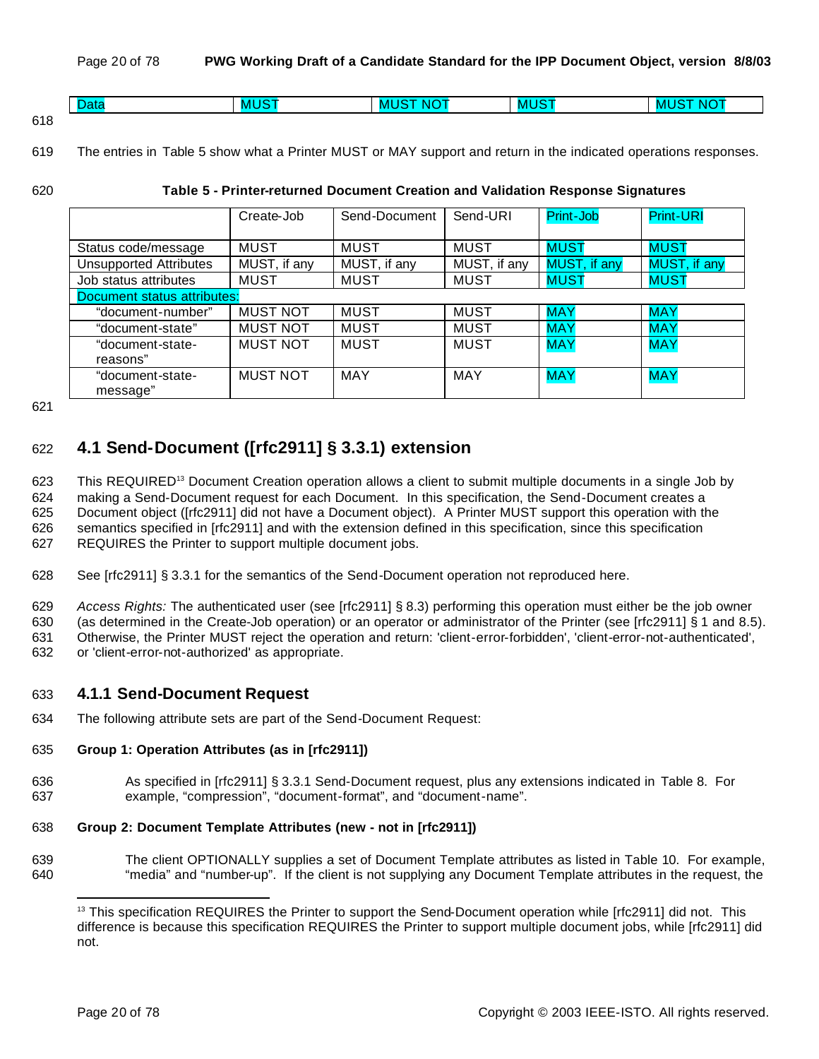| Data | MUST | MUST NOT | MUST | MUST NOT |
|---|---|---|---|---|

The entries in Table 5 show what a Printer MUST or MAY support and return in the indicated operations responses.

**Table 5 - Printer-returned Document Creation and Validation Response Signatures**

| | Create-Job | Send-Document | Send-URI | Print-Job | Print-URI |
|---|---|---|---|---|---|
| Status code/message | MUST | MUST | MUST | MUST | MUST |
| Unsupported Attributes | MUST, if any | MUST, if any | MUST, if any | MUST, if any | MUST, if any |
| Job status attributes | MUST | MUST | MUST | MUST | MUST |
| Document status attributes: | | | | | |
| "document-number" | MUST NOT | MUST | MUST | MAY | MAY |
| "document-state" | MUST NOT | MUST | MUST | MAY | MAY |
| "document-state-reasons" | MUST NOT | MUST | MUST | MAY | MAY |
| "document-state-message" | MUST NOT | MAY | MAY | MAY | MAY |

## 4.1 Send-Document ([rfc2911] § 3.3.1) extension

This REQUIRED[13] Document Creation operation allows a client to submit multiple documents in a single Job by making a Send-Document request for each Document. In this specification, the Send-Document creates a Document object ([rfc2911] did not have a Document object). A Printer MUST support this operation with the semantics specified in [rfc2911] and with the extension defined in this specification, since this specification REQUIRES the Printer to support multiple document jobs.

See [rfc2911] § 3.3.1 for the semantics of the Send-Document operation not reproduced here.

*Access Rights:* The authenticated user (see [rfc2911] § 8.3) performing this operation must either be the job owner (as determined in the Create-Job operation) or an operator or administrator of the Printer (see [rfc2911] § 1 and 8.5). Otherwise, the Printer MUST reject the operation and return: 'client-error-forbidden', 'client-error-not-authenticated', or 'client-error-not-authorized' as appropriate.

### 4.1.1 Send-Document Request

The following attribute sets are part of the Send-Document Request:

**Group 1: Operation Attributes (as in [rfc2911])**

As specified in [rfc2911] § 3.3.1 Send-Document request, plus any extensions indicated in Table 8. For example, "compression", "document-format", and "document-name".

**Group 2: Document Template Attributes (new - not in [rfc2911])**

The client OPTIONALLY supplies a set of Document Template attributes as listed in Table 10. For example, "media" and "number-up". If the client is not supplying any Document Template attributes in the request, the

[13] This specification REQUIRES the Printer to support the Send-Document operation while [rfc2911] did not. This difference is because this specification REQUIRES the Printer to support multiple document jobs, while [rfc2911] did not.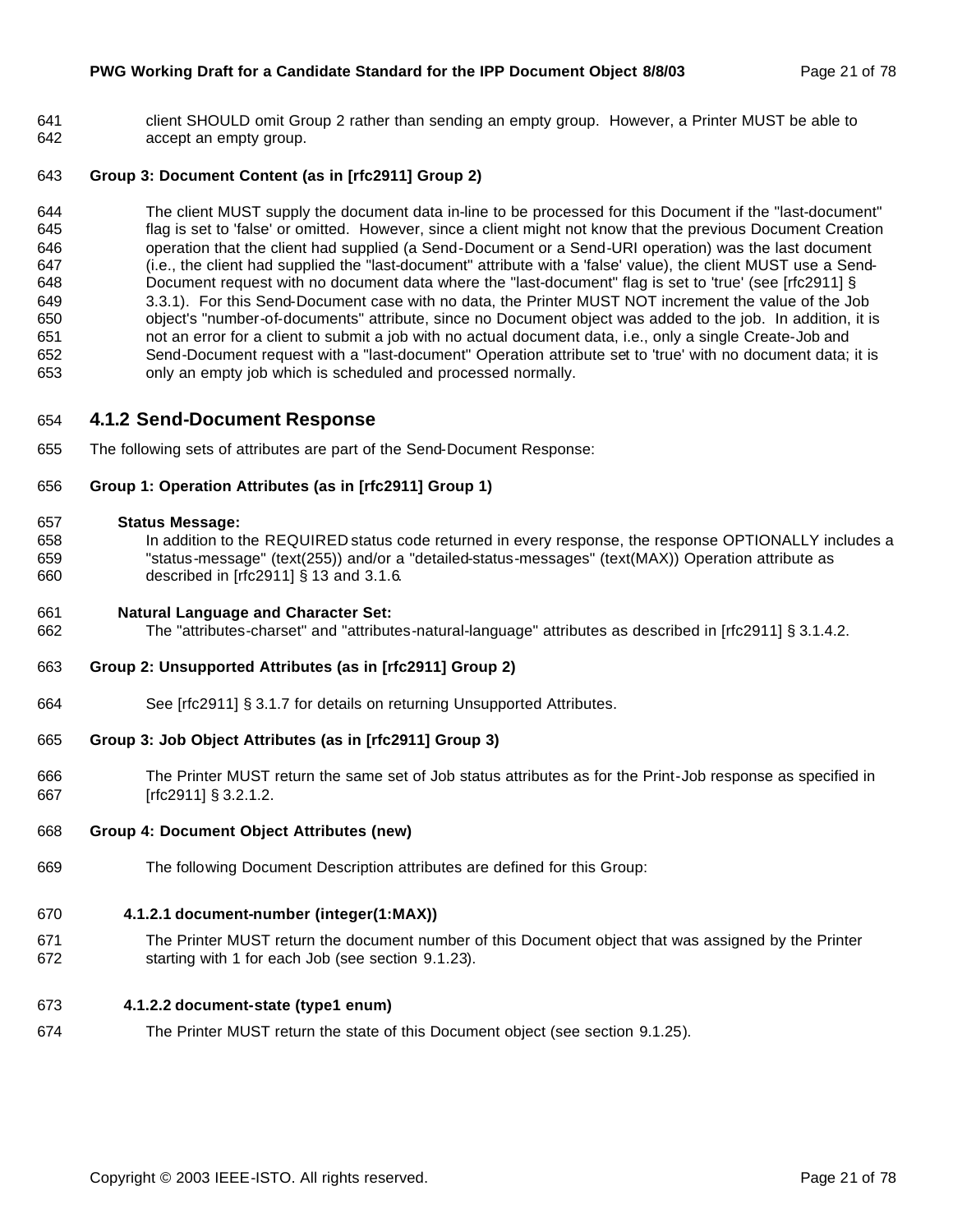client SHOULD omit Group 2 rather than sending an empty group. However, a Printer MUST be able to accept an empty group.

**Group 3: Document Content (as in [rfc2911] Group 2)**

The client MUST supply the document data in-line to be processed for this Document if the "last-document" flag is set to 'false' or omitted. However, since a client might not know that the previous Document Creation operation that the client had supplied (a Send-Document or a Send-URI operation) was the last document (i.e., the client had supplied the "last-document" attribute with a 'false' value), the client MUST use a Send-Document request with no document data where the "last-document" flag is set to 'true' (see [rfc2911] § 3.3.1). For this Send-Document case with no data, the Printer MUST NOT increment the value of the Job object's "number-of-documents" attribute, since no Document object was added to the job. In addition, it is not an error for a client to submit a job with no actual document data, i.e., only a single Create-Job and Send-Document request with a "last-document" Operation attribute set to 'true' with no document data; it is only an empty job which is scheduled and processed normally.

### 4.1.2 Send-Document Response

The following sets of attributes are part of the Send-Document Response:

**Group 1: Operation Attributes (as in [rfc2911] Group 1)**

**Status Message:**
In addition to the REQUIRED status code returned in every response, the response OPTIONALLY includes a "status-message" (text(255)) and/or a "detailed-status-messages" (text(MAX)) Operation attribute as described in [rfc2911] § 13 and 3.1.6.

**Natural Language and Character Set:**
The "attributes-charset" and "attributes-natural-language" attributes as described in [rfc2911] § 3.1.4.2.

**Group 2: Unsupported Attributes (as in [rfc2911] Group 2)**

See [rfc2911] § 3.1.7 for details on returning Unsupported Attributes.

**Group 3: Job Object Attributes (as in [rfc2911] Group 3)**

The Printer MUST return the same set of Job status attributes as for the Print-Job response as specified in [rfc2911] § 3.2.1.2.

**Group 4: Document Object Attributes (new)**

The following Document Description attributes are defined for this Group:

#### 4.1.2.1 document-number (integer(1:MAX))

The Printer MUST return the document number of this Document object that was assigned by the Printer starting with 1 for each Job (see section 9.1.23).

#### 4.1.2.2 document-state (type1 enum)

The Printer MUST return the state of this Document object (see section 9.1.25).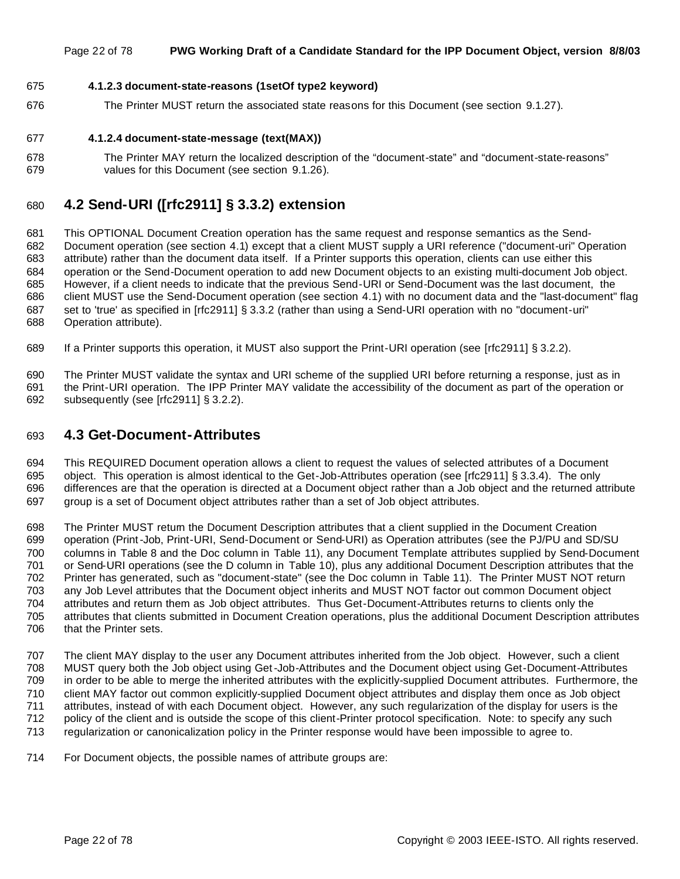#### 4.1.2.3 document-state-reasons (1setOf type2 keyword)

The Printer MUST return the associated state reasons for this Document (see section 9.1.27).

#### 4.1.2.4 document-state-message (text(MAX))

The Printer MAY return the localized description of the "document-state" and "document-state-reasons" values for this Document (see section 9.1.26).

## 4.2 Send-URI ([rfc2911] § 3.3.2) extension

This OPTIONAL Document Creation operation has the same request and response semantics as the Send-Document operation (see section 4.1) except that a client MUST supply a URI reference ("document-uri" Operation attribute) rather than the document data itself. If a Printer supports this operation, clients can use either this operation or the Send-Document operation to add new Document objects to an existing multi-document Job object. However, if a client needs to indicate that the previous Send-URI or Send-Document was the last document, the client MUST use the Send-Document operation (see section 4.1) with no document data and the "last-document" flag set to 'true' as specified in [rfc2911] § 3.3.2 (rather than using a Send-URI operation with no "document-uri" Operation attribute).

If a Printer supports this operation, it MUST also support the Print-URI operation (see [rfc2911] § 3.2.2).

The Printer MUST validate the syntax and URI scheme of the supplied URI before returning a response, just as in the Print-URI operation. The IPP Printer MAY validate the accessibility of the document as part of the operation or subsequently (see [rfc2911] § 3.2.2).

## 4.3 Get-Document-Attributes

This REQUIRED Document operation allows a client to request the values of selected attributes of a Document object. This operation is almost identical to the Get-Job-Attributes operation (see [rfc2911] § 3.3.4). The only differences are that the operation is directed at a Document object rather than a Job object and the returned attribute group is a set of Document object attributes rather than a set of Job object attributes.

The Printer MUST return the Document Description attributes that a client supplied in the Document Creation operation (Print-Job, Print-URI, Send-Document or Send-URI) as Operation attributes (see the PJ/PU and SD/SU columns in Table 8 and the Doc column in Table 11), any Document Template attributes supplied by Send-Document or Send-URI operations (see the D column in Table 10), plus any additional Document Description attributes that the Printer has generated, such as "document-state" (see the Doc column in Table 11). The Printer MUST NOT return any Job Level attributes that the Document object inherits and MUST NOT factor out common Document object attributes and return them as Job object attributes. Thus Get-Document-Attributes returns to clients only the attributes that clients submitted in Document Creation operations, plus the additional Document Description attributes that the Printer sets.

The client MAY display to the user any Document attributes inherited from the Job object. However, such a client MUST query both the Job object using Get-Job-Attributes and the Document object using Get-Document-Attributes in order to be able to merge the inherited attributes with the explicitly-supplied Document attributes. Furthermore, the client MAY factor out common explicitly-supplied Document object attributes and display them once as Job object attributes, instead of with each Document object. However, any such regularization of the display for users is the policy of the client and is outside the scope of this client-Printer protocol specification. Note: to specify any such regularization or canonicalization policy in the Printer response would have been impossible to agree to.

For Document objects, the possible names of attribute groups are: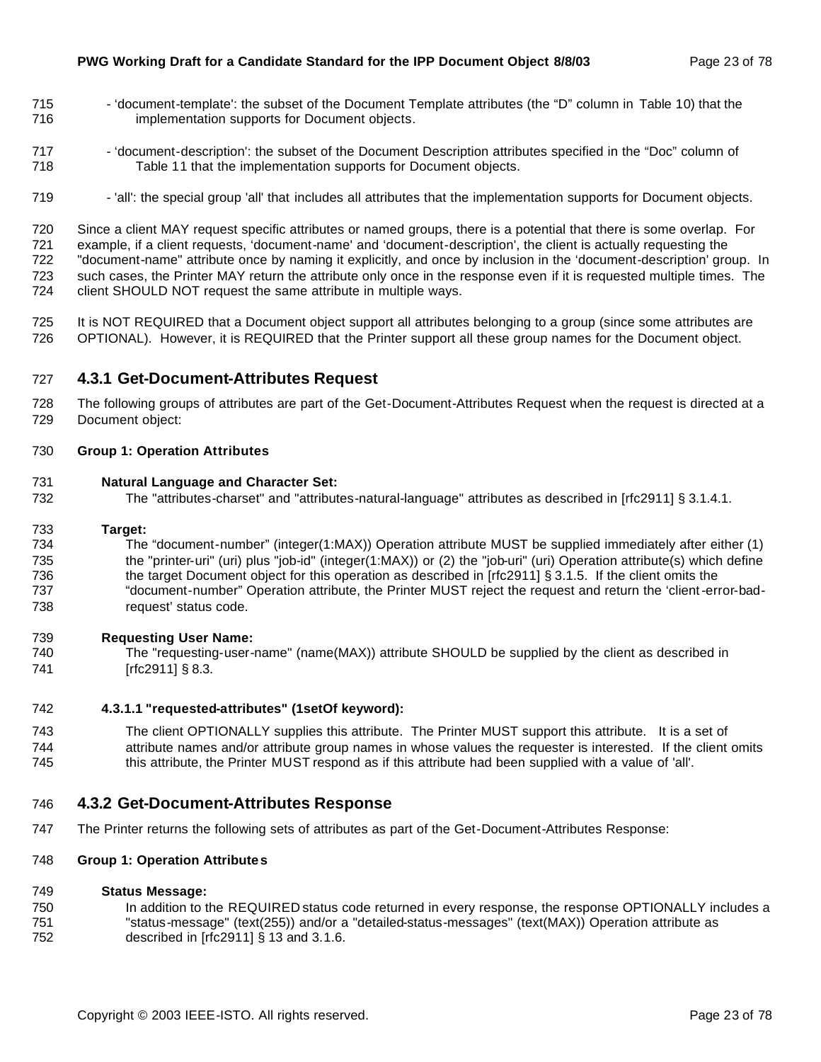- 'document-template': the subset of the Document Template attributes (the "D" column in Table 10) that the implementation supports for Document objects.

- 'document-description': the subset of the Document Description attributes specified in the "Doc" column of Table 11 that the implementation supports for Document objects.

- 'all': the special group 'all' that includes all attributes that the implementation supports for Document objects.

Since a client MAY request specific attributes or named groups, there is a potential that there is some overlap. For example, if a client requests, 'document-name' and 'document-description', the client is actually requesting the "document-name" attribute once by naming it explicitly, and once by inclusion in the 'document-description' group. In such cases, the Printer MAY return the attribute only once in the response even if it is requested multiple times. The client SHOULD NOT request the same attribute in multiple ways.

It is NOT REQUIRED that a Document object support all attributes belonging to a group (since some attributes are OPTIONAL). However, it is REQUIRED that the Printer support all these group names for the Document object.

### 4.3.1 Get-Document-Attributes Request

The following groups of attributes are part of the Get-Document-Attributes Request when the request is directed at a Document object:

**Group 1: Operation Attributes**

**Natural Language and Character Set:**

The "attributes-charset" and "attributes-natural-language" attributes as described in [rfc2911] § 3.1.4.1.

**Target:**

The "document-number" (integer(1:MAX)) Operation attribute MUST be supplied immediately after either (1) the "printer-uri" (uri) plus "job-id" (integer(1:MAX)) or (2) the "job-uri" (uri) Operation attribute(s) which define the target Document object for this operation as described in [rfc2911] § 3.1.5. If the client omits the "document-number" Operation attribute, the Printer MUST reject the request and return the 'client-error-bad-request' status code.

**Requesting User Name:**

The "requesting-user-name" (name(MAX)) attribute SHOULD be supplied by the client as described in [rfc2911] § 8.3.

#### 4.3.1.1 "requested-attributes" (1setOf keyword):

The client OPTIONALLY supplies this attribute. The Printer MUST support this attribute. It is a set of attribute names and/or attribute group names in whose values the requester is interested. If the client omits this attribute, the Printer MUST respond as if this attribute had been supplied with a value of 'all'.

### 4.3.2 Get-Document-Attributes Response

The Printer returns the following sets of attributes as part of the Get-Document-Attributes Response:

**Group 1: Operation Attributes**

**Status Message:**

In addition to the REQUIRED status code returned in every response, the response OPTIONALLY includes a "status-message" (text(255)) and/or a "detailed-status-messages" (text(MAX)) Operation attribute as described in [rfc2911] § 13 and 3.1.6.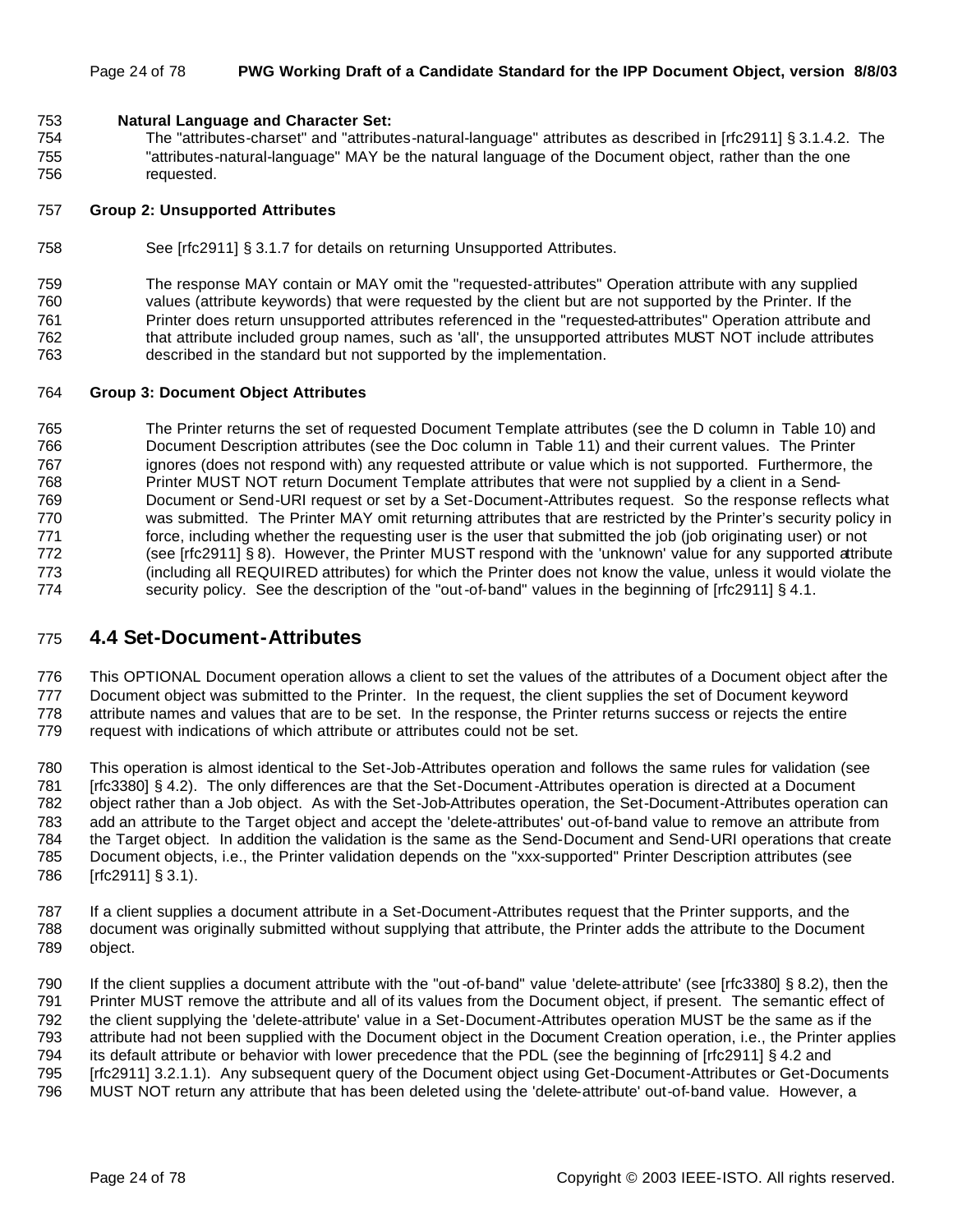**Natural Language and Character Set:**

The "attributes-charset" and "attributes-natural-language" attributes as described in [rfc2911] § 3.1.4.2. The "attributes-natural-language" MAY be the natural language of the Document object, rather than the one requested.

**Group 2: Unsupported Attributes**

See [rfc2911] § 3.1.7 for details on returning Unsupported Attributes.

The response MAY contain or MAY omit the "requested-attributes" Operation attribute with any supplied values (attribute keywords) that were requested by the client but are not supported by the Printer. If the Printer does return unsupported attributes referenced in the "requested-attributes" Operation attribute and that attribute included group names, such as 'all', the unsupported attributes MUST NOT include attributes described in the standard but not supported by the implementation.

**Group 3: Document Object Attributes**

The Printer returns the set of requested Document Template attributes (see the D column in Table 10) and Document Description attributes (see the Doc column in Table 11) and their current values. The Printer ignores (does not respond with) any requested attribute or value which is not supported. Furthermore, the Printer MUST NOT return Document Template attributes that were not supplied by a client in a Send-Document or Send-URI request or set by a Set-Document-Attributes request. So the response reflects what was submitted. The Printer MAY omit returning attributes that are restricted by the Printer's security policy in force, including whether the requesting user is the user that submitted the job (job originating user) or not (see [rfc2911] § 8). However, the Printer MUST respond with the 'unknown' value for any supported attribute (including all REQUIRED attributes) for which the Printer does not know the value, unless it would violate the security policy. See the description of the "out-of-band" values in the beginning of [rfc2911] § 4.1.

## 4.4 Set-Document-Attributes

This OPTIONAL Document operation allows a client to set the values of the attributes of a Document object after the Document object was submitted to the Printer. In the request, the client supplies the set of Document keyword attribute names and values that are to be set. In the response, the Printer returns success or rejects the entire request with indications of which attribute or attributes could not be set.

This operation is almost identical to the Set-Job-Attributes operation and follows the same rules for validation (see [rfc3380] § 4.2). The only differences are that the Set-Document-Attributes operation is directed at a Document object rather than a Job object. As with the Set-Job-Attributes operation, the Set-Document-Attributes operation can add an attribute to the Target object and accept the 'delete-attributes' out-of-band value to remove an attribute from the Target object. In addition the validation is the same as the Send-Document and Send-URI operations that create Document objects, i.e., the Printer validation depends on the "xxx-supported" Printer Description attributes (see [rfc2911] § 3.1).

If a client supplies a document attribute in a Set-Document-Attributes request that the Printer supports, and the document was originally submitted without supplying that attribute, the Printer adds the attribute to the Document object.

If the client supplies a document attribute with the "out-of-band" value 'delete-attribute' (see [rfc3380] § 8.2), then the Printer MUST remove the attribute and all of its values from the Document object, if present. The semantic effect of the client supplying the 'delete-attribute' value in a Set-Document-Attributes operation MUST be the same as if the attribute had not been supplied with the Document object in the Document Creation operation, i.e., the Printer applies its default attribute or behavior with lower precedence that the PDL (see the beginning of [rfc2911] § 4.2 and [rfc2911] 3.2.1.1). Any subsequent query of the Document object using Get-Document-Attributes or Get-Documents MUST NOT return any attribute that has been deleted using the 'delete-attribute' out-of-band value. However, a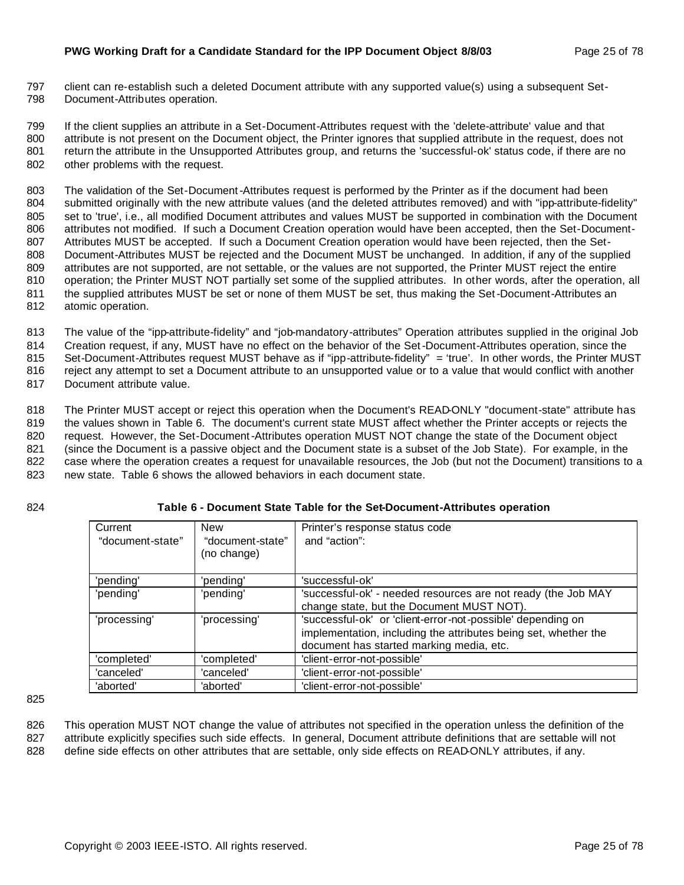client can re-establish such a deleted Document attribute with any supported value(s) using a subsequent Set-Document-Attributes operation.

If the client supplies an attribute in a Set-Document-Attributes request with the 'delete-attribute' value and that attribute is not present on the Document object, the Printer ignores that supplied attribute in the request, does not return the attribute in the Unsupported Attributes group, and returns the 'successful-ok' status code, if there are no other problems with the request.

The validation of the Set-Document-Attributes request is performed by the Printer as if the document had been submitted originally with the new attribute values (and the deleted attributes removed) and with "ipp-attribute-fidelity" set to 'true', i.e., all modified Document attributes and values MUST be supported in combination with the Document attributes not modified. If such a Document Creation operation would have been accepted, then the Set-Document-Attributes MUST be accepted. If such a Document Creation operation would have been rejected, then the Set-Document-Attributes MUST be rejected and the Document MUST be unchanged. In addition, if any of the supplied attributes are not supported, are not settable, or the values are not supported, the Printer MUST reject the entire operation; the Printer MUST NOT partially set some of the supplied attributes. In other words, after the operation, all the supplied attributes MUST be set or none of them MUST be set, thus making the Set-Document-Attributes an atomic operation.

The value of the "ipp-attribute-fidelity" and "job-mandatory-attributes" Operation attributes supplied in the original Job Creation request, if any, MUST have no effect on the behavior of the Set-Document-Attributes operation, since the Set-Document-Attributes request MUST behave as if "ipp-attribute-fidelity" = 'true'. In other words, the Printer MUST reject any attempt to set a Document attribute to an unsupported value or to a value that would conflict with another Document attribute value.

The Printer MUST accept or reject this operation when the Document's READ-ONLY "document-state" attribute has the values shown in Table 6. The document's current state MUST affect whether the Printer accepts or rejects the request. However, the Set-Document-Attributes operation MUST NOT change the state of the Document object (since the Document is a passive object and the Document state is a subset of the Job State). For example, in the case where the operation creates a request for unavailable resources, the Job (but not the Document) transitions to a new state. Table 6 shows the allowed behaviors in each document state.

**Table 6 - Document State Table for the Set-Document-Attributes operation**

| Current "document-state" | New "document-state" (no change) | Printer's response status code and "action": |
|---|---|---|
| 'pending' | 'pending' | 'successful-ok' |
| 'pending' | 'pending' | 'successful-ok' - needed resources are not ready (the Job MAY change state, but the Document MUST NOT). |
| 'processing' | 'processing' | 'successful-ok' or 'client-error-not-possible' depending on implementation, including the attributes being set, whether the document has started marking media, etc. |
| 'completed' | 'completed' | 'client-error-not-possible' |
| 'canceled' | 'canceled' | 'client-error-not-possible' |
| 'aborted' | 'aborted' | 'client-error-not-possible' |

This operation MUST NOT change the value of attributes not specified in the operation unless the definition of the attribute explicitly specifies such side effects. In general, Document attribute definitions that are settable will not define side effects on other attributes that are settable, only side effects on READ-ONLY attributes, if any.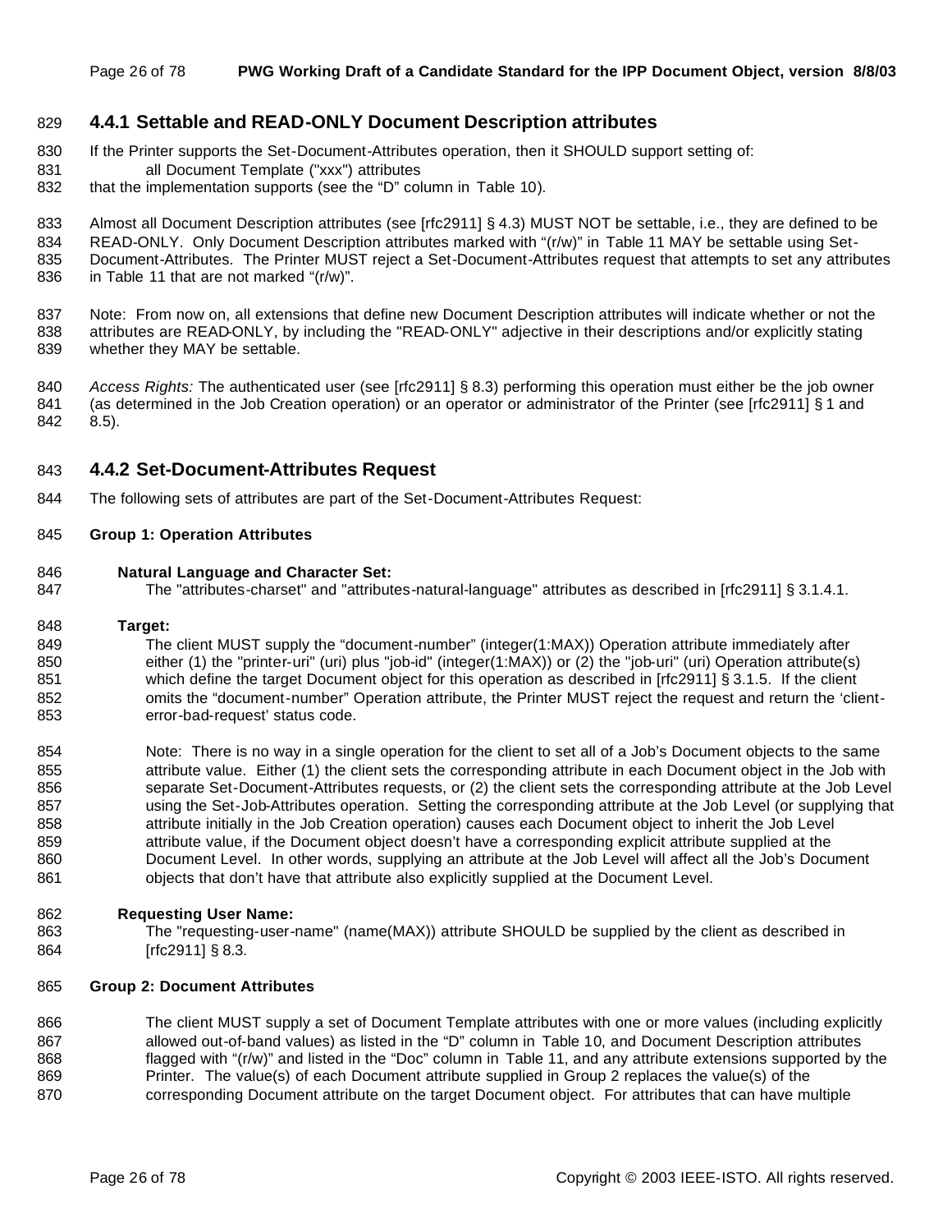### 4.4.1 Settable and READ-ONLY Document Description attributes

If the Printer supports the Set-Document-Attributes operation, then it SHOULD support setting of:

all Document Template ("xxx") attributes

that the implementation supports (see the "D" column in Table 10).

Almost all Document Description attributes (see [rfc2911] § 4.3) MUST NOT be settable, i.e., they are defined to be READ-ONLY. Only Document Description attributes marked with "(r/w)" in Table 11 MAY be settable using Set-Document-Attributes. The Printer MUST reject a Set-Document-Attributes request that attempts to set any attributes in Table 11 that are not marked "(r/w)".

Note: From now on, all extensions that define new Document Description attributes will indicate whether or not the attributes are READ-ONLY, by including the "READ-ONLY" adjective in their descriptions and/or explicitly stating whether they MAY be settable.

*Access Rights:* The authenticated user (see [rfc2911] § 8.3) performing this operation must either be the job owner (as determined in the Job Creation operation) or an operator or administrator of the Printer (see [rfc2911] § 1 and 8.5).

### 4.4.2 Set-Document-Attributes Request

The following sets of attributes are part of the Set-Document-Attributes Request:

**Group 1: Operation Attributes**

**Natural Language and Character Set:**

The "attributes-charset" and "attributes-natural-language" attributes as described in [rfc2911] § 3.1.4.1.

**Target:**

The client MUST supply the "document-number" (integer(1:MAX)) Operation attribute immediately after either (1) the "printer-uri" (uri) plus "job-id" (integer(1:MAX)) or (2) the "job-uri" (uri) Operation attribute(s) which define the target Document object for this operation as described in [rfc2911] § 3.1.5. If the client omits the "document-number" Operation attribute, the Printer MUST reject the request and return the 'client-error-bad-request' status code.

Note: There is no way in a single operation for the client to set all of a Job's Document objects to the same attribute value. Either (1) the client sets the corresponding attribute in each Document object in the Job with separate Set-Document-Attributes requests, or (2) the client sets the corresponding attribute at the Job Level using the Set-Job-Attributes operation. Setting the corresponding attribute at the Job Level (or supplying that attribute initially in the Job Creation operation) causes each Document object to inherit the Job Level attribute value, if the Document object doesn't have a corresponding explicit attribute supplied at the Document Level. In other words, supplying an attribute at the Job Level will affect all the Job's Document objects that don't have that attribute also explicitly supplied at the Document Level.

**Requesting User Name:**

The "requesting-user-name" (name(MAX)) attribute SHOULD be supplied by the client as described in [rfc2911] § 8.3.

**Group 2: Document Attributes**

The client MUST supply a set of Document Template attributes with one or more values (including explicitly allowed out-of-band values) as listed in the "D" column in Table 10, and Document Description attributes flagged with "(r/w)" and listed in the "Doc" column in Table 11, and any attribute extensions supported by the Printer. The value(s) of each Document attribute supplied in Group 2 replaces the value(s) of the corresponding Document attribute on the target Document object. For attributes that can have multiple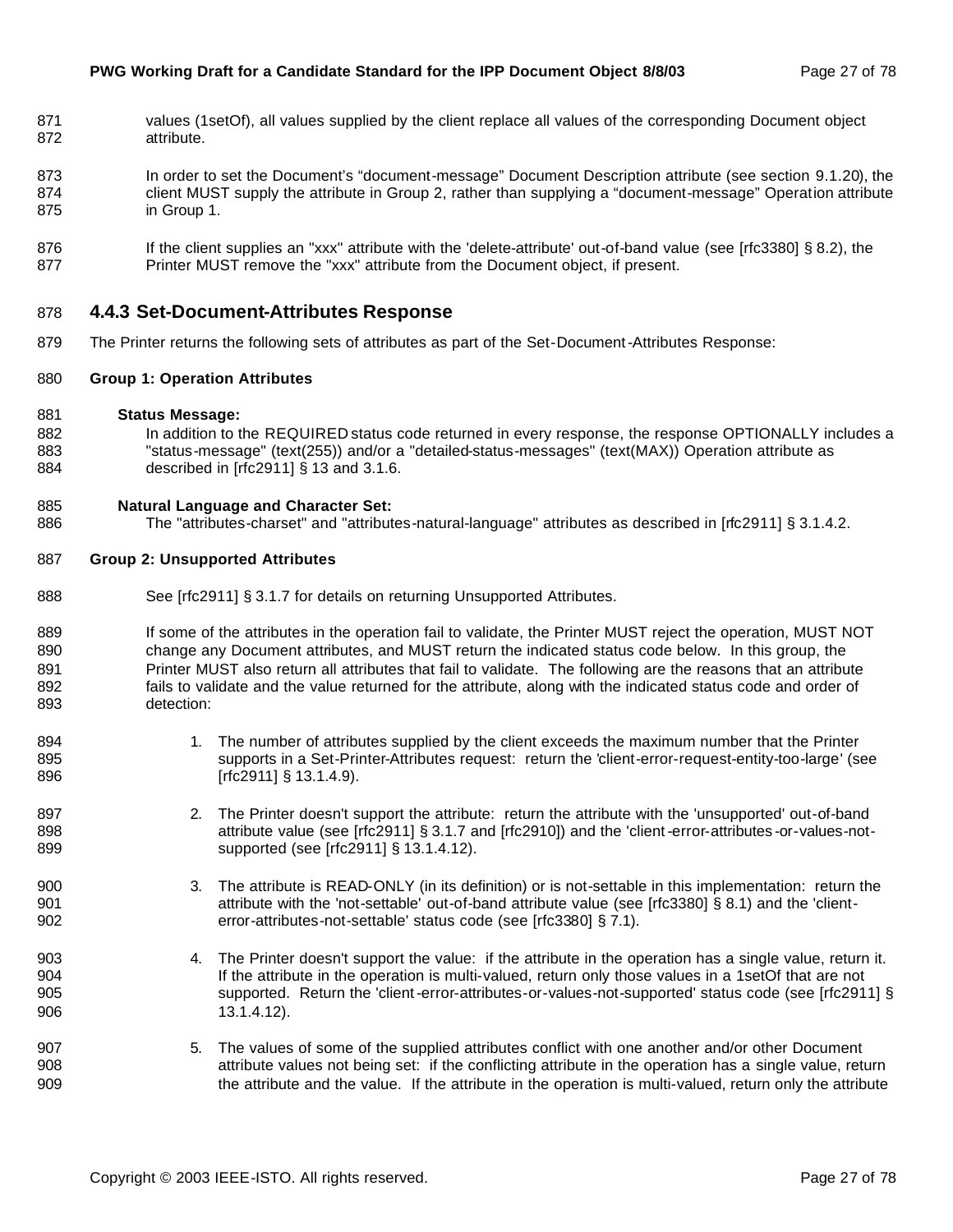values (1setOf), all values supplied by the client replace all values of the corresponding Document object attribute.

In order to set the Document's "document-message" Document Description attribute (see section 9.1.20), the client MUST supply the attribute in Group 2, rather than supplying a "document-message" Operation attribute in Group 1.

If the client supplies an "xxx" attribute with the 'delete-attribute' out-of-band value (see [rfc3380] § 8.2), the Printer MUST remove the "xxx" attribute from the Document object, if present.

### 4.4.3 Set-Document-Attributes Response

The Printer returns the following sets of attributes as part of the Set-Document-Attributes Response:

**Group 1: Operation Attributes**

**Status Message:**
In addition to the REQUIRED status code returned in every response, the response OPTIONALLY includes a "status-message" (text(255)) and/or a "detailed-status-messages" (text(MAX)) Operation attribute as described in [rfc2911] § 13 and 3.1.6.

**Natural Language and Character Set:**
The "attributes-charset" and "attributes-natural-language" attributes as described in [rfc2911] § 3.1.4.2.

**Group 2: Unsupported Attributes**

See [rfc2911] § 3.1.7 for details on returning Unsupported Attributes.

If some of the attributes in the operation fail to validate, the Printer MUST reject the operation, MUST NOT change any Document attributes, and MUST return the indicated status code below. In this group, the Printer MUST also return all attributes that fail to validate. The following are the reasons that an attribute fails to validate and the value returned for the attribute, along with the indicated status code and order of detection:

1. The number of attributes supplied by the client exceeds the maximum number that the Printer supports in a Set-Printer-Attributes request: return the 'client-error-request-entity-too-large' (see [rfc2911] § 13.1.4.9).

2. The Printer doesn't support the attribute: return the attribute with the 'unsupported' out-of-band attribute value (see [rfc2911] § 3.1.7 and [rfc2910]) and the 'client-error-attributes-or-values-not-supported (see [rfc2911] § 13.1.4.12).

3. The attribute is READ-ONLY (in its definition) or is not-settable in this implementation: return the attribute with the 'not-settable' out-of-band attribute value (see [rfc3380] § 8.1) and the 'client-error-attributes-not-settable' status code (see [rfc3380] § 7.1).

4. The Printer doesn't support the value: if the attribute in the operation has a single value, return it. If the attribute in the operation is multi-valued, return only those values in a 1setOf that are not supported. Return the 'client-error-attributes-or-values-not-supported' status code (see [rfc2911] § 13.1.4.12).

5. The values of some of the supplied attributes conflict with one another and/or other Document attribute values not being set: if the conflicting attribute in the operation has a single value, return the attribute and the value. If the attribute in the operation is multi-valued, return only the attribute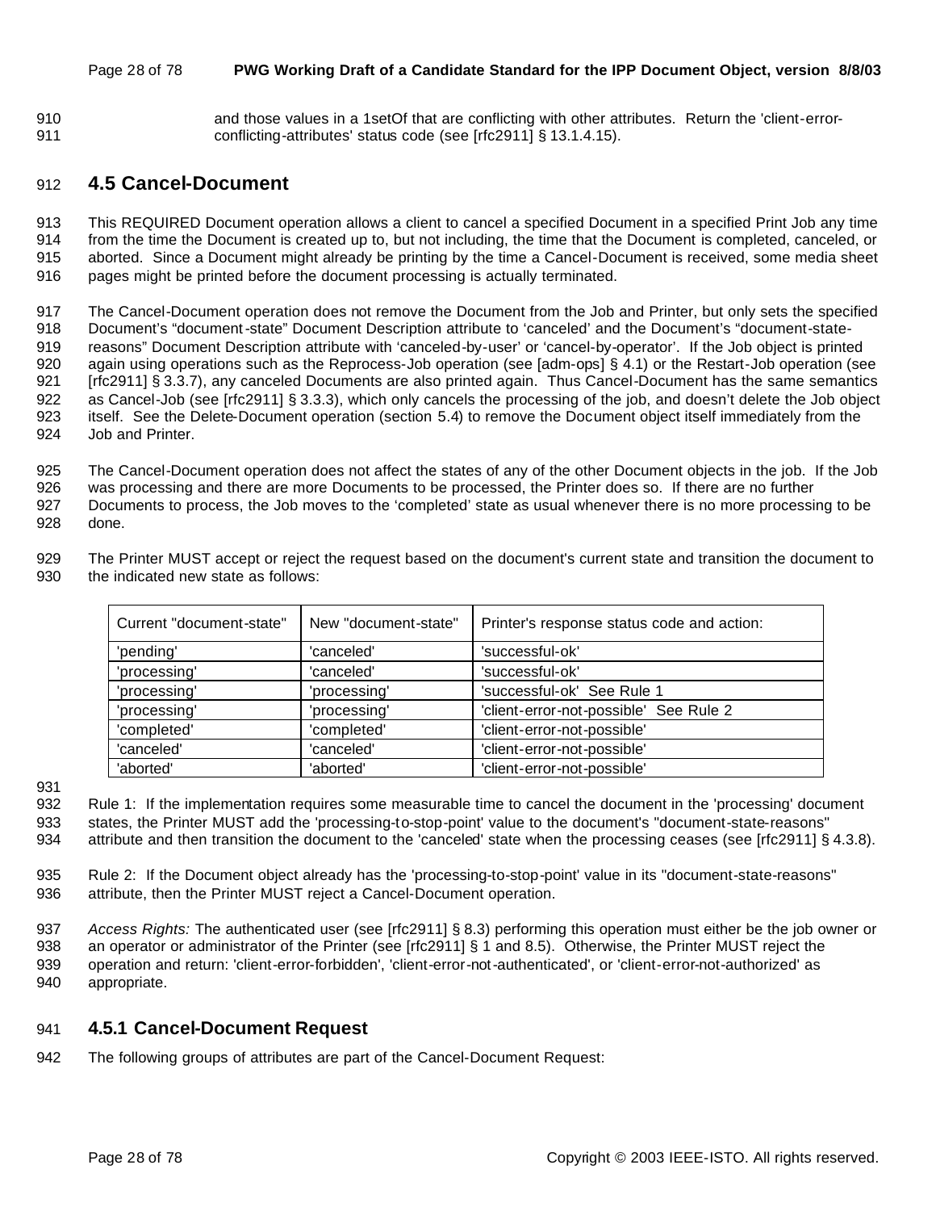and those values in a 1setOf that are conflicting with other attributes. Return the 'client-error-conflicting-attributes' status code (see [rfc2911] § 13.1.4.15).

## 4.5 Cancel-Document

This REQUIRED Document operation allows a client to cancel a specified Document in a specified Print Job any time from the time the Document is created up to, but not including, the time that the Document is completed, canceled, or aborted. Since a Document might already be printing by the time a Cancel-Document is received, some media sheet pages might be printed before the document processing is actually terminated.

The Cancel-Document operation does not remove the Document from the Job and Printer, but only sets the specified Document's "document-state" Document Description attribute to 'canceled' and the Document's "document-state-reasons" Document Description attribute with 'canceled-by-user' or 'cancel-by-operator'. If the Job object is printed again using operations such as the Reprocess-Job operation (see [adm-ops] § 4.1) or the Restart-Job operation (see [rfc2911] § 3.3.7), any canceled Documents are also printed again. Thus Cancel-Document has the same semantics as Cancel-Job (see [rfc2911] § 3.3.3), which only cancels the processing of the job, and doesn't delete the Job object itself. See the Delete-Document operation (section 5.4) to remove the Document object itself immediately from the Job and Printer.

The Cancel-Document operation does not affect the states of any of the other Document objects in the job. If the Job was processing and there are more Documents to be processed, the Printer does so. If there are no further Documents to process, the Job moves to the 'completed' state as usual whenever there is no more processing to be done.

The Printer MUST accept or reject the request based on the document's current state and transition the document to the indicated new state as follows:

| Current "document-state" | New "document-state" | Printer's response status code and action: |
|---|---|---|
| 'pending' | 'canceled' | 'successful-ok' |
| 'processing' | 'canceled' | 'successful-ok' |
| 'processing' | 'processing' | 'successful-ok' See Rule 1 |
| 'processing' | 'processing' | 'client-error-not-possible' See Rule 2 |
| 'completed' | 'completed' | 'client-error-not-possible' |
| 'canceled' | 'canceled' | 'client-error-not-possible' |
| 'aborted' | 'aborted' | 'client-error-not-possible' |

Rule 1: If the implementation requires some measurable time to cancel the document in the 'processing' document states, the Printer MUST add the 'processing-to-stop-point' value to the document's "document-state-reasons" attribute and then transition the document to the 'canceled' state when the processing ceases (see [rfc2911] § 4.3.8).

Rule 2: If the Document object already has the 'processing-to-stop-point' value in its "document-state-reasons" attribute, then the Printer MUST reject a Cancel-Document operation.

*Access Rights:* The authenticated user (see [rfc2911] § 8.3) performing this operation must either be the job owner or an operator or administrator of the Printer (see [rfc2911] § 1 and 8.5). Otherwise, the Printer MUST reject the operation and return: 'client-error-forbidden', 'client-error-not-authenticated', or 'client-error-not-authorized' as appropriate.

### 4.5.1 Cancel-Document Request

The following groups of attributes are part of the Cancel-Document Request: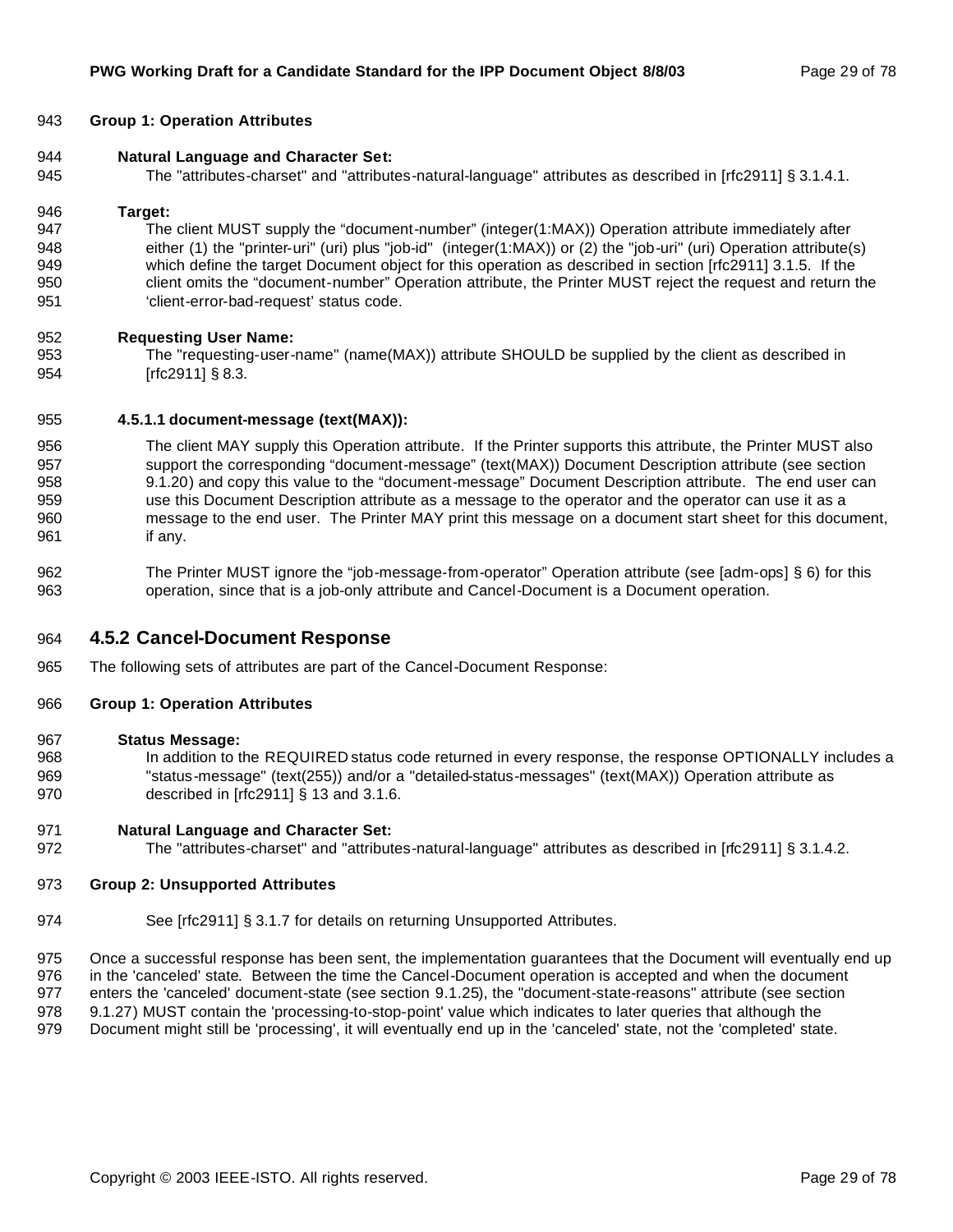**Group 1: Operation Attributes**

**Natural Language and Character Set:**

The "attributes-charset" and "attributes-natural-language" attributes as described in [rfc2911] § 3.1.4.1.

**Target:**

The client MUST supply the "document-number" (integer(1:MAX)) Operation attribute immediately after either (1) the "printer-uri" (uri) plus "job-id" (integer(1:MAX)) or (2) the "job-uri" (uri) Operation attribute(s) which define the target Document object for this operation as described in section [rfc2911] 3.1.5. If the client omits the "document-number" Operation attribute, the Printer MUST reject the request and return the 'client-error-bad-request' status code.

**Requesting User Name:**

The "requesting-user-name" (name(MAX)) attribute SHOULD be supplied by the client as described in [rfc2911] § 8.3.

**4.5.1.1 document-message (text(MAX)):**

The client MAY supply this Operation attribute. If the Printer supports this attribute, the Printer MUST also support the corresponding "document-message" (text(MAX)) Document Description attribute (see section 9.1.20) and copy this value to the "document-message" Document Description attribute. The end user can use this Document Description attribute as a message to the operator and the operator can use it as a message to the end user. The Printer MAY print this message on a document start sheet for this document, if any.

The Printer MUST ignore the "job-message-from-operator" Operation attribute (see [adm-ops] § 6) for this operation, since that is a job-only attribute and Cancel-Document is a Document operation.

### 4.5.2 Cancel-Document Response

The following sets of attributes are part of the Cancel-Document Response:

**Group 1: Operation Attributes**

**Status Message:**

In addition to the REQUIRED status code returned in every response, the response OPTIONALLY includes a "status-message" (text(255)) and/or a "detailed-status-messages" (text(MAX)) Operation attribute as described in [rfc2911] § 13 and 3.1.6.

**Natural Language and Character Set:**

The "attributes-charset" and "attributes-natural-language" attributes as described in [rfc2911] § 3.1.4.2.

**Group 2: Unsupported Attributes**

See [rfc2911] § 3.1.7 for details on returning Unsupported Attributes.

Once a successful response has been sent, the implementation guarantees that the Document will eventually end up in the 'canceled' state. Between the time the Cancel-Document operation is accepted and when the document enters the 'canceled' document-state (see section 9.1.25), the "document-state-reasons" attribute (see section 9.1.27) MUST contain the 'processing-to-stop-point' value which indicates to later queries that although the Document might still be 'processing', it will eventually end up in the 'canceled' state, not the 'completed' state.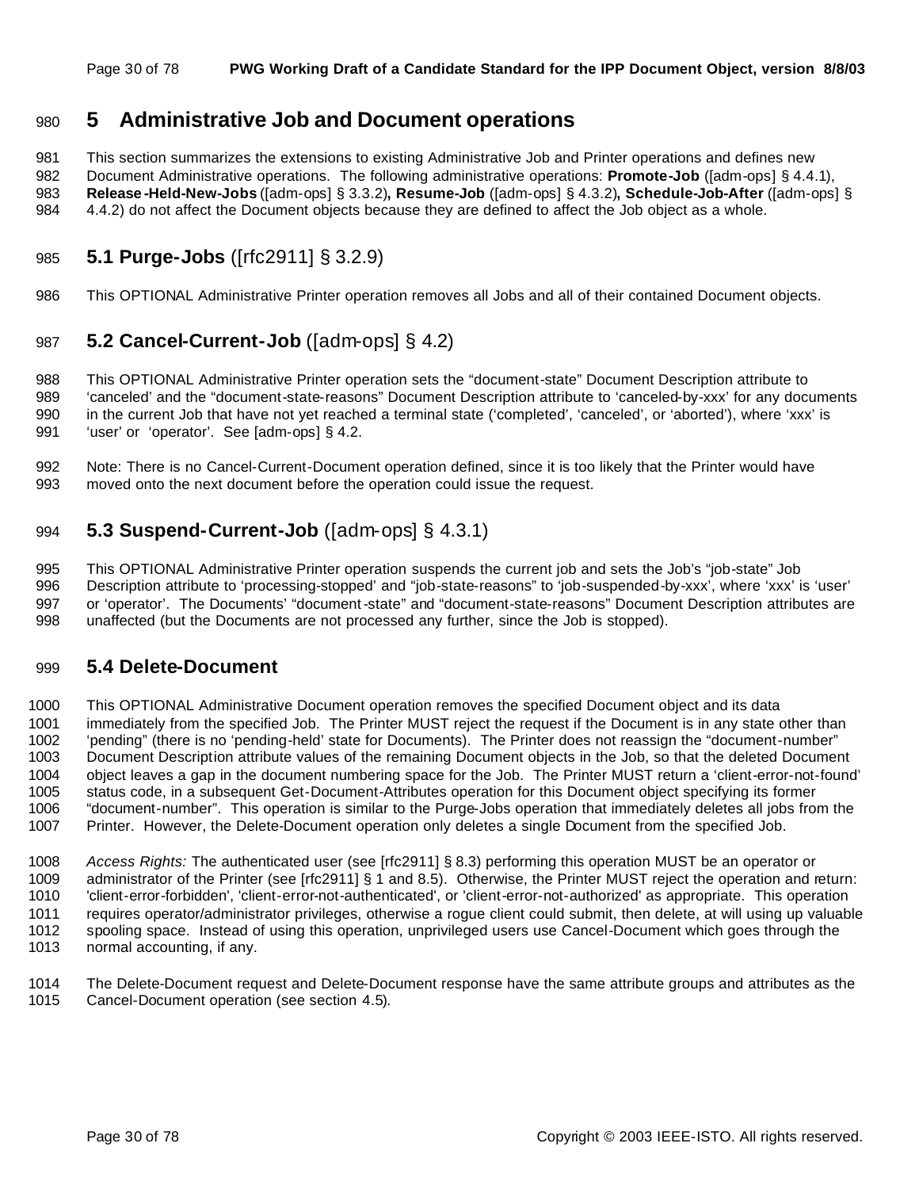# 5 Administrative Job and Document operations

This section summarizes the extensions to existing Administrative Job and Printer operations and defines new Document Administrative operations. The following administrative operations: **Promote-Job** ([adm-ops] § 4.4.1), **Release-Held-New-Jobs** ([adm-ops] § 3.3.2)**, Resume-Job** ([adm-ops] § 4.3.2)**, Schedule-Job-After** ([adm-ops] § 4.4.2) do not affect the Document objects because they are defined to affect the Job object as a whole.

## 5.1 Purge-Jobs ([rfc2911] § 3.2.9)

This OPTIONAL Administrative Printer operation removes all Jobs and all of their contained Document objects.

## 5.2 Cancel-Current-Job ([adm-ops] § 4.2)

This OPTIONAL Administrative Printer operation sets the "document-state" Document Description attribute to 'canceled' and the "document-state-reasons" Document Description attribute to 'canceled-by-xxx' for any documents in the current Job that have not yet reached a terminal state ('completed', 'canceled', or 'aborted'), where 'xxx' is 'user' or 'operator'. See [adm-ops] § 4.2.

Note: There is no Cancel-Current-Document operation defined, since it is too likely that the Printer would have moved onto the next document before the operation could issue the request.

## 5.3 Suspend-Current-Job ([adm-ops] § 4.3.1)

This OPTIONAL Administrative Printer operation suspends the current job and sets the Job's "job-state" Job Description attribute to 'processing-stopped' and "job-state-reasons" to 'job-suspended-by-xxx', where 'xxx' is 'user' or 'operator'. The Documents' "document-state" and "document-state-reasons" Document Description attributes are unaffected (but the Documents are not processed any further, since the Job is stopped).

## 5.4 Delete-Document

This OPTIONAL Administrative Document operation removes the specified Document object and its data immediately from the specified Job. The Printer MUST reject the request if the Document is in any state other than 'pending" (there is no 'pending-held' state for Documents). The Printer does not reassign the "document-number" Document Description attribute values of the remaining Document objects in the Job, so that the deleted Document object leaves a gap in the document numbering space for the Job. The Printer MUST return a 'client-error-not-found' status code, in a subsequent Get-Document-Attributes operation for this Document object specifying its former "document-number". This operation is similar to the Purge-Jobs operation that immediately deletes all jobs from the Printer. However, the Delete-Document operation only deletes a single Document from the specified Job.

*Access Rights:* The authenticated user (see [rfc2911] § 8.3) performing this operation MUST be an operator or administrator of the Printer (see [rfc2911] § 1 and 8.5). Otherwise, the Printer MUST reject the operation and return: 'client-error-forbidden', 'client-error-not-authenticated', or 'client-error-not-authorized' as appropriate. This operation requires operator/administrator privileges, otherwise a rogue client could submit, then delete, at will using up valuable spooling space. Instead of using this operation, unprivileged users use Cancel-Document which goes through the normal accounting, if any.

The Delete-Document request and Delete-Document response have the same attribute groups and attributes as the Cancel-Document operation (see section 4.5).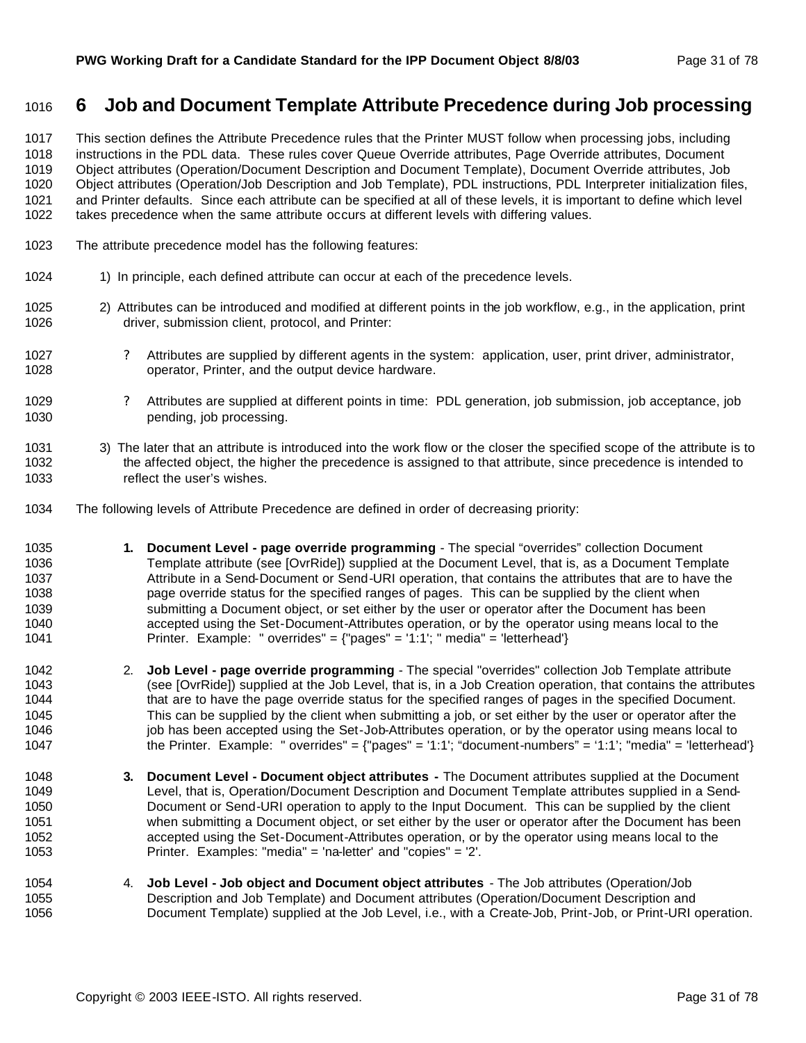# 6 Job and Document Template Attribute Precedence during Job processing

This section defines the Attribute Precedence rules that the Printer MUST follow when processing jobs, including instructions in the PDL data. These rules cover Queue Override attributes, Page Override attributes, Document Object attributes (Operation/Document Description and Document Template), Document Override attributes, Job Object attributes (Operation/Job Description and Job Template), PDL instructions, PDL Interpreter initialization files, and Printer defaults. Since each attribute can be specified at all of these levels, it is important to define which level takes precedence when the same attribute occurs at different levels with differing values.

The attribute precedence model has the following features:

1) In principle, each defined attribute can occur at each of the precedence levels.

2) Attributes can be introduced and modified at different points in the job workflow, e.g., in the application, print driver, submission client, protocol, and Printer:

   ? Attributes are supplied by different agents in the system: application, user, print driver, administrator, operator, Printer, and the output device hardware.

   ? Attributes are supplied at different points in time: PDL generation, job submission, job acceptance, job pending, job processing.

3) The later that an attribute is introduced into the work flow or the closer the specified scope of the attribute is to the affected object, the higher the precedence is assigned to that attribute, since precedence is intended to reflect the user's wishes.

The following levels of Attribute Precedence are defined in order of decreasing priority:

**1.** **Document Level - page override programming** - The special "overrides" collection Document Template attribute (see [OvrRide]) supplied at the Document Level, that is, as a Document Template Attribute in a Send-Document or Send-URI operation, that contains the attributes that are to have the page override status for the specified ranges of pages. This can be supplied by the client when submitting a Document object, or set either by the user or operator after the Document has been accepted using the Set-Document-Attributes operation, or by the operator using means local to the Printer. Example: " overrides" = {"pages" = '1:1'; " media" = 'letterhead'}

2. **Job Level - page override programming** - The special "overrides" collection Job Template attribute (see [OvrRide]) supplied at the Job Level, that is, in a Job Creation operation, that contains the attributes that are to have the page override status for the specified ranges of pages in the specified Document. This can be supplied by the client when submitting a job, or set either by the user or operator after the job has been accepted using the Set-Job-Attributes operation, or by the operator using means local to the Printer. Example: " overrides" = {"pages" = '1:1'; "document-numbers" = '1:1'; "media" = 'letterhead'}

**3.** **Document Level - Document object attributes -** The Document attributes supplied at the Document Level, that is, Operation/Document Description and Document Template attributes supplied in a Send-Document or Send-URI operation to apply to the Input Document. This can be supplied by the client when submitting a Document object, or set either by the user or operator after the Document has been accepted using the Set-Document-Attributes operation, or by the operator using means local to the Printer. Examples: "media" = 'na-letter' and "copies" = '2'.

4. **Job Level - Job object and Document object attributes** - The Job attributes (Operation/Job Description and Job Template) and Document attributes (Operation/Document Description and Document Template) supplied at the Job Level, i.e., with a Create-Job, Print-Job, or Print-URI operation.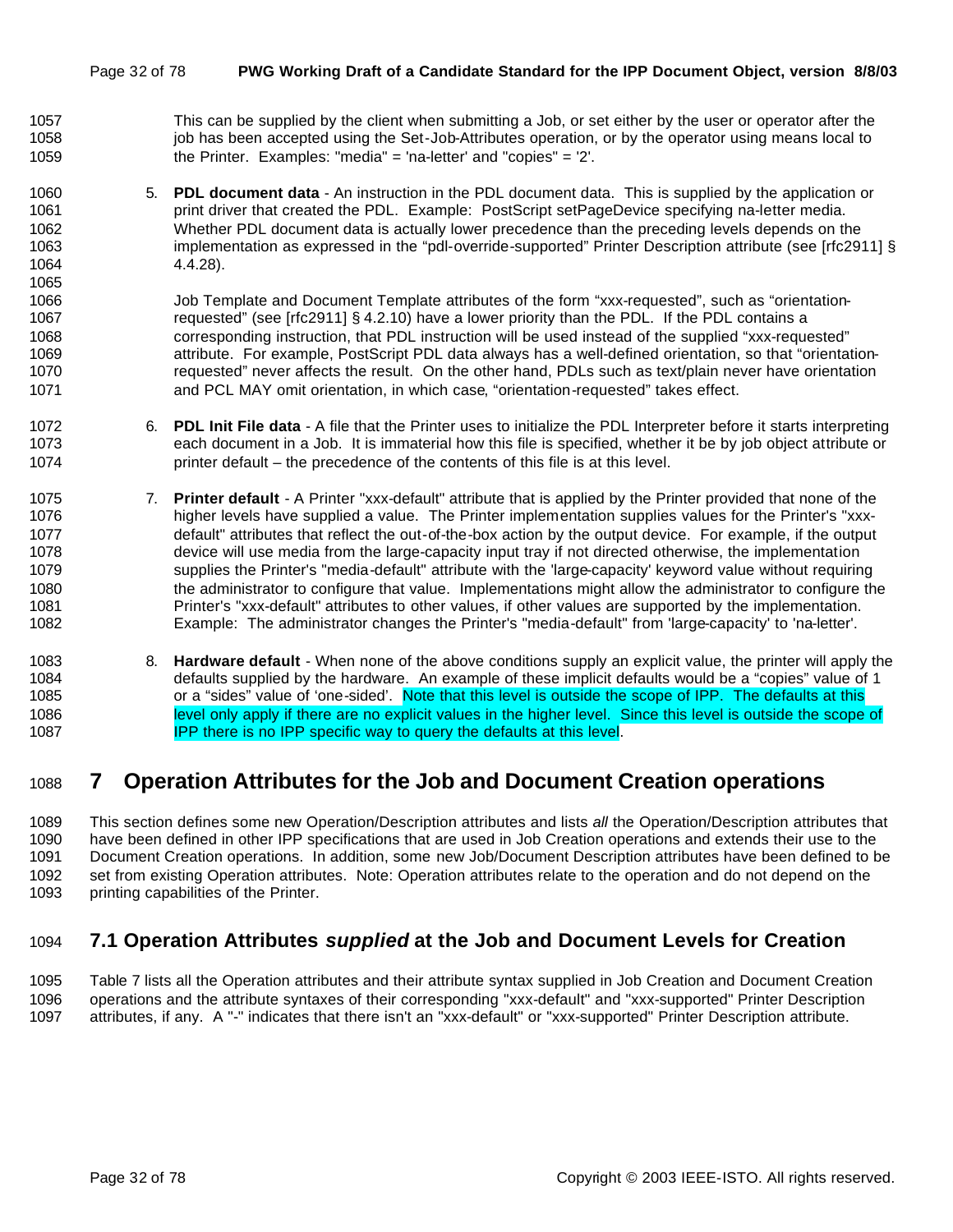This can be supplied by the client when submitting a Job, or set either by the user or operator after the job has been accepted using the Set-Job-Attributes operation, or by the operator using means local to the Printer. Examples: "media" = 'na-letter' and "copies" = '2'.

5. **PDL document data** - An instruction in the PDL document data. This is supplied by the application or print driver that created the PDL. Example: PostScript setPageDevice specifying na-letter media. Whether PDL document data is actually lower precedence than the preceding levels depends on the implementation as expressed in the "pdl-override-supported" Printer Description attribute (see [rfc2911] § 4.4.28).

   Job Template and Document Template attributes of the form "xxx-requested", such as "orientation-requested" (see [rfc2911] § 4.2.10) have a lower priority than the PDL. If the PDL contains a corresponding instruction, that PDL instruction will be used instead of the supplied "xxx-requested" attribute. For example, PostScript PDL data always has a well-defined orientation, so that "orientation-requested" never affects the result. On the other hand, PDLs such as text/plain never have orientation and PCL MAY omit orientation, in which case, "orientation-requested" takes effect.

6. **PDL Init File data** - A file that the Printer uses to initialize the PDL Interpreter before it starts interpreting each document in a Job. It is immaterial how this file is specified, whether it be by job object attribute or printer default – the precedence of the contents of this file is at this level.

7. **Printer default** - A Printer "xxx-default" attribute that is applied by the Printer provided that none of the higher levels have supplied a value. The Printer implementation supplies values for the Printer's "xxx-default" attributes that reflect the out-of-the-box action by the output device. For example, if the output device will use media from the large-capacity input tray if not directed otherwise, the implementation supplies the Printer's "media-default" attribute with the 'large-capacity' keyword value without requiring the administrator to configure that value. Implementations might allow the administrator to configure the Printer's "xxx-default" attributes to other values, if other values are supported by the implementation. Example: The administrator changes the Printer's "media-default" from 'large-capacity' to 'na-letter'.

8. **Hardware default** - When none of the above conditions supply an explicit value, the printer will apply the defaults supplied by the hardware. An example of these implicit defaults would be a "copies" value of 1 or a "sides" value of 'one-sided'. Note that this level is outside the scope of IPP. The defaults at this level only apply if there are no explicit values in the higher level. Since this level is outside the scope of IPP there is no IPP specific way to query the defaults at this level.

# 7 Operation Attributes for the Job and Document Creation operations

This section defines some new Operation/Description attributes and lists *all* the Operation/Description attributes that have been defined in other IPP specifications that are used in Job Creation operations and extends their use to the Document Creation operations. In addition, some new Job/Document Description attributes have been defined to be set from existing Operation attributes. Note: Operation attributes relate to the operation and do not depend on the printing capabilities of the Printer.

## 7.1 Operation Attributes *supplied* at the Job and Document Levels for Creation

Table 7 lists all the Operation attributes and their attribute syntax supplied in Job Creation and Document Creation operations and the attribute syntaxes of their corresponding "xxx-default" and "xxx-supported" Printer Description attributes, if any. A "-" indicates that there isn't an "xxx-default" or "xxx-supported" Printer Description attribute.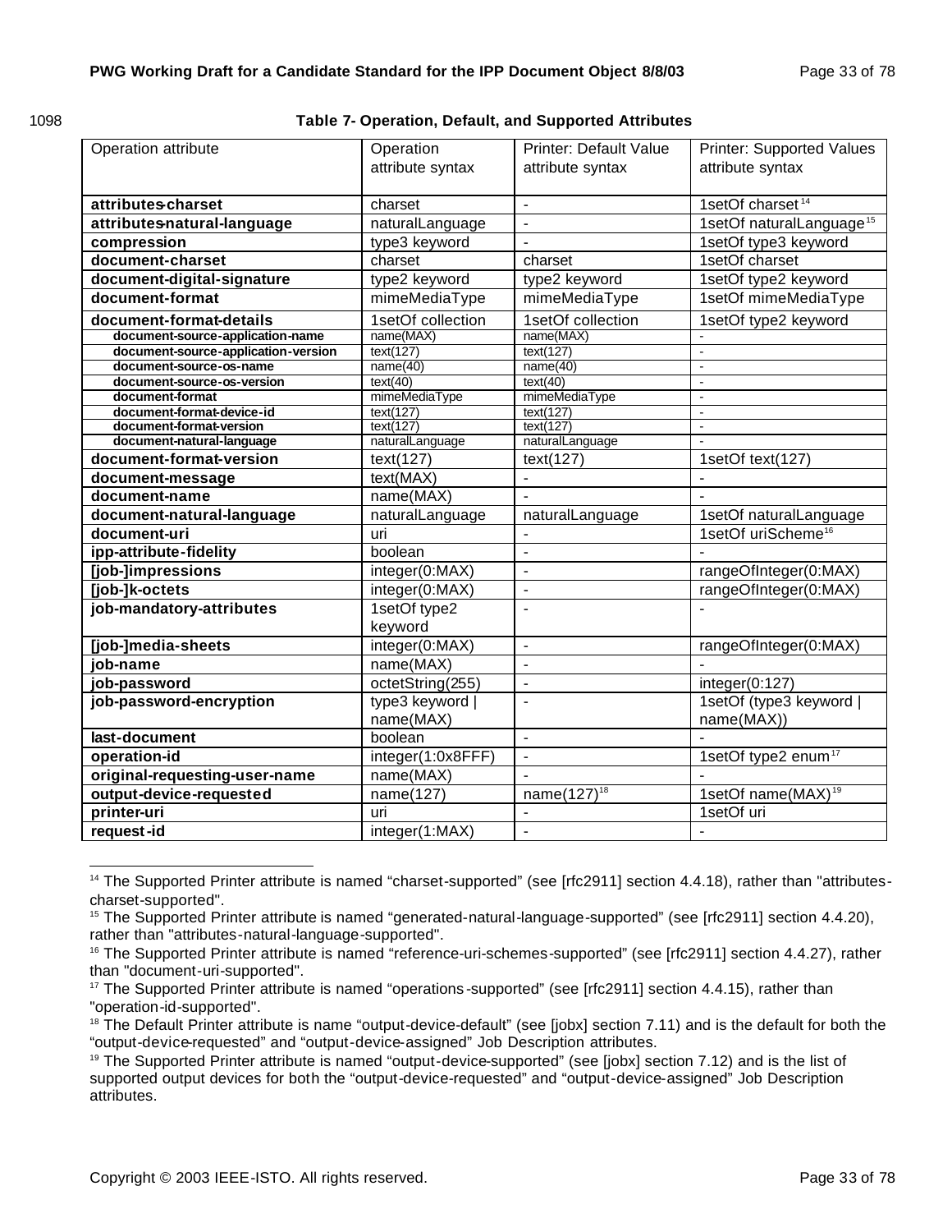1098

**Table 7- Operation, Default, and Supported Attributes**

| Operation attribute | Operation attribute syntax | Printer: Default Value attribute syntax | Printer: Supported Values attribute syntax |
|---|---|---|---|
| **attributes-charset** | charset | - | 1setOf charset [14] |
| **attributes-natural-language** | naturalLanguage | - | 1setOf naturalLanguage [15] |
| **compression** | type3 keyword | - | 1setOf type3 keyword |
| **document-charset** | charset | charset | 1setOf charset |
| **document-digital-signature** | type2 keyword | type2 keyword | 1setOf type2 keyword |
| **document-format** | mimeMediaType | mimeMediaType | 1setOf mimeMediaType |
| **document-format-details** | 1setOf collection | 1setOf collection | 1setOf type2 keyword |
| **document-source-application-name** | name(MAX) | name(MAX) | - |
| **document-source-application-version** | text(127) | text(127) | - |
| **document-source-os-name** | name(40) | name(40) | - |
| **document-source-os-version** | text(40) | text(40) | - |
| **document-format** | mimeMediaType | mimeMediaType | - |
| **document-format-device-id** | text(127) | text(127) | - |
| **document-format-version** | text(127) | text(127) | - |
| **document-natural-language** | naturalLanguage | naturalLanguage | - |
| **document-format-version** | text(127) | text(127) | 1setOf text(127) |
| **document-message** | text(MAX) | - | - |
| **document-name** | name(MAX) | - | - |
| **document-natural-language** | naturalLanguage | naturalLanguage | 1setOf naturalLanguage |
| **document-uri** | uri | - | 1setOf uriScheme [16] |
| **ipp-attribute-fidelity** | boolean | - | - |
| **[job-]impressions** | integer(0:MAX) | - | rangeOfInteger(0:MAX) |
| **[job-]k-octets** | integer(0:MAX) | - | rangeOfInteger(0:MAX) |
| **job-mandatory-attributes** | 1setOf type2 keyword | - | - |
| **[job-]media-sheets** | integer(0:MAX) | - | rangeOfInteger(0:MAX) |
| **job-name** | name(MAX) | - | - |
| **job-password** | octetString(255) | - | integer(0:127) |
| **job-password-encryption** | type3 keyword \| name(MAX) | - | 1setOf (type3 keyword \| name(MAX)) |
| **last-document** | boolean | - | - |
| **operation-id** | integer(1:0x8FFF) | - | 1setOf type2 enum [17] |
| **original-requesting-user-name** | name(MAX) | - | - |
| **output-device-requested** | name(127) | name(127) [18] | 1setOf name(MAX) [19] |
| **printer-uri** | uri | - | 1setOf uri |
| **request-id** | integer(1:MAX) | - | - |

---

[14] The Supported Printer attribute is named "charset-supported" (see [rfc2911] section 4.4.18), rather than "attributes-charset-supported".

[15] The Supported Printer attribute is named "generated-natural-language-supported" (see [rfc2911] section 4.4.20), rather than "attributes-natural-language-supported".

[16] The Supported Printer attribute is named "reference-uri-schemes-supported" (see [rfc2911] section 4.4.27), rather than "document-uri-supported".

[17] The Supported Printer attribute is named "operations-supported" (see [rfc2911] section 4.4.15), rather than "operation-id-supported".

[18] The Default Printer attribute is name "output-device-default" (see [jobx] section 7.11) and is the default for both the "output-device-requested" and "output-device-assigned" Job Description attributes.

[19] The Supported Printer attribute is named "output-device-supported" (see [jobx] section 7.12) and is the list of supported output devices for both the "output-device-requested" and "output-device-assigned" Job Description attributes.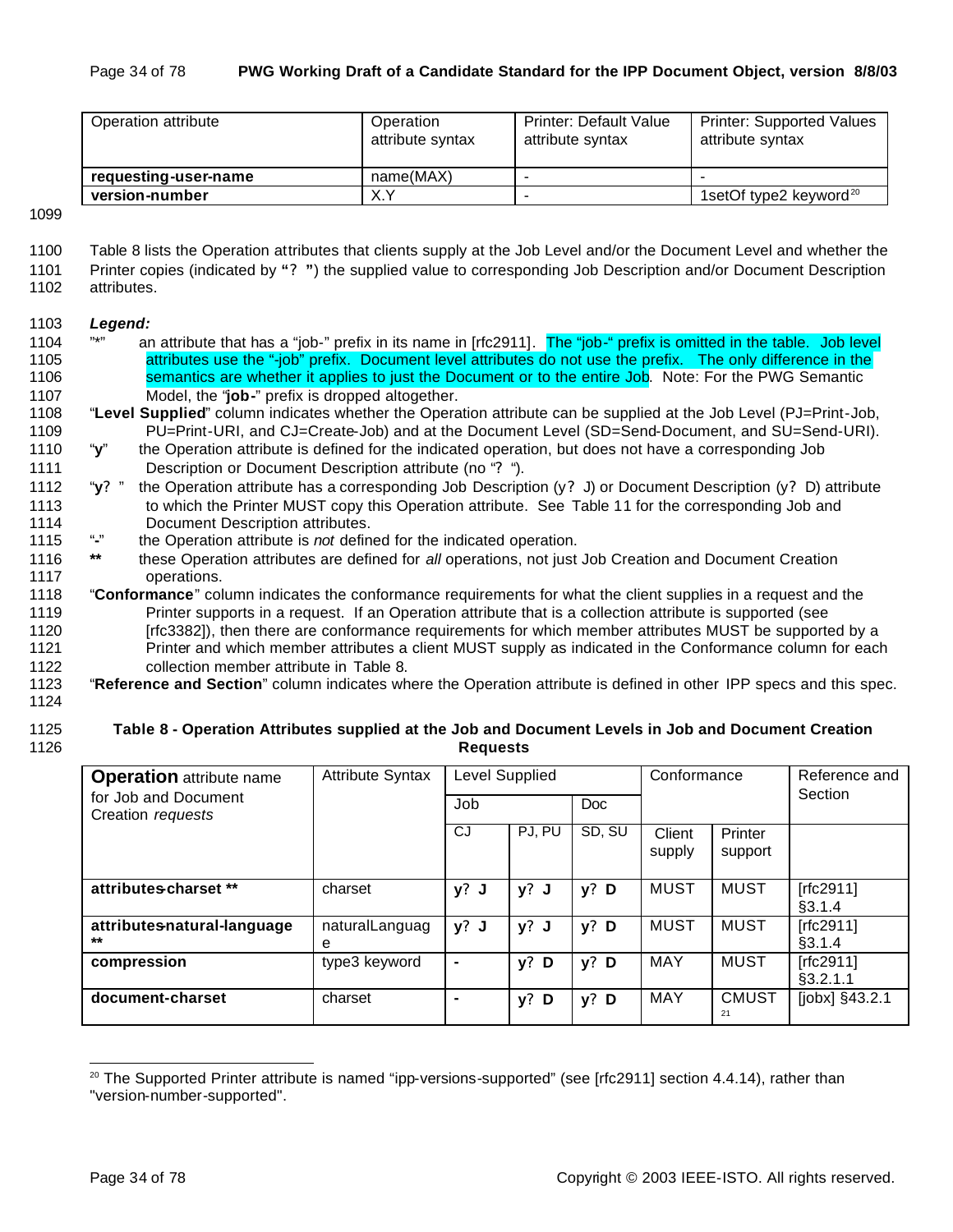| Operation attribute | Operation attribute syntax | Printer: Default Value attribute syntax | Printer: Supported Values attribute syntax |
|---|---|---|---|
| **requesting-user-name** | name(MAX) | - | - |
| **version-number** | X.Y | - | 1setOf type2 keyword[20] |

Table 8 lists the Operation attributes that clients supply at the Job Level and/or the Document Level and whether the Printer copies (indicated by "? ") the supplied value to corresponding Job Description and/or Document Description attributes.

***Legend:***

"*" an attribute that has a "job-" prefix in its name in [rfc2911]. The "job-" prefix is omitted in the table. Job level attributes use the "-job" prefix. Document level attributes do not use the prefix. The only difference in the semantics are whether it applies to just the Document or to the entire Job. Note: For the PWG Semantic Model, the "**job-**" prefix is dropped altogether.

"**Level Supplied**" column indicates whether the Operation attribute can be supplied at the Job Level (PJ=Print-Job, PU=Print-URI, and CJ=Create-Job) and at the Document Level (SD=Send-Document, and SU=Send-URI).

"**y**" the Operation attribute is defined for the indicated operation, but does not have a corresponding Job Description or Document Description attribute (no "? ").

"**y?** " the Operation attribute has a corresponding Job Description (y? J) or Document Description (y? D) attribute to which the Printer MUST copy this Operation attribute. See Table 11 for the corresponding Job and Document Description attributes.

"**-**" the Operation attribute is *not* defined for the indicated operation.

**\*\*** these Operation attributes are defined for *all* operations, not just Job Creation and Document Creation operations.

"**Conformance**" column indicates the conformance requirements for what the client supplies in a request and the Printer supports in a request. If an Operation attribute that is a collection attribute is supported (see [rfc3382]), then there are conformance requirements for which member attributes MUST be supported by a Printer and which member attributes a client MUST supply as indicated in the Conformance column for each collection member attribute in Table 8.

"**Reference and Section**" column indicates where the Operation attribute is defined in other IPP specs and this spec.

**Table 8 - Operation Attributes supplied at the Job and Document Levels in Job and Document Creation Requests**

| **Operation** attribute name for Job and Document Creation *requests* | Attribute Syntax | Level Supplied | | | Conformance | | Reference and Section |
|---|---|---|---|---|---|---|---|
| | | Job | | Doc | | | |
| | | CJ | PJ, PU | SD, SU | Client supply | Printer support | |
| **attributes-charset \*\*** | charset | **y? J** | **y? J** | **y? D** | MUST | MUST | [rfc2911] §3.1.4 |
| **attributes-natural-language \*\*** | naturalLanguage | **y? J** | **y? J** | **y? D** | MUST | MUST | [rfc2911] §3.1.4 |
| **compression** | type3 keyword | **-** | **y? D** | **y? D** | MAY | MUST | [rfc2911] §3.2.1.1 |
| **document-charset** | charset | **-** | **y? D** | **y? D** | MAY | CMUST[21] | [jobx] §43.2.1 |

[20] The Supported Printer attribute is named "ipp-versions-supported" (see [rfc2911] section 4.4.14), rather than "version-number-supported".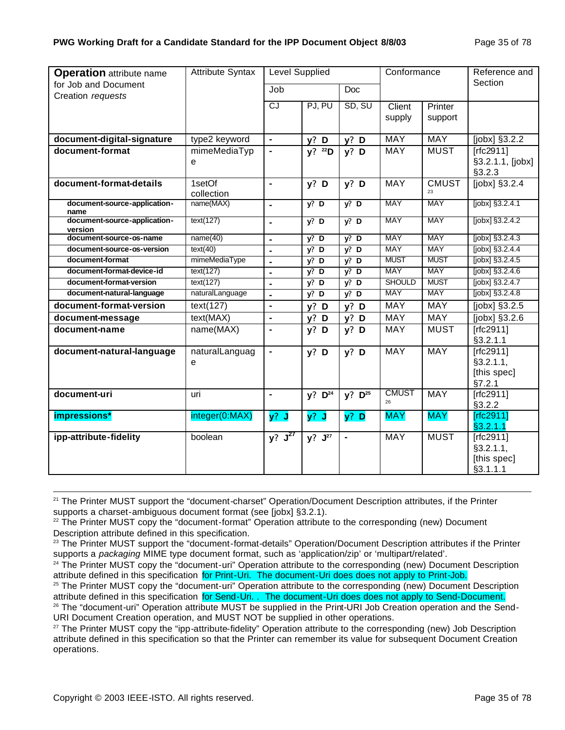| **Operation** attribute name for Job and Document Creation *requests* | Attribute Syntax | Level Supplied | | | Conformance | | Reference and Section |
|---|---|---|---|---|---|---|---|
| | | Job | | Doc | | | |
| | | CJ | PJ, PU | SD, SU | Client supply | Printer support | |
| **document-digital-signature** | type2 keyword | - | **y? D** | **y? D** | MAY | MAY | [jobx] §3.2.2 |
| **document-format** | mimeMediaType | - | **y?** [22]**D** | **y? D** | MAY | MUST | [rfc2911] §3.2.1.1, [jobx] §3.2.3 |
| **document-format-details** | 1setOf collection | - | **y? D** | **y? D** | MAY | CMUST [23] | [jobx] §3.2.4 |
| **document-source-application-name** | name(MAX) | - | **y? D** | **y? D** | MAY | MAY | [jobx] §3.2.4.1 |
| **document-source-application-version** | text(127) | - | **y? D** | **y? D** | MAY | MAY | [jobx] §3.2.4.2 |
| **document-source-os-name** | name(40) | - | **y? D** | **y? D** | MAY | MAY | [jobx] §3.2.4.3 |
| **document-source-os-version** | text(40) | - | **y? D** | **y? D** | MAY | MAY | [jobx] §3.2.4.4 |
| **document-format** | mimeMediaType | - | **y? D** | **y? D** | MUST | MUST | [jobx] §3.2.4.5 |
| **document-format-device-id** | text(127) | - | **y? D** | **y? D** | MAY | MAY | [jobx] §3.2.4.6 |
| **document-format-version** | text(127) | - | **y? D** | **y? D** | SHOULD | MUST | [jobx] §3.2.4.7 |
| **document-natural-language** | naturalLanguage | - | **y? D** | **y? D** | MAY | MAY | [jobx] §3.2.4.8 |
| **document-format-version** | text(127) | - | **y? D** | **y? D** | MAY | MAY | [jobx] §3.2.5 |
| **document-message** | text(MAX) | - | **y? D** | **y? D** | MAY | MAY | [jobx] §3.2.6 |
| **document-name** | name(MAX) | - | **y? D** | **y? D** | MAY | MUST | [rfc2911] §3.2.1.1 |
| **document-natural-language** | naturalLanguage | - | **y? D** | **y? D** | MAY | MAY | [rfc2911] §3.2.1.1, [this spec] §7.2.1 |
| **document-uri** | uri | - | **y? D**[24] | **y? D**[25] | CMUST [26] | MAY | [rfc2911] §3.2.2 |
| **impressions*** | integer(0:MAX) | **y? J** | **y? J** | **y? D** | MAY | MAY | [rfc2911] §3.2.1.1 |
| **ipp-attribute-fidelity** | boolean | **y? J**[27] | **y? J**[27] | - | MAY | MUST | [rfc2911] §3.2.1.1, [this spec] §3.1.1.1 |

[21] The Printer MUST support the "document-charset" Operation/Document Description attributes, if the Printer supports a charset-ambiguous document format (see [jobx] §3.2.1).

[22] The Printer MUST copy the "document-format" Operation attribute to the corresponding (new) Document Description attribute defined in this specification.

[23] The Printer MUST support the "document-format-details" Operation/Document Description attributes if the Printer supports a *packaging* MIME type document format, such as 'application/zip' or 'multipart/related'.

[24] The Printer MUST copy the "document-uri" Operation attribute to the corresponding (new) Document Description attribute defined in this specification for Print-Uri. The document-Uri does does not apply to Print-Job.

[25] The Printer MUST copy the "document-uri" Operation attribute to the corresponding (new) Document Description attribute defined in this specification for Send-Uri. . The document-Uri does does not apply to Send-Document.

[26] The "document-uri" Operation attribute MUST be supplied in the Print-URI Job Creation operation and the Send-URI Document Creation operation, and MUST NOT be supplied in other operations.

[27] The Printer MUST copy the "ipp-attribute-fidelity" Operation attribute to the corresponding (new) Job Description attribute defined in this specification so that the Printer can remember its value for subsequent Document Creation operations.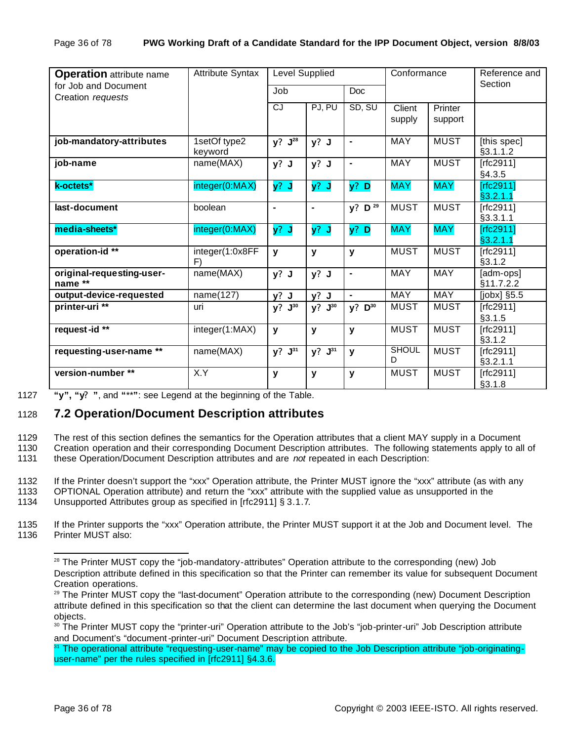| **Operation** attribute name for Job and Document Creation *requests* | Attribute Syntax | Level Supplied | | | Conformance | | Reference and Section |
|---|---|---|---|---|---|---|---|
| | | Job | | Doc | | | |
| | | CJ | PJ, PU | SD, SU | Client supply | Printer support | |
| **job-mandatory-attributes** | 1setOf type2 keyword | **y? J**[28] | **y? J** | **-** | MAY | MUST | [this spec] §3.1.1.2 |
| **job-name** | name(MAX) | **y? J** | **y? J** | **-** | MAY | MUST | [rfc2911] §4.3.5 |
| **k-octets*** | integer(0:MAX) | **y? J** | **y? J** | **y? D** | MAY | MAY | [rfc2911] §3.2.1.1 |
| **last-document** | boolean | **-** | **-** | **y? D**[29] | MUST | MUST | [rfc2911] §3.3.1.1 |
| **media-sheets*** | integer(0:MAX) | **y? J** | **y? J** | **y? D** | MAY | MAY | [rfc2911] §3.2.1.1 |
| **operation-id** ** | integer(1:0x8FFF) | **y** | **y** | **y** | MUST | MUST | [rfc2911] §3.1.2 |
| **original-requesting-user-name** ** | name(MAX) | **y? J** | **y? J** | **-** | MAY | MAY | [adm-ops] §11.7.2.2 |
| **output-device-requested** | name(127) | **y? J** | **y? J** | **-** | MAY | MAY | [jobx] §5.5 |
| **printer-uri** ** | uri | **y? J**[30] | **y? J**[30] | **y? D**[30] | MUST | MUST | [rfc2911] §3.1.5 |
| **request-id** ** | integer(1:MAX) | **y** | **y** | **y** | MUST | MUST | [rfc2911] §3.1.2 |
| **requesting-user-name** ** | name(MAX) | **y? J**[31] | **y? J**[31] | **y** | SHOULD | MUST | [rfc2911] §3.2.1.1 |
| **version-number** ** | X.Y | **y** | **y** | **y** | MUST | MUST | [rfc2911] §3.1.8 |

1127 **"y", "y? "**, and **"**"**: see Legend at the beginning of the Table.

## 1128 7.2 Operation/Document Description attributes

1129 The rest of this section defines the semantics for the Operation attributes that a client MAY supply in a Document
1130 Creation operation and their corresponding Document Description attributes. The following statements apply to all of
1131 these Operation/Document Description attributes and are *not* repeated in each Description:

1132 If the Printer doesn't support the "xxx" Operation attribute, the Printer MUST ignore the "xxx" attribute (as with any
1133 OPTIONAL Operation attribute) and return the "xxx" attribute with the supplied value as unsupported in the
1134 Unsupported Attributes group as specified in [rfc2911] § 3.1.7.

1135 If the Printer supports the "xxx" Operation attribute, the Printer MUST support it at the Job and Document level. The
1136 Printer MUST also:

---

[28] The Printer MUST copy the "job-mandatory-attributes" Operation attribute to the corresponding (new) Job Description attribute defined in this specification so that the Printer can remember its value for subsequent Document Creation operations.

[29] The Printer MUST copy the "last-document" Operation attribute to the corresponding (new) Document Description attribute defined in this specification so that the client can determine the last document when querying the Document objects.

[30] The Printer MUST copy the "printer-uri" Operation attribute to the Job's "job-printer-uri" Job Description attribute and Document's "document-printer-uri" Document Description attribute.

[31] The operational attribute "requesting-user-name" may be copied to the Job Description attribute "job-originating-user-name" per the rules specified in [rfc2911] §4.3.6.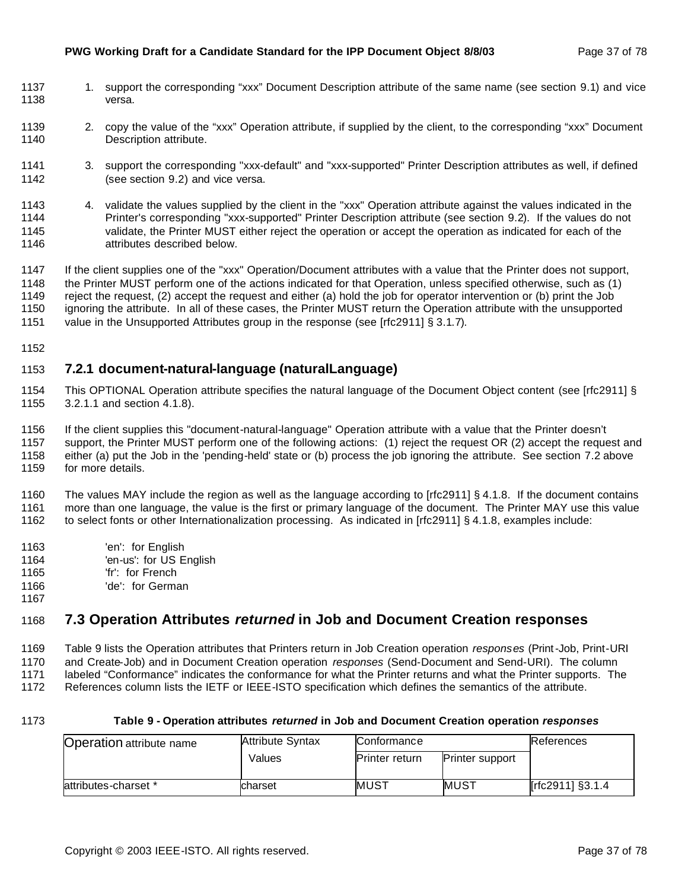1. support the corresponding "xxx" Document Description attribute of the same name (see section 9.1) and vice versa.

2. copy the value of the "xxx" Operation attribute, if supplied by the client, to the corresponding "xxx" Document Description attribute.

3. support the corresponding "xxx-default" and "xxx-supported" Printer Description attributes as well, if defined (see section 9.2) and vice versa.

4. validate the values supplied by the client in the "xxx" Operation attribute against the values indicated in the Printer's corresponding "xxx-supported" Printer Description attribute (see section 9.2). If the values do not validate, the Printer MUST either reject the operation or accept the operation as indicated for each of the attributes described below.

If the client supplies one of the "xxx" Operation/Document attributes with a value that the Printer does not support, the Printer MUST perform one of the actions indicated for that Operation, unless specified otherwise, such as (1) reject the request, (2) accept the request and either (a) hold the job for operator intervention or (b) print the Job ignoring the attribute. In all of these cases, the Printer MUST return the Operation attribute with the unsupported value in the Unsupported Attributes group in the response (see [rfc2911] § 3.1.7).

### 7.2.1 document-natural-language (naturalLanguage)

This OPTIONAL Operation attribute specifies the natural language of the Document Object content (see [rfc2911] § 3.2.1.1 and section 4.1.8).

If the client supplies this "document-natural-language" Operation attribute with a value that the Printer doesn't support, the Printer MUST perform one of the following actions: (1) reject the request OR (2) accept the request and either (a) put the Job in the 'pending-held' state or (b) process the job ignoring the attribute. See section 7.2 above for more details.

The values MAY include the region as well as the language according to [rfc2911] § 4.1.8. If the document contains more than one language, the value is the first or primary language of the document. The Printer MAY use this value to select fonts or other Internationalization processing. As indicated in [rfc2911] § 4.1.8, examples include:

'en': for English
'en-us': for US English
'fr': for French
'de': for German

## 7.3 Operation Attributes *returned* in Job and Document Creation responses

Table 9 lists the Operation attributes that Printers return in Job Creation operation *responses* (Print-Job, Print-URI and Create-Job) and in Document Creation operation *responses* (Send-Document and Send-URI). The column labeled "Conformance" indicates the conformance for what the Printer returns and what the Printer supports. The References column lists the IETF or IEEE-ISTO specification which defines the semantics of the attribute.

**Table 9 - Operation attributes *returned* in Job and Document Creation operation *responses***

| Operation attribute name | Attribute Syntax | Conformance | | References |
|---|---|---|---|---|
| | Values | Printer return | Printer support | |
| attributes-charset * | charset | MUST | MUST | [rfc2911] §3.1.4 |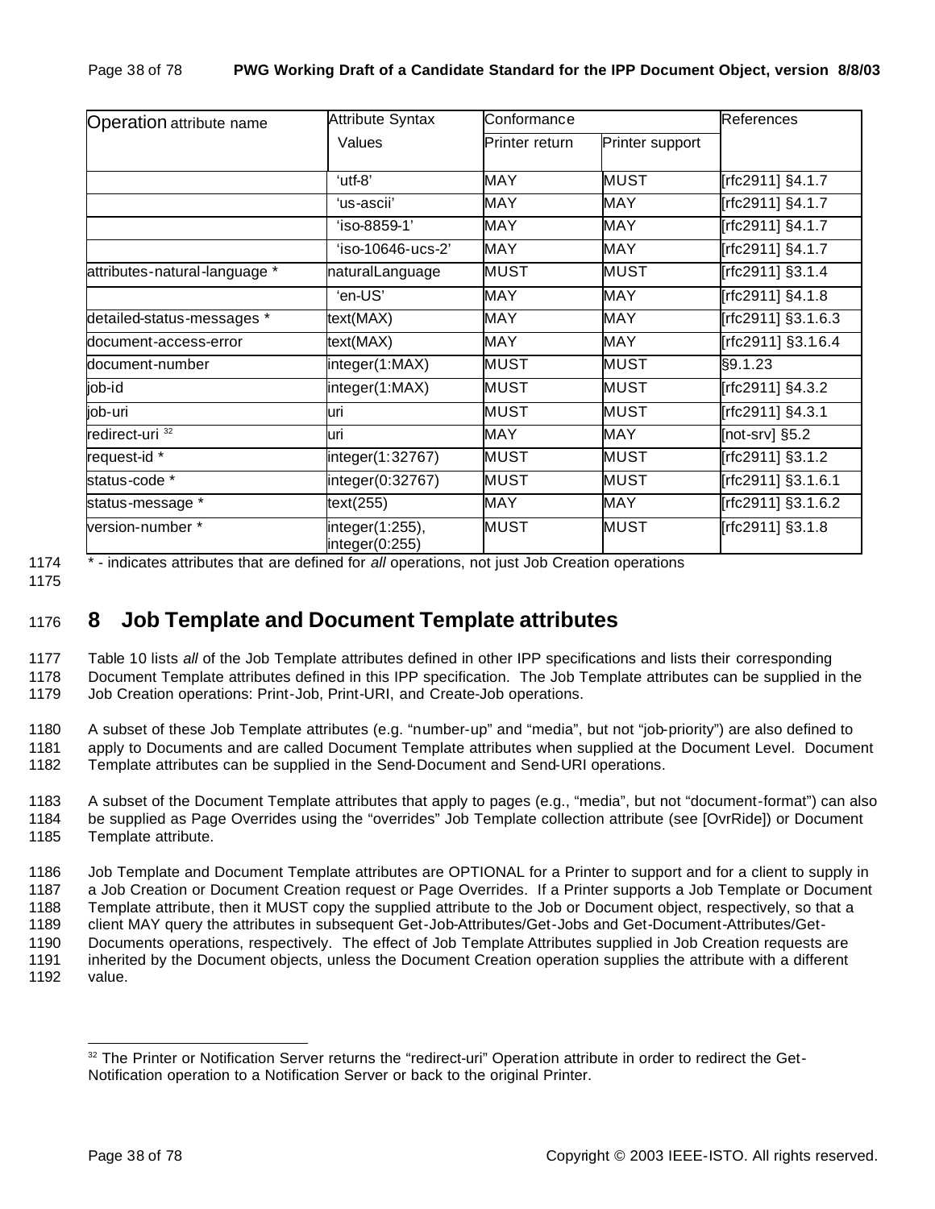| Operation attribute name | Attribute Syntax | Conformance | | References |
|---|---|---|---|---|
| | Values | Printer return | Printer support | |
| | 'utf-8' | MAY | MUST | [rfc2911] §4.1.7 |
| | 'us-ascii' | MAY | MAY | [rfc2911] §4.1.7 |
| | 'iso-8859-1' | MAY | MAY | [rfc2911] §4.1.7 |
| | 'iso-10646-ucs-2' | MAY | MAY | [rfc2911] §4.1.7 |
| attributes-natural-language * | naturalLanguage | MUST | MUST | [rfc2911] §3.1.4 |
| | 'en-US' | MAY | MAY | [rfc2911] §4.1.8 |
| detailed-status-messages * | text(MAX) | MAY | MAY | [rfc2911] §3.1.6.3 |
| document-access-error | text(MAX) | MAY | MAY | [rfc2911] §3.1.6.4 |
| document-number | integer(1:MAX) | MUST | MUST | §9.1.23 |
| job-id | integer(1:MAX) | MUST | MUST | [rfc2911] §4.3.2 |
| job-uri | uri | MUST | MUST | [rfc2911] §4.3.1 |
| redirect-uri [32] | uri | MAY | MAY | [not-srv] §5.2 |
| request-id * | integer(1:32767) | MUST | MUST | [rfc2911] §3.1.2 |
| status-code * | integer(0:32767) | MUST | MUST | [rfc2911] §3.1.6.1 |
| status-message * | text(255) | MAY | MAY | [rfc2911] §3.1.6.2 |
| version-number * | integer(1:255), integer(0:255) | MUST | MUST | [rfc2911] §3.1.8 |

1174 * - indicates attributes that are defined for *all* operations, not just Job Creation operations

1175

# 1176 8 Job Template and Document Template attributes

1177 Table 10 lists *all* of the Job Template attributes defined in other IPP specifications and lists their corresponding
1178 Document Template attributes defined in this IPP specification. The Job Template attributes can be supplied in the
1179 Job Creation operations: Print-Job, Print-URI, and Create-Job operations.

1180 A subset of these Job Template attributes (e.g. "number-up" and "media", but not "job-priority") are also defined to
1181 apply to Documents and are called Document Template attributes when supplied at the Document Level. Document
1182 Template attributes can be supplied in the Send-Document and Send-URI operations.

1183 A subset of the Document Template attributes that apply to pages (e.g., "media", but not "document-format") can also
1184 be supplied as Page Overrides using the "overrides" Job Template collection attribute (see [OvrRide]) or Document
1185 Template attribute.

1186 Job Template and Document Template attributes are OPTIONAL for a Printer to support and for a client to supply in
1187 a Job Creation or Document Creation request or Page Overrides. If a Printer supports a Job Template or Document
1188 Template attribute, then it MUST copy the supplied attribute to the Job or Document object, respectively, so that a
1189 client MAY query the attributes in subsequent Get-Job-Attributes/Get-Jobs and Get-Document-Attributes/Get-
1190 Documents operations, respectively. The effect of Job Template Attributes supplied in Job Creation requests are
1191 inherited by the Document objects, unless the Document Creation operation supplies the attribute with a different
1192 value.

[32] The Printer or Notification Server returns the "redirect-uri" Operation attribute in order to redirect the Get-Notification operation to a Notification Server or back to the original Printer.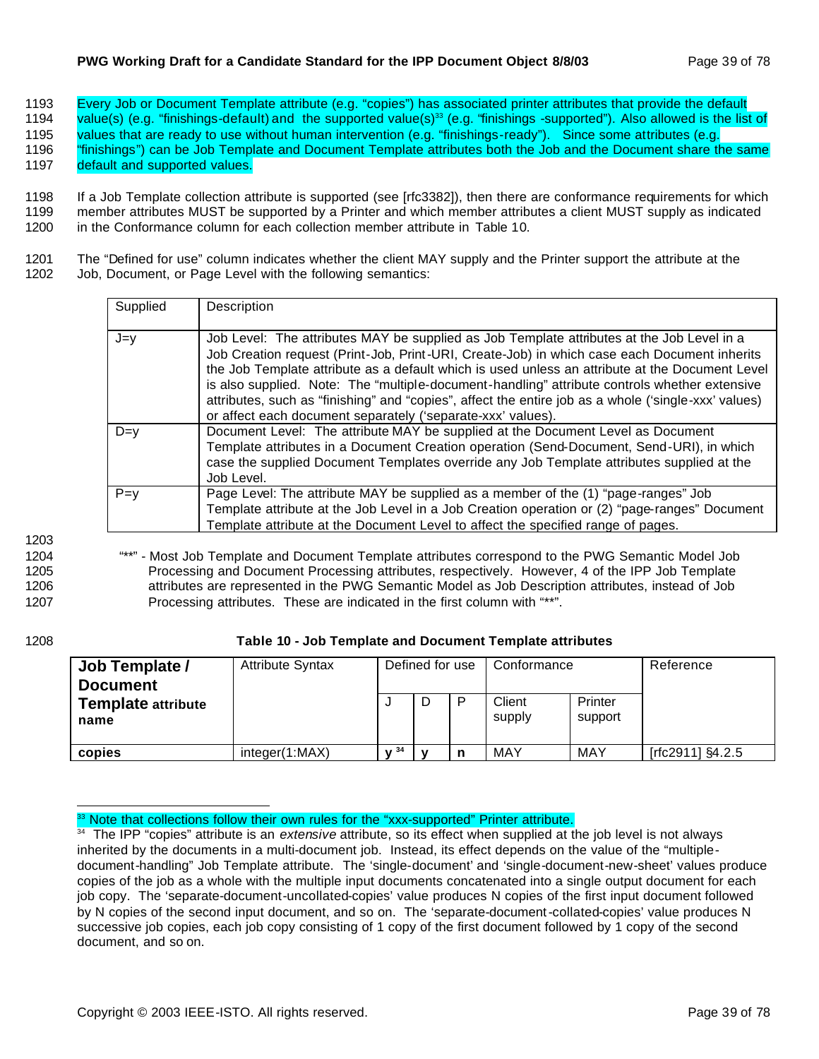Every Job or Document Template attribute (e.g. "copies") has associated printer attributes that provide the default value(s) (e.g. "finishings-default) and the supported value(s)[33] (e.g. "finishings -supported"). Also allowed is the list of values that are ready to use without human intervention (e.g. "finishings-ready"). Since some attributes (e.g. "finishings") can be Job Template and Document Template attributes both the Job and the Document share the same default and supported values.

If a Job Template collection attribute is supported (see [rfc3382]), then there are conformance requirements for which member attributes MUST be supported by a Printer and which member attributes a client MUST supply as indicated in the Conformance column for each collection member attribute in Table 10.

The "Defined for use" column indicates whether the client MAY supply and the Printer support the attribute at the Job, Document, or Page Level with the following semantics:

| Supplied | Description |
|---|---|
| J=y | Job Level: The attributes MAY be supplied as Job Template attributes at the Job Level in a Job Creation request (Print-Job, Print-URI, Create-Job) in which case each Document inherits the Job Template attribute as a default which is used unless an attribute at the Document Level is also supplied. Note: The "multiple-document-handling" attribute controls whether extensive attributes, such as "finishing" and "copies", affect the entire job as a whole ('single-xxx' values) or affect each document separately ('separate-xxx' values). |
| D=y | Document Level: The attribute MAY be supplied at the Document Level as Document Template attributes in a Document Creation operation (Send-Document, Send-URI), in which case the supplied Document Templates override any Job Template attributes supplied at the Job Level. |
| P=y | Page Level: The attribute MAY be supplied as a member of the (1) "page-ranges" Job Template attribute at the Job Level in a Job Creation operation or (2) "page-ranges" Document Template attribute at the Document Level to affect the specified range of pages. |

"**" - Most Job Template and Document Template attributes correspond to the PWG Semantic Model Job Processing and Document Processing attributes, respectively. However, 4 of the IPP Job Template attributes are represented in the PWG Semantic Model as Job Description attributes, instead of Job Processing attributes. These are indicated in the first column with "**".

**Table 10 - Job Template and Document Template attributes**

| **Job Template / Document Template attribute name** | Attribute Syntax | Defined for use | | | Conformance | | Reference |
|---|---|---|---|---|---|---|---|
| | | J | D | P | Client supply | Printer support | |
| **copies** | integer(1:MAX) | **y** [34] | **y** | **n** | MAY | MAY | [rfc2911] §4.2.5 |

[33] Note that collections follow their own rules for the "xxx-supported" Printer attribute.

[34] The IPP "copies" attribute is an *extensive* attribute, so its effect when supplied at the job level is not always inherited by the documents in a multi-document job. Instead, its effect depends on the value of the "multiple-document-handling" Job Template attribute. The 'single-document' and 'single-document-new-sheet' values produce copies of the job as a whole with the multiple input documents concatenated into a single output document for each job copy. The 'separate-document-uncollated-copies' value produces N copies of the first input document followed by N copies of the second input document, and so on. The 'separate-document-collated-copies' value produces N successive job copies, each job copy consisting of 1 copy of the first document followed by 1 copy of the second document, and so on.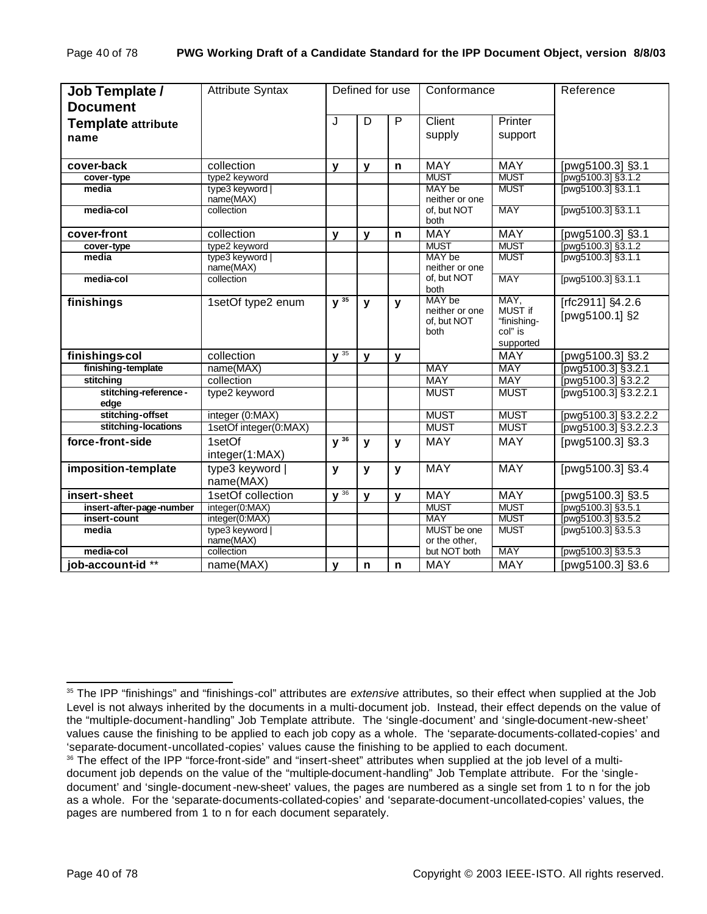| Job Template / Document Template attribute name | Attribute Syntax | Defined for use | | | Conformance | | Reference |
|---|---|---|---|---|---|---|---|
| | | J | D | P | Client supply | Printer support | |
| **cover-back** | collection | **y** | **y** | **n** | MAY | MAY | [pwg5100.3] §3.1 |
| **cover-type** | type2 keyword | | | | MUST | MUST | [pwg5100.3] §3.1.2 |
| **media** | type3 keyword \| name(MAX) | | | | MAY be neither or one of, but NOT both | MUST | [pwg5100.3] §3.1.1 |
| **media-col** | collection | | | | | MAY | [pwg5100.3] §3.1.1 |
| **cover-front** | collection | **y** | **y** | **n** | MAY | MAY | [pwg5100.3] §3.1 |
| **cover-type** | type2 keyword | | | | MUST | MUST | [pwg5100.3] §3.1.2 |
| **media** | type3 keyword \| name(MAX) | | | | MAY be neither or one of, but NOT both | MUST | [pwg5100.3] §3.1.1 |
| **media-col** | collection | | | | | MAY | [pwg5100.3] §3.1.1 |
| **finishings** | 1setOf type2 enum | **y** [35] | **y** | **y** | MAY be neither or one of, but NOT both | MAY, MUST if "finishing-col" is supported | [rfc2911] §4.2.6 [pwg5100.1] §2 |
| **finishings-col** | collection | **y** [35] | **y** | **y** | | MAY | [pwg5100.3] §3.2 |
| **finishing-template** | name(MAX) | | | | MAY | MAY | [pwg5100.3] §3.2.1 |
| **stitching** | collection | | | | MAY | MAY | [pwg5100.3] §3.2.2 |
| **stitching-reference-edge** | type2 keyword | | | | MUST | MUST | [pwg5100.3] §3.2.2.1 |
| **stitching-offset** | integer (0:MAX) | | | | MUST | MUST | [pwg5100.3] §3.2.2.2 |
| **stitching-locations** | 1setOf integer(0:MAX) | | | | MUST | MUST | [pwg5100.3] §3.2.2.3 |
| **force-front-side** | 1setOf integer(1:MAX) | **y** [36] | **y** | **y** | MAY | MAY | [pwg5100.3] §3.3 |
| **imposition-template** | type3 keyword \| name(MAX) | **y** | **y** | **y** | MAY | MAY | [pwg5100.3] §3.4 |
| **insert-sheet** | 1setOf collection | **y** [36] | **y** | **y** | MAY | MAY | [pwg5100.3] §3.5 |
| **insert-after-page-number** | integer(0:MAX) | | | | MUST | MUST | [pwg5100.3] §3.5.1 |
| **insert-count** | integer(0:MAX) | | | | MAY | MUST | [pwg5100.3] §3.5.2 |
| **media** | type3 keyword \| name(MAX) | | | | MUST be one or the other, but NOT both | MUST | [pwg5100.3] §3.5.3 |
| **media-col** | collection | | | | | MAY | [pwg5100.3] §3.5.3 |
| **job-account-id** ** | name(MAX) | **y** | **n** | **n** | MAY | MAY | [pwg5100.3] §3.6 |

[35] The IPP "finishings" and "finishings-col" attributes are *extensive* attributes, so their effect when supplied at the Job Level is not always inherited by the documents in a multi-document job. Instead, their effect depends on the value of the "multiple-document-handling" Job Template attribute. The 'single-document' and 'single-document-new-sheet' values cause the finishing to be applied to each job copy as a whole. The 'separate-documents-collated-copies' and 'separate-document-uncollated-copies' values cause the finishing to be applied to each document.

[36] The effect of the IPP "force-front-side" and "insert-sheet" attributes when supplied at the job level of a multi-document job depends on the value of the "multiple-document-handling" Job Template attribute. For the 'single-document' and 'single-document-new-sheet' values, the pages are numbered as a single set from 1 to n for the job as a whole. For the 'separate-documents-collated-copies' and 'separate-document-uncollated-copies' values, the pages are numbered from 1 to n for each document separately.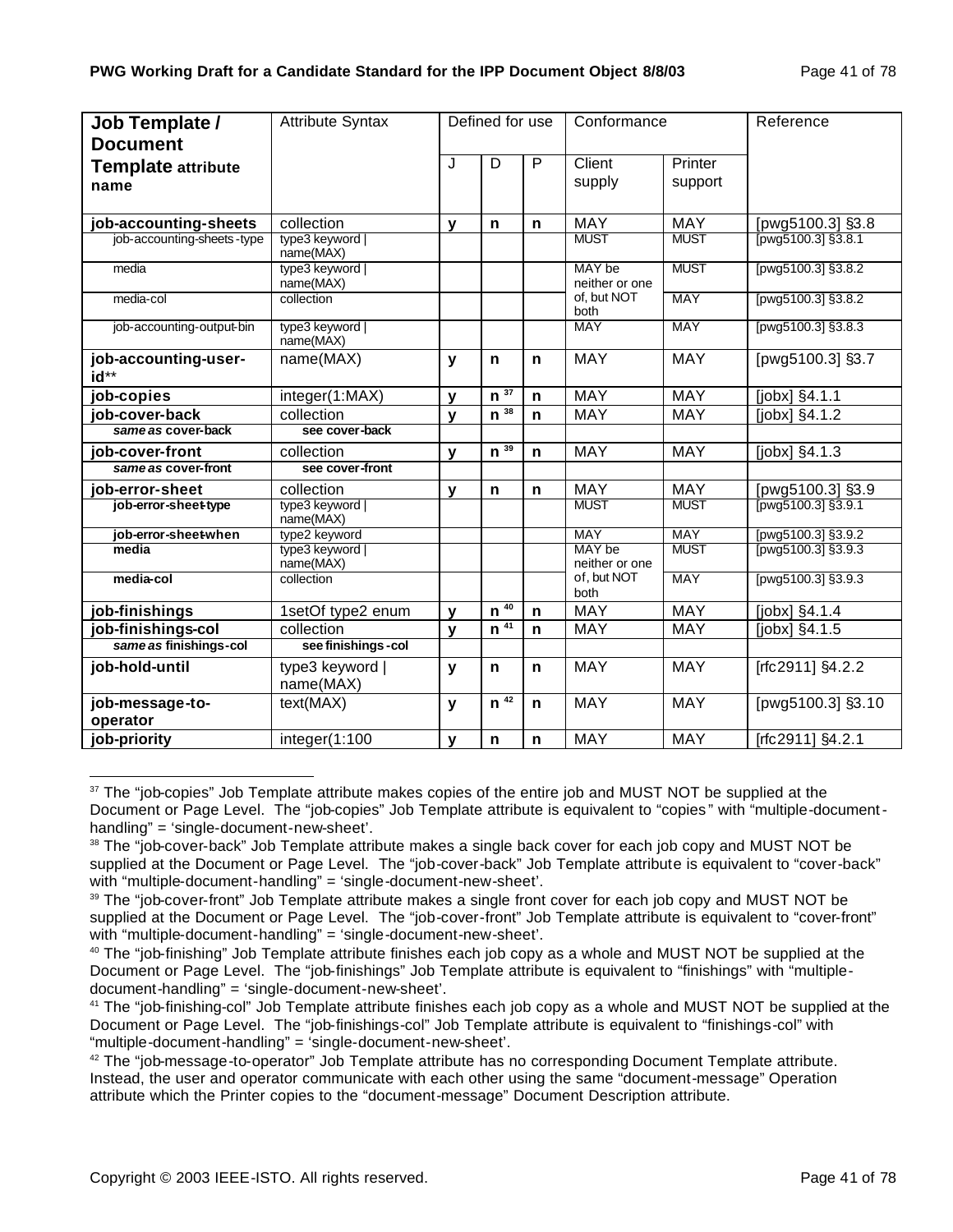| **Job Template / Document Template attribute name** | Attribute Syntax | Defined for use | | | Conformance | | Reference |
|---|---|---|---|---|---|---|---|
| | | J | D | P | Client supply | Printer support | |
| **job-accounting-sheets** | collection | **y** | **n** | **n** | MAY | MAY | [pwg5100.3] §3.8 |
| job-accounting-sheets-type | type3 keyword \| name(MAX) | | | | MUST | MUST | [pwg5100.3] §3.8.1 |
| media | type3 keyword \| name(MAX) | | | | MAY be neither or one of, but NOT both | MUST | [pwg5100.3] §3.8.2 |
| media-col | collection | | | | | MAY | [pwg5100.3] §3.8.2 |
| job-accounting-output-bin | type3 keyword \| name(MAX) | | | | MAY | MAY | [pwg5100.3] §3.8.3 |
| **job-accounting-user-id**** | name(MAX) | **y** | **n** | **n** | MAY | MAY | [pwg5100.3] §3.7 |
| **job-copies** | integer(1:MAX) | **y** | **n** [37] | **n** | MAY | MAY | [jobx] §4.1.1 |
| **job-cover-back** | collection | **y** | **n** [38] | **n** | MAY | MAY | [jobx] §4.1.2 |
| ***same as* cover-back** | **see cover-back** | | | | | | |
| **job-cover-front** | collection | **y** | **n** [39] | **n** | MAY | MAY | [jobx] §4.1.3 |
| ***same as* cover-front** | **see cover-front** | | | | | | |
| **job-error-sheet** | collection | **y** | **n** | **n** | MAY | MAY | [pwg5100.3] §3.9 |
| **job-error-sheet-type** | type3 keyword \| name(MAX) | | | | MUST | MUST | [pwg5100.3] §3.9.1 |
| **job-error-sheet-when** | type2 keyword | | | | MAY | MAY | [pwg5100.3] §3.9.2 |
| **media** | type3 keyword \| name(MAX) | | | | MAY be neither or one of, but NOT both | MUST | [pwg5100.3] §3.9.3 |
| **media-col** | collection | | | | | MAY | [pwg5100.3] §3.9.3 |
| **job-finishings** | 1setOf type2 enum | **y** | **n** [40] | **n** | MAY | MAY | [jobx] §4.1.4 |
| **job-finishings-col** | collection | **y** | **n** [41] | **n** | MAY | MAY | [jobx] §4.1.5 |
| ***same as* finishings-col** | **see finishings-col** | | | | | | |
| **job-hold-until** | type3 keyword \| name(MAX) | **y** | **n** | **n** | MAY | MAY | [rfc2911] §4.2.2 |
| **job-message-to-operator** | text(MAX) | **y** | **n** [42] | **n** | MAY | MAY | [pwg5100.3] §3.10 |
| **job-priority** | integer(1:100 | **y** | **n** | **n** | MAY | MAY | [rfc2911] §4.2.1 |

[37] The "job-copies" Job Template attribute makes copies of the entire job and MUST NOT be supplied at the Document or Page Level. The "job-copies" Job Template attribute is equivalent to "copies" with "multiple-document-handling" = 'single-document-new-sheet'.

[38] The "job-cover-back" Job Template attribute makes a single back cover for each job copy and MUST NOT be supplied at the Document or Page Level. The "job-cover-back" Job Template attribute is equivalent to "cover-back" with "multiple-document-handling" = 'single-document-new-sheet'.

[39] The "job-cover-front" Job Template attribute makes a single front cover for each job copy and MUST NOT be supplied at the Document or Page Level. The "job-cover-front" Job Template attribute is equivalent to "cover-front" with "multiple-document-handling" = 'single-document-new-sheet'.

[40] The "job-finishing" Job Template attribute finishes each job copy as a whole and MUST NOT be supplied at the Document or Page Level. The "job-finishings" Job Template attribute is equivalent to "finishings" with "multiple-document-handling" = 'single-document-new-sheet'.

[41] The "job-finishing-col" Job Template attribute finishes each job copy as a whole and MUST NOT be supplied at the Document or Page Level. The "job-finishings-col" Job Template attribute is equivalent to "finishings-col" with "multiple-document-handling" = 'single-document-new-sheet'.

[42] The "job-message-to-operator" Job Template attribute has no corresponding Document Template attribute. Instead, the user and operator communicate with each other using the same "document-message" Operation attribute which the Printer copies to the "document-message" Document Description attribute.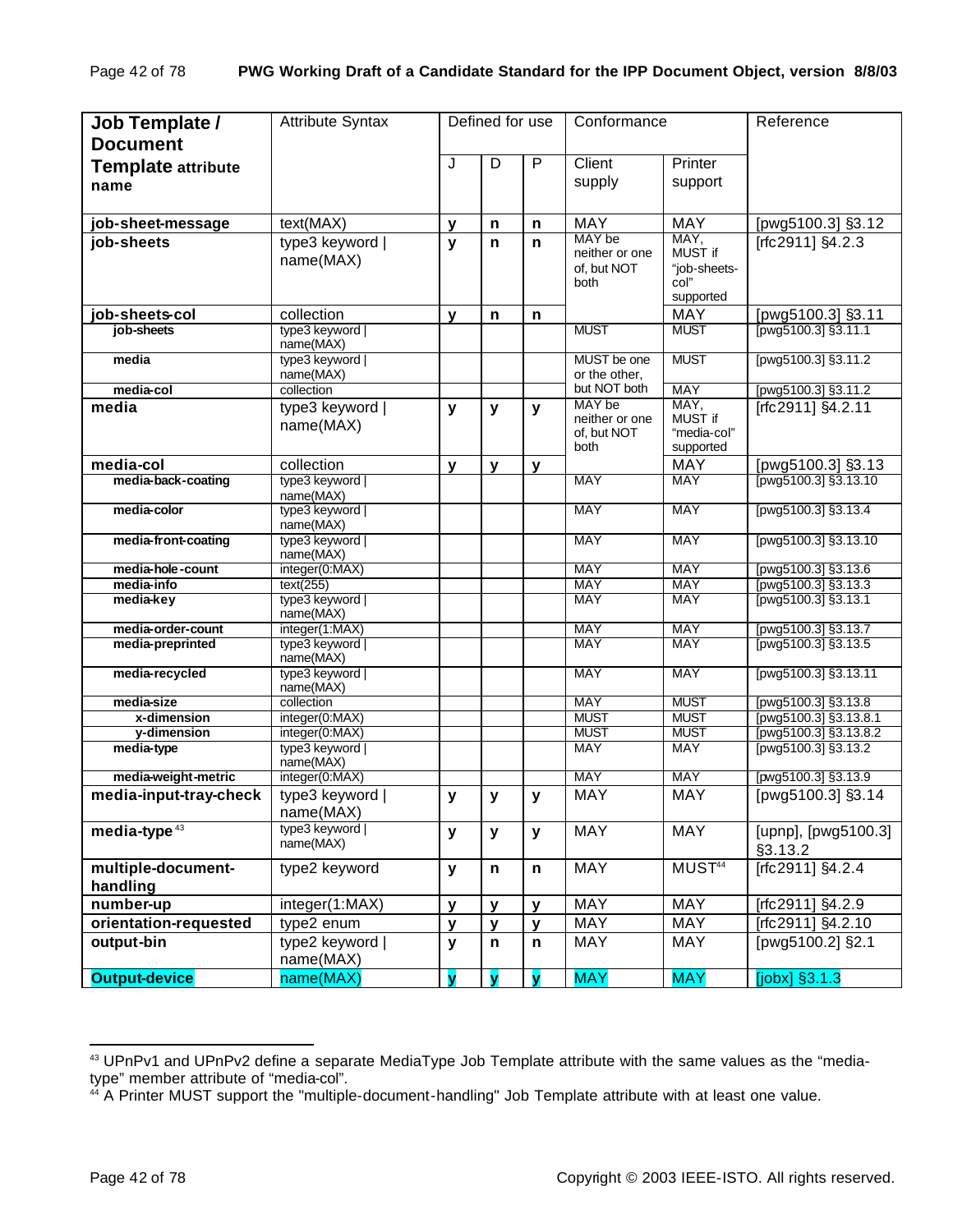| Job Template / Document Template attribute name | Attribute Syntax | Defined for use | | | Conformance | | Reference |
|---|---|---|---|---|---|---|---|
| | | J | D | P | Client supply | Printer support | |
| **job-sheet-message** | text(MAX) | **y** | **n** | **n** | MAY | MAY | [pwg5100.3] §3.12 |
| **job-sheets** | type3 keyword \| name(MAX) | **y** | **n** | **n** | MAY be neither or one of, but NOT both | MAY, MUST if "job-sheets-col" supported | [rfc2911] §4.2.3 |
| **job-sheets-col** | collection | **y** | **n** | **n** | | MAY | [pwg5100.3] §3.11 |
| **job-sheets** | type3 keyword \| name(MAX) | | | | MUST | MUST | [pwg5100.3] §3.11.1 |
| **media** | type3 keyword \| name(MAX) | | | | MUST be one or the other, but NOT both | MUST | [pwg5100.3] §3.11.2 |
| **media-col** | collection | | | | | MAY | [pwg5100.3] §3.11.2 |
| **media** | type3 keyword \| name(MAX) | **y** | **y** | **y** | MAY be neither or one of, but NOT both | MAY, MUST if "media-col" supported | [rfc2911] §4.2.11 |
| **media-col** | collection | **y** | **y** | **y** | | MAY | [pwg5100.3] §3.13 |
| **media-back-coating** | type3 keyword \| name(MAX) | | | | MAY | MAY | [pwg5100.3] §3.13.10 |
| **media-color** | type3 keyword \| name(MAX) | | | | MAY | MAY | [pwg5100.3] §3.13.4 |
| **media-front-coating** | type3 keyword \| name(MAX) | | | | MAY | MAY | [pwg5100.3] §3.13.10 |
| **media-hole-count** | integer(0:MAX) | | | | MAY | MAY | [pwg5100.3] §3.13.6 |
| **media-info** | text(255) | | | | MAY | MAY | [pwg5100.3] §3.13.3 |
| **media-key** | type3 keyword \| name(MAX) | | | | MAY | MAY | [pwg5100.3] §3.13.1 |
| **media-order-count** | integer(1:MAX) | | | | MAY | MAY | [pwg5100.3] §3.13.7 |
| **media-preprinted** | type3 keyword \| name(MAX) | | | | MAY | MAY | [pwg5100.3] §3.13.5 |
| **media-recycled** | type3 keyword \| name(MAX) | | | | MAY | MAY | [pwg5100.3] §3.13.11 |
| **media-size** | collection | | | | MAY | MUST | [pwg5100.3] §3.13.8 |
| **x-dimension** | integer(0:MAX) | | | | MUST | MUST | [pwg5100.3] §3.13.8.1 |
| **y-dimension** | integer(0:MAX) | | | | MUST | MUST | [pwg5100.3] §3.13.8.2 |
| **media-type** | type3 keyword \| name(MAX) | | | | MAY | MAY | [pwg5100.3] §3.13.2 |
| **media-weight-metric** | integer(0:MAX) | | | | MAY | MAY | [pwg5100.3] §3.13.9 |
| **media-input-tray-check** | type3 keyword \| name(MAX) | **y** | **y** | **y** | MAY | MAY | [pwg5100.3] §3.14 |
| **media-type**[43] | type3 keyword \| name(MAX) | **y** | **y** | **y** | MAY | MAY | [upnp], [pwg5100.3] §3.13.2 |
| **multiple-document-handling** | type2 keyword | **y** | **n** | **n** | MAY | MUST[44] | [rfc2911] §4.2.4 |
| **number-up** | integer(1:MAX) | **y** | **y** | **y** | MAY | MAY | [rfc2911] §4.2.9 |
| **orientation-requested** | type2 enum | **y** | **y** | **y** | MAY | MAY | [rfc2911] §4.2.10 |
| **output-bin** | type2 keyword \| name(MAX) | **y** | **n** | **n** | MAY | MAY | [pwg5100.2] §2.1 |
| **Output-device** | name(MAX) | **y** | **y** | **y** | MAY | MAY | [jobx] §3.1.3 |

[43] UPnPv1 and UPnPv2 define a separate MediaType Job Template attribute with the same values as the "media-type" member attribute of "media-col".

[44] A Printer MUST support the "multiple-document-handling" Job Template attribute with at least one value.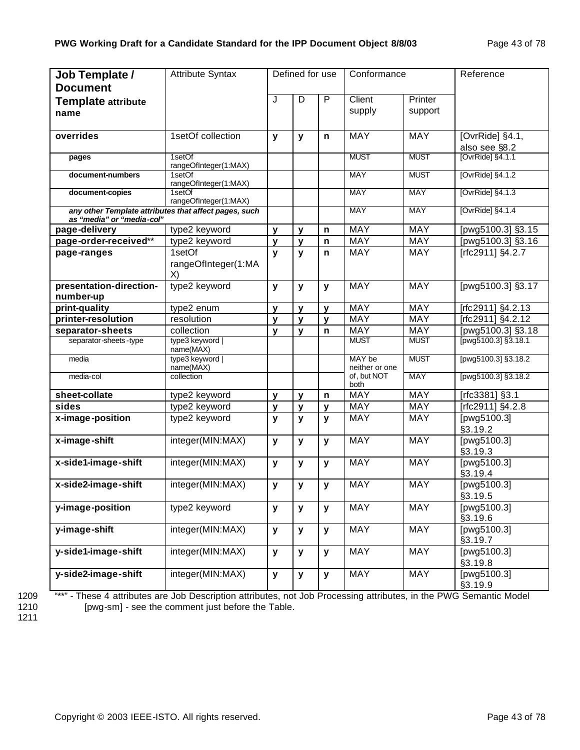| Job Template / Document Template attribute name | Attribute Syntax | Defined for use | | | Conformance | | Reference |
|---|---|---|---|---|---|---|---|
| | | J | D | P | Client supply | Printer support | |
| **overrides** | 1setOf collection | **y** | **y** | **n** | MAY | MAY | [OvrRide] §4.1, also see §8.2 |
| **pages** | 1setOf rangeOfInteger(1:MAX) | | | | MUST | MUST | [OvrRide] §4.1.1 |
| **document-numbers** | 1setOf rangeOfInteger(1:MAX) | | | | MAY | MUST | [OvrRide] §4.1.2 |
| **document-copies** | 1setOf rangeOfInteger(1:MAX) | | | | MAY | MAY | [OvrRide] §4.1.3 |
| ***any other Template attributes that affect pages, such as "media" or "media-col"*** | | | | | MAY | MAY | [OvrRide] §4.1.4 |
| **page-delivery** | type2 keyword | **y** | **y** | **n** | MAY | MAY | [pwg5100.3] §3.15 |
| **page-order-received**** | type2 keyword | **y** | **y** | **n** | MAY | MAY | [pwg5100.3] §3.16 |
| **page-ranges** | 1setOf rangeOfInteger(1:MAX) | **y** | **y** | **n** | MAY | MAY | [rfc2911] §4.2.7 |
| **presentation-direction-number-up** | type2 keyword | **y** | **y** | **y** | MAY | MAY | [pwg5100.3] §3.17 |
| **print-quality** | type2 enum | **y** | **y** | **y** | MAY | MAY | [rfc2911] §4.2.13 |
| **printer-resolution** | resolution | **y** | **y** | **y** | MAY | MAY | [rfc2911] §4.2.12 |
| **separator-sheets** | collection | **y** | **y** | **n** | MAY | MAY | [pwg5100.3] §3.18 |
| separator-sheets-type | type3 keyword \| name(MAX) | | | | MUST | MUST | [pwg5100.3] §3.18.1 |
| media | type3 keyword \| name(MAX) | | | | MAY be neither or one of, but NOT both | MUST | [pwg5100.3] §3.18.2 |
| media-col | collection | | | | | MAY | [pwg5100.3] §3.18.2 |
| **sheet-collate** | type2 keyword | **y** | **y** | **n** | MAY | MAY | [rfc3381] §3.1 |
| **sides** | type2 keyword | **y** | **y** | **y** | MAY | MAY | [rfc2911] §4.2.8 |
| **x-image-position** | type2 keyword | **y** | **y** | **y** | MAY | MAY | [pwg5100.3] §3.19.2 |
| **x-image-shift** | integer(MIN:MAX) | **y** | **y** | **y** | MAY | MAY | [pwg5100.3] §3.19.3 |
| **x-side1-image-shift** | integer(MIN:MAX) | **y** | **y** | **y** | MAY | MAY | [pwg5100.3] §3.19.4 |
| **x-side2-image-shift** | integer(MIN:MAX) | **y** | **y** | **y** | MAY | MAY | [pwg5100.3] §3.19.5 |
| **y-image-position** | type2 keyword | **y** | **y** | **y** | MAY | MAY | [pwg5100.3] §3.19.6 |
| **y-image-shift** | integer(MIN:MAX) | **y** | **y** | **y** | MAY | MAY | [pwg5100.3] §3.19.7 |
| **y-side1-image-shift** | integer(MIN:MAX) | **y** | **y** | **y** | MAY | MAY | [pwg5100.3] §3.19.8 |
| **y-side2-image-shift** | integer(MIN:MAX) | **y** | **y** | **y** | MAY | MAY | [pwg5100.3] §3.19.9 |

1209 "**" - These 4 attributes are Job Description attributes, not Job Processing attributes, in the PWG Semantic Model
1210 [pwg-sm] - see the comment just before the Table.
1211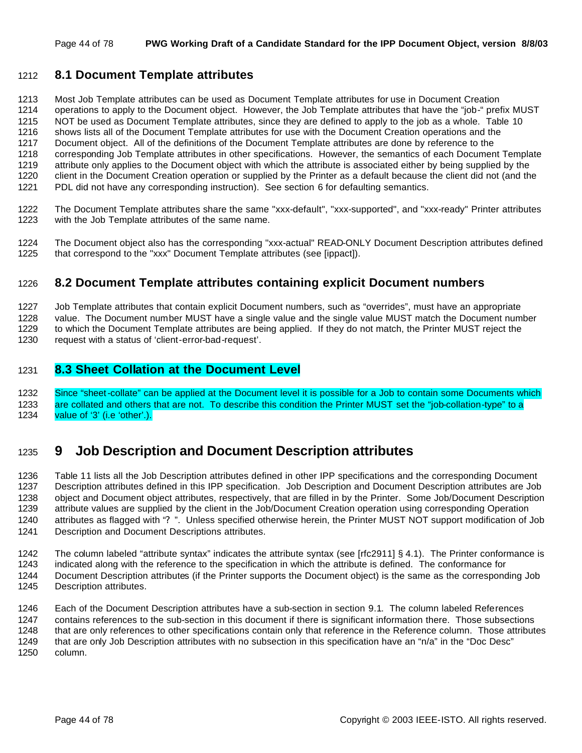## 8.1 Document Template attributes

Most Job Template attributes can be used as Document Template attributes for use in Document Creation operations to apply to the Document object. However, the Job Template attributes that have the "job-" prefix MUST NOT be used as Document Template attributes, since they are defined to apply to the job as a whole. Table 10 shows lists all of the Document Template attributes for use with the Document Creation operations and the Document object. All of the definitions of the Document Template attributes are done by reference to the corresponding Job Template attributes in other specifications. However, the semantics of each Document Template attribute only applies to the Document object with which the attribute is associated either by being supplied by the client in the Document Creation operation or supplied by the Printer as a default because the client did not (and the PDL did not have any corresponding instruction). See section 6 for defaulting semantics.

The Document Template attributes share the same "xxx-default", "xxx-supported", and "xxx-ready" Printer attributes with the Job Template attributes of the same name.

The Document object also has the corresponding "xxx-actual" READ-ONLY Document Description attributes defined that correspond to the "xxx" Document Template attributes (see [ippact]).

## 8.2 Document Template attributes containing explicit Document numbers

Job Template attributes that contain explicit Document numbers, such as "overrides", must have an appropriate value. The Document number MUST have a single value and the single value MUST match the Document number to which the Document Template attributes are being applied. If they do not match, the Printer MUST reject the request with a status of 'client-error-bad-request'.

## 8.3 Sheet Collation at the Document Level

Since "sheet-collate" can be applied at the Document level it is possible for a Job to contain some Documents which are collated and others that are not. To describe this condition the Printer MUST set the "job-collation-type" to a value of '3' (i.e 'other'.).

# 9 Job Description and Document Description attributes

Table 11 lists all the Job Description attributes defined in other IPP specifications and the corresponding Document Description attributes defined in this IPP specification. Job Description and Document Description attributes are Job object and Document object attributes, respectively, that are filled in by the Printer. Some Job/Document Description attribute values are supplied by the client in the Job/Document Creation operation using corresponding Operation attributes as flagged with "? ". Unless specified otherwise herein, the Printer MUST NOT support modification of Job Description and Document Descriptions attributes.

The column labeled "attribute syntax" indicates the attribute syntax (see [rfc2911] § 4.1). The Printer conformance is indicated along with the reference to the specification in which the attribute is defined. The conformance for Document Description attributes (if the Printer supports the Document object) is the same as the corresponding Job Description attributes.

Each of the Document Description attributes have a sub-section in section 9.1. The column labeled References contains references to the sub-section in this document if there is significant information there. Those subsections that are only references to other specifications contain only that reference in the Reference column. Those attributes that are only Job Description attributes with no subsection in this specification have an "n/a" in the "Doc Desc" column.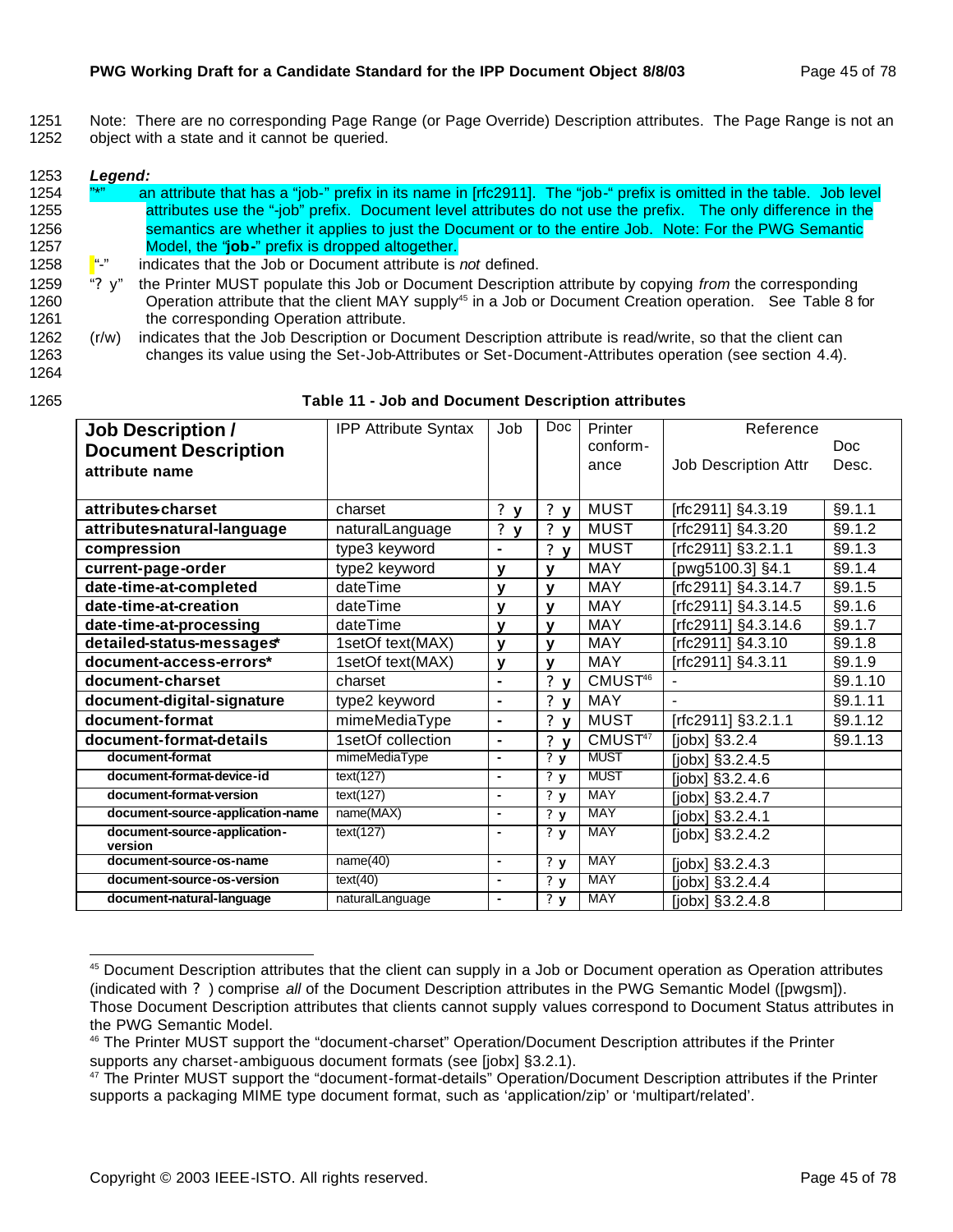Note: There are no corresponding Page Range (or Page Override) Description attributes. The Page Range is not an object with a state and it cannot be queried.

***Legend:***

"*" an attribute that has a "job-" prefix in its name in [rfc2911]. The "job-" prefix is omitted in the table. Job level attributes use the "-job" prefix. Document level attributes do not use the prefix. The only difference in the semantics are whether it applies to just the Document or to the entire Job. Note: For the PWG Semantic Model, the "**job-**" prefix is dropped altogether.

"-" indicates that the Job or Document attribute is *not* defined.

"? y" the Printer MUST populate this Job or Document Description attribute by copying *from* the corresponding Operation attribute that the client MAY supply[45] in a Job or Document Creation operation. See Table 8 for the corresponding Operation attribute.

(r/w) indicates that the Job Description or Document Description attribute is read/write, so that the client can changes its value using the Set-Job-Attributes or Set-Document-Attributes operation (see section 4.4).

**Table 11 - Job and Document Description attributes**

| Job Description / Document Description attribute name | IPP Attribute Syntax | Job | Doc | Printer conform-ance | Reference Job Description Attr | Doc Desc. |
|---|---|---|---|---|---|---|
| **attributes-charset** | charset | ? y | ? y | MUST | [rfc2911] §4.3.19 | §9.1.1 |
| **attributes-natural-language** | naturalLanguage | ? y | ? y | MUST | [rfc2911] §4.3.20 | §9.1.2 |
| **compression** | type3 keyword | - | ? y | MUST | [rfc2911] §3.2.1.1 | §9.1.3 |
| **current-page-order** | type2 keyword | y | y | MAY | [pwg5100.3] §4.1 | §9.1.4 |
| **date-time-at-completed** | dateTime | y | y | MAY | [rfc2911] §4.3.14.7 | §9.1.5 |
| **date-time-at-creation** | dateTime | y | y | MAY | [rfc2911] §4.3.14.5 | §9.1.6 |
| **date-time-at-processing** | dateTime | y | y | MAY | [rfc2911] §4.3.14.6 | §9.1.7 |
| **detailed-status-messages*** | 1setOf text(MAX) | y | y | MAY | [rfc2911] §4.3.10 | §9.1.8 |
| **document-access-errors*** | 1setOf text(MAX) | y | y | MAY | [rfc2911] §4.3.11 | §9.1.9 |
| **document-charset** | charset | - | ? y | CMUST[46] | - | §9.1.10 |
| **document-digital-signature** | type2 keyword | - | ? y | MAY | - | §9.1.11 |
| **document-format** | mimeMediaType | - | ? y | MUST | [rfc2911] §3.2.1.1 | §9.1.12 |
| **document-format-details** | 1setOf collection | - | ? y | CMUST[47] | [jobx] §3.2.4 | §9.1.13 |
| **document-format** | mimeMediaType | - | ? y | MUST | [jobx] §3.2.4.5 | |
| **document-format-device-id** | text(127) | - | ? y | MUST | [jobx] §3.2.4.6 | |
| **document-format-version** | text(127) | - | ? y | MAY | [jobx] §3.2.4.7 | |
| **document-source-application-name** | name(MAX) | - | ? y | MAY | [jobx] §3.2.4.1 | |
| **document-source-application-version** | text(127) | - | ? y | MAY | [jobx] §3.2.4.2 | |
| **document-source-os-name** | name(40) | - | ? y | MAY | [jobx] §3.2.4.3 | |
| **document-source-os-version** | text(40) | - | ? y | MAY | [jobx] §3.2.4.4 | |
| **document-natural-language** | naturalLanguage | - | ? y | MAY | [jobx] §3.2.4.8 | |

---

[45] Document Description attributes that the client can supply in a Job or Document operation as Operation attributes (indicated with ? ) comprise *all* of the Document Description attributes in the PWG Semantic Model ([pwgsm]). Those Document Description attributes that clients cannot supply values correspond to Document Status attributes in the PWG Semantic Model.

[46] The Printer MUST support the "document-charset" Operation/Document Description attributes if the Printer supports any charset-ambiguous document formats (see [jobx] §3.2.1).

[47] The Printer MUST support the "document-format-details" Operation/Document Description attributes if the Printer supports a packaging MIME type document format, such as 'application/zip' or 'multipart/related'.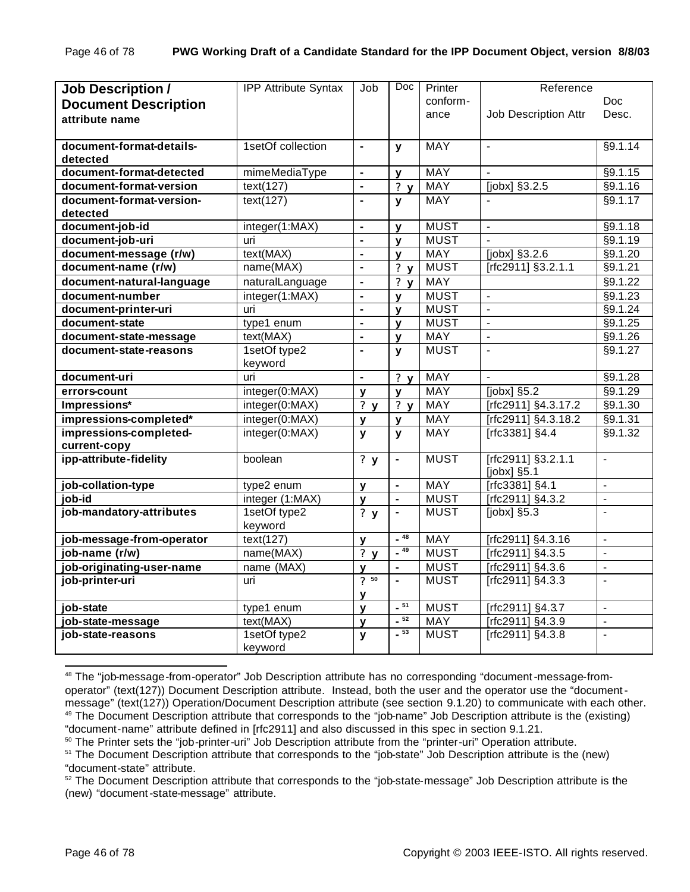| **Job Description / Document Description attribute name** | IPP Attribute Syntax | Job | Doc | Printer conform-ance | Reference Job Description Attr | Doc Desc. |
|---|---|---|---|---|---|---|
| **document-format-details-detected** | 1setOf collection | **-** | **y** | MAY | - | §9.1.14 |
| **document-format-detected** | mimeMediaType | **-** | **y** | MAY | - | §9.1.15 |
| **document-format-version** | text(127) | **-** | ? **y** | MAY | [jobx] §3.2.5 | §9.1.16 |
| **document-format-version-detected** | text(127) | **-** | **y** | MAY | - | §9.1.17 |
| **document-job-id** | integer(1:MAX) | **-** | **y** | MUST | - | §9.1.18 |
| **document-job-uri** | uri | **-** | **y** | MUST | - | §9.1.19 |
| **document-message (r/w)** | text(MAX) | **-** | **y** | MAY | [jobx] §3.2.6 | §9.1.20 |
| **document-name (r/w)** | name(MAX) | **-** | ? **y** | MUST | [rfc2911] §3.2.1.1 | §9.1.21 |
| **document-natural-language** | naturalLanguage | **-** | ? **y** | MAY | | §9.1.22 |
| **document-number** | integer(1:MAX) | **-** | **y** | MUST | - | §9.1.23 |
| **document-printer-uri** | uri | **-** | **y** | MUST | - | §9.1.24 |
| **document-state** | type1 enum | **-** | **y** | MUST | - | §9.1.25 |
| **document-state-message** | text(MAX) | **-** | **y** | MAY | - | §9.1.26 |
| **document-state-reasons** | 1setOf type2 keyword | **-** | **y** | MUST | - | §9.1.27 |
| **document-uri** | uri | **-** | ? **y** | MAY | - | §9.1.28 |
| **errors-count** | integer(0:MAX) | **y** | **y** | MAY | [jobx] §5.2 | §9.1.29 |
| **Impressions*** | integer(0:MAX) | ? **y** | ? **y** | MAY | [rfc2911] §4.3.17.2 | §9.1.30 |
| **impressions-completed*** | integer(0:MAX) | **y** | **y** | MAY | [rfc2911] §4.3.18.2 | §9.1.31 |
| **impressions-completed-current-copy** | integer(0:MAX) | **y** | **y** | MAY | [rfc3381] §4.4 | §9.1.32 |
| **ipp-attribute-fidelity** | boolean | ? **y** | **-** | MUST | [rfc2911] §3.2.1.1 [jobx] §5.1 | - |
| **job-collation-type** | type2 enum | **y** | **-** | MAY | [rfc3381] §4.1 | - |
| **job-id** | integer (1:MAX) | **y** | **-** | MUST | [rfc2911] §4.3.2 | - |
| **job-mandatory-attributes** | 1setOf type2 keyword | ? **y** | **-** | MUST | [jobx] §5.3 | - |
| **job-message-from-operator** | text(127) | **y** | **-** [48] | MAY | [rfc2911] §4.3.16 | - |
| **job-name (r/w)** | name(MAX) | ? **y** | **-** [49] | MUST | [rfc2911] §4.3.5 | - |
| **job-originating-user-name** | name (MAX) | **y** | **-** | MUST | [rfc2911] §4.3.6 | - |
| **job-printer-uri** | uri | ? [50] **y** | **-** | MUST | [rfc2911] §4.3.3 | - |
| **job-state** | type1 enum | **y** | **-** [51] | MUST | [rfc2911] §4.3.7 | - |
| **job-state-message** | text(MAX) | **y** | **-** [52] | MAY | [rfc2911] §4.3.9 | - |
| **job-state-reasons** | 1setOf type2 keyword | **y** | **-** [53] | MUST | [rfc2911] §4.3.8 | - |

[48] The "job-message-from-operator" Job Description attribute has no corresponding "document-message-from-operator" (text(127)) Document Description attribute. Instead, both the user and the operator use the "document-message" (text(127)) Operation/Document Description attribute (see section 9.1.20) to communicate with each other.

[49] The Document Description attribute that corresponds to the "job-name" Job Description attribute is the (existing) "document-name" attribute defined in [rfc2911] and also discussed in this spec in section 9.1.21.

[50] The Printer sets the "job-printer-uri" Job Description attribute from the "printer-uri" Operation attribute.

[51] The Document Description attribute that corresponds to the "job-state" Job Description attribute is the (new) "document-state" attribute.

[52] The Document Description attribute that corresponds to the "job-state-message" Job Description attribute is the (new) "document-state-message" attribute.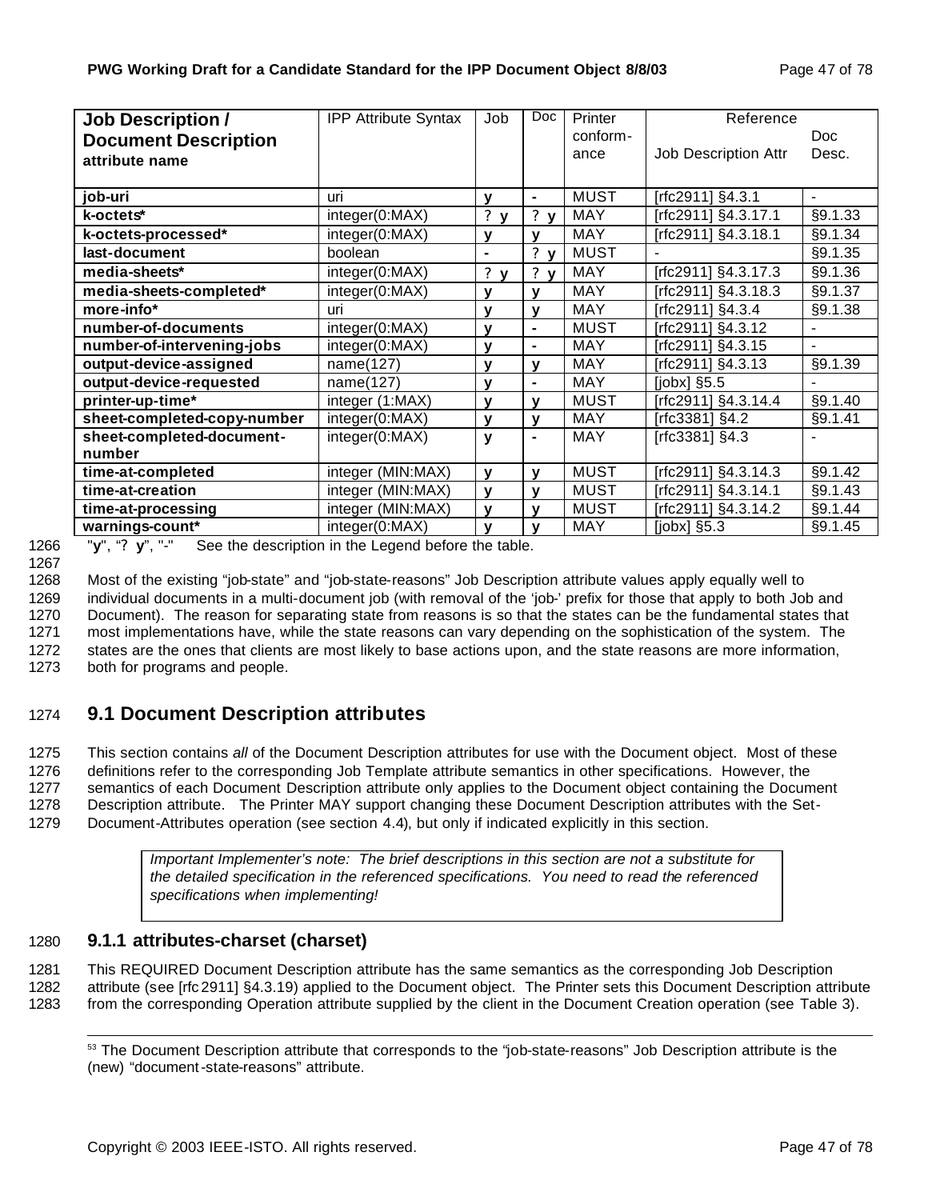| Job Description / Document Description attribute name | IPP Attribute Syntax | Job | Doc | Printer conform-ance | Reference Job Description Attr | Doc Desc. |
|---|---|---|---|---|---|---|
| **job-uri** | uri | **y** | **-** | MUST | [rfc2911] §4.3.1 | - |
| **k-octets*** | integer(0:MAX) | ? **y** | ? **y** | MAY | [rfc2911] §4.3.17.1 | §9.1.33 |
| **k-octets-processed*** | integer(0:MAX) | **y** | **y** | MAY | [rfc2911] §4.3.18.1 | §9.1.34 |
| **last-document** | boolean | **-** | ? **y** | MUST | - | §9.1.35 |
| **media-sheets*** | integer(0:MAX) | ? **y** | ? **y** | MAY | [rfc2911] §4.3.17.3 | §9.1.36 |
| **media-sheets-completed*** | integer(0:MAX) | **y** | **y** | MAY | [rfc2911] §4.3.18.3 | §9.1.37 |
| **more-info*** | uri | **y** | **y** | MAY | [rfc2911] §4.3.4 | §9.1.38 |
| **number-of-documents** | integer(0:MAX) | **y** | **-** | MUST | [rfc2911] §4.3.12 | - |
| **number-of-intervening-jobs** | integer(0:MAX) | **y** | **-** | MAY | [rfc2911] §4.3.15 | - |
| **output-device-assigned** | name(127) | **y** | **y** | MAY | [rfc2911] §4.3.13 | §9.1.39 |
| **output-device-requested** | name(127) | **y** | **-** | MAY | [jobx] §5.5 | - |
| **printer-up-time*** | integer (1:MAX) | **y** | **y** | MUST | [rfc2911] §4.3.14.4 | §9.1.40 |
| **sheet-completed-copy-number** | integer(0:MAX) | **y** | **y** | MAY | [rfc3381] §4.2 | §9.1.41 |
| **sheet-completed-document-number** | integer(0:MAX) | **y** | **-** | MAY | [rfc3381] §4.3 | - |
| **time-at-completed** | integer (MIN:MAX) | **y** | **y** | MUST | [rfc2911] §4.3.14.3 | §9.1.42 |
| **time-at-creation** | integer (MIN:MAX) | **y** | **y** | MUST | [rfc2911] §4.3.14.1 | §9.1.43 |
| **time-at-processing** | integer (MIN:MAX) | **y** | **y** | MUST | [rfc2911] §4.3.14.2 | §9.1.44 |
| **warnings-count*** | integer(0:MAX) | **y** | **y** | MAY | [jobx] §5.3 | §9.1.45 |

"**y**", "? **y**", "-" See the description in the Legend before the table.

Most of the existing "job-state" and "job-state-reasons" Job Description attribute values apply equally well to individual documents in a multi-document job (with removal of the 'job-' prefix for those that apply to both Job and Document). The reason for separating state from reasons is so that the states can be the fundamental states that most implementations have, while the state reasons can vary depending on the sophistication of the system. The states are the ones that clients are most likely to base actions upon, and the state reasons are more information, both for programs and people.

## 9.1 Document Description attributes

This section contains *all* of the Document Description attributes for use with the Document object. Most of these definitions refer to the corresponding Job Template attribute semantics in other specifications. However, the semantics of each Document Description attribute only applies to the Document object containing the Document Description attribute. The Printer MAY support changing these Document Description attributes with the Set-Document-Attributes operation (see section 4.4), but only if indicated explicitly in this section.

> *Important Implementer's note: The brief descriptions in this section are not a substitute for the detailed specification in the referenced specifications. You need to read the referenced specifications when implementing!*

### 9.1.1 attributes-charset (charset)

This REQUIRED Document Description attribute has the same semantics as the corresponding Job Description attribute (see [rfc 2911] §4.3.19) applied to the Document object. The Printer sets this Document Description attribute from the corresponding Operation attribute supplied by the client in the Document Creation operation (see Table 3).

[53] The Document Description attribute that corresponds to the "job-state-reasons" Job Description attribute is the (new) "document-state-reasons" attribute.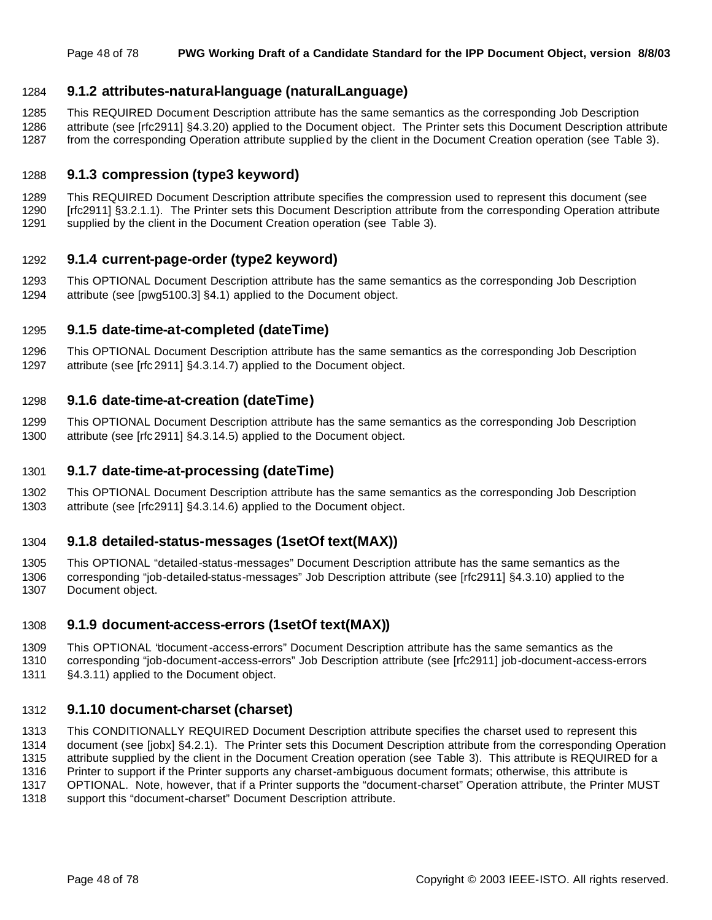### 9.1.2 attributes-natural-language (naturalLanguage)

This REQUIRED Document Description attribute has the same semantics as the corresponding Job Description attribute (see [rfc2911] §4.3.20) applied to the Document object. The Printer sets this Document Description attribute from the corresponding Operation attribute supplied by the client in the Document Creation operation (see Table 3).

### 9.1.3 compression (type3 keyword)

This REQUIRED Document Description attribute specifies the compression used to represent this document (see [rfc2911] §3.2.1.1). The Printer sets this Document Description attribute from the corresponding Operation attribute supplied by the client in the Document Creation operation (see Table 3).

### 9.1.4 current-page-order (type2 keyword)

This OPTIONAL Document Description attribute has the same semantics as the corresponding Job Description attribute (see [pwg5100.3] §4.1) applied to the Document object.

### 9.1.5 date-time-at-completed (dateTime)

This OPTIONAL Document Description attribute has the same semantics as the corresponding Job Description attribute (see [rfc2911] §4.3.14.7) applied to the Document object.

### 9.1.6 date-time-at-creation (dateTime)

This OPTIONAL Document Description attribute has the same semantics as the corresponding Job Description attribute (see [rfc2911] §4.3.14.5) applied to the Document object.

### 9.1.7 date-time-at-processing (dateTime)

This OPTIONAL Document Description attribute has the same semantics as the corresponding Job Description attribute (see [rfc2911] §4.3.14.6) applied to the Document object.

### 9.1.8 detailed-status-messages (1setOf text(MAX))

This OPTIONAL "detailed-status-messages" Document Description attribute has the same semantics as the corresponding "job-detailed-status-messages" Job Description attribute (see [rfc2911] §4.3.10) applied to the Document object.

### 9.1.9 document-access-errors (1setOf text(MAX))

This OPTIONAL "document-access-errors" Document Description attribute has the same semantics as the corresponding "job-document-access-errors" Job Description attribute (see [rfc2911] job-document-access-errors §4.3.11) applied to the Document object.

### 9.1.10 document-charset (charset)

This CONDITIONALLY REQUIRED Document Description attribute specifies the charset used to represent this document (see [jobx] §4.2.1). The Printer sets this Document Description attribute from the corresponding Operation attribute supplied by the client in the Document Creation operation (see Table 3). This attribute is REQUIRED for a Printer to support if the Printer supports any charset-ambiguous document formats; otherwise, this attribute is OPTIONAL. Note, however, that if a Printer supports the "document-charset" Operation attribute, the Printer MUST support this "document-charset" Document Description attribute.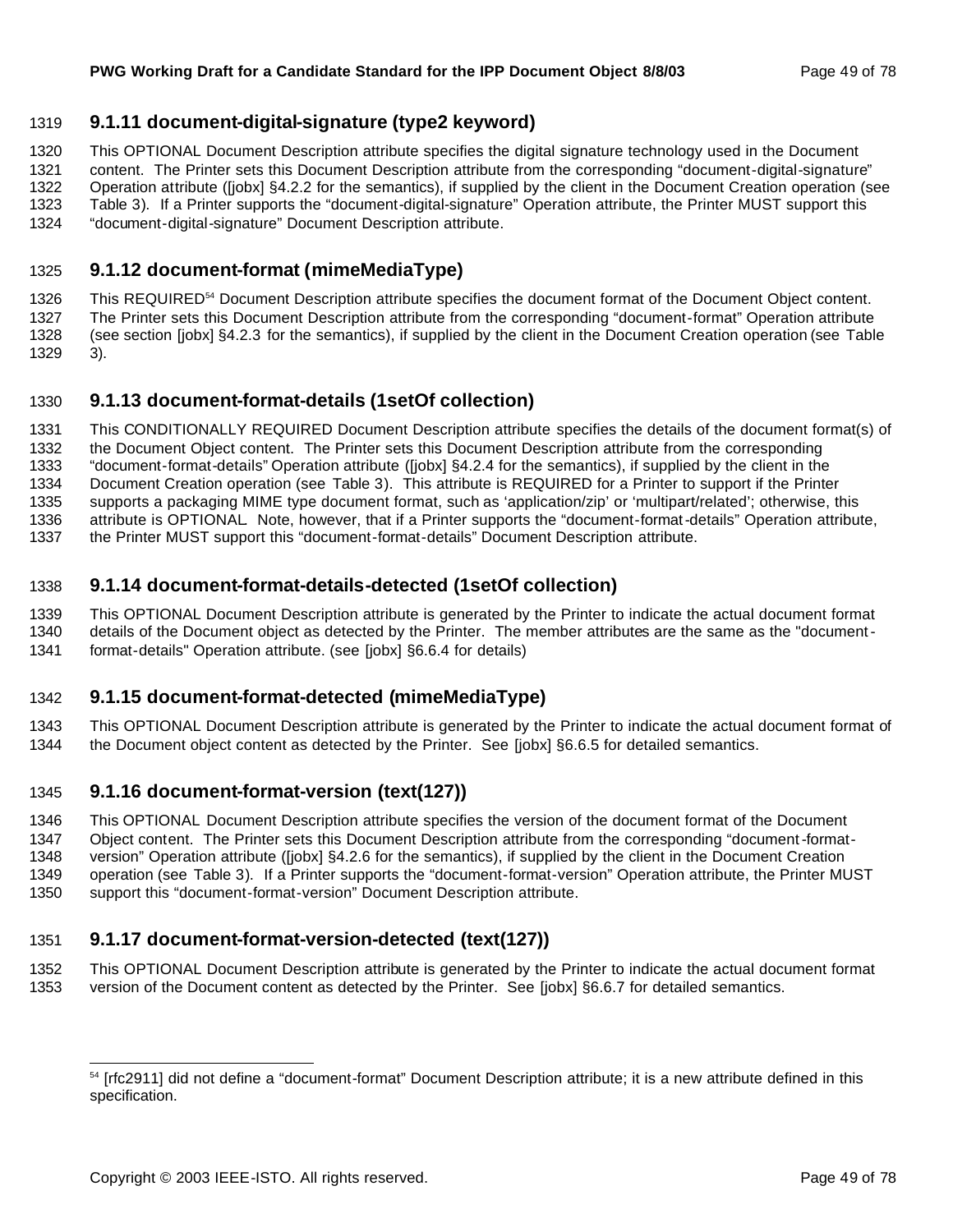### 9.1.11 document-digital-signature (type2 keyword)

This OPTIONAL Document Description attribute specifies the digital signature technology used in the Document content. The Printer sets this Document Description attribute from the corresponding "document-digital-signature" Operation attribute ([jobx] §4.2.2 for the semantics), if supplied by the client in the Document Creation operation (see Table 3). If a Printer supports the "document-digital-signature" Operation attribute, the Printer MUST support this "document-digital-signature" Document Description attribute.

### 9.1.12 document-format (mimeMediaType)

This REQUIRED[54] Document Description attribute specifies the document format of the Document Object content. The Printer sets this Document Description attribute from the corresponding "document-format" Operation attribute (see section [jobx] §4.2.3 for the semantics), if supplied by the client in the Document Creation operation (see Table 3).

### 9.1.13 document-format-details (1setOf collection)

This CONDITIONALLY REQUIRED Document Description attribute specifies the details of the document format(s) of the Document Object content. The Printer sets this Document Description attribute from the corresponding "document-format-details" Operation attribute ([jobx] §4.2.4 for the semantics), if supplied by the client in the Document Creation operation (see Table 3). This attribute is REQUIRED for a Printer to support if the Printer supports a packaging MIME type document format, such as 'application/zip' or 'multipart/related'; otherwise, this attribute is OPTIONAL. Note, however, that if a Printer supports the "document-format-details" Operation attribute, the Printer MUST support this "document-format-details" Document Description attribute.

### 9.1.14 document-format-details-detected (1setOf collection)

This OPTIONAL Document Description attribute is generated by the Printer to indicate the actual document format details of the Document object as detected by the Printer. The member attributes are the same as the "document-format-details" Operation attribute. (see [jobx] §6.6.4 for details)

### 9.1.15 document-format-detected (mimeMediaType)

This OPTIONAL Document Description attribute is generated by the Printer to indicate the actual document format of the Document object content as detected by the Printer. See [jobx] §6.6.5 for detailed semantics.

### 9.1.16 document-format-version (text(127))

This OPTIONAL Document Description attribute specifies the version of the document format of the Document Object content. The Printer sets this Document Description attribute from the corresponding "document-format-version" Operation attribute ([jobx] §4.2.6 for the semantics), if supplied by the client in the Document Creation operation (see Table 3). If a Printer supports the "document-format-version" Operation attribute, the Printer MUST support this "document-format-version" Document Description attribute.

### 9.1.17 document-format-version-detected (text(127))

This OPTIONAL Document Description attribute is generated by the Printer to indicate the actual document format version of the Document content as detected by the Printer. See [jobx] §6.6.7 for detailed semantics.

---

[54] [rfc2911] did not define a "document-format" Document Description attribute; it is a new attribute defined in this specification.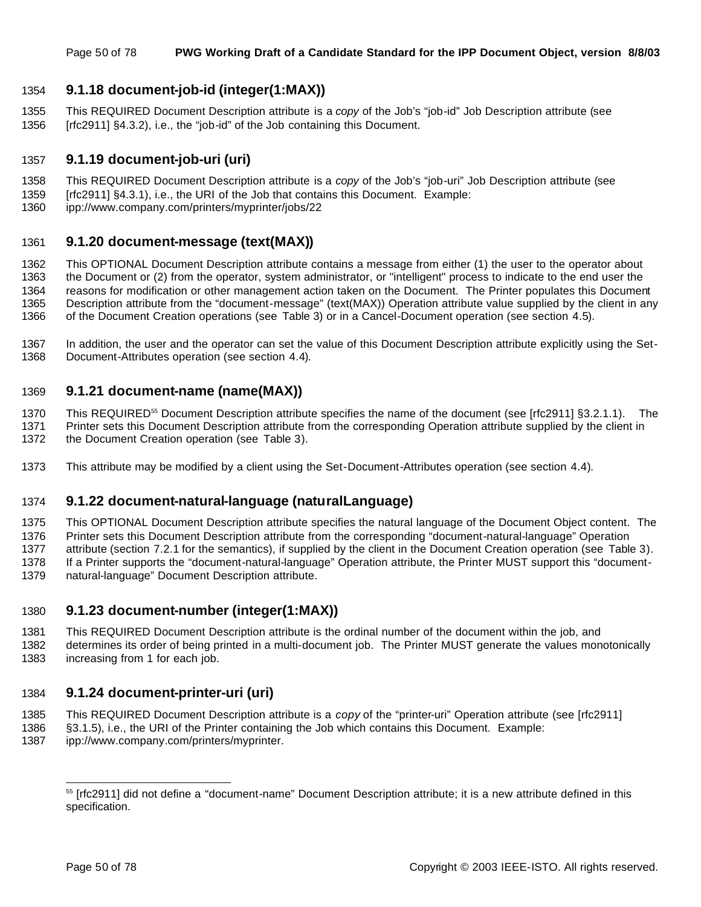### 9.1.18 document-job-id (integer(1:MAX))

This REQUIRED Document Description attribute is a *copy* of the Job's "job-id" Job Description attribute (see [rfc2911] §4.3.2), i.e., the "job-id" of the Job containing this Document.

### 9.1.19 document-job-uri (uri)

This REQUIRED Document Description attribute is a *copy* of the Job's "job-uri" Job Description attribute (see [rfc2911] §4.3.1), i.e., the URI of the Job that contains this Document. Example: ipp://www.company.com/printers/myprinter/jobs/22

### 9.1.20 document-message (text(MAX))

This OPTIONAL Document Description attribute contains a message from either (1) the user to the operator about the Document or (2) from the operator, system administrator, or "intelligent" process to indicate to the end user the reasons for modification or other management action taken on the Document. The Printer populates this Document Description attribute from the "document-message" (text(MAX)) Operation attribute value supplied by the client in any of the Document Creation operations (see Table 3) or in a Cancel-Document operation (see section 4.5).

In addition, the user and the operator can set the value of this Document Description attribute explicitly using the Set-Document-Attributes operation (see section 4.4).

### 9.1.21 document-name (name(MAX))

This REQUIRED[55] Document Description attribute specifies the name of the document (see [rfc2911] §3.2.1.1). The Printer sets this Document Description attribute from the corresponding Operation attribute supplied by the client in the Document Creation operation (see Table 3).

This attribute may be modified by a client using the Set-Document-Attributes operation (see section 4.4).

### 9.1.22 document-natural-language (naturalLanguage)

This OPTIONAL Document Description attribute specifies the natural language of the Document Object content. The Printer sets this Document Description attribute from the corresponding "document-natural-language" Operation attribute (section 7.2.1 for the semantics), if supplied by the client in the Document Creation operation (see Table 3). If a Printer supports the "document-natural-language" Operation attribute, the Printer MUST support this "document-natural-language" Document Description attribute.

### 9.1.23 document-number (integer(1:MAX))

This REQUIRED Document Description attribute is the ordinal number of the document within the job, and determines its order of being printed in a multi-document job. The Printer MUST generate the values monotonically increasing from 1 for each job.

### 9.1.24 document-printer-uri (uri)

This REQUIRED Document Description attribute is a *copy* of the "printer-uri" Operation attribute (see [rfc2911] §3.1.5), i.e., the URI of the Printer containing the Job which contains this Document. Example: ipp://www.company.com/printers/myprinter.

[55] [rfc2911] did not define a "document-name" Document Description attribute; it is a new attribute defined in this specification.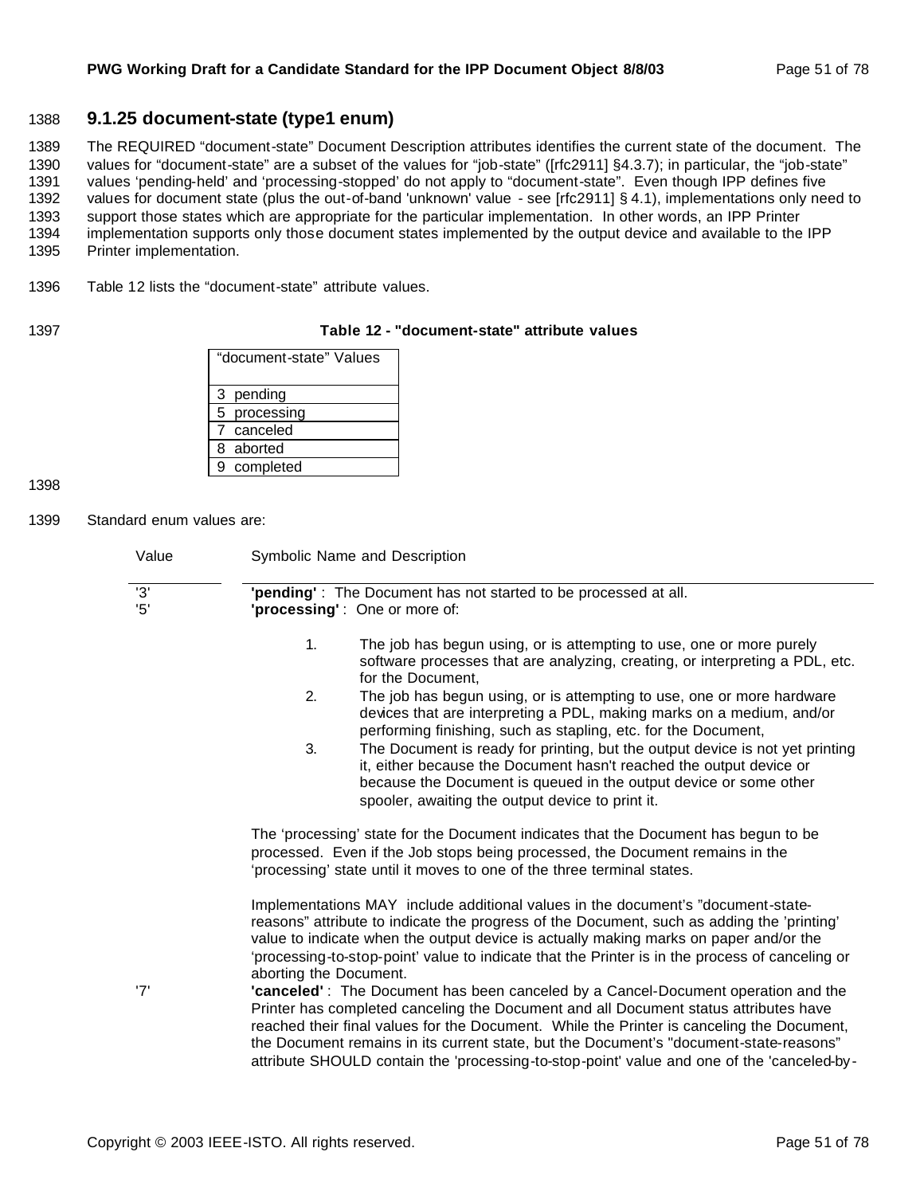### 9.1.25 document-state (type1 enum)

The REQUIRED "document-state" Document Description attributes identifies the current state of the document. The values for "document-state" are a subset of the values for "job-state" ([rfc2911] §4.3.7); in particular, the "job-state" values 'pending-held' and 'processing-stopped' do not apply to "document-state". Even though IPP defines five values for document state (plus the out-of-band 'unknown' value - see [rfc2911] § 4.1), implementations only need to support those states which are appropriate for the particular implementation. In other words, an IPP Printer implementation supports only those document states implemented by the output device and available to the IPP Printer implementation.

Table 12 lists the "document-state" attribute values.

**Table 12 - "document-state" attribute values**

| "document-state" Values |
|---|
| 3 pending |
| 5 processing |
| 7 canceled |
| 8 aborted |
| 9 completed |

Standard enum values are:

| Value | Symbolic Name and Description |
|---|---|
| '3' | **'pending'** : The Document has not started to be processed at all. |
| '5' | **'processing'** : One or more of: |

1. The job has begun using, or is attempting to use, one or more purely software processes that are analyzing, creating, or interpreting a PDL, etc. for the Document,
2. The job has begun using, or is attempting to use, one or more hardware devices that are interpreting a PDL, making marks on a medium, and/or performing finishing, such as stapling, etc. for the Document,
3. The Document is ready for printing, but the output device is not yet printing it, either because the Document hasn't reached the output device or because the Document is queued in the output device or some other spooler, awaiting the output device to print it.

The 'processing' state for the Document indicates that the Document has begun to be processed. Even if the Job stops being processed, the Document remains in the 'processing' state until it moves to one of the three terminal states.

Implementations MAY include additional values in the document's "document-state-reasons" attribute to indicate the progress of the Document, such as adding the 'printing' value to indicate when the output device is actually making marks on paper and/or the 'processing-to-stop-point' value to indicate that the Printer is in the process of canceling or aborting the Document.

'7' **'canceled'** : The Document has been canceled by a Cancel-Document operation and the Printer has completed canceling the Document and all Document status attributes have reached their final values for the Document. While the Printer is canceling the Document, the Document remains in its current state, but the Document's "document-state-reasons" attribute SHOULD contain the 'processing-to-stop-point' value and one of the 'canceled-by-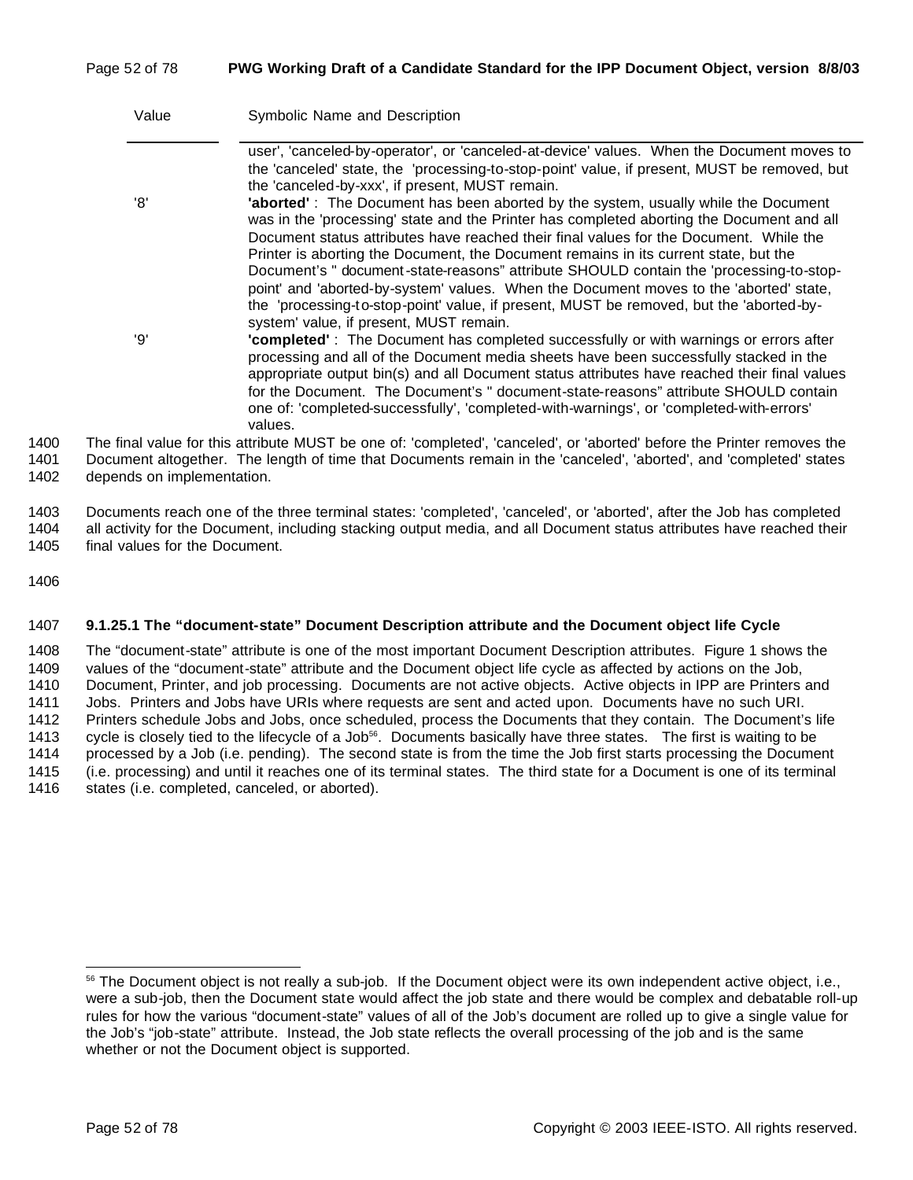| Value | Symbolic Name and Description |
|---|---|
| | user', 'canceled-by-operator', or 'canceled-at-device' values. When the Document moves to the 'canceled' state, the 'processing-to-stop-point' value, if present, MUST be removed, but the 'canceled-by-xxx', if present, MUST remain. |
| '8' | **'aborted'** : The Document has been aborted by the system, usually while the Document was in the 'processing' state and the Printer has completed aborting the Document and all Document status attributes have reached their final values for the Document. While the Printer is aborting the Document, the Document remains in its current state, but the Document's " document-state-reasons" attribute SHOULD contain the 'processing-to-stop-point' and 'aborted-by-system' values. When the Document moves to the 'aborted' state, the 'processing-to-stop-point' value, if present, MUST be removed, but the 'aborted-by-system' value, if present, MUST remain. |
| '9' | **'completed'** : The Document has completed successfully or with warnings or errors after processing and all of the Document media sheets have been successfully stacked in the appropriate output bin(s) and all Document status attributes have reached their final values for the Document. The Document's " document-state-reasons" attribute SHOULD contain one of: 'completed-successfully', 'completed-with-warnings', or 'completed-with-errors' values. |

1400 The final value for this attribute MUST be one of: 'completed', 'canceled', or 'aborted' before the Printer removes the
1401 Document altogether. The length of time that Documents remain in the 'canceled', 'aborted', and 'completed' states
1402 depends on implementation.

1403 Documents reach one of the three terminal states: 'completed', 'canceled', or 'aborted', after the Job has completed
1404 all activity for the Document, including stacking output media, and all Document status attributes have reached their
1405 final values for the Document.

1406

1407 **9.1.25.1 The "document-state" Document Description attribute and the Document object life Cycle**

1408 The "document-state" attribute is one of the most important Document Description attributes. Figure 1 shows the
1409 values of the "document-state" attribute and the Document object life cycle as affected by actions on the Job,
1410 Document, Printer, and job processing. Documents are not active objects. Active objects in IPP are Printers and
1411 Jobs. Printers and Jobs have URIs where requests are sent and acted upon. Documents have no such URI.
1412 Printers schedule Jobs and Jobs, once scheduled, process the Documents that they contain. The Document's life
1413 cycle is closely tied to the lifecycle of a Job[56]. Documents basically have three states. The first is waiting to be
1414 processed by a Job (i.e. pending). The second state is from the time the Job first starts processing the Document
1415 (i.e. processing) and until it reaches one of its terminal states. The third state for a Document is one of its terminal
1416 states (i.e. completed, canceled, or aborted).

[56] The Document object is not really a sub-job. If the Document object were its own independent active object, i.e., were a sub-job, then the Document state would affect the job state and there would be complex and debatable roll-up rules for how the various "document-state" values of all of the Job's document are rolled up to give a single value for the Job's "job-state" attribute. Instead, the Job state reflects the overall processing of the job and is the same whether or not the Document object is supported.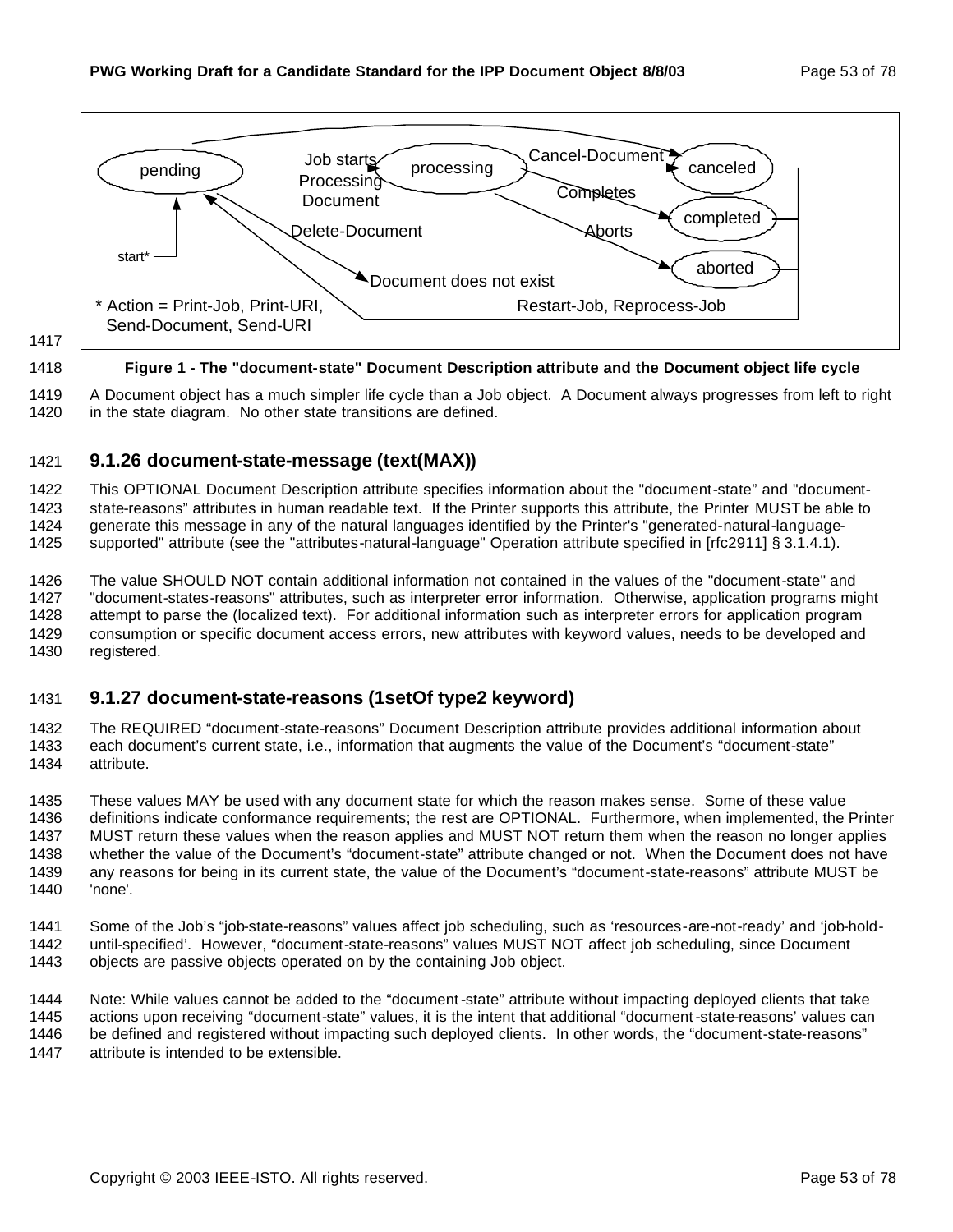Figure 1 - The "document-state" Document Description attribute and the Document object life cycle

A Document object has a much simpler life cycle than a Job object. A Document always progresses from left to right in the state diagram. No other state transitions are defined.

### 9.1.26 document-state-message (text(MAX))

This OPTIONAL Document Description attribute specifies information about the "document-state" and "document-state-reasons" attributes in human readable text. If the Printer supports this attribute, the Printer MUST be able to generate this message in any of the natural languages identified by the Printer's "generated-natural-language-supported" attribute (see the "attributes-natural-language" Operation attribute specified in [rfc2911] § 3.1.4.1).

The value SHOULD NOT contain additional information not contained in the values of the "document-state" and "document-states-reasons" attributes, such as interpreter error information. Otherwise, application programs might attempt to parse the (localized text). For additional information such as interpreter errors for application program consumption or specific document access errors, new attributes with keyword values, needs to be developed and registered.

### 9.1.27 document-state-reasons (1setOf type2 keyword)

The REQUIRED "document-state-reasons" Document Description attribute provides additional information about each document's current state, i.e., information that augments the value of the Document's "document-state" attribute.

These values MAY be used with any document state for which the reason makes sense. Some of these value definitions indicate conformance requirements; the rest are OPTIONAL. Furthermore, when implemented, the Printer MUST return these values when the reason applies and MUST NOT return them when the reason no longer applies whether the value of the Document's "document-state" attribute changed or not. When the Document does not have any reasons for being in its current state, the value of the Document's "document-state-reasons" attribute MUST be 'none'.

Some of the Job's "job-state-reasons" values affect job scheduling, such as 'resources-are-not-ready' and 'job-hold-until-specified'. However, "document-state-reasons" values MUST NOT affect job scheduling, since Document objects are passive objects operated on by the containing Job object.

Note: While values cannot be added to the "document-state" attribute without impacting deployed clients that take actions upon receiving "document-state" values, it is the intent that additional "document-state-reasons' values can be defined and registered without impacting such deployed clients. In other words, the "document-state-reasons" attribute is intended to be extensible.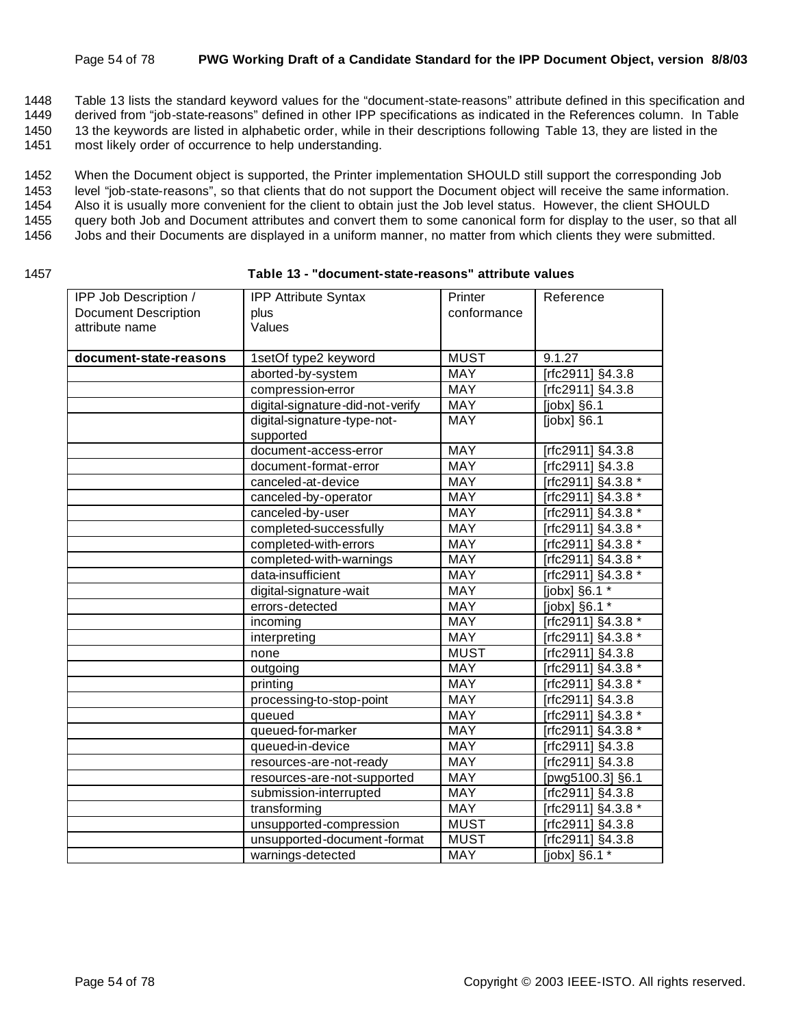Table 13 lists the standard keyword values for the "document-state-reasons" attribute defined in this specification and derived from "job-state-reasons" defined in other IPP specifications as indicated in the References column. In Table 13 the keywords are listed in alphabetic order, while in their descriptions following Table 13, they are listed in the most likely order of occurrence to help understanding.

When the Document object is supported, the Printer implementation SHOULD still support the corresponding Job level "job-state-reasons", so that clients that do not support the Document object will receive the same information. Also it is usually more convenient for the client to obtain just the Job level status. However, the client SHOULD query both Job and Document attributes and convert them to some canonical form for display to the user, so that all Jobs and their Documents are displayed in a uniform manner, no matter from which clients they were submitted.

**Table 13 - "document-state-reasons" attribute values**

| IPP Job Description / Document Description attribute name | IPP Attribute Syntax plus Values | Printer conformance | Reference |
|---|---|---|---|
| **document-state-reasons** | 1setOf type2 keyword | MUST | 9.1.27 |
| | aborted-by-system | MAY | [rfc2911] §4.3.8 |
| | compression-error | MAY | [rfc2911] §4.3.8 |
| | digital-signature-did-not-verify | MAY | [jobx] §6.1 |
| | digital-signature-type-not-supported | MAY | [jobx] §6.1 |
| | document-access-error | MAY | [rfc2911] §4.3.8 |
| | document-format-error | MAY | [rfc2911] §4.3.8 |
| | canceled-at-device | MAY | [rfc2911] §4.3.8 * |
| | canceled-by-operator | MAY | [rfc2911] §4.3.8 * |
| | canceled-by-user | MAY | [rfc2911] §4.3.8 * |
| | completed-successfully | MAY | [rfc2911] §4.3.8 * |
| | completed-with-errors | MAY | [rfc2911] §4.3.8 * |
| | completed-with-warnings | MAY | [rfc2911] §4.3.8 * |
| | data-insufficient | MAY | [rfc2911] §4.3.8 * |
| | digital-signature-wait | MAY | [jobx] §6.1 * |
| | errors-detected | MAY | [jobx] §6.1 * |
| | incoming | MAY | [rfc2911] §4.3.8 * |
| | interpreting | MAY | [rfc2911] §4.3.8 * |
| | none | MUST | [rfc2911] §4.3.8 |
| | outgoing | MAY | [rfc2911] §4.3.8 * |
| | printing | MAY | [rfc2911] §4.3.8 * |
| | processing-to-stop-point | MAY | [rfc2911] §4.3.8 |
| | queued | MAY | [rfc2911] §4.3.8 * |
| | queued-for-marker | MAY | [rfc2911] §4.3.8 * |
| | queued-in-device | MAY | [rfc2911] §4.3.8 |
| | resources-are-not-ready | MAY | [rfc2911] §4.3.8 |
| | resources-are-not-supported | MAY | [pwg5100.3] §6.1 |
| | submission-interrupted | MAY | [rfc2911] §4.3.8 |
| | transforming | MAY | [rfc2911] §4.3.8 * |
| | unsupported-compression | MUST | [rfc2911] §4.3.8 |
| | unsupported-document-format | MUST | [rfc2911] §4.3.8 |
| | warnings-detected | MAY | [jobx] §6.1 * |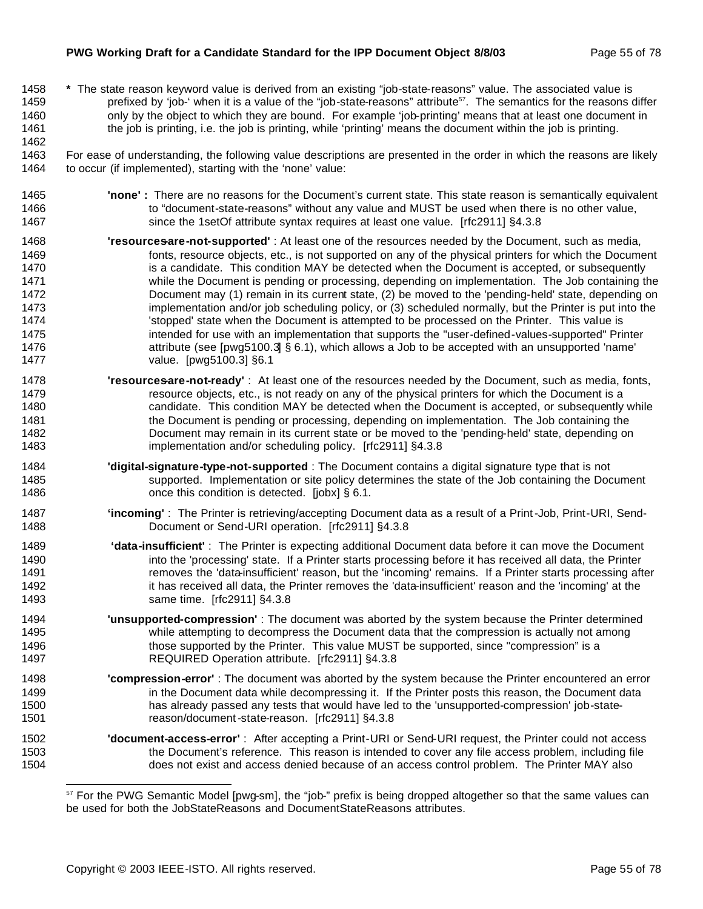**\*** The state reason keyword value is derived from an existing "job-state-reasons" value. The associated value is prefixed by 'job-' when it is a value of the "job-state-reasons" attribute[57]. The semantics for the reasons differ only by the object to which they are bound. For example 'job-printing' means that at least one document in the job is printing, i.e. the job is printing, while 'printing' means the document within the job is printing.

For ease of understanding, the following value descriptions are presented in the order in which the reasons are likely to occur (if implemented), starting with the 'none' value:

**'none' :** There are no reasons for the Document's current state. This state reason is semantically equivalent to "document-state-reasons" without any value and MUST be used when there is no other value, since the 1setOf attribute syntax requires at least one value. [rfc2911] §4.3.8

**'resources-are-not-supported'** : At least one of the resources needed by the Document, such as media, fonts, resource objects, etc., is not supported on any of the physical printers for which the Document is a candidate. This condition MAY be detected when the Document is accepted, or subsequently while the Document is pending or processing, depending on implementation. The Job containing the Document may (1) remain in its current state, (2) be moved to the 'pending-held' state, depending on implementation and/or job scheduling policy, or (3) scheduled normally, but the Printer is put into the 'stopped' state when the Document is attempted to be processed on the Printer. This value is intended for use with an implementation that supports the "user-defined-values-supported" Printer attribute (see [pwg5100.3] § 6.1), which allows a Job to be accepted with an unsupported 'name' value. [pwg5100.3] §6.1

**'resources-are-not-ready'** : At least one of the resources needed by the Document, such as media, fonts, resource objects, etc., is not ready on any of the physical printers for which the Document is a candidate. This condition MAY be detected when the Document is accepted, or subsequently while the Document is pending or processing, depending on implementation. The Job containing the Document may remain in its current state or be moved to the 'pending-held' state, depending on implementation and/or scheduling policy. [rfc2911] §4.3.8

**'digital-signature-type-not-supported** : The Document contains a digital signature type that is not supported. Implementation or site policy determines the state of the Job containing the Document once this condition is detected. [jobx] § 6.1.

**'incoming'** : The Printer is retrieving/accepting Document data as a result of a Print-Job, Print-URI, Send-Document or Send-URI operation. [rfc2911] §4.3.8

**'data-insufficient'** : The Printer is expecting additional Document data before it can move the Document into the 'processing' state. If a Printer starts processing before it has received all data, the Printer removes the 'data-insufficient' reason, but the 'incoming' remains. If a Printer starts processing after it has received all data, the Printer removes the 'data-insufficient' reason and the 'incoming' at the same time. [rfc2911] §4.3.8

**'unsupported-compression'** : The document was aborted by the system because the Printer determined while attempting to decompress the Document data that the compression is actually not among those supported by the Printer. This value MUST be supported, since "compression" is a REQUIRED Operation attribute. [rfc2911] §4.3.8

**'compression-error'** : The document was aborted by the system because the Printer encountered an error in the Document data while decompressing it. If the Printer posts this reason, the Document data has already passed any tests that would have led to the 'unsupported-compression' job-state-reason/document-state-reason. [rfc2911] §4.3.8

**'document-access-error'** : After accepting a Print-URI or Send-URI request, the Printer could not access the Document's reference. This reason is intended to cover any file access problem, including file does not exist and access denied because of an access control problem. The Printer MAY also

---

[57] For the PWG Semantic Model [pwg-sm], the "job-" prefix is being dropped altogether so that the same values can be used for both the JobStateReasons and DocumentStateReasons attributes.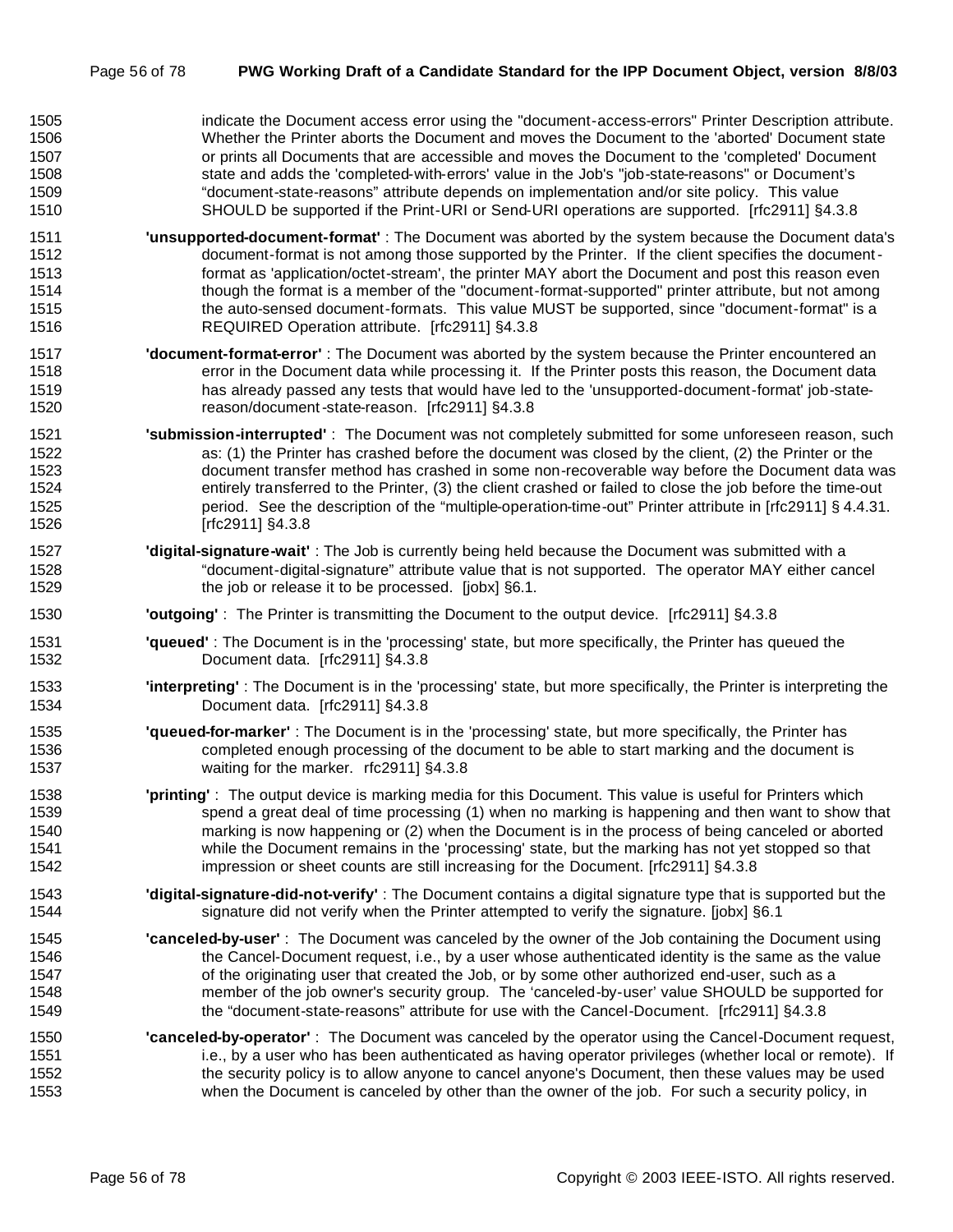indicate the Document access error using the "document-access-errors" Printer Description attribute. Whether the Printer aborts the Document and moves the Document to the 'aborted' Document state or prints all Documents that are accessible and moves the Document to the 'completed' Document state and adds the 'completed-with-errors' value in the Job's "job-state-reasons" or Document's "document-state-reasons" attribute depends on implementation and/or site policy. This value SHOULD be supported if the Print-URI or Send-URI operations are supported. [rfc2911] §4.3.8

**'unsupported-document-format'** : The Document was aborted by the system because the Document data's document-format is not among those supported by the Printer. If the client specifies the document-format as 'application/octet-stream', the printer MAY abort the Document and post this reason even though the format is a member of the "document-format-supported" printer attribute, but not among the auto-sensed document-formats. This value MUST be supported, since "document-format" is a REQUIRED Operation attribute. [rfc2911] §4.3.8

**'document-format-error'** : The Document was aborted by the system because the Printer encountered an error in the Document data while processing it. If the Printer posts this reason, the Document data has already passed any tests that would have led to the 'unsupported-document-format' job-state-reason/document-state-reason. [rfc2911] §4.3.8

**'submission-interrupted'** : The Document was not completely submitted for some unforeseen reason, such as: (1) the Printer has crashed before the document was closed by the client, (2) the Printer or the document transfer method has crashed in some non-recoverable way before the Document data was entirely transferred to the Printer, (3) the client crashed or failed to close the job before the time-out period. See the description of the "multiple-operation-time-out" Printer attribute in [rfc2911] § 4.4.31. [rfc2911] §4.3.8

**'digital-signature-wait'** : The Job is currently being held because the Document was submitted with a "document-digital-signature" attribute value that is not supported. The operator MAY either cancel the job or release it to be processed. [jobx] §6.1.

**'outgoing'** : The Printer is transmitting the Document to the output device. [rfc2911] §4.3.8

**'queued'** : The Document is in the 'processing' state, but more specifically, the Printer has queued the Document data. [rfc2911] §4.3.8

**'interpreting'** : The Document is in the 'processing' state, but more specifically, the Printer is interpreting the Document data. [rfc2911] §4.3.8

**'queued-for-marker'** : The Document is in the 'processing' state, but more specifically, the Printer has completed enough processing of the document to be able to start marking and the document is waiting for the marker. rfc2911] §4.3.8

**'printing'** : The output device is marking media for this Document. This value is useful for Printers which spend a great deal of time processing (1) when no marking is happening and then want to show that marking is now happening or (2) when the Document is in the process of being canceled or aborted while the Document remains in the 'processing' state, but the marking has not yet stopped so that impression or sheet counts are still increasing for the Document. [rfc2911] §4.3.8

**'digital-signature-did-not-verify'** : The Document contains a digital signature type that is supported but the signature did not verify when the Printer attempted to verify the signature. [jobx] §6.1

**'canceled-by-user'** : The Document was canceled by the owner of the Job containing the Document using the Cancel-Document request, i.e., by a user whose authenticated identity is the same as the value of the originating user that created the Job, or by some other authorized end-user, such as a member of the job owner's security group. The 'canceled-by-user' value SHOULD be supported for the "document-state-reasons" attribute for use with the Cancel-Document. [rfc2911] §4.3.8

**'canceled-by-operator'** : The Document was canceled by the operator using the Cancel-Document request, i.e., by a user who has been authenticated as having operator privileges (whether local or remote). If the security policy is to allow anyone to cancel anyone's Document, then these values may be used when the Document is canceled by other than the owner of the job. For such a security policy, in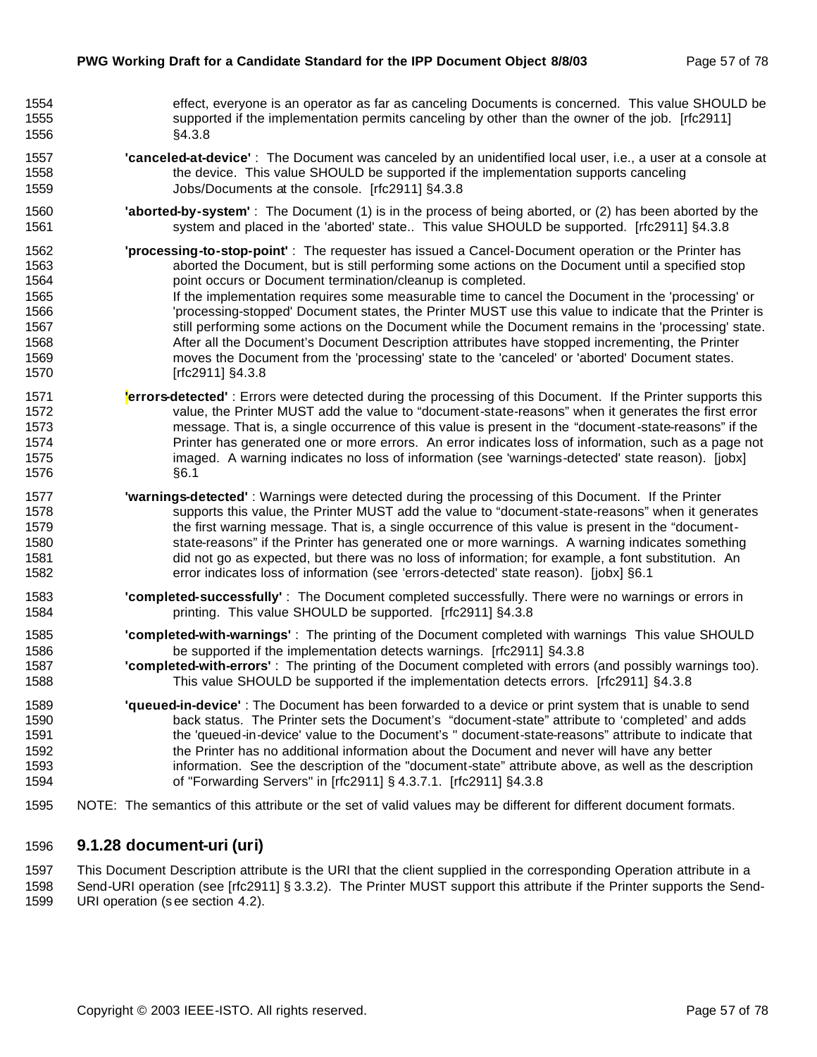effect, everyone is an operator as far as canceling Documents is concerned. This value SHOULD be supported if the implementation permits canceling by other than the owner of the job. [rfc2911] §4.3.8

**'canceled-at-device'** : The Document was canceled by an unidentified local user, i.e., a user at a console at the device. This value SHOULD be supported if the implementation supports canceling Jobs/Documents at the console. [rfc2911] §4.3.8

**'aborted-by-system'** : The Document (1) is in the process of being aborted, or (2) has been aborted by the system and placed in the 'aborted' state.. This value SHOULD be supported. [rfc2911] §4.3.8

**'processing-to-stop-point'** : The requester has issued a Cancel-Document operation or the Printer has aborted the Document, but is still performing some actions on the Document until a specified stop point occurs or Document termination/cleanup is completed.
If the implementation requires some measurable time to cancel the Document in the 'processing' or 'processing-stopped' Document states, the Printer MUST use this value to indicate that the Printer is still performing some actions on the Document while the Document remains in the 'processing' state. After all the Document's Document Description attributes have stopped incrementing, the Printer moves the Document from the 'processing' state to the 'canceled' or 'aborted' Document states. [rfc2911] §4.3.8

**'errors-detected'** : Errors were detected during the processing of this Document. If the Printer supports this value, the Printer MUST add the value to "document-state-reasons" when it generates the first error message. That is, a single occurrence of this value is present in the "document-state-reasons" if the Printer has generated one or more errors. An error indicates loss of information, such as a page not imaged. A warning indicates no loss of information (see 'warnings-detected' state reason). [jobx] §6.1

**'warnings-detected'** : Warnings were detected during the processing of this Document. If the Printer supports this value, the Printer MUST add the value to "document-state-reasons" when it generates the first warning message. That is, a single occurrence of this value is present in the "document-state-reasons" if the Printer has generated one or more warnings. A warning indicates something did not go as expected, but there was no loss of information; for example, a font substitution. An error indicates loss of information (see 'errors-detected' state reason). [jobx] §6.1

**'completed-successfully'** : The Document completed successfully. There were no warnings or errors in printing. This value SHOULD be supported. [rfc2911] §4.3.8

**'completed-with-warnings'** : The printing of the Document completed with warnings This value SHOULD be supported if the implementation detects warnings. [rfc2911] §4.3.8
**'completed-with-errors'** : The printing of the Document completed with errors (and possibly warnings too). This value SHOULD be supported if the implementation detects errors. [rfc2911] §4.3.8

**'queued-in-device'** : The Document has been forwarded to a device or print system that is unable to send back status. The Printer sets the Document's "document-state" attribute to 'completed' and adds the 'queued-in-device' value to the Document's " document-state-reasons" attribute to indicate that the Printer has no additional information about the Document and never will have any better information. See the description of the "document-state" attribute above, as well as the description of "Forwarding Servers" in [rfc2911] § 4.3.7.1. [rfc2911] §4.3.8

NOTE: The semantics of this attribute or the set of valid values may be different for different document formats.

### 9.1.28 document-uri (uri)

This Document Description attribute is the URI that the client supplied in the corresponding Operation attribute in a Send-URI operation (see [rfc2911] § 3.3.2). The Printer MUST support this attribute if the Printer supports the Send-URI operation (see section 4.2).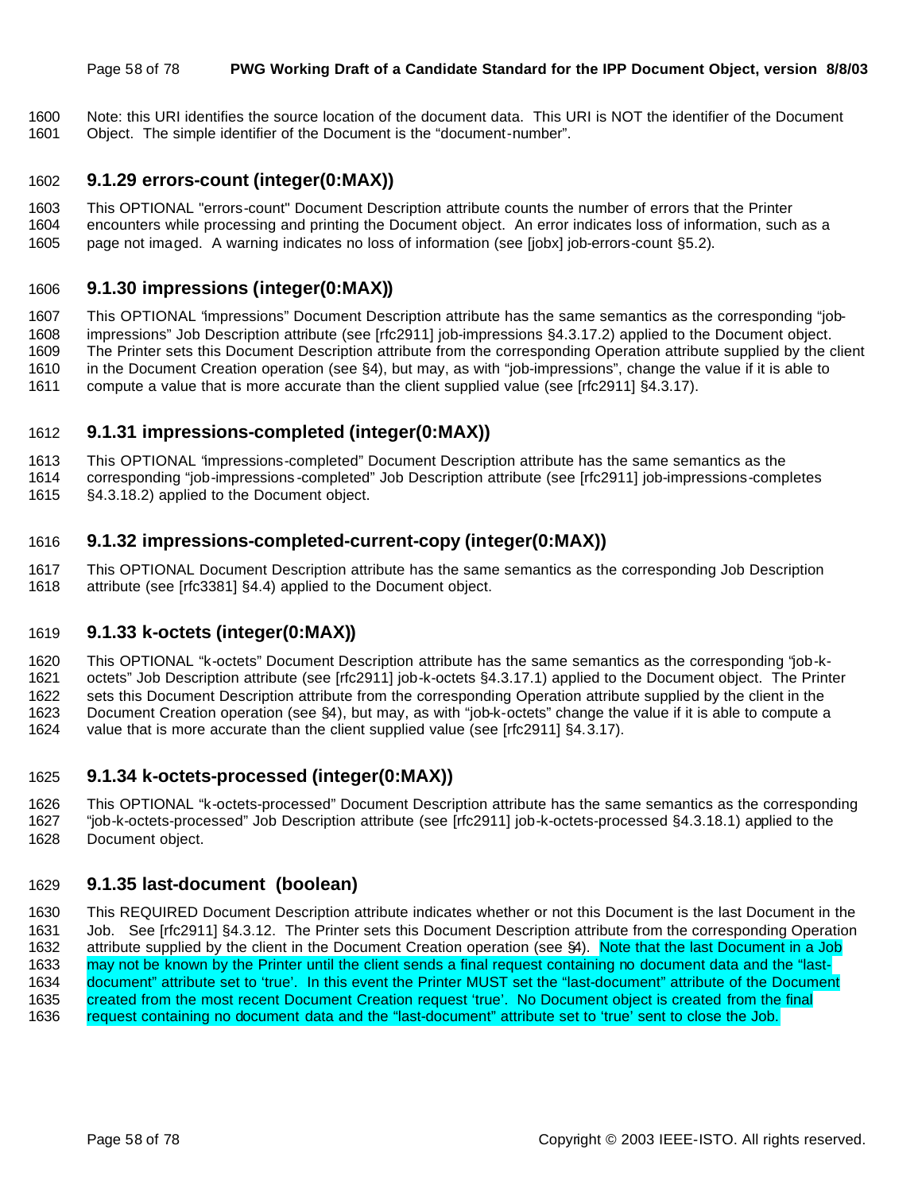Note: this URI identifies the source location of the document data. This URI is NOT the identifier of the Document Object. The simple identifier of the Document is the "document-number".

### 9.1.29 errors-count (integer(0:MAX))

This OPTIONAL "errors-count" Document Description attribute counts the number of errors that the Printer encounters while processing and printing the Document object. An error indicates loss of information, such as a page not imaged. A warning indicates no loss of information (see [jobx] job-errors-count §5.2).

### 9.1.30 impressions (integer(0:MAX))

This OPTIONAL "impressions" Document Description attribute has the same semantics as the corresponding "job-impressions" Job Description attribute (see [rfc2911] job-impressions §4.3.17.2) applied to the Document object. The Printer sets this Document Description attribute from the corresponding Operation attribute supplied by the client in the Document Creation operation (see §4), but may, as with "job-impressions", change the value if it is able to compute a value that is more accurate than the client supplied value (see [rfc2911] §4.3.17).

### 9.1.31 impressions-completed (integer(0:MAX))

This OPTIONAL "impressions-completed" Document Description attribute has the same semantics as the corresponding "job-impressions-completed" Job Description attribute (see [rfc2911] job-impressions-completes §4.3.18.2) applied to the Document object.

### 9.1.32 impressions-completed-current-copy (integer(0:MAX))

This OPTIONAL Document Description attribute has the same semantics as the corresponding Job Description attribute (see [rfc3381] §4.4) applied to the Document object.

### 9.1.33 k-octets (integer(0:MAX))

This OPTIONAL "k-octets" Document Description attribute has the same semantics as the corresponding "job-k-octets" Job Description attribute (see [rfc2911] job-k-octets §4.3.17.1) applied to the Document object. The Printer sets this Document Description attribute from the corresponding Operation attribute supplied by the client in the Document Creation operation (see §4), but may, as with "job-k-octets" change the value if it is able to compute a value that is more accurate than the client supplied value (see [rfc2911] §4.3.17).

### 9.1.34 k-octets-processed (integer(0:MAX))

This OPTIONAL "k-octets-processed" Document Description attribute has the same semantics as the corresponding "job-k-octets-processed" Job Description attribute (see [rfc2911] job-k-octets-processed §4.3.18.1) applied to the Document object.

### 9.1.35 last-document (boolean)

This REQUIRED Document Description attribute indicates whether or not this Document is the last Document in the Job. See [rfc2911] §4.3.12. The Printer sets this Document Description attribute from the corresponding Operation attribute supplied by the client in the Document Creation operation (see §4). Note that the last Document in a Job may not be known by the Printer until the client sends a final request containing no document data and the "last-document" attribute set to 'true'. In this event the Printer MUST set the "last-document" attribute of the Document created from the most recent Document Creation request 'true'. No Document object is created from the final request containing no document data and the "last-document" attribute set to 'true' sent to close the Job.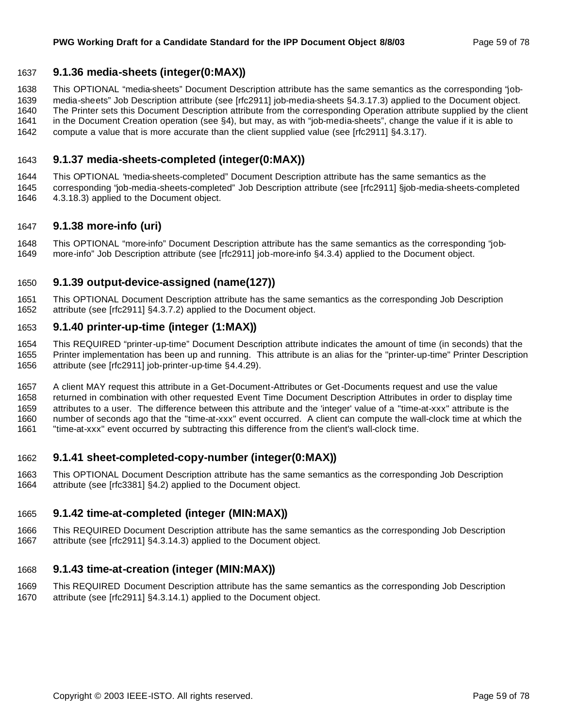### 9.1.36 media-sheets (integer(0:MAX))

This OPTIONAL "media-sheets" Document Description attribute has the same semantics as the corresponding "job-media-sheets" Job Description attribute (see [rfc2911] job-media-sheets §4.3.17.3) applied to the Document object. The Printer sets this Document Description attribute from the corresponding Operation attribute supplied by the client in the Document Creation operation (see §4), but may, as with "job-media-sheets", change the value if it is able to compute a value that is more accurate than the client supplied value (see [rfc2911] §4.3.17).

### 9.1.37 media-sheets-completed (integer(0:MAX))

This OPTIONAL "media-sheets-completed" Document Description attribute has the same semantics as the corresponding "job-media-sheets-completed" Job Description attribute (see [rfc2911] §job-media-sheets-completed 4.3.18.3) applied to the Document object.

### 9.1.38 more-info (uri)

This OPTIONAL "more-info" Document Description attribute has the same semantics as the corresponding "job-more-info" Job Description attribute (see [rfc2911] job-more-info §4.3.4) applied to the Document object.

### 9.1.39 output-device-assigned (name(127))

This OPTIONAL Document Description attribute has the same semantics as the corresponding Job Description attribute (see [rfc2911] §4.3.7.2) applied to the Document object.

### 9.1.40 printer-up-time (integer (1:MAX))

This REQUIRED "printer-up-time" Document Description attribute indicates the amount of time (in seconds) that the Printer implementation has been up and running. This attribute is an alias for the "printer-up-time" Printer Description attribute (see [rfc2911] job-printer-up-time §4.4.29).

A client MAY request this attribute in a Get-Document-Attributes or Get-Documents request and use the value returned in combination with other requested Event Time Document Description Attributes in order to display time attributes to a user. The difference between this attribute and the 'integer' value of a "time-at-xxx" attribute is the number of seconds ago that the "time-at-xxx" event occurred. A client can compute the wall-clock time at which the "time-at-xxx" event occurred by subtracting this difference from the client's wall-clock time.

### 9.1.41 sheet-completed-copy-number (integer(0:MAX))

This OPTIONAL Document Description attribute has the same semantics as the corresponding Job Description attribute (see [rfc3381] §4.2) applied to the Document object.

### 9.1.42 time-at-completed (integer (MIN:MAX))

This REQUIRED Document Description attribute has the same semantics as the corresponding Job Description attribute (see [rfc2911] §4.3.14.3) applied to the Document object.

### 9.1.43 time-at-creation (integer (MIN:MAX))

This REQUIRED Document Description attribute has the same semantics as the corresponding Job Description attribute (see [rfc2911] §4.3.14.1) applied to the Document object.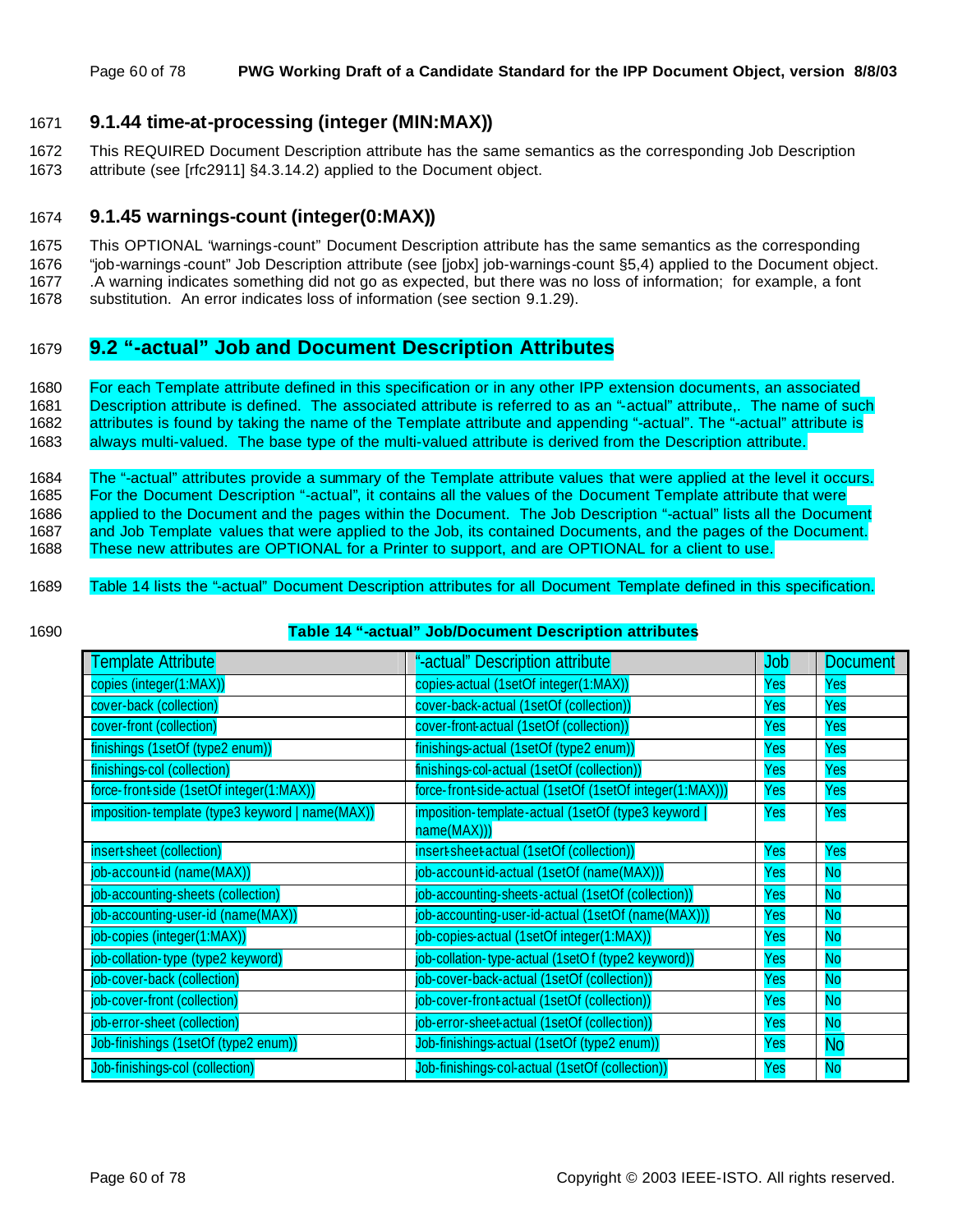### 9.1.44 time-at-processing (integer (MIN:MAX))

This REQUIRED Document Description attribute has the same semantics as the corresponding Job Description attribute (see [rfc2911] §4.3.14.2) applied to the Document object.

### 9.1.45 warnings-count (integer(0:MAX))

This OPTIONAL "warnings-count" Document Description attribute has the same semantics as the corresponding "job-warnings-count" Job Description attribute (see [jobx] job-warnings-count §5,4) applied to the Document object. .A warning indicates something did not go as expected, but there was no loss of information; for example, a font substitution. An error indicates loss of information (see section 9.1.29).

## 9.2 "-actual" Job and Document Description Attributes

For each Template attribute defined in this specification or in any other IPP extension documents, an associated Description attribute is defined. The associated attribute is referred to as an "-actual" attribute,. The name of such attributes is found by taking the name of the Template attribute and appending "-actual". The "-actual" attribute is always multi-valued. The base type of the multi-valued attribute is derived from the Description attribute.

The "-actual" attributes provide a summary of the Template attribute values that were applied at the level it occurs. For the Document Description "-actual", it contains all the values of the Document Template attribute that were applied to the Document and the pages within the Document. The Job Description "-actual" lists all the Document and Job Template values that were applied to the Job, its contained Documents, and the pages of the Document. These new attributes are OPTIONAL for a Printer to support, and are OPTIONAL for a client to use.

Table 14 lists the "-actual" Document Description attributes for all Document Template defined in this specification.

**Table 14 "-actual" Job/Document Description attributes**

| Template Attribute | "-actual" Description attribute | Job | Document |
|---|---|---|---|
| copies (integer(1:MAX)) | copies-actual (1setOf integer(1:MAX)) | Yes | Yes |
| cover-back (collection) | cover-back-actual (1setOf (collection)) | Yes | Yes |
| cover-front (collection) | cover-front-actual (1setOf (collection)) | Yes | Yes |
| finishings (1setOf (type2 enum)) | finishings-actual (1setOf (type2 enum)) | Yes | Yes |
| finishings-col (collection) | finishings-col-actual (1setOf (collection)) | Yes | Yes |
| force-front-side (1setOf integer(1:MAX)) | force-front-side-actual (1setOf (1setOf integer(1:MAX))) | Yes | Yes |
| imposition-template (type3 keyword \| name(MAX)) | imposition-template-actual (1setOf (type3 keyword \| name(MAX))) | Yes | Yes |
| insert-sheet (collection) | insert-sheet-actual (1setOf (collection)) | Yes | Yes |
| job-account-id (name(MAX)) | job-account-id-actual (1setOf (name(MAX))) | Yes | No |
| job-accounting-sheets (collection) | job-accounting-sheets-actual (1setOf (collection)) | Yes | No |
| job-accounting-user-id (name(MAX)) | job-accounting-user-id-actual (1setOf (name(MAX))) | Yes | No |
| job-copies (integer(1:MAX)) | job-copies-actual (1setOf integer(1:MAX)) | Yes | No |
| job-collation-type (type2 keyword) | job-collation-type-actual (1setOf (type2 keyword)) | Yes | No |
| job-cover-back (collection) | job-cover-back-actual (1setOf (collection)) | Yes | No |
| job-cover-front (collection) | job-cover-front-actual (1setOf (collection)) | Yes | No |
| job-error-sheet (collection) | job-error-sheet-actual (1setOf (collection)) | Yes | No |
| Job-finishings (1setOf (type2 enum)) | Job-finishings-actual (1setOf (type2 enum)) | Yes | No |
| Job-finishings-col (collection) | Job-finishings-col-actual (1setOf (collection)) | Yes | No |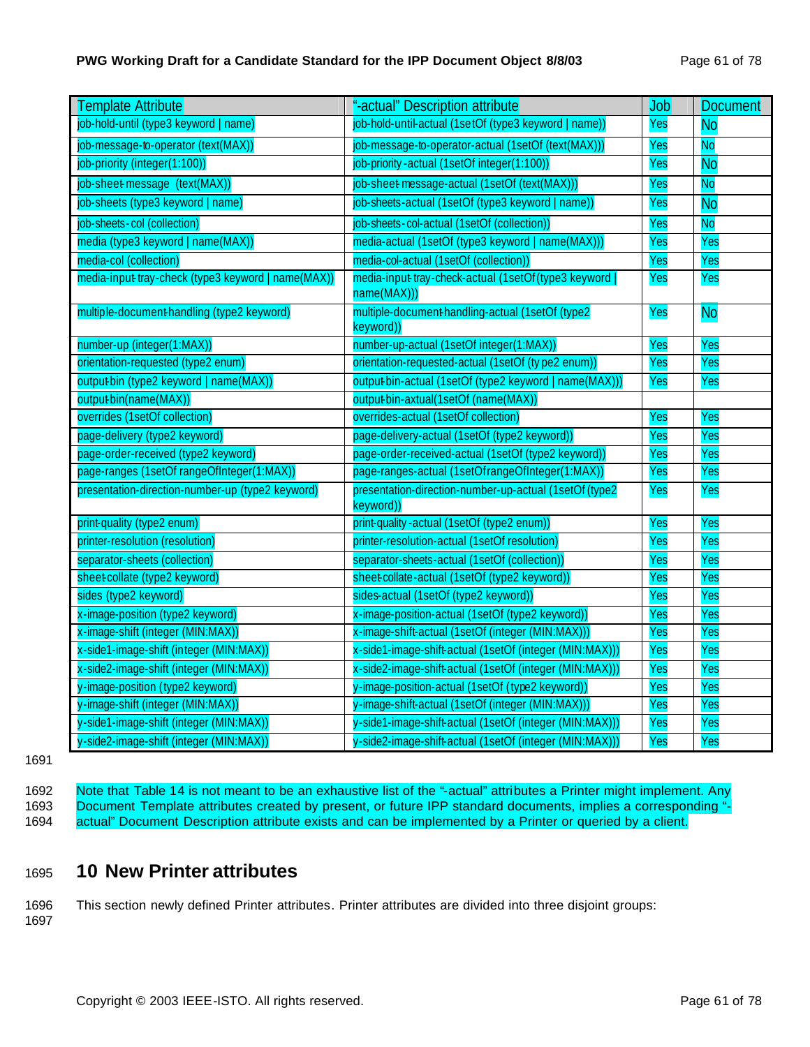| Template Attribute | "-actual" Description attribute | Job | Document |
|---|---|---|---|
| job-hold-until (type3 keyword \| name) | job-hold-until-actual (1setOf (type3 keyword \| name)) | Yes | No |
| job-message-to-operator (text(MAX)) | job-message-to-operator-actual (1setOf (text(MAX))) | Yes | No |
| job-priority (integer(1:100)) | job-priority-actual (1setOf integer(1:100)) | Yes | No |
| job-sheet-message (text(MAX)) | job-sheet-message-actual (1setOf (text(MAX))) | Yes | No |
| job-sheets (type3 keyword \| name) | job-sheets-actual (1setOf (type3 keyword \| name)) | Yes | No |
| job-sheets-col (collection) | job-sheets-col-actual (1setOf (collection)) | Yes | No |
| media (type3 keyword \| name(MAX)) | media-actual (1setOf (type3 keyword \| name(MAX))) | Yes | Yes |
| media-col (collection) | media-col-actual (1setOf (collection)) | Yes | Yes |
| media-input-tray-check (type3 keyword \| name(MAX)) | media-input-tray-check-actual (1setOf(type3 keyword \| name(MAX))) | Yes | Yes |
| multiple-document-handling (type2 keyword) | multiple-document-handling-actual (1setOf (type2 keyword)) | Yes | No |
| number-up (integer(1:MAX)) | number-up-actual (1setOf integer(1:MAX)) | Yes | Yes |
| orientation-requested (type2 enum) | orientation-requested-actual (1setOf (type2 enum)) | Yes | Yes |
| output-bin (type2 keyword \| name(MAX)) | output-bin-actual (1setOf (type2 keyword \| name(MAX))) | Yes | Yes |
| output-bin(name(MAX)) | output-bin-axtual(1setOf (name(MAX)) | | |
| overrides (1setOf collection) | overrides-actual (1setOf collection) | Yes | Yes |
| page-delivery (type2 keyword) | page-delivery-actual (1setOf (type2 keyword)) | Yes | Yes |
| page-order-received (type2 keyword) | page-order-received-actual (1setOf (type2 keyword)) | Yes | Yes |
| page-ranges (1setOf rangeOfInteger(1:MAX)) | page-ranges-actual (1setOf rangeOfInteger(1:MAX)) | Yes | Yes |
| presentation-direction-number-up (type2 keyword) | presentation-direction-number-up-actual (1setOf (type2 keyword)) | Yes | Yes |
| print-quality (type2 enum) | print-quality-actual (1setOf (type2 enum)) | Yes | Yes |
| printer-resolution (resolution) | printer-resolution-actual (1setOf resolution) | Yes | Yes |
| separator-sheets (collection) | separator-sheets-actual (1setOf (collection)) | Yes | Yes |
| sheet-collate (type2 keyword) | sheet-collate-actual (1setOf (type2 keyword)) | Yes | Yes |
| sides (type2 keyword) | sides-actual (1setOf (type2 keyword)) | Yes | Yes |
| x-image-position (type2 keyword) | x-image-position-actual (1setOf (type2 keyword)) | Yes | Yes |
| x-image-shift (integer (MIN:MAX)) | x-image-shift-actual (1setOf (integer (MIN:MAX))) | Yes | Yes |
| x-side1-image-shift (integer (MIN:MAX)) | x-side1-image-shift-actual (1setOf (integer (MIN:MAX))) | Yes | Yes |
| x-side2-image-shift (integer (MIN:MAX)) | x-side2-image-shift-actual (1setOf (integer (MIN:MAX))) | Yes | Yes |
| y-image-position (type2 keyword) | y-image-position-actual (1setOf (type2 keyword)) | Yes | Yes |
| y-image-shift (integer (MIN:MAX)) | y-image-shift-actual (1setOf (integer (MIN:MAX))) | Yes | Yes |
| y-side1-image-shift (integer (MIN:MAX)) | y-side1-image-shift-actual (1setOf (integer (MIN:MAX))) | Yes | Yes |
| y-side2-image-shift (integer (MIN:MAX)) | y-side2-image-shift-actual (1setOf (integer (MIN:MAX))) | Yes | Yes |

Note that Table 14 is not meant to be an exhaustive list of the "-actual" attributes a Printer might implement. Any Document Template attributes created by present, or future IPP standard documents, implies a corresponding "-actual" Document Description attribute exists and can be implemented by a Printer or queried by a client.

# 10 New Printer attributes

This section newly defined Printer attributes. Printer attributes are divided into three disjoint groups: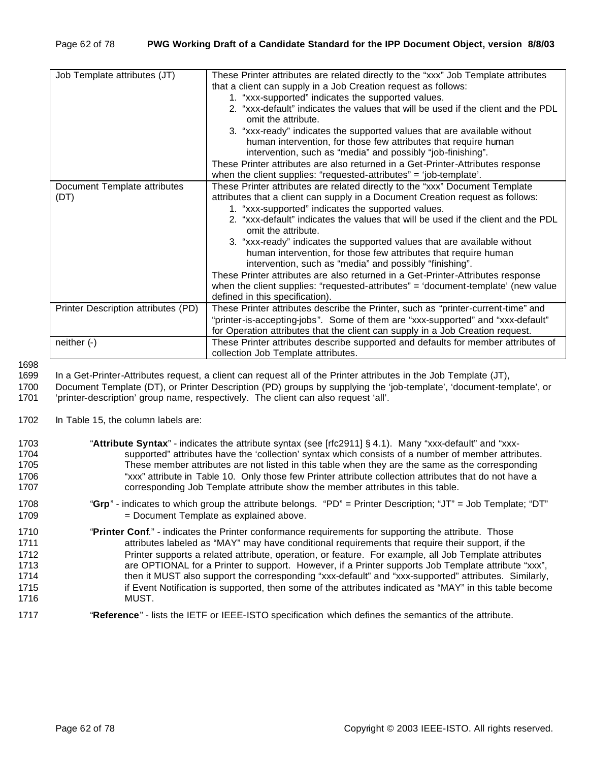| Job Template attributes (JT) | These Printer attributes are related directly to the "xxx" Job Template attributes that a client can supply in a Job Creation request as follows:<br>1. "xxx-supported" indicates the supported values.<br>2. "xxx-default" indicates the values that will be used if the client and the PDL omit the attribute.<br>3. "xxx-ready" indicates the supported values that are available without human intervention, for those few attributes that require human intervention, such as "media" and possibly "job-finishing".<br>These Printer attributes are also returned in a Get-Printer-Attributes response when the client supplies: "requested-attributes" = 'job-template'. |
|---|---|
| Document Template attributes (DT) | These Printer attributes are related directly to the "xxx" Document Template attributes that a client can supply in a Document Creation request as follows:<br>1. "xxx-supported" indicates the supported values.<br>2. "xxx-default" indicates the values that will be used if the client and the PDL omit the attribute.<br>3. "xxx-ready" indicates the supported values that are available without human intervention, for those few attributes that require human intervention, such as "media" and possibly "finishing".<br>These Printer attributes are also returned in a Get-Printer-Attributes response when the client supplies: "requested-attributes" = 'document-template' (new value defined in this specification). |
| Printer Description attributes (PD) | These Printer attributes describe the Printer, such as "printer-current-time" and "printer-is-accepting-jobs". Some of them are "xxx-supported" and "xxx-default" for Operation attributes that the client can supply in a Job Creation request. |
| neither (-) | These Printer attributes describe supported and defaults for member attributes of collection Job Template attributes. |

1698

1699 In a Get-Printer-Attributes request, a client can request all of the Printer attributes in the Job Template (JT),
1700 Document Template (DT), or Printer Description (PD) groups by supplying the 'job-template', 'document-template', or
1701 'printer-description' group name, respectively. The client can also request 'all'.

1702 In Table 15, the column labels are:

1703 "**Attribute Syntax**" - indicates the attribute syntax (see [rfc2911] § 4.1). Many "xxx-default" and "xxx-
1704 supported" attributes have the 'collection' syntax which consists of a number of member attributes.
1705 These member attributes are not listed in this table when they are the same as the corresponding
1706 "xxx" attribute in Table 10. Only those few Printer attribute collection attributes that do not have a
1707 corresponding Job Template attribute show the member attributes in this table.

1708 "**Grp**" - indicates to which group the attribute belongs. "PD" = Printer Description; "JT" = Job Template; "DT"
1709 = Document Template as explained above.

1710 "**Printer Conf**." - indicates the Printer conformance requirements for supporting the attribute. Those
1711 attributes labeled as "MAY" may have conditional requirements that require their support, if the
1712 Printer supports a related attribute, operation, or feature. For example, all Job Template attributes
1713 are OPTIONAL for a Printer to support. However, if a Printer supports Job Template attribute "xxx",
1714 then it MUST also support the corresponding "xxx-default" and "xxx-supported" attributes. Similarly,
1715 if Event Notification is supported, then some of the attributes indicated as "MAY" in this table become
1716 MUST.

1717 "**Reference**" - lists the IETF or IEEE-ISTO specification which defines the semantics of the attribute.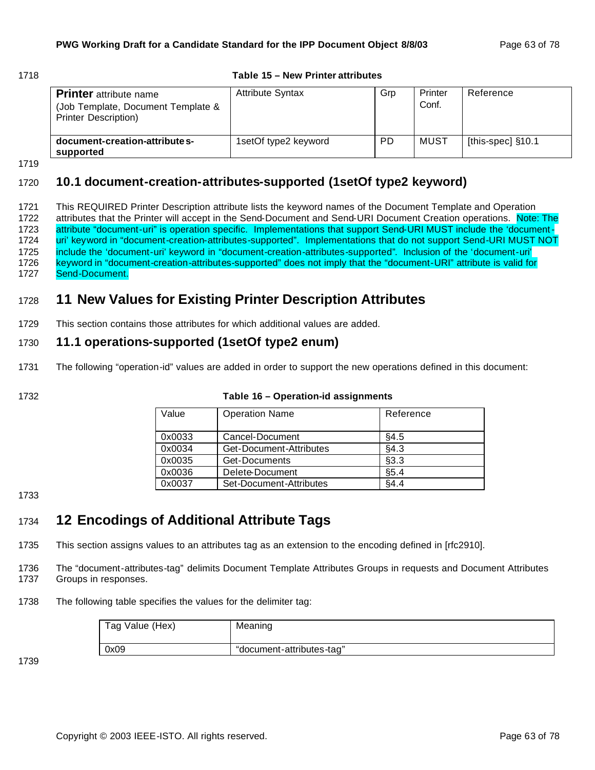**Table 15 – New Printer attributes**

| **Printer** attribute name (Job Template, Document Template & Printer Description) | Attribute Syntax | Grp | Printer Conf. | Reference |
|---|---|---|---|---|
| **document-creation-attributes-supported** | 1setOf type2 keyword | PD | MUST | [this-spec] §10.1 |

## 10.1 document-creation-attributes-supported (1setOf type2 keyword)

This REQUIRED Printer Description attribute lists the keyword names of the Document Template and Operation attributes that the Printer will accept in the Send-Document and Send-URI Document Creation operations. Note: The attribute "document-uri" is operation specific. Implementations that support Send-URI MUST include the 'document-uri' keyword in "document-creation-attributes-supported". Implementations that do not support Send-URI MUST NOT include the 'document-uri' keyword in "document-creation-attributes-supported". Inclusion of the 'document-uri' keyword in "document-creation-attributes-supported" does not imply that the "document-URI" attribute is valid for Send-Document.

# 11 New Values for Existing Printer Description Attributes

This section contains those attributes for which additional values are added.

## 11.1 operations-supported (1setOf type2 enum)

The following "operation-id" values are added in order to support the new operations defined in this document:

**Table 16 – Operation-id assignments**

| Value | Operation Name | Reference |
|---|---|---|
| 0x0033 | Cancel-Document | §4.5 |
| 0x0034 | Get-Document-Attributes | §4.3 |
| 0x0035 | Get-Documents | §3.3 |
| 0x0036 | Delete-Document | §5.4 |
| 0x0037 | Set-Document-Attributes | §4.4 |

# 12 Encodings of Additional Attribute Tags

This section assigns values to an attributes tag as an extension to the encoding defined in [rfc2910].

The "document-attributes-tag" delimits Document Template Attributes Groups in requests and Document Attributes Groups in responses.

The following table specifies the values for the delimiter tag:

| Tag Value (Hex) | Meaning |
|---|---|
| 0x09 | "document-attributes-tag" |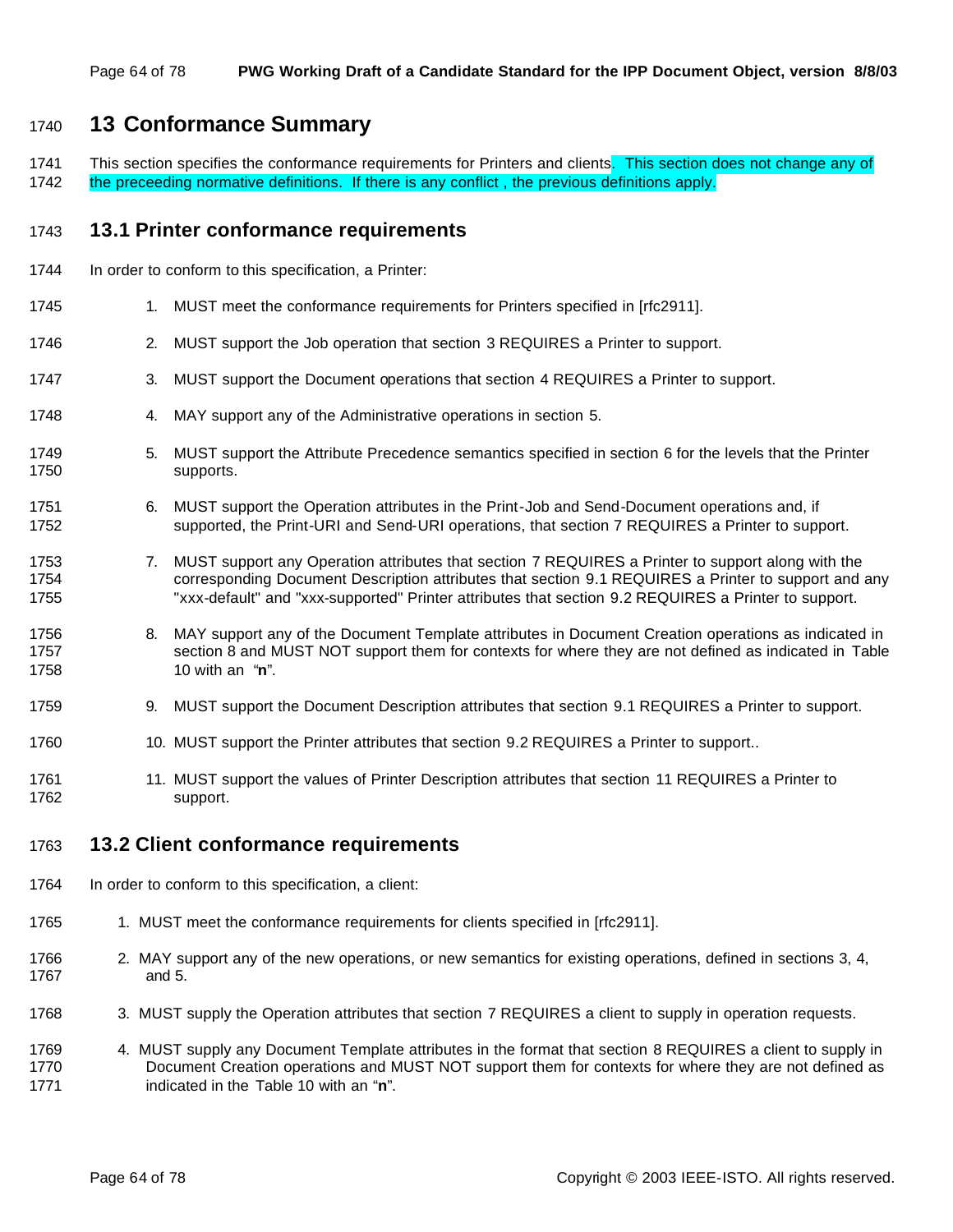# 13 Conformance Summary

This section specifies the conformance requirements for Printers and clients. This section does not change any of the preceeding normative definitions. If there is any conflict , the previous definitions apply.

## 13.1 Printer conformance requirements

In order to conform to this specification, a Printer:

1. MUST meet the conformance requirements for Printers specified in [rfc2911].
2. MUST support the Job operation that section 3 REQUIRES a Printer to support.
3. MUST support the Document operations that section 4 REQUIRES a Printer to support.
4. MAY support any of the Administrative operations in section 5.
5. MUST support the Attribute Precedence semantics specified in section 6 for the levels that the Printer supports.
6. MUST support the Operation attributes in the Print-Job and Send-Document operations and, if supported, the Print-URI and Send-URI operations, that section 7 REQUIRES a Printer to support.
7. MUST support any Operation attributes that section 7 REQUIRES a Printer to support along with the corresponding Document Description attributes that section 9.1 REQUIRES a Printer to support and any "xxx-default" and "xxx-supported" Printer attributes that section 9.2 REQUIRES a Printer to support.
8. MAY support any of the Document Template attributes in Document Creation operations as indicated in section 8 and MUST NOT support them for contexts for where they are not defined as indicated in Table 10 with an "**n**".
9. MUST support the Document Description attributes that section 9.1 REQUIRES a Printer to support.
10. MUST support the Printer attributes that section 9.2 REQUIRES a Printer to support..
11. MUST support the values of Printer Description attributes that section 11 REQUIRES a Printer to support.

## 13.2 Client conformance requirements

In order to conform to this specification, a client:

1. MUST meet the conformance requirements for clients specified in [rfc2911].
2. MAY support any of the new operations, or new semantics for existing operations, defined in sections 3, 4, and 5.
3. MUST supply the Operation attributes that section 7 REQUIRES a client to supply in operation requests.
4. MUST supply any Document Template attributes in the format that section 8 REQUIRES a client to supply in Document Creation operations and MUST NOT support them for contexts for where they are not defined as indicated in the Table 10 with an "**n**".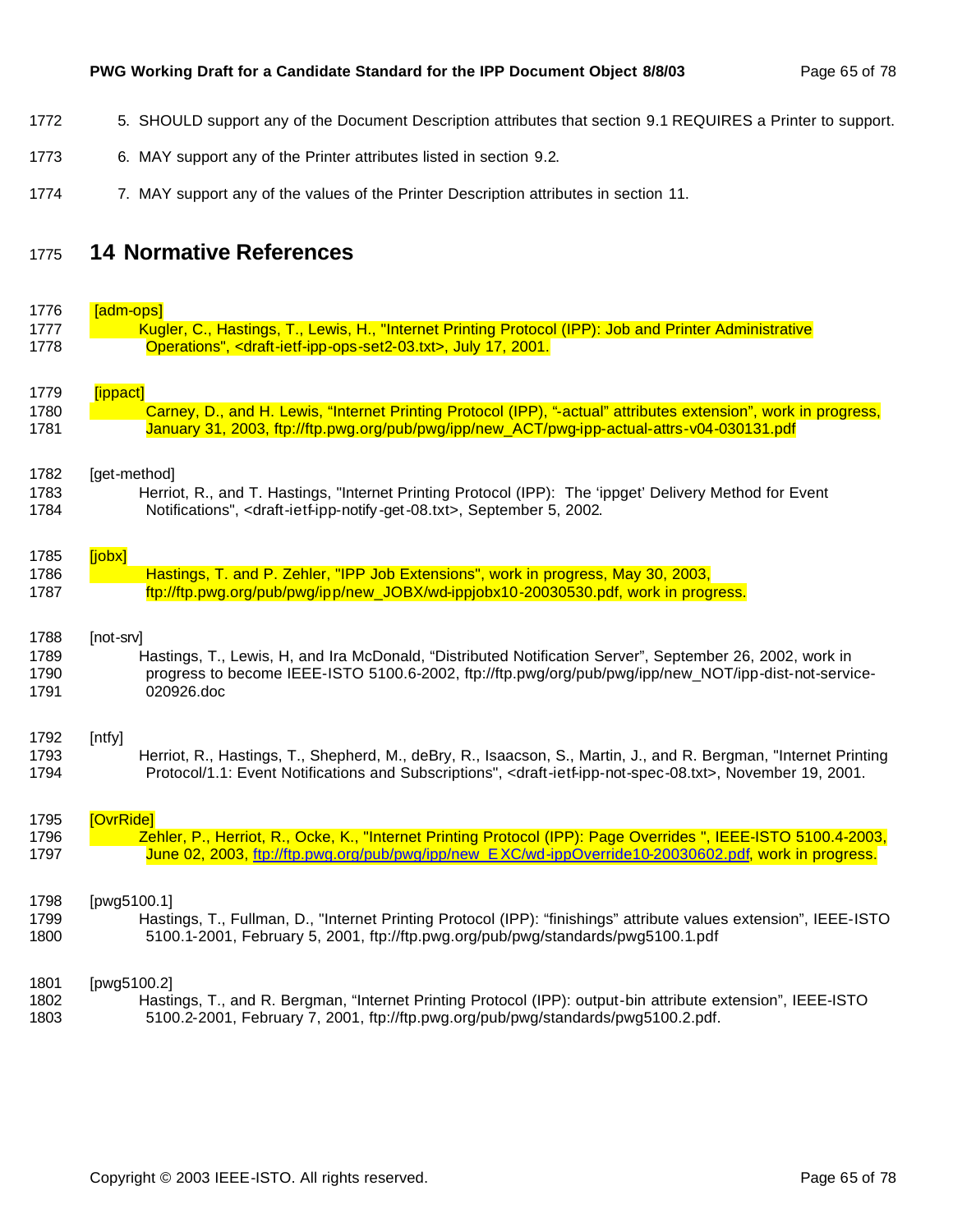5. SHOULD support any of the Document Description attributes that section 9.1 REQUIRES a Printer to support.
6. MAY support any of the Printer attributes listed in section 9.2.
7. MAY support any of the values of the Printer Description attributes in section 11.

# 14 Normative References

[adm-ops]
Kugler, C., Hastings, T., Lewis, H., "Internet Printing Protocol (IPP): Job and Printer Administrative Operations", <draft-ietf-ipp-ops-set2-03.txt>, July 17, 2001.

[ippact]
Carney, D., and H. Lewis, "Internet Printing Protocol (IPP), "-actual" attributes extension", work in progress, January 31, 2003, ftp://ftp.pwg.org/pub/pwg/ipp/new_ACT/pwg-ipp-actual-attrs-v04-030131.pdf

[get-method]
Herriot, R., and T. Hastings, "Internet Printing Protocol (IPP): The 'ippget' Delivery Method for Event Notifications", <draft-ietf-ipp-notify-get-08.txt>, September 5, 2002.

[jobx]
Hastings, T. and P. Zehler, "IPP Job Extensions", work in progress, May 30, 2003, ftp://ftp.pwg.org/pub/pwg/ipp/new_JOBX/wd-ippjobx10-20030530.pdf, work in progress.

[not-srv]
Hastings, T., Lewis, H, and Ira McDonald, "Distributed Notification Server", September 26, 2002, work in progress to become IEEE-ISTO 5100.6-2002, ftp://ftp.pwg/org/pub/pwg/ipp/new_NOT/ipp-dist-not-service-020926.doc

[ntfy]
Herriot, R., Hastings, T., Shepherd, M., deBry, R., Isaacson, S., Martin, J., and R. Bergman, "Internet Printing Protocol/1.1: Event Notifications and Subscriptions", <draft-ietf-ipp-not-spec-08.txt>, November 19, 2001.

[OvrRide]
Zehler, P., Herriot, R., Ocke, K., "Internet Printing Protocol (IPP): Page Overrides ", IEEE-ISTO 5100.4-2003, June 02, 2003, ftp://ftp.pwg.org/pub/pwg/ipp/new_EXC/wd-ippOverride10-20030602.pdf, work in progress.

[pwg5100.1]
Hastings, T., Fullman, D., "Internet Printing Protocol (IPP): "finishings" attribute values extension", IEEE-ISTO 5100.1-2001, February 5, 2001, ftp://ftp.pwg.org/pub/pwg/standards/pwg5100.1.pdf

[pwg5100.2]
Hastings, T., and R. Bergman, "Internet Printing Protocol (IPP): output-bin attribute extension", IEEE-ISTO 5100.2-2001, February 7, 2001, ftp://ftp.pwg.org/pub/pwg/standards/pwg5100.2.pdf.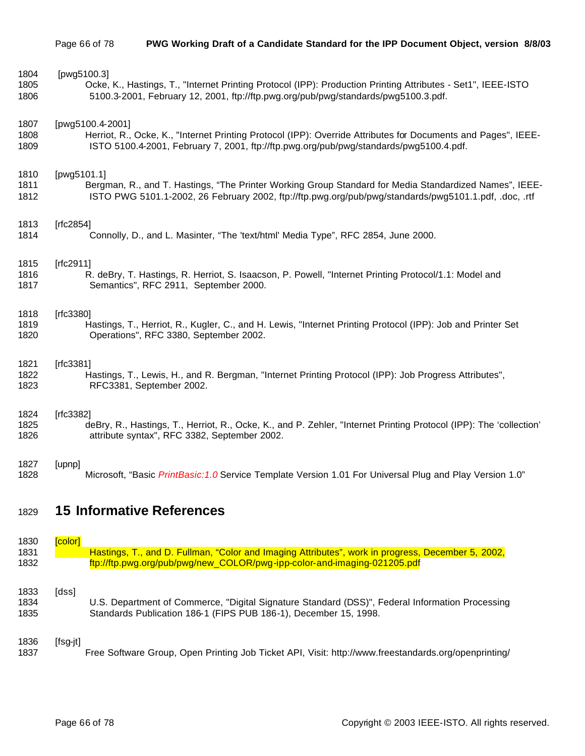[pwg5100.3]

Ocke, K., Hastings, T., "Internet Printing Protocol (IPP): Production Printing Attributes - Set1", IEEE-ISTO 5100.3-2001, February 12, 2001, ftp://ftp.pwg.org/pub/pwg/standards/pwg5100.3.pdf.

[pwg5100.4-2001]

Herriot, R., Ocke, K., "Internet Printing Protocol (IPP): Override Attributes for Documents and Pages", IEEE-ISTO 5100.4-2001, February 7, 2001, ftp://ftp.pwg.org/pub/pwg/standards/pwg5100.4.pdf.

[pwg5101.1]

Bergman, R., and T. Hastings, "The Printer Working Group Standard for Media Standardized Names", IEEE-ISTO PWG 5101.1-2002, 26 February 2002, ftp://ftp.pwg.org/pub/pwg/standards/pwg5101.1.pdf, .doc, .rtf

[rfc2854]

Connolly, D., and L. Masinter, "The 'text/html' Media Type", RFC 2854, June 2000.

[rfc2911]

R. deBry, T. Hastings, R. Herriot, S. Isaacson, P. Powell, "Internet Printing Protocol/1.1: Model and Semantics", RFC 2911, September 2000.

[rfc3380]

Hastings, T., Herriot, R., Kugler, C., and H. Lewis, "Internet Printing Protocol (IPP): Job and Printer Set Operations", RFC 3380, September 2002.

[rfc3381]

Hastings, T., Lewis, H., and R. Bergman, "Internet Printing Protocol (IPP): Job Progress Attributes", RFC3381, September 2002.

[rfc3382]

deBry, R., Hastings, T., Herriot, R., Ocke, K., and P. Zehler, "Internet Printing Protocol (IPP): The 'collection' attribute syntax", RFC 3382, September 2002.

[upnp]

Microsoft, "Basic *PrintBasic:1.0* Service Template Version 1.01 For Universal Plug and Play Version 1.0"

# 15 Informative References

[color]

Hastings, T., and D. Fullman, "Color and Imaging Attributes", work in progress, December 5, 2002, ftp://ftp.pwg.org/pub/pwg/new_COLOR/pwg-ipp-color-and-imaging-021205.pdf

[dss]

U.S. Department of Commerce, "Digital Signature Standard (DSS)", Federal Information Processing Standards Publication 186-1 (FIPS PUB 186-1), December 15, 1998.

[fsg-jt]

Free Software Group, Open Printing Job Ticket API, Visit: http://www.freestandards.org/openprinting/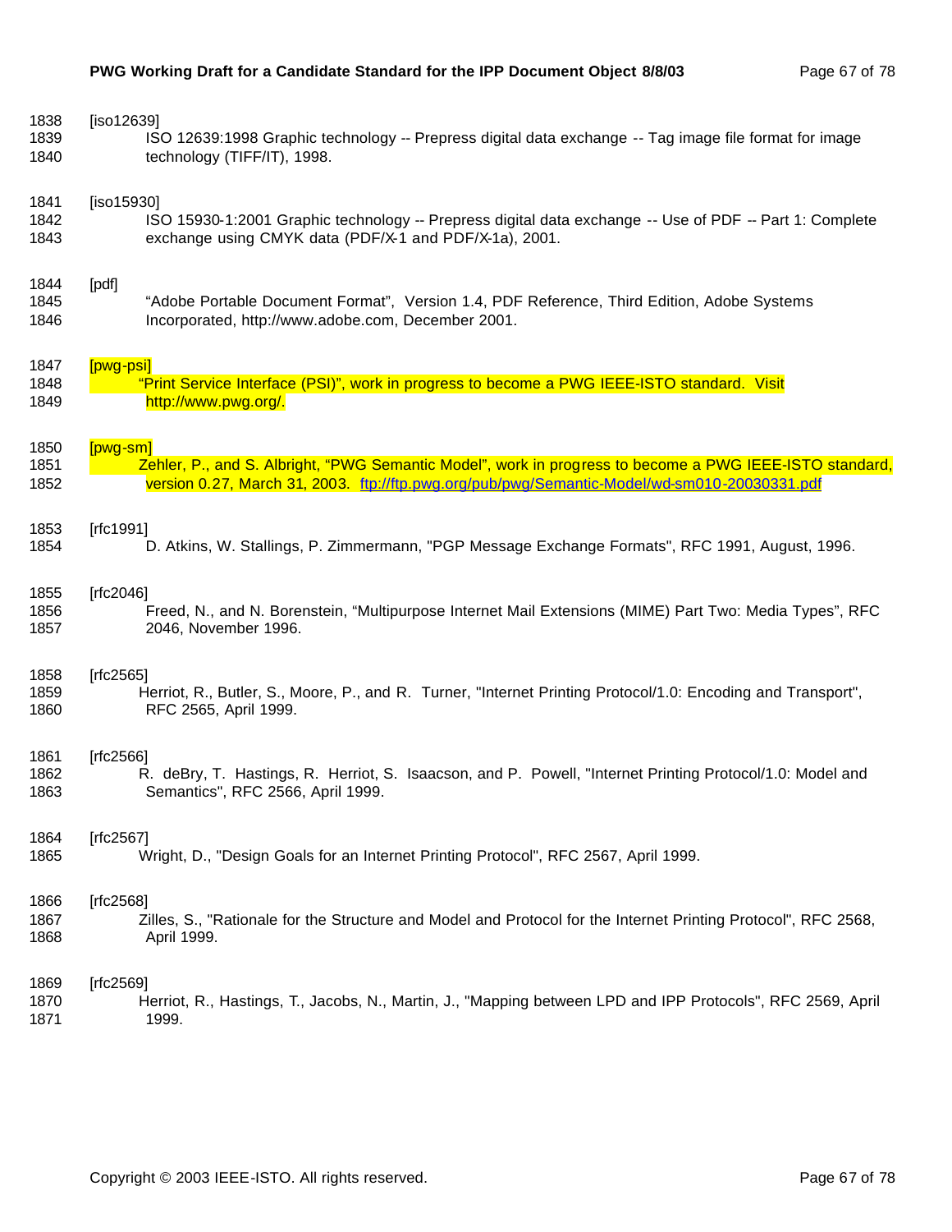[iso12639]

ISO 12639:1998 Graphic technology -- Prepress digital data exchange -- Tag image file format for image technology (TIFF/IT), 1998.

[iso15930]

ISO 15930-1:2001 Graphic technology -- Prepress digital data exchange -- Use of PDF -- Part 1: Complete exchange using CMYK data (PDF/X-1 and PDF/X-1a), 2001.

[pdf]

"Adobe Portable Document Format", Version 1.4, PDF Reference, Third Edition, Adobe Systems Incorporated, http://www.adobe.com, December 2001.

[pwg-psi]

"Print Service Interface (PSI)", work in progress to become a PWG IEEE-ISTO standard. Visit http://www.pwg.org/.

[pwg-sm]

Zehler, P., and S. Albright, "PWG Semantic Model", work in progress to become a PWG IEEE-ISTO standard, version 0.27, March 31, 2003. ftp://ftp.pwg.org/pub/pwg/Semantic-Model/wd-sm010-20030331.pdf

[rfc1991]

D. Atkins, W. Stallings, P. Zimmermann, "PGP Message Exchange Formats", RFC 1991, August, 1996.

[rfc2046]

Freed, N., and N. Borenstein, "Multipurpose Internet Mail Extensions (MIME) Part Two: Media Types", RFC 2046, November 1996.

[rfc2565]

Herriot, R., Butler, S., Moore, P., and R. Turner, "Internet Printing Protocol/1.0: Encoding and Transport", RFC 2565, April 1999.

[rfc2566]

R. deBry, T. Hastings, R. Herriot, S. Isaacson, and P. Powell, "Internet Printing Protocol/1.0: Model and Semantics", RFC 2566, April 1999.

[rfc2567]

Wright, D., "Design Goals for an Internet Printing Protocol", RFC 2567, April 1999.

[rfc2568]

Zilles, S., "Rationale for the Structure and Model and Protocol for the Internet Printing Protocol", RFC 2568, April 1999.

[rfc2569]

Herriot, R., Hastings, T., Jacobs, N., Martin, J., "Mapping between LPD and IPP Protocols", RFC 2569, April 1999.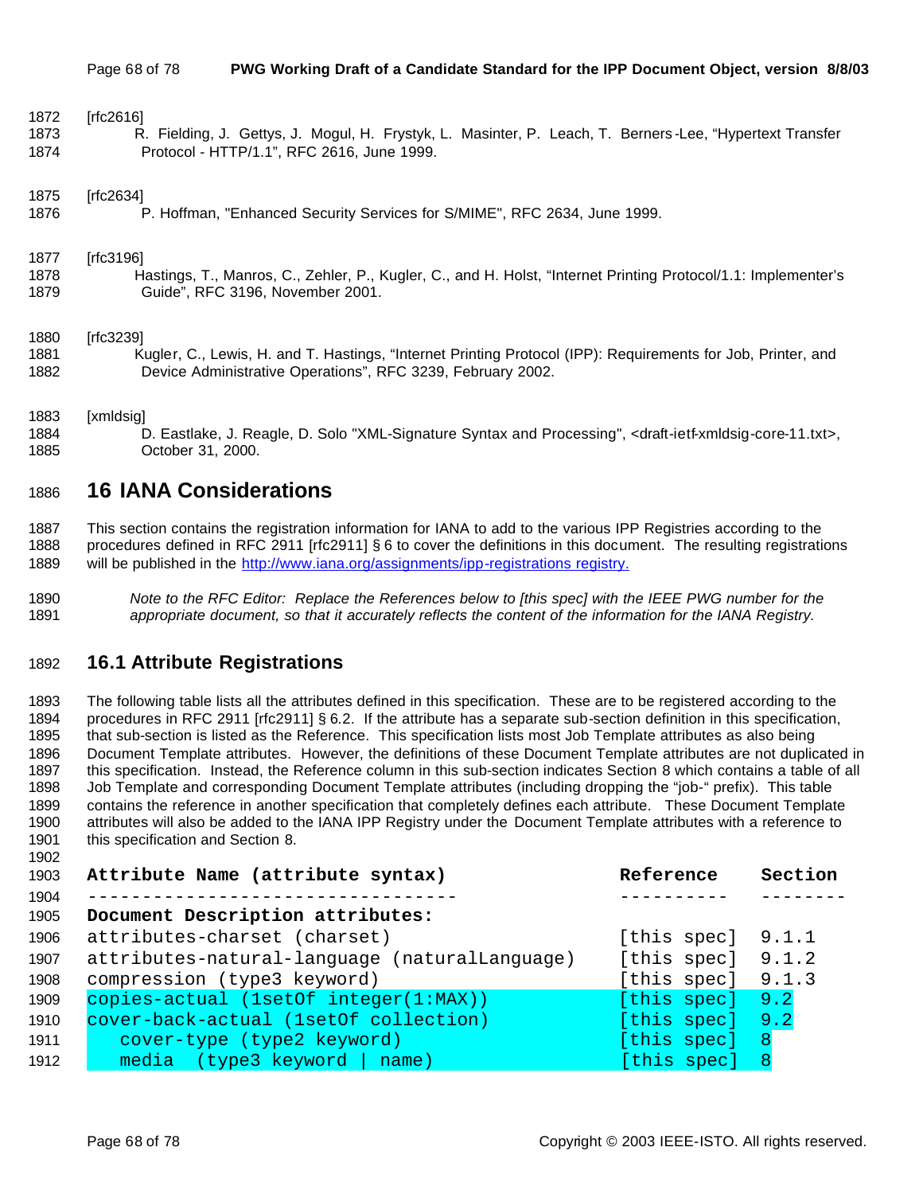[rfc2616]

R. Fielding, J. Gettys, J. Mogul, H. Frystyk, L. Masinter, P. Leach, T. Berners-Lee, "Hypertext Transfer Protocol - HTTP/1.1", RFC 2616, June 1999.

[rfc2634]

P. Hoffman, "Enhanced Security Services for S/MIME", RFC 2634, June 1999.

[rfc3196]

Hastings, T., Manros, C., Zehler, P., Kugler, C., and H. Holst, "Internet Printing Protocol/1.1: Implementer's Guide", RFC 3196, November 2001.

[rfc3239]

Kugler, C., Lewis, H. and T. Hastings, "Internet Printing Protocol (IPP): Requirements for Job, Printer, and Device Administrative Operations", RFC 3239, February 2002.

[xmldsig]

D. Eastlake, J. Reagle, D. Solo "XML-Signature Syntax and Processing", <draft-ietf-xmldsig-core-11.txt>, October 31, 2000.

# 16 IANA Considerations

This section contains the registration information for IANA to add to the various IPP Registries according to the procedures defined in RFC 2911 [rfc2911] § 6 to cover the definitions in this document. The resulting registrations will be published in the http://www.iana.org/assignments/ipp-registrations registry.

*Note to the RFC Editor: Replace the References below to [this spec] with the IEEE PWG number for the appropriate document, so that it accurately reflects the content of the information for the IANA Registry.*

## 16.1 Attribute Registrations

The following table lists all the attributes defined in this specification. These are to be registered according to the procedures in RFC 2911 [rfc2911] § 6.2. If the attribute has a separate sub-section definition in this specification, that sub-section is listed as the Reference. This specification lists most Job Template attributes as also being Document Template attributes. However, the definitions of these Document Template attributes are not duplicated in this specification. Instead, the Reference column in this sub-section indicates Section 8 which contains a table of all Job Template and corresponding Document Template attributes (including dropping the "job-" prefix). This table contains the reference in another specification that completely defines each attribute. These Document Template attributes will also be added to the IANA IPP Registry under the Document Template attributes with a reference to this specification and Section 8.

```
Attribute Name (attribute syntax)                 Reference    Section
---------------------------------                 ----------   --------
Document Description attributes:
attributes-charset (charset)                      [this spec]  9.1.1
attributes-natural-language (naturalLanguage)     [this spec]  9.1.2
compression (type3 keyword)                       [this spec]  9.1.3
copies-actual (1setOf integer(1:MAX))             [this spec]  9.2
cover-back-actual (1setOf collection)             [this spec]  9.2
   cover-type (type2 keyword)                     [this spec]  8
   media  (type3 keyword | name)                  [this spec]  8
```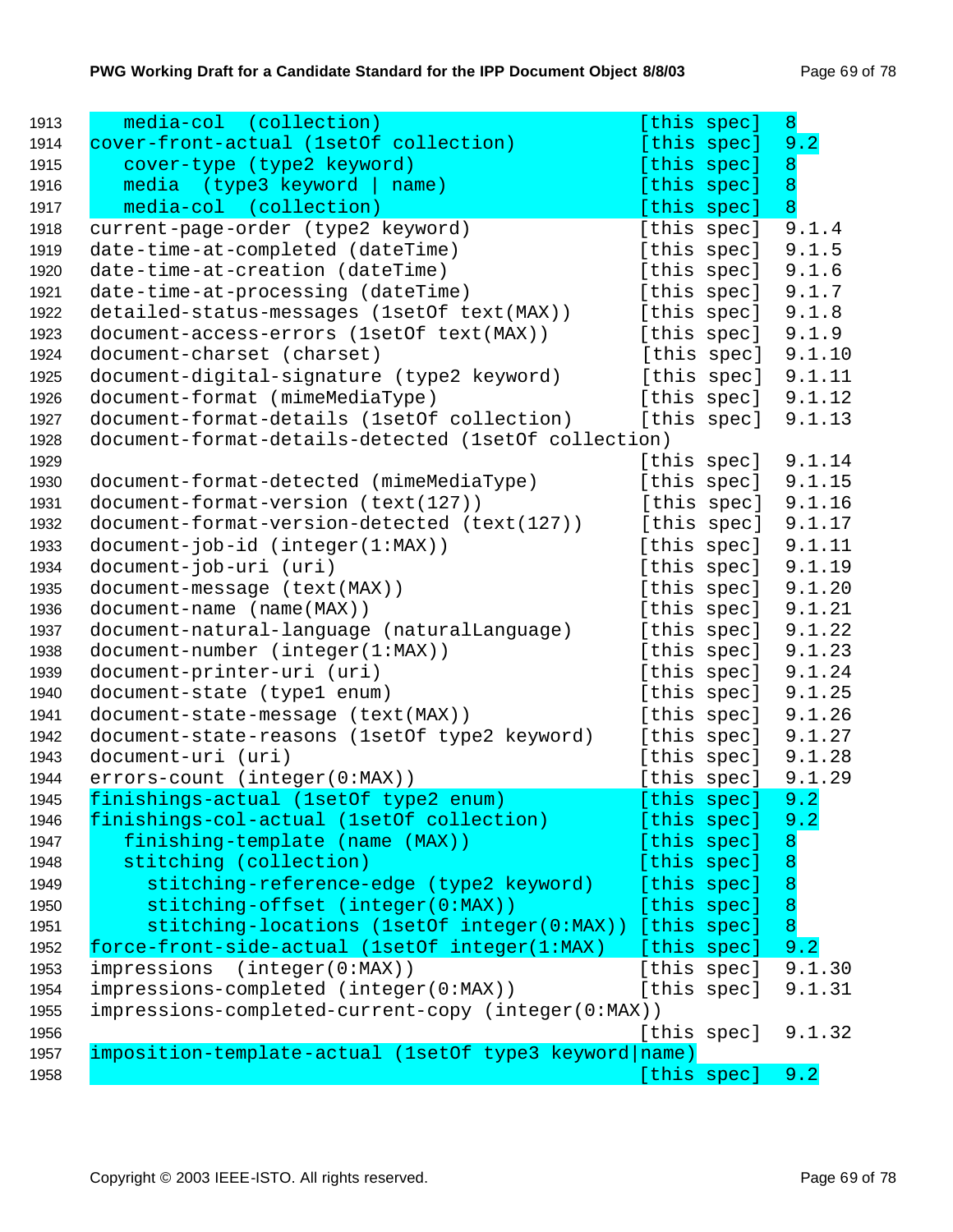```
1913     media-col  (collection)                        [this spec]  8
1914  cover-front-actual (1setOf collection)            [this spec]  9.2
1915     cover-type (type2 keyword)                     [this spec]  8
1916     media  (type3 keyword | name)                  [this spec]  8
1917     media-col  (collection)                        [this spec]  8
1918  current-page-order (type2 keyword)                [this spec]  9.1.4
1919  date-time-at-completed (dateTime)                 [this spec]  9.1.5
1920  date-time-at-creation (dateTime)                  [this spec]  9.1.6
1921  date-time-at-processing (dateTime)                [this spec]  9.1.7
1922  detailed-status-messages (1setOf text(MAX))       [this spec]  9.1.8
1923  document-access-errors (1setOf text(MAX))         [this spec]  9.1.9
1924  document-charset (charset)                        [this spec]  9.1.10
1925  document-digital-signature (type2 keyword)        [this spec]  9.1.11
1926  document-format (mimeMediaType)                   [this spec]  9.1.12
1927  document-format-details (1setOf collection)       [this spec]  9.1.13
1928  document-format-details-detected (1setOf collection)
1929                                                    [this spec]  9.1.14
1930  document-format-detected (mimeMediaType)          [this spec]  9.1.15
1931  document-format-version (text(127))               [this spec]  9.1.16
1932  document-format-version-detected (text(127))      [this spec]  9.1.17
1933  document-job-id (integer(1:MAX))                  [this spec]  9.1.11
1934  document-job-uri (uri)                            [this spec]  9.1.19
1935  document-message (text(MAX))                      [this spec]  9.1.20
1936  document-name (name(MAX))                         [this spec]  9.1.21
1937  document-natural-language (naturalLanguage)       [this spec]  9.1.22
1938  document-number (integer(1:MAX))                  [this spec]  9.1.23
1939  document-printer-uri (uri)                        [this spec]  9.1.24
1940  document-state (type1 enum)                       [this spec]  9.1.25
1941  document-state-message (text(MAX))                [this spec]  9.1.26
1942  document-state-reasons (1setOf type2 keyword)     [this spec]  9.1.27
1943  document-uri (uri)                                [this spec]  9.1.28
1944  errors-count (integer(0:MAX))                     [this spec]  9.1.29
1945  finishings-actual (1setOf type2 enum)             [this spec]  9.2
1946  finishings-col-actual (1setOf collection)         [this spec]  9.2
1947     finishing-template (name (MAX))                [this spec]  8
1948     stitching (collection)                         [this spec]  8
1949       stitching-reference-edge (type2 keyword)     [this spec]  8
1950       stitching-offset (integer(0:MAX))            [this spec]  8
1951       stitching-locations (1setOf integer(0:MAX))  [this spec]  8
1952  force-front-side-actual (1setOf integer(1:MAX)    [this spec]  9.2
1953  impressions  (integer(0:MAX))                     [this spec]  9.1.30
1954  impressions-completed (integer(0:MAX))            [this spec]  9.1.31
1955  impressions-completed-current-copy (integer(0:MAX))
1956                                                    [this spec]  9.1.32
1957  imposition-template-actual (1setOf type3 keyword|name)
1958                                                    [this spec]  9.2
```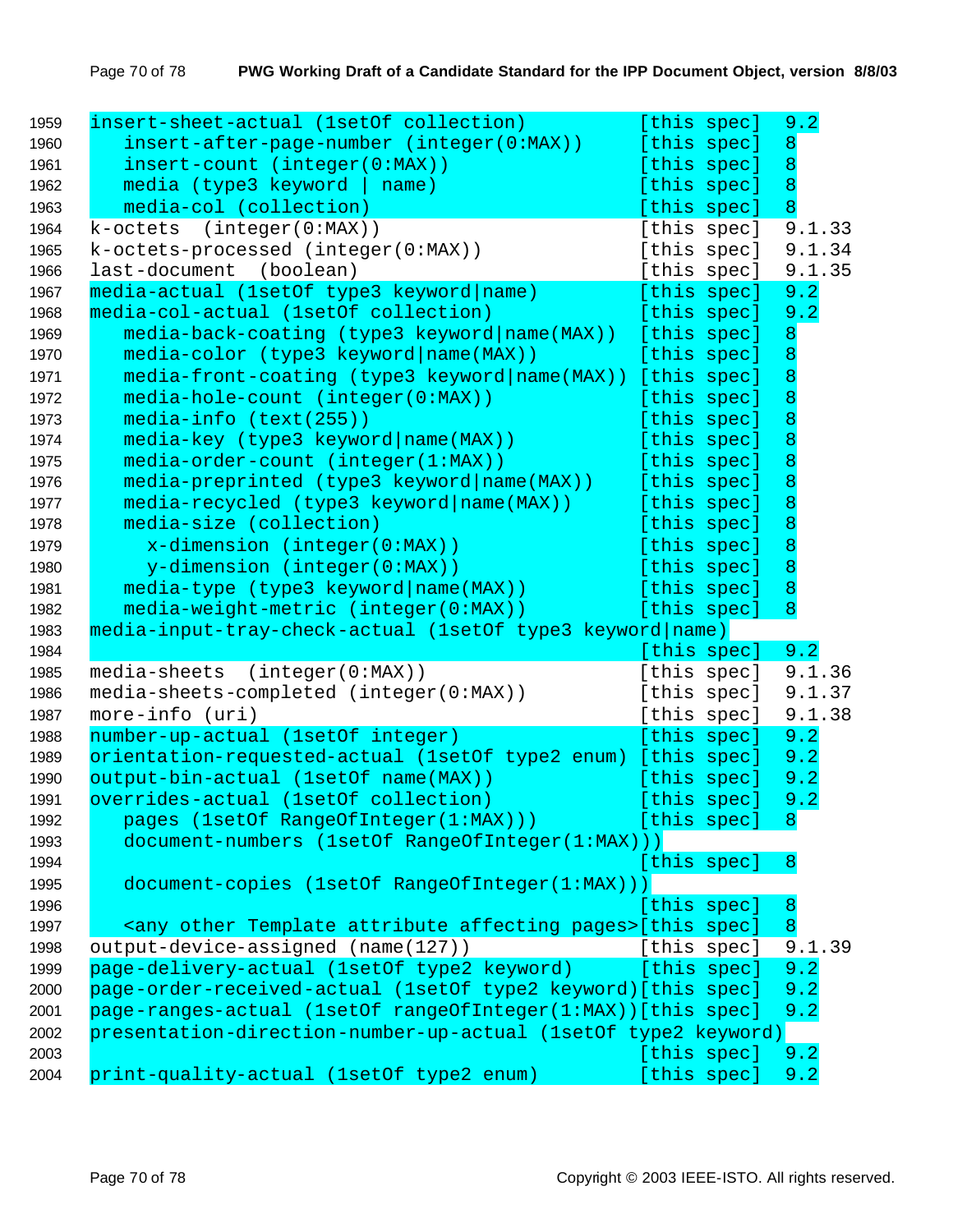```
1959  insert-sheet-actual (1setOf collection)           [this spec]  9.2
1960     insert-after-page-number (integer(0:MAX))      [this spec]  8
1961     insert-count (integer(0:MAX))                  [this spec]  8
1962     media (type3 keyword | name)                   [this spec]  8
1963     media-col (collection)                         [this spec]  8
1964  k-octets  (integer(0:MAX))                        [this spec]  9.1.33
1965  k-octets-processed (integer(0:MAX))               [this spec]  9.1.34
1966  last-document  (boolean)                          [this spec]  9.1.35
1967  media-actual (1setOf type3 keyword|name)          [this spec]  9.2
1968  media-col-actual (1setOf collection)              [this spec]  9.2
1969     media-back-coating (type3 keyword|name(MAX))   [this spec]  8
1970     media-color (type3 keyword|name(MAX))          [this spec]  8
1971     media-front-coating (type3 keyword|name(MAX))  [this spec]  8
1972     media-hole-count (integer(0:MAX))              [this spec]  8
1973     media-info (text(255))                         [this spec]  8
1974     media-key (type3 keyword|name(MAX))            [this spec]  8
1975     media-order-count (integer(1:MAX))             [this spec]  8
1976     media-preprinted (type3 keyword|name(MAX))     [this spec]  8
1977     media-recycled (type3 keyword|name(MAX))       [this spec]  8
1978     media-size (collection)                        [this spec]  8
1979       x-dimension (integer(0:MAX))                 [this spec]  8
1980       y-dimension (integer(0:MAX))                 [this spec]  8
1981     media-type (type3 keyword|name(MAX))           [this spec]  8
1982     media-weight-metric (integer(0:MAX))           [this spec]  8
1983  media-input-tray-check-actual (1setOf type3 keyword|name)
1984                                                    [this spec]  9.2
1985  media-sheets  (integer(0:MAX))                    [this spec]  9.1.36
1986  media-sheets-completed (integer(0:MAX))           [this spec]  9.1.37
1987  more-info (uri)                                   [this spec]  9.1.38
1988  number-up-actual (1setOf integer)                 [this spec]  9.2
1989  orientation-requested-actual (1setOf type2 enum)  [this spec]  9.2
1990  output-bin-actual (1setOf name(MAX))              [this spec]  9.2
1991  overrides-actual (1setOf collection)              [this spec]  9.2
1992     pages (1setOf RangeOfInteger(1:MAX)))          [this spec]  8
1993     document-numbers (1setOf RangeOfInteger(1:MAX)))
1994                                                    [this spec]  8
1995     document-copies (1setOf RangeOfInteger(1:MAX)))
1996                                                    [this spec]  8
1997     <any other Template attribute affecting pages>[this spec]   8
1998  output-device-assigned (name(127))                [this spec]  9.1.39
1999  page-delivery-actual (1setOf type2 keyword)       [this spec]  9.2
2000  page-order-received-actual (1setOf type2 keyword)[this spec]   9.2
2001  page-ranges-actual (1setOf rangeOfInteger(1:MAX))[this spec]   9.2
2002  presentation-direction-number-up-actual (1setOf type2 keyword)
2003                                                    [this spec]  9.2
2004  print-quality-actual (1setOf type2 enum)          [this spec]  9.2
```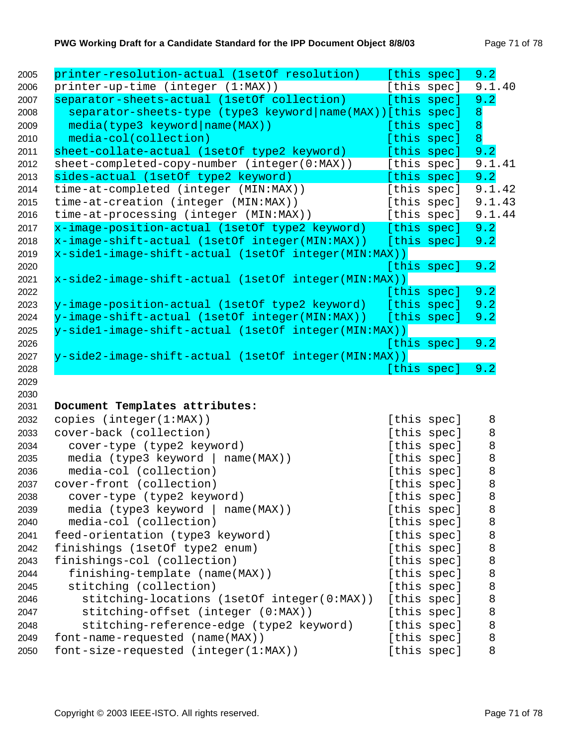```
2005  printer-resolution-actual (1setOf resolution)     [this spec]  9.2
2006  printer-up-time (integer (1:MAX))                 [this spec]  9.1.40
2007  separator-sheets-actual (1setOf collection)       [this spec]  9.2
2008    separator-sheets-type (type3 keyword|name(MAX))[this spec]  8
2009    media(type3 keyword|name(MAX))                  [this spec]  8
2010    media-col(collection)                           [this spec]  8
2011  sheet-collate-actual (1setOf type2 keyword)       [this spec]  9.2
2012  sheet-completed-copy-number (integer(0:MAX))      [this spec]  9.1.41
2013  sides-actual (1setOf type2 keyword)               [this spec]  9.2
2014  time-at-completed (integer (MIN:MAX))             [this spec]  9.1.42
2015  time-at-creation (integer (MIN:MAX))              [this spec]  9.1.43
2016  time-at-processing (integer (MIN:MAX))            [this spec]  9.1.44
2017  x-image-position-actual (1setOf type2 keyword)    [this spec]  9.2
2018  x-image-shift-actual (1setOf integer(MIN:MAX))    [this spec]  9.2
2019  x-side1-image-shift-actual (1setOf integer(MIN:MAX))
2020                                                    [this spec]  9.2
2021  x-side2-image-shift-actual (1setOf integer(MIN:MAX))
2022                                                    [this spec]  9.2
2023  y-image-position-actual (1setOf type2 keyword)    [this spec]  9.2
2024  y-image-shift-actual (1setOf integer(MIN:MAX))    [this spec]  9.2
2025  y-side1-image-shift-actual (1setOf integer(MIN:MAX))
2026                                                    [this spec]  9.2
2027  y-side2-image-shift-actual (1setOf integer(MIN:MAX))
2028                                                    [this spec]  9.2
2029
2030
2031  Document Templates attributes:
2032  copies (integer(1:MAX))                           [this spec]   8
2033  cover-back (collection)                           [this spec]   8
2034    cover-type (type2 keyword)                      [this spec]   8
2035    media (type3 keyword | name(MAX))               [this spec]   8
2036    media-col (collection)                          [this spec]   8
2037  cover-front (collection)                          [this spec]   8
2038    cover-type (type2 keyword)                      [this spec]   8
2039    media (type3 keyword | name(MAX))               [this spec]   8
2040    media-col (collection)                          [this spec]   8
2041  feed-orientation (type3 keyword)                  [this spec]   8
2042  finishings (1setOf type2 enum)                    [this spec]   8
2043  finishings-col (collection)                       [this spec]   8
2044    finishing-template (name(MAX))                  [this spec]   8
2045    stitching (collection)                          [this spec]   8
2046      stitching-locations (1setOf integer(0:MAX))   [this spec]   8
2047      stitching-offset (integer (0:MAX))            [this spec]   8
2048      stitching-reference-edge (type2 keyword)      [this spec]   8
2049  font-name-requested (name(MAX))                   [this spec]   8
2050  font-size-requested (integer(1:MAX))              [this spec]   8
```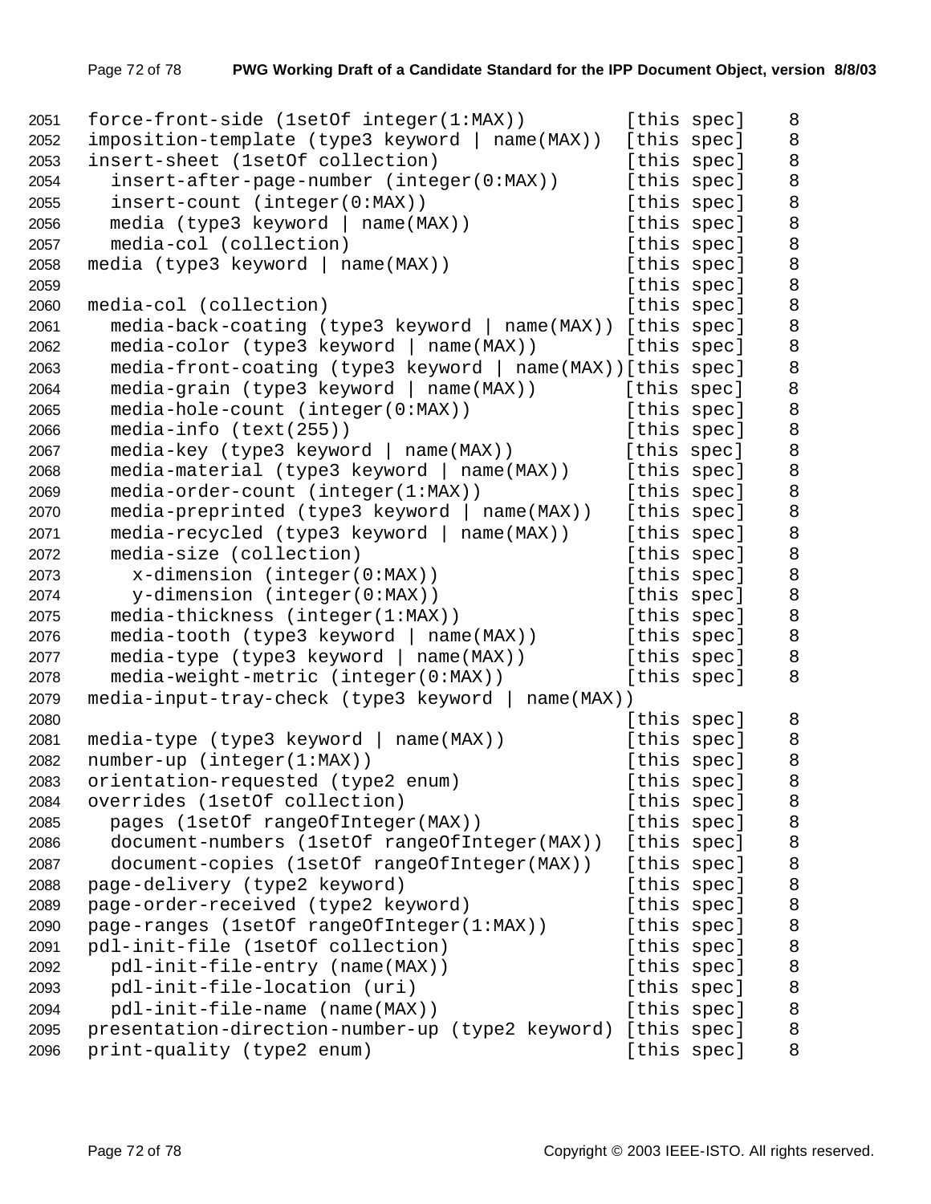```
2051  force-front-side (1setOf integer(1:MAX))         [this spec]    8
2052  imposition-template (type3 keyword | name(MAX))  [this spec]    8
2053  insert-sheet (1setOf collection)                 [this spec]    8
2054    insert-after-page-number (integer(0:MAX))      [this spec]    8
2055    insert-count (integer(0:MAX))                  [this spec]    8
2056    media (type3 keyword | name(MAX))              [this spec]    8
2057    media-col (collection)                         [this spec]    8
2058  media (type3 keyword | name(MAX))                [this spec]    8
2059                                                   [this spec]    8
2060  media-col (collection)                           [this spec]    8
2061    media-back-coating (type3 keyword | name(MAX)) [this spec]    8
2062    media-color (type3 keyword | name(MAX))        [this spec]    8
2063    media-front-coating (type3 keyword | name(MAX))[this spec]    8
2064    media-grain (type3 keyword | name(MAX))        [this spec]    8
2065    media-hole-count (integer(0:MAX))              [this spec]    8
2066    media-info (text(255))                         [this spec]    8
2067    media-key (type3 keyword | name(MAX))          [this spec]    8
2068    media-material (type3 keyword | name(MAX))     [this spec]    8
2069    media-order-count (integer(1:MAX))             [this spec]    8
2070    media-preprinted (type3 keyword | name(MAX))   [this spec]    8
2071    media-recycled (type3 keyword | name(MAX))     [this spec]    8
2072    media-size (collection)                        [this spec]    8
2073      x-dimension (integer(0:MAX))                 [this spec]    8
2074      y-dimension (integer(0:MAX))                 [this spec]    8
2075    media-thickness (integer(1:MAX))               [this spec]    8
2076    media-tooth (type3 keyword | name(MAX))        [this spec]    8
2077    media-type (type3 keyword | name(MAX))         [this spec]    8
2078    media-weight-metric (integer(0:MAX))           [this spec]    8
2079  media-input-tray-check (type3 keyword | name(MAX))
2080                                                   [this spec]    8
2081  media-type (type3 keyword | name(MAX))           [this spec]    8
2082  number-up (integer(1:MAX))                       [this spec]    8
2083  orientation-requested (type2 enum)               [this spec]    8
2084  overrides (1setOf collection)                    [this spec]    8
2085    pages (1setOf rangeOfInteger(MAX))             [this spec]    8
2086    document-numbers (1setOf rangeOfInteger(MAX))  [this spec]    8
2087    document-copies (1setOf rangeOfInteger(MAX))   [this spec]    8
2088  page-delivery (type2 keyword)                    [this spec]    8
2089  page-order-received (type2 keyword)              [this spec]    8
2090  page-ranges (1setOf rangeOfInteger(1:MAX))       [this spec]    8
2091  pdl-init-file (1setOf collection)                [this spec]    8
2092    pdl-init-file-entry (name(MAX))                [this spec]    8
2093    pdl-init-file-location (uri)                   [this spec]    8
2094    pdl-init-file-name (name(MAX))                 [this spec]    8
2095  presentation-direction-number-up (type2 keyword) [this spec]    8
2096  print-quality (type2 enum)                       [this spec]    8
```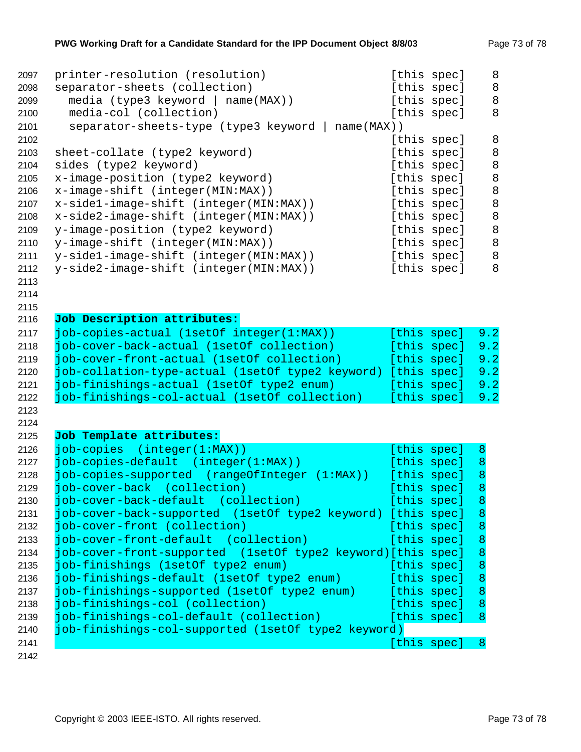```
printer-resolution (resolution)                     [this spec]    8
separator-sheets (collection)                       [this spec]    8
  media (type3 keyword | name(MAX))                 [this spec]    8
  media-col (collection)                            [this spec]    8
  separator-sheets-type (type3 keyword | name(MAX))
                                                    [this spec]    8
sheet-collate (type2 keyword)                       [this spec]    8
sides (type2 keyword)                               [this spec]    8
x-image-position (type2 keyword)                    [this spec]    8
x-image-shift (integer(MIN:MAX))                    [this spec]    8
x-side1-image-shift (integer(MIN:MAX))              [this spec]    8
x-side2-image-shift (integer(MIN:MAX))              [this spec]    8
y-image-position (type2 keyword)                    [this spec]    8
y-image-shift (integer(MIN:MAX))                    [this spec]    8
y-side1-image-shift (integer(MIN:MAX))              [this spec]    8
y-side2-image-shift (integer(MIN:MAX))              [this spec]    8
```

**Job Description attributes:**

```
job-copies-actual (1setOf integer(1:MAX))           [this spec]  9.2
job-cover-back-actual (1setOf collection)           [this spec]  9.2
job-cover-front-actual (1setOf collection)          [this spec]  9.2
job-collation-type-actual (1setOf type2 keyword)    [this spec]  9.2
job-finishings-actual (1setOf type2 enum)           [this spec]  9.2
job-finishings-col-actual (1setOf collection)       [this spec]  9.2
```

**Job Template attributes:**

```
job-copies  (integer(1:MAX))                        [this spec]  8
job-copies-default  (integer(1:MAX))                [this spec]  8
job-copies-supported  (rangeOfInteger (1:MAX))      [this spec]  8
job-cover-back  (collection)                        [this spec]  8
job-cover-back-default  (collection)                [this spec]  8
job-cover-back-supported  (1setOf type2 keyword)    [this spec]  8
job-cover-front (collection)                        [this spec]  8
job-cover-front-default  (collection)               [this spec]  8
job-cover-front-supported  (1setOf type2 keyword)[this spec]  8
job-finishings (1setOf type2 enum)                  [this spec]  8
job-finishings-default (1setOf type2 enum)          [this spec]  8
job-finishings-supported (1setOf type2 enum)        [this spec]  8
job-finishings-col (collection)                     [this spec]  8
job-finishings-col-default (collection)             [this spec]  8
job-finishings-col-supported (1setOf type2 keyword)
                                                    [this spec]  8
```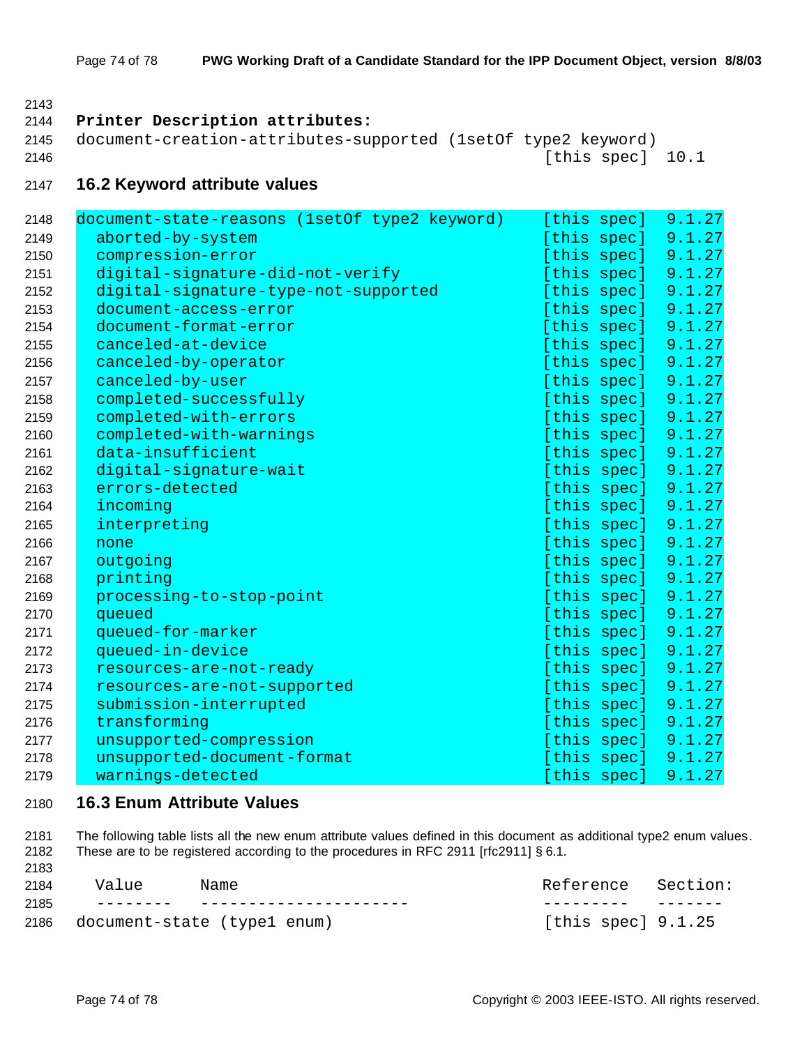**Printer Description attributes:**

```
document-creation-attributes-supported (1setOf type2 keyword)
                                                    [this spec]  10.1
```

## 16.2 Keyword attribute values

```
document-state-reasons (1setOf type2 keyword)    [this spec]  9.1.27
  aborted-by-system                              [this spec]  9.1.27
  compression-error                              [this spec]  9.1.27
  digital-signature-did-not-verify               [this spec]  9.1.27
  digital-signature-type-not-supported           [this spec]  9.1.27
  document-access-error                          [this spec]  9.1.27
  document-format-error                          [this spec]  9.1.27
  canceled-at-device                             [this spec]  9.1.27
  canceled-by-operator                           [this spec]  9.1.27
  canceled-by-user                               [this spec]  9.1.27
  completed-successfully                         [this spec]  9.1.27
  completed-with-errors                          [this spec]  9.1.27
  completed-with-warnings                        [this spec]  9.1.27
  data-insufficient                              [this spec]  9.1.27
  digital-signature-wait                         [this spec]  9.1.27
  errors-detected                                [this spec]  9.1.27
  incoming                                       [this spec]  9.1.27
  interpreting                                   [this spec]  9.1.27
  none                                           [this spec]  9.1.27
  outgoing                                       [this spec]  9.1.27
  printing                                       [this spec]  9.1.27
  processing-to-stop-point                       [this spec]  9.1.27
  queued                                         [this spec]  9.1.27
  queued-for-marker                              [this spec]  9.1.27
  queued-in-device                               [this spec]  9.1.27
  resources-are-not-ready                        [this spec]  9.1.27
  resources-are-not-supported                    [this spec]  9.1.27
  submission-interrupted                         [this spec]  9.1.27
  transforming                                   [this spec]  9.1.27
  unsupported-compression                        [this spec]  9.1.27
  unsupported-document-format                    [this spec]  9.1.27
  warnings-detected                              [this spec]  9.1.27
```

## 16.3 Enum Attribute Values

The following table lists all the new enum attribute values defined in this document as additional type2 enum values. These are to be registered according to the procedures in RFC 2911 [rfc2911] § 6.1.

```
  Value      Name                                Reference   Section:
  --------   ----------------------              ---------   -------
document-state (type1 enum)                      [this spec] 9.1.25
```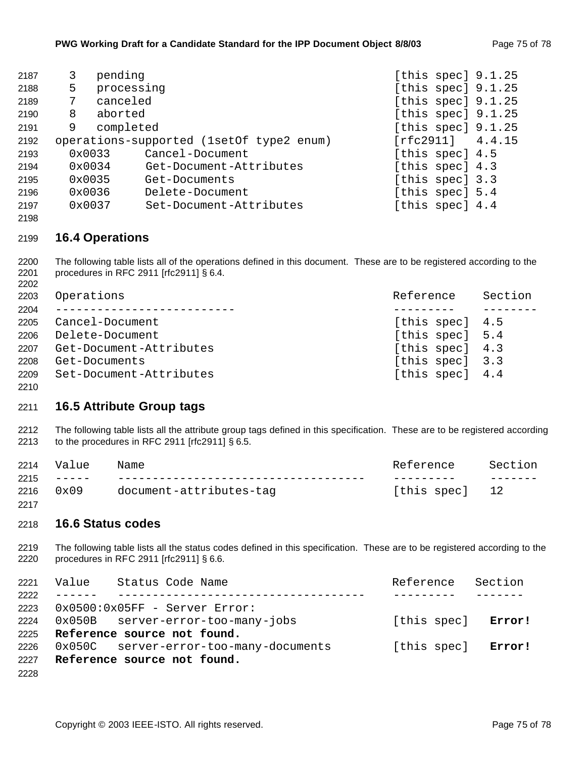```
  3   pending                                    [this spec] 9.1.25
  5   processing                                 [this spec] 9.1.25
  7   canceled                                   [this spec] 9.1.25
  8   aborted                                    [this spec] 9.1.25
  9   completed                                  [this spec] 9.1.25
operations-supported (1setOf type2 enum)         [rfc2911]   4.4.15
  0x0033     Cancel-Document                     [this spec] 4.5
  0x0034     Get-Document-Attributes             [this spec] 4.3
  0x0035     Get-Documents                       [this spec] 3.3
  0x0036     Delete-Document                     [this spec] 5.4
  0x0037     Set-Document-Attributes             [this spec] 4.4
```

## 16.4 Operations

The following table lists all of the operations defined in this document. These are to be registered according to the procedures in RFC 2911 [rfc2911] § 6.4.

| Operations | Reference | Section |
|---|---|---|
| Cancel-Document | [this spec] | 4.5 |
| Delete-Document | [this spec] | 5.4 |
| Get-Document-Attributes | [this spec] | 4.3 |
| Get-Documents | [this spec] | 3.3 |
| Set-Document-Attributes | [this spec] | 4.4 |

## 16.5 Attribute Group tags

The following table lists all the attribute group tags defined in this specification. These are to be registered according to the procedures in RFC 2911 [rfc2911] § 6.5.

| Value | Name | Reference | Section |
|---|---|---|---|
| 0x09 | document-attributes-tag | [this spec] | 12 |

## 16.6 Status codes

The following table lists all the status codes defined in this specification. These are to be registered according to the procedures in RFC 2911 [rfc2911] § 6.6.

| Value | Status Code Name | Reference | Section |
|---|---|---|---|
| 0x0500:0x05FF - Server Error: | | | |
| 0x050B | server-error-too-many-jobs | [this spec] | **Error! Reference source not found.** |
| 0x050C | server-error-too-many-documents | [this spec] | **Error! Reference source not found.** |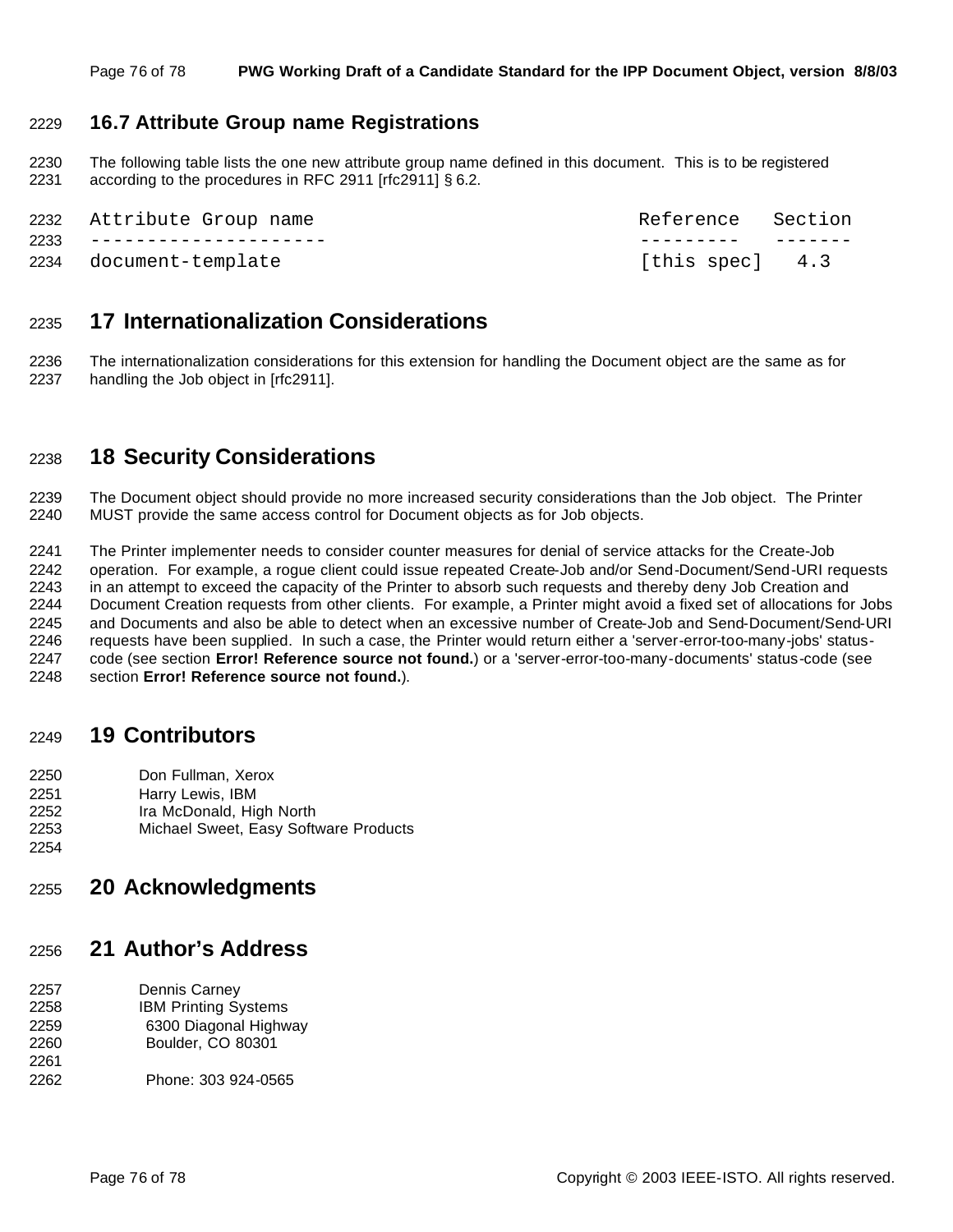### 16.7 Attribute Group name Registrations

The following table lists the one new attribute group name defined in this document. This is to be registered according to the procedures in RFC 2911 [rfc2911] § 6.2.

```
Attribute Group name                            Reference   Section
---------------------                           ---------   -------
document-template                               [this spec]   4.3
```

## 17 Internationalization Considerations

The internationalization considerations for this extension for handling the Document object are the same as for handling the Job object in [rfc2911].

## 18 Security Considerations

The Document object should provide no more increased security considerations than the Job object. The Printer MUST provide the same access control for Document objects as for Job objects.

The Printer implementer needs to consider counter measures for denial of service attacks for the Create-Job operation. For example, a rogue client could issue repeated Create-Job and/or Send-Document/Send-URI requests in an attempt to exceed the capacity of the Printer to absorb such requests and thereby deny Job Creation and Document Creation requests from other clients. For example, a Printer might avoid a fixed set of allocations for Jobs and Documents and also be able to detect when an excessive number of Create-Job and Send-Document/Send-URI requests have been supplied. In such a case, the Printer would return either a 'server-error-too-many-jobs' status-code (see section **Error! Reference source not found.**) or a 'server-error-too-many-documents' status-code (see section **Error! Reference source not found.**).

## 19 Contributors

Don Fullman, Xerox
Harry Lewis, IBM
Ira McDonald, High North
Michael Sweet, Easy Software Products

## 20 Acknowledgments

## 21 Author's Address

Dennis Carney
IBM Printing Systems
6300 Diagonal Highway
Boulder, CO 80301

Phone: 303 924-0565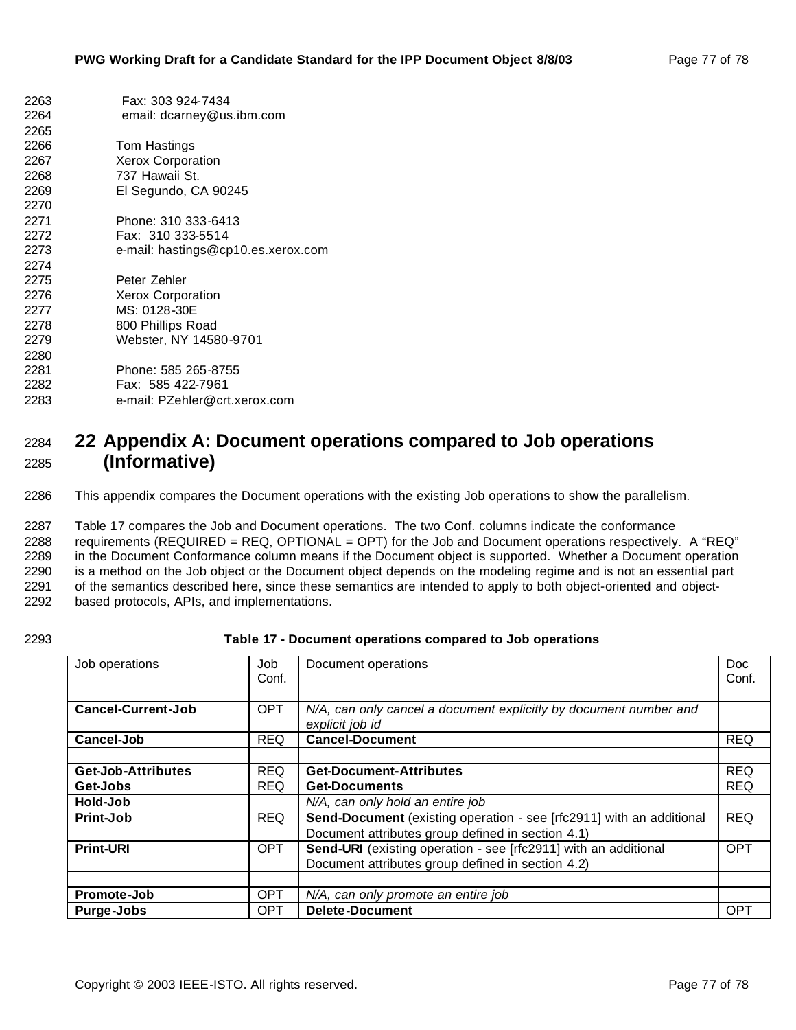Fax: 303 924-7434
email: dcarney@us.ibm.com

Tom Hastings
Xerox Corporation
737 Hawaii St.
El Segundo, CA 90245

Phone: 310 333-6413
Fax: 310 333-5514
e-mail: hastings@cp10.es.xerox.com

Peter Zehler
Xerox Corporation
MS: 0128-30E
800 Phillips Road
Webster, NY 14580-9701

Phone: 585 265-8755
Fax: 585 422-7961
e-mail: PZehler@crt.xerox.com

# 22 Appendix A: Document operations compared to Job operations (Informative)

This appendix compares the Document operations with the existing Job operations to show the parallelism.

Table 17 compares the Job and Document operations. The two Conf. columns indicate the conformance requirements (REQUIRED = REQ, OPTIONAL = OPT) for the Job and Document operations respectively. A "REQ" in the Document Conformance column means if the Document object is supported. Whether a Document operation is a method on the Job object or the Document object depends on the modeling regime and is not an essential part of the semantics described here, since these semantics are intended to apply to both object-oriented and object-based protocols, APIs, and implementations.

**Table 17 - Document operations compared to Job operations**

| Job operations | Job Conf. | Document operations | Doc Conf. |
|---|---|---|---|
| **Cancel-Current-Job** | OPT | *N/A, can only cancel a document explicitly by document number and explicit job id* | |
| **Cancel-Job** | REQ | **Cancel-Document** | REQ |
| | | | |
| **Get-Job-Attributes** | REQ | **Get-Document-Attributes** | REQ |
| **Get-Jobs** | REQ | **Get-Documents** | REQ |
| **Hold-Job** | | *N/A, can only hold an entire job* | |
| **Print-Job** | REQ | **Send-Document** (existing operation - see [rfc2911] with an additional Document attributes group defined in section 4.1) | REQ |
| **Print-URI** | OPT | **Send-URI** (existing operation - see [rfc2911] with an additional Document attributes group defined in section 4.2) | OPT |
| | | | |
| **Promote-Job** | OPT | *N/A, can only promote an entire job* | |
| **Purge-Jobs** | OPT | **Delete-Document** | OPT |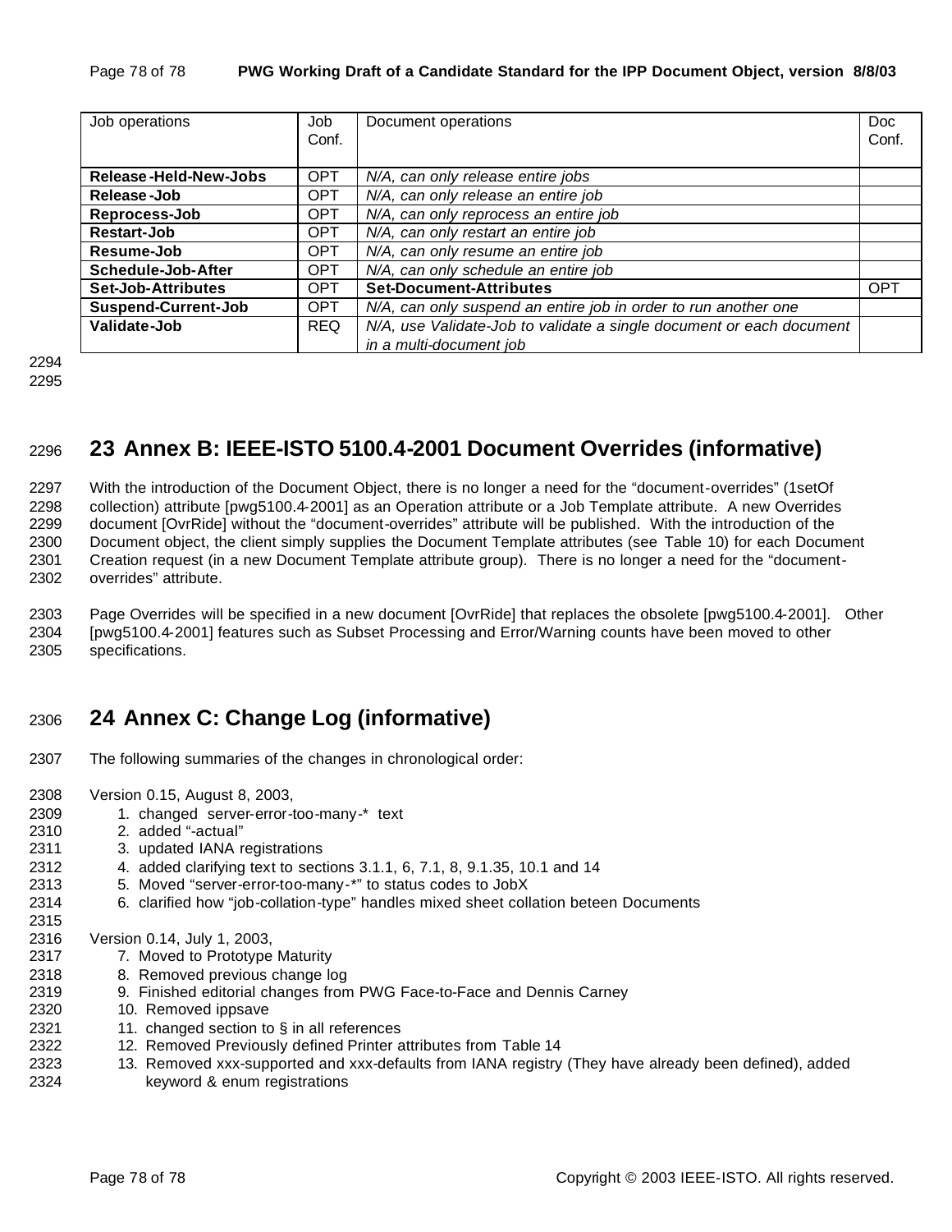| Job operations | Job Conf. | Document operations | Doc Conf. |
|---|---|---|---|
| **Release-Held-New-Jobs** | OPT | *N/A, can only release entire jobs* | |
| **Release-Job** | OPT | *N/A, can only release an entire job* | |
| **Reprocess-Job** | OPT | *N/A, can only reprocess an entire job* | |
| **Restart-Job** | OPT | *N/A, can only restart an entire job* | |
| **Resume-Job** | OPT | *N/A, can only resume an entire job* | |
| **Schedule-Job-After** | OPT | *N/A, can only schedule an entire job* | |
| **Set-Job-Attributes** | OPT | **Set-Document-Attributes** | OPT |
| **Suspend-Current-Job** | OPT | *N/A, can only suspend an entire job in order to run another one* | |
| **Validate-Job** | REQ | *N/A, use Validate-Job to validate a single document or each document in a multi-document job* | |

# 23 Annex B: IEEE-ISTO 5100.4-2001 Document Overrides (informative)

With the introduction of the Document Object, there is no longer a need for the "document-overrides" (1setOf collection) attribute [pwg5100.4-2001] as an Operation attribute or a Job Template attribute. A new Overrides document [OvrRide] without the "document-overrides" attribute will be published. With the introduction of the Document object, the client simply supplies the Document Template attributes (see Table 10) for each Document Creation request (in a new Document Template attribute group). There is no longer a need for the "document-overrides" attribute.

Page Overrides will be specified in a new document [OvrRide] that replaces the obsolete [pwg5100.4-2001]. Other [pwg5100.4-2001] features such as Subset Processing and Error/Warning counts have been moved to other specifications.

# 24 Annex C: Change Log (informative)

The following summaries of the changes in chronological order:

Version 0.15, August 8, 2003,

1. changed server-error-too-many-* text
2. added "-actual"
3. updated IANA registrations
4. added clarifying text to sections 3.1.1, 6, 7.1, 8, 9.1.35, 10.1 and 14
5. Moved "server-error-too-many-*" to status codes to JobX
6. clarified how "job-collation-type" handles mixed sheet collation beteen Documents

Version 0.14, July 1, 2003,

7. Moved to Prototype Maturity
8. Removed previous change log
9. Finished editorial changes from PWG Face-to-Face and Dennis Carney
10. Removed ippsave
11. changed section to § in all references
12. Removed Previously defined Printer attributes from Table 14
13. Removed xxx-supported and xxx-defaults from IANA registry (They have already been defined), added keyword & enum registrations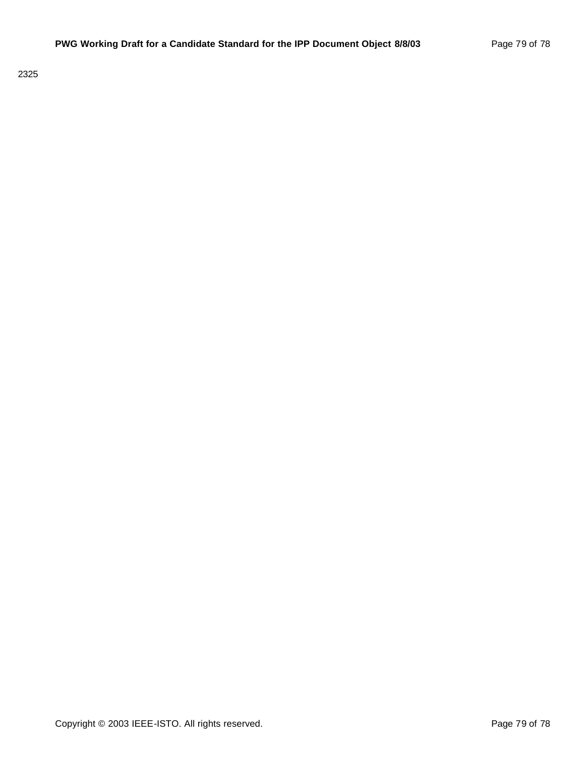2325